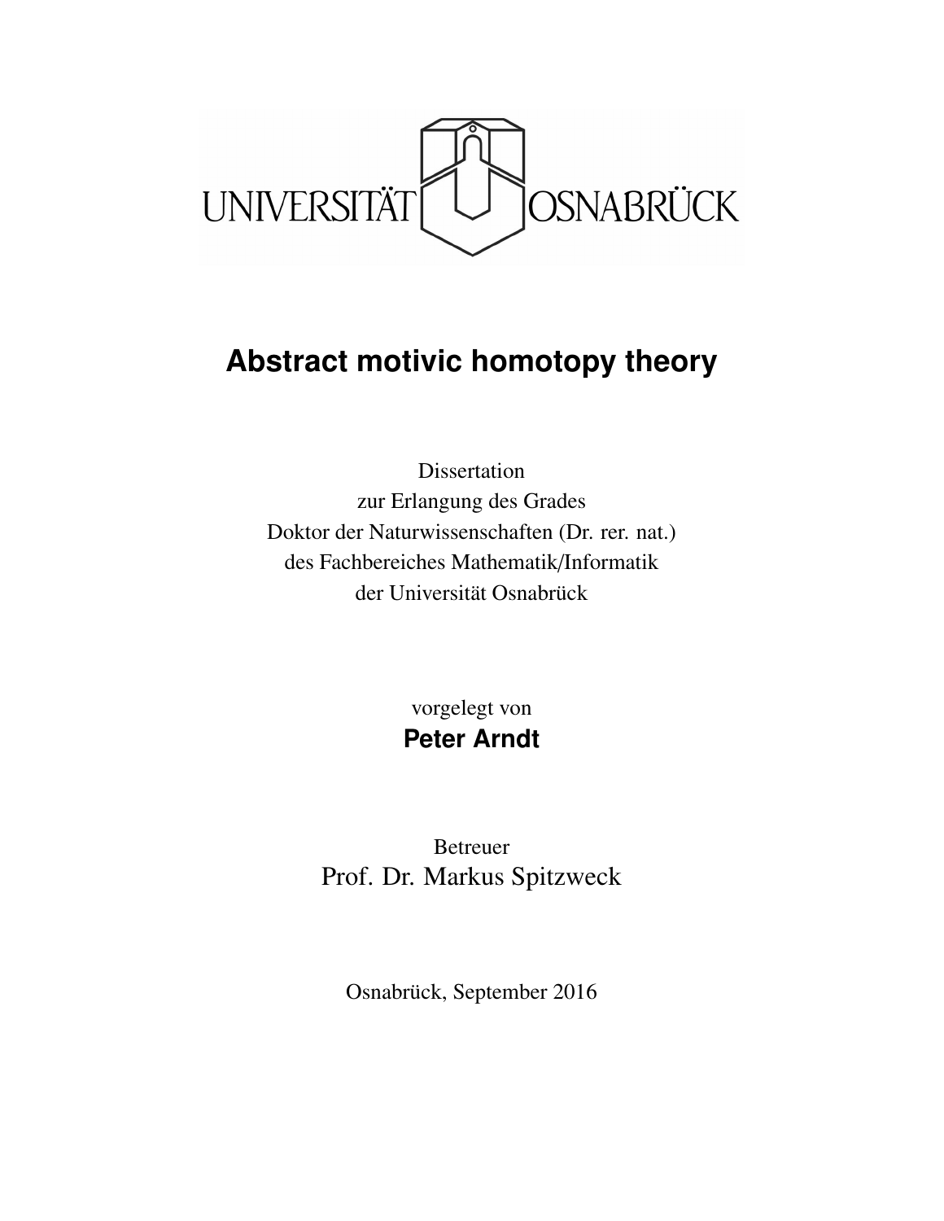UNIVERSITÄT OSNABRÜCK

# Abstract motivic homotopy theory

Dissertation
zur Erlangung des Grades
Doktor der Naturwissenschaften (Dr. rer. nat.)
des Fachbereiches Mathematik/Informatik
der Universität Osnabrück

vorgelegt von
**Peter Arndt**

Betreuer
Prof. Dr. Markus Spitzweck

Osnabrück, September 2016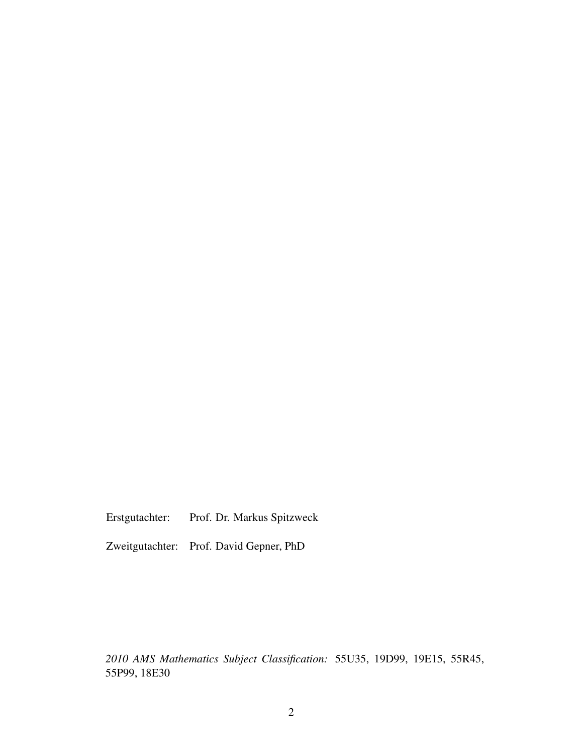Erstgutachter: Prof. Dr. Markus Spitzweck

Zweitgutachter: Prof. David Gepner, PhD

*2010 AMS Mathematics Subject Classification:* 55U35, 19D99, 19E15, 55R45, 55P99, 18E30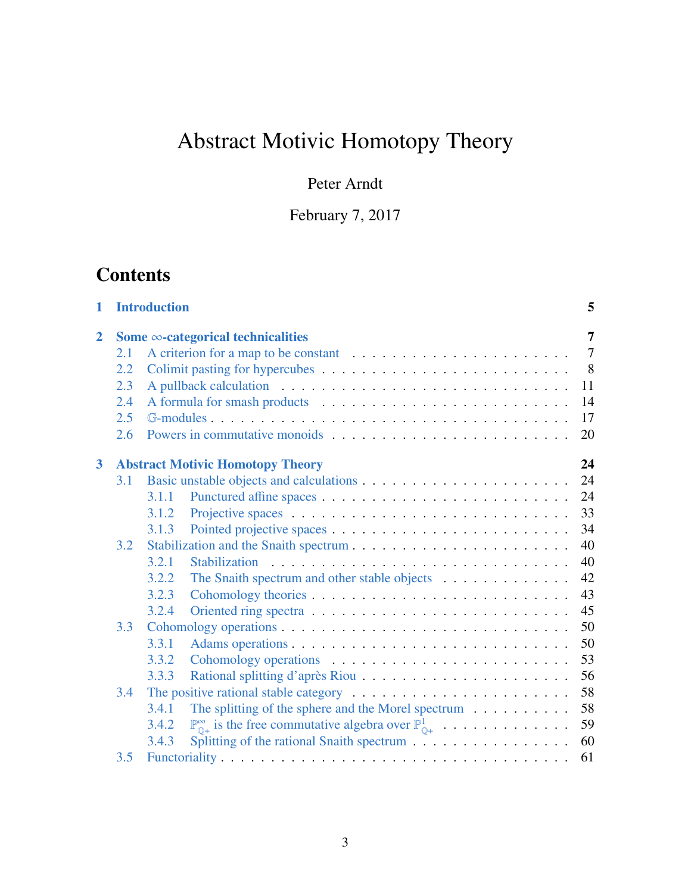# Abstract Motivic Homotopy Theory

Peter Arndt

February 7, 2017

## Contents

- **1 Introduction** — **5**
- **2 Some $\infty$-categorical technicalities** — **7**
  - 2.1 A criterion for a map to be constant — 7
  - 2.2 Colimit pasting for hypercubes — 8
  - 2.3 A pullback calculation — 11
  - 2.4 A formula for smash products — 14
  - 2.5 $\mathbb{G}$-modules — 17
  - 2.6 Powers in commutative monoids — 20
- **3 Abstract Motivic Homotopy Theory** — **24**
  - 3.1 Basic unstable objects and calculations — 24
    - 3.1.1 Punctured affine spaces — 24
    - 3.1.2 Projective spaces — 33
    - 3.1.3 Pointed projective spaces — 34
  - 3.2 Stabilization and the Snaith spectrum — 40
    - 3.2.1 Stabilization — 40
    - 3.2.2 The Snaith spectrum and other stable objects — 42
    - 3.2.3 Cohomology theories — 43
    - 3.2.4 Oriented ring spectra — 45
  - 3.3 Cohomology operations — 50
    - 3.3.1 Adams operations — 50
    - 3.3.2 Cohomology operations — 53
    - 3.3.3 Rational splitting d'après Riou — 56
  - 3.4 The positive rational stable category — 58
    - 3.4.1 The splitting of the sphere and the Morel spectrum — 58
    - 3.4.2 $\mathbb{P}^{\infty}_{\mathbb{Q}+}$ is the free commutative algebra over $\mathbb{P}^{1}_{\mathbb{Q}+}$ — 59
    - 3.4.3 Splitting of the rational Snaith spectrum — 60
  - 3.5 Functoriality — 61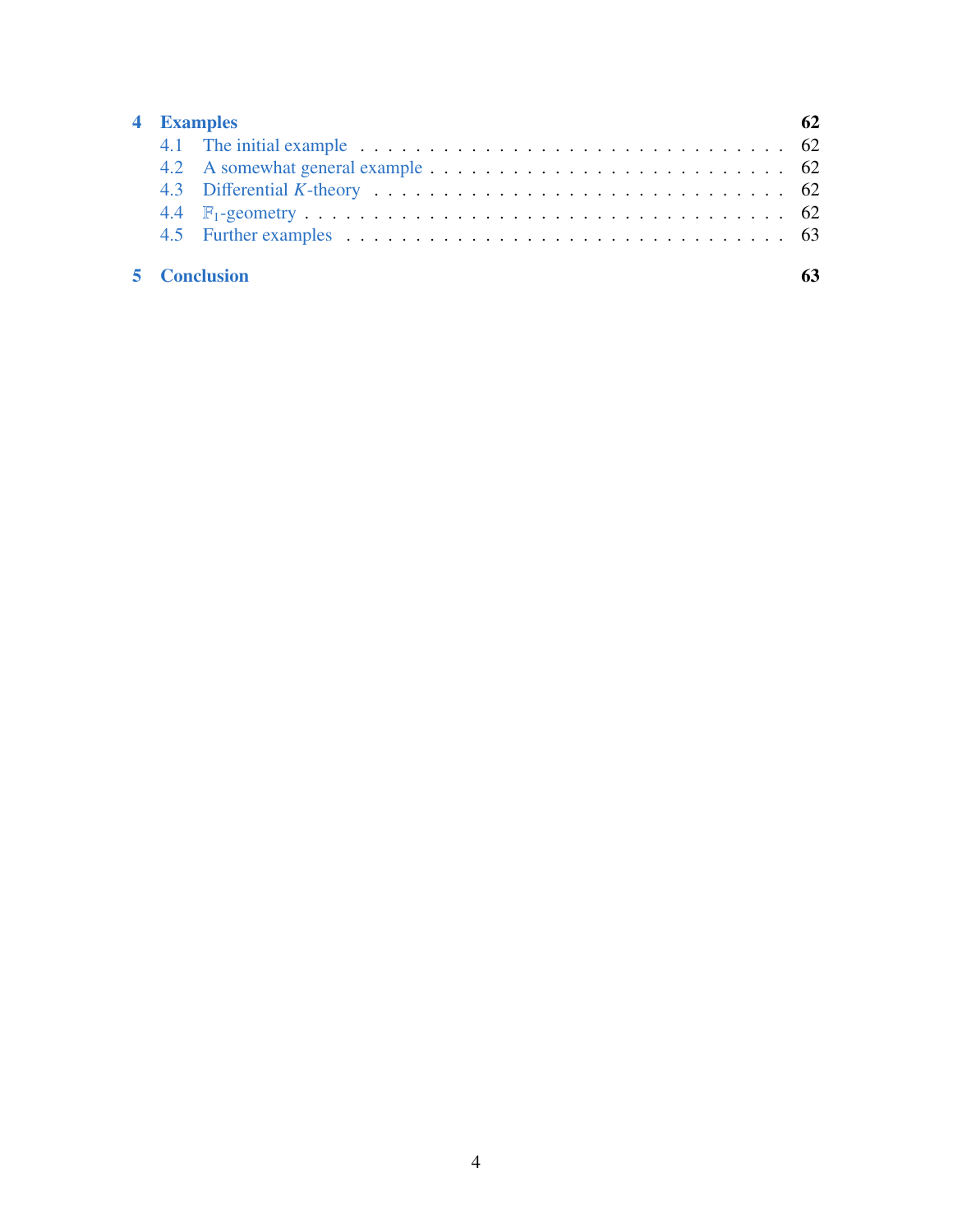4 Examples 62
- 4.1 The initial example 62
- 4.2 A somewhat general example 62
- 4.3 Differential $K$-theory 62
- 4.4 $\mathbb{F}_1$-geometry 62
- 4.5 Further examples 63

5 Conclusion 63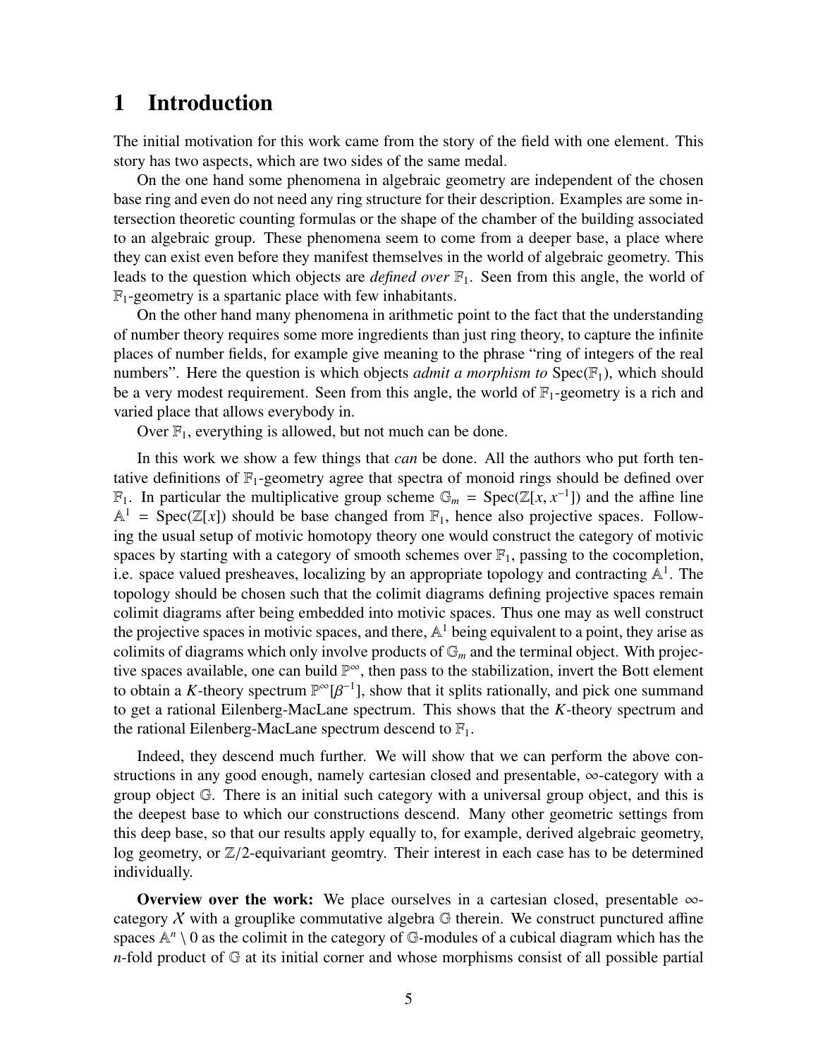# 1 Introduction

The initial motivation for this work came from the story of the field with one element. This story has two aspects, which are two sides of the same medal.

On the one hand some phenomena in algebraic geometry are independent of the chosen base ring and even do not need any ring structure for their description. Examples are some intersection theoretic counting formulas or the shape of the chamber of the building associated to an algebraic group. These phenomena seem to come from a deeper base, a place where they can exist even before they manifest themselves in the world of algebraic geometry. This leads to the question which objects are *defined over* $\mathbb{F}_1$. Seen from this angle, the world of $\mathbb{F}_1$-geometry is a spartanic place with few inhabitants.

On the other hand many phenomena in arithmetic point to the fact that the understanding of number theory requires some more ingredients than just ring theory, to capture the infinite places of number fields, for example give meaning to the phrase "ring of integers of the real numbers". Here the question is which objects *admit a morphism to* $\mathrm{Spec}(\mathbb{F}_1)$, which should be a very modest requirement. Seen from this angle, the world of $\mathbb{F}_1$-geometry is a rich and varied place that allows everybody in.

Over $\mathbb{F}_1$, everything is allowed, but not much can be done.

In this work we show a few things that *can* be done. All the authors who put forth tentative definitions of $\mathbb{F}_1$-geometry agree that spectra of monoid rings should be defined over $\mathbb{F}_1$. In particular the multiplicative group scheme $\mathbb{G}_m = \mathrm{Spec}(\mathbb{Z}[x, x^{-1}])$ and the affine line $\mathbb{A}^1 = \mathrm{Spec}(\mathbb{Z}[x])$ should be base changed from $\mathbb{F}_1$, hence also projective spaces. Following the usual setup of motivic homotopy theory one would construct the category of motivic spaces by starting with a category of smooth schemes over $\mathbb{F}_1$, passing to the cocompletion, i.e. space valued presheaves, localizing by an appropriate topology and contracting $\mathbb{A}^1$. The topology should be chosen such that the colimit diagrams defining projective spaces remain colimit diagrams after being embedded into motivic spaces. Thus one may as well construct the projective spaces in motivic spaces, and there, $\mathbb{A}^1$ being equivalent to a point, they arise as colimits of diagrams which only involve products of $\mathbb{G}_m$ and the terminal object. With projective spaces available, one can build $\mathbb{P}^\infty$, then pass to the stabilization, invert the Bott element to obtain a $K$-theory spectrum $\mathbb{P}^\infty[\beta^{-1}]$, show that it splits rationally, and pick one summand to get a rational Eilenberg-MacLane spectrum. This shows that the $K$-theory spectrum and the rational Eilenberg-MacLane spectrum descend to $\mathbb{F}_1$.

Indeed, they descend much further. We will show that we can perform the above constructions in any good enough, namely cartesian closed and presentable, $\infty$-category with a group object $\mathbb{G}$. There is an initial such category with a universal group object, and this is the deepest base to which our constructions descend. Many other geometric settings from this deep base, so that our results apply equally to, for example, derived algebraic geometry, log geometry, or $\mathbb{Z}/2$-equivariant geomtry. Their interest in each case has to be determined individually.

**Overview over the work:** We place ourselves in a cartesian closed, presentable $\infty$-category $\mathcal{X}$ with a grouplike commutative algebra $\mathbb{G}$ therein. We construct punctured affine spaces $\mathbb{A}^n \setminus 0$ as the colimit in the category of $\mathbb{G}$-modules of a cubical diagram which has the $n$-fold product of $\mathbb{G}$ at its initial corner and whose morphisms consist of all possible partial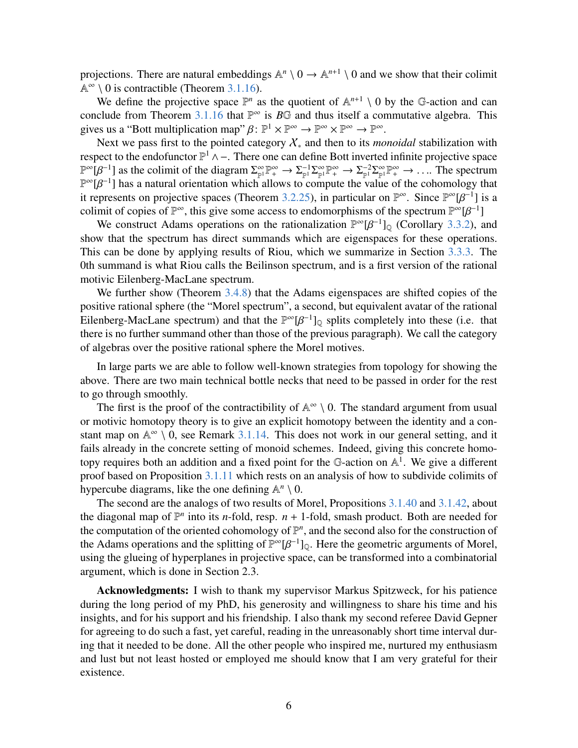projections. There are natural embeddings $\mathbb{A}^n \setminus 0 \to \mathbb{A}^{n+1} \setminus 0$ and we show that their colimit $\mathbb{A}^\infty \setminus 0$ is contractible (Theorem 3.1.16).

We define the projective space $\mathbb{P}^n$ as the quotient of $\mathbb{A}^{n+1} \setminus 0$ by the $\mathbb{G}$-action and can conclude from Theorem 3.1.16 that $\mathbb{P}^\infty$ is $B\mathbb{G}$ and thus itself a commutative algebra. This gives us a "Bott multiplication map" $\beta \colon \mathbb{P}^1 \times \mathbb{P}^\infty \to \mathbb{P}^\infty \times \mathbb{P}^\infty \to \mathbb{P}^\infty$.

Next we pass first to the pointed category $\mathcal{X}_*$ and then to its *monoidal* stabilization with respect to the endofunctor $\mathbb{P}^1 \wedge -$. There one can define Bott inverted infinite projective space $\mathbb{P}^\infty[\beta^{-1}]$ as the colimit of the diagram $\Sigma^\infty_{\mathbb{P}^1}\mathbb{P}^\infty_+ \to \Sigma^{-1}_{\mathbb{P}^1}\Sigma^\infty_{\mathbb{P}^1}\mathbb{P}^\infty_+ \to \Sigma^{-2}_{\mathbb{P}^1}\Sigma^\infty_{\mathbb{P}^1}\mathbb{P}^\infty_+ \to \ldots$. The spectrum $\mathbb{P}^\infty[\beta^{-1}]$ has a natural orientation which allows to compute the value of the cohomology that it represents on projective spaces (Theorem 3.2.25), in particular on $\mathbb{P}^\infty$. Since $\mathbb{P}^\infty[\beta^{-1}]$ is a colimit of copies of $\mathbb{P}^\infty$, this give some access to endomorphisms of the spectrum $\mathbb{P}^\infty[\beta^{-1}]$

We construct Adams operations on the rationalization $\mathbb{P}^\infty[\beta^{-1}]_\mathbb{Q}$ (Corollary 3.3.2), and show that the spectrum has direct summands which are eigenspaces for these operations. This can be done by applying results of Riou, which we summarize in Section 3.3.3. The 0th summand is what Riou calls the Beilinson spectrum, and is a first version of the rational motivic Eilenberg-MacLane spectrum.

We further show (Theorem 3.4.8) that the Adams eigenspaces are shifted copies of the positive rational sphere (the "Morel spectrum", a second, but equivalent avatar of the rational Eilenberg-MacLane spectrum) and that the $\mathbb{P}^\infty[\beta^{-1}]_\mathbb{Q}$ splits completely into these (i.e. that there is no further summand other than those of the previous paragraph). We call the category of algebras over the positive rational sphere the Morel motives.

In large parts we are able to follow well-known strategies from topology for showing the above. There are two main technical bottle necks that need to be passed in order for the rest to go through smoothly.

The first is the proof of the contractibility of $\mathbb{A}^\infty \setminus 0$. The standard argument from usual or motivic homotopy theory is to give an explicit homotopy between the identity and a constant map on $\mathbb{A}^\infty \setminus 0$, see Remark 3.1.14. This does not work in our general setting, and it fails already in the concrete setting of monoid schemes. Indeed, giving this concrete homotopy requires both an addition and a fixed point for the $\mathbb{G}$-action on $\mathbb{A}^1$. We give a different proof based on Proposition 3.1.11 which rests on an analysis of how to subdivide colimits of hypercube diagrams, like the one defining $\mathbb{A}^n \setminus 0$.

The second are the analogs of two results of Morel, Propositions 3.1.40 and 3.1.42, about the diagonal map of $\mathbb{P}^n$ into its $n$-fold, resp. $n+1$-fold, smash product. Both are needed for the computation of the oriented cohomology of $\mathbb{P}^n$, and the second also for the construction of the Adams operations and the splitting of $\mathbb{P}^\infty[\beta^{-1}]_\mathbb{Q}$. Here the geometric arguments of Morel, using the glueing of hyperplanes in projective space, can be transformed into a combinatorial argument, which is done in Section 2.3.

**Acknowledgments:** I wish to thank my supervisor Markus Spitzweck, for his patience during the long period of my PhD, his generosity and willingness to share his time and his insights, and for his support and his friendship. I also thank my second referee David Gepner for agreeing to do such a fast, yet careful, reading in the unreasonably short time interval during that it needed to be done. All the other people who inspired me, nurtured my enthusiasm and lust but not least hosted or employed me should know that I am very grateful for their existence.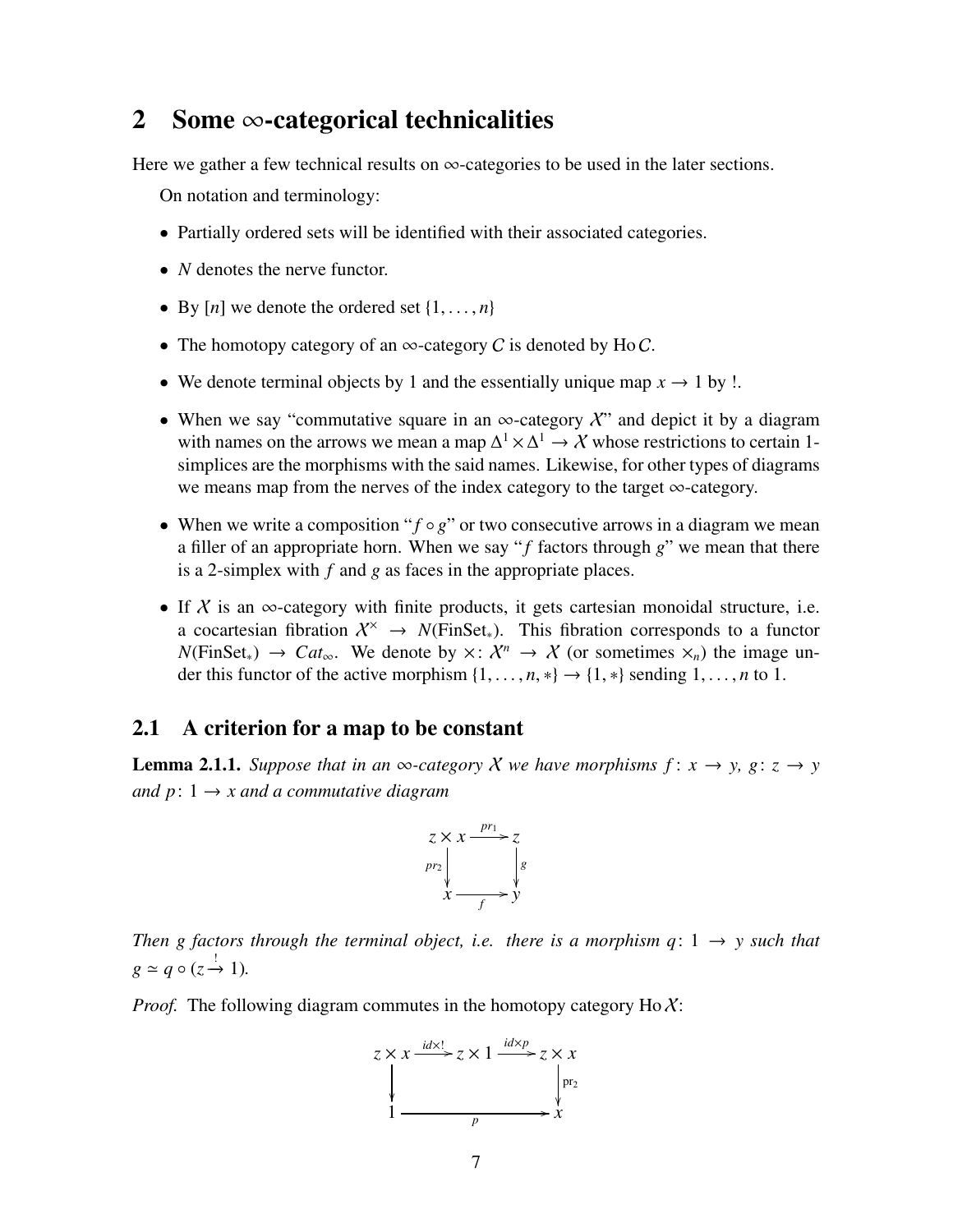## 2 Some $\infty$-categorical technicalities

Here we gather a few technical results on $\infty$-categories to be used in the later sections.

On notation and terminology:

- Partially ordered sets will be identified with their associated categories.
- $N$ denotes the nerve functor.
- By $[n]$ we denote the ordered set $\{1, \ldots, n\}$
- The homotopy category of an $\infty$-category $C$ is denoted by $\operatorname{Ho} C$.
- We denote terminal objects by 1 and the essentially unique map $x \to 1$ by !.
- When we say "commutative square in an $\infty$-category $\mathcal{X}$" and depict it by a diagram with names on the arrows we mean a map $\Delta^1 \times \Delta^1 \to \mathcal{X}$ whose restrictions to certain 1-simplices are the morphisms with the said names. Likewise, for other types of diagrams we means map from the nerves of the index category to the target $\infty$-category.
- When we write a composition "$f \circ g$" or two consecutive arrows in a diagram we mean a filler of an appropriate horn. When we say "$f$ factors through $g$" we mean that there is a 2-simplex with $f$ and $g$ as faces in the appropriate places.
- If $\mathcal{X}$ is an $\infty$-category with finite products, it gets cartesian monoidal structure, i.e. a cocartesian fibration $\mathcal{X}^\times \to N(\mathrm{FinSet}_*)$. This fibration corresponds to a functor $N(\mathrm{FinSet}_*) \to Cat_\infty$. We denote by $\times \colon \mathcal{X}^n \to \mathcal{X}$ (or sometimes $\times_n$) the image under this functor of the active morphism $\{1, \ldots, n, *\} \to \{1, *\}$ sending $1, \ldots, n$ to 1.

### 2.1 A criterion for a map to be constant

**Lemma 2.1.1.** *Suppose that in an $\infty$-category $\mathcal{X}$ we have morphisms $f \colon x \to y$, $g \colon z \to y$ and $p \colon 1 \to x$ and a commutative diagram*

$$\begin{array}{ccc} z \times x & \xrightarrow{pr_1} & z \\ {\scriptstyle pr_2}\downarrow & & \downarrow{\scriptstyle g} \\ x & \xrightarrow[f]{} & y \end{array}$$

*Then $g$ factors through the terminal object, i.e. there is a morphism $q \colon 1 \to y$ such that $g \simeq q \circ (z \xrightarrow{!} 1)$.*

*Proof.* The following diagram commutes in the homotopy category $\operatorname{Ho} \mathcal{X}$:

$$\begin{array}{ccccc} z \times x & \xrightarrow{id \times !} & z \times 1 & \xrightarrow{id \times p} & z \times x \\ \downarrow & & & & \downarrow{\scriptstyle \mathrm{pr}_2} \\ 1 & & \xrightarrow[p]{} & & x \end{array}$$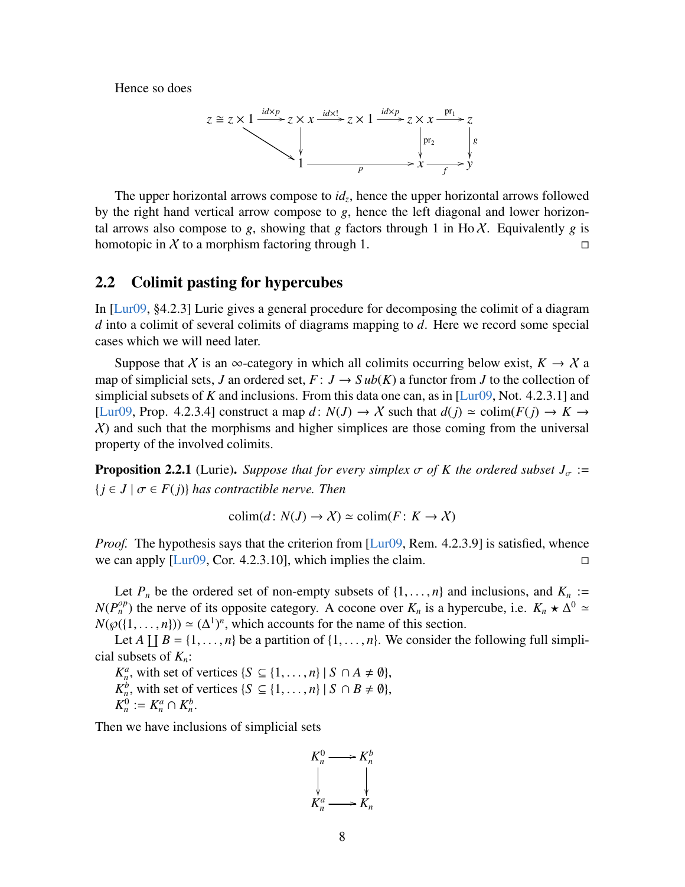Hence so does

$$\begin{array}{ccccccccc}
z \cong z \times 1 & \xrightarrow{id \times p} & z \times x & \xrightarrow{id \times !} & z \times 1 & \xrightarrow{id \times p} & z \times x & \xrightarrow{\mathrm{pr}_1} & z \\
& \searrow & \downarrow & & & & \downarrow \mathrm{pr}_2 & & \downarrow g \\
& & 1 & & \xrightarrow{\quad p \quad} & & x & \xrightarrow{f} & y
\end{array}$$

The upper horizontal arrows compose to $id_z$, hence the upper horizontal arrows followed by the right hand vertical arrow compose to $g$, hence the left diagonal and lower horizontal arrows also compose to $g$, showing that $g$ factors through 1 in $\mathrm{Ho}\,\mathcal{X}$. Equivalently $g$ is homotopic in $\mathcal{X}$ to a morphism factoring through 1. □

## 2.2 Colimit pasting for hypercubes

In [Lur09, §4.2.3] Lurie gives a general procedure for decomposing the colimit of a diagram $d$ into a colimit of several colimits of diagrams mapping to $d$. Here we record some special cases which we will need later.

Suppose that $\mathcal{X}$ is an $\infty$-category in which all colimits occurring below exist, $K \to \mathcal{X}$ a map of simplicial sets, $J$ an ordered set, $F\colon J \to Sub(K)$ a functor from $J$ to the collection of simplicial subsets of $K$ and inclusions. From this data one can, as in [Lur09, Not. 4.2.3.1] and [Lur09, Prop. 4.2.3.4] construct a map $d\colon N(J) \to \mathcal{X}$ such that $d(j) \simeq \mathrm{colim}(F(j) \to K \to \mathcal{X})$ and such that the morphisms and higher simplices are those coming from the universal property of the involved colimits.

**Proposition 2.2.1** (Lurie). *Suppose that for every simplex $\sigma$ of $K$ the ordered subset $J_\sigma := \{j \in J \mid \sigma \in F(j)\}$ has contractible nerve. Then*

$$\mathrm{colim}(d\colon N(J) \to \mathcal{X}) \simeq \mathrm{colim}(F\colon K \to \mathcal{X})$$

*Proof.* The hypothesis says that the criterion from [Lur09, Rem. 4.2.3.9] is satisfied, whence we can apply [Lur09, Cor. 4.2.3.10], which implies the claim. □

Let $P_n$ be the ordered set of non-empty subsets of $\{1, \ldots, n\}$ and inclusions, and $K_n := N(P_n^{op})$ the nerve of its opposite category. A cocone over $K_n$ is a hypercube, i.e. $K_n \star \Delta^0 \simeq N(\wp(\{1, \ldots, n\})) \simeq (\Delta^1)^n$, which accounts for the name of this section.

Let $A \coprod B = \{1, \ldots, n\}$ be a partition of $\{1, \ldots, n\}$. We consider the following full simplicial subsets of $K_n$:

$K_n^a$, with set of vertices $\{S \subseteq \{1, \ldots, n\} \mid S \cap A \neq \emptyset\}$,
$K_n^b$, with set of vertices $\{S \subseteq \{1, \ldots, n\} \mid S \cap B \neq \emptyset\}$,
$K_n^0 := K_n^a \cap K_n^b$.

Then we have inclusions of simplicial sets

$$\begin{array}{ccc}
K_n^0 & \longrightarrow & K_n^b \\
\downarrow & & \downarrow \\
K_n^a & \longrightarrow & K_n
\end{array}$$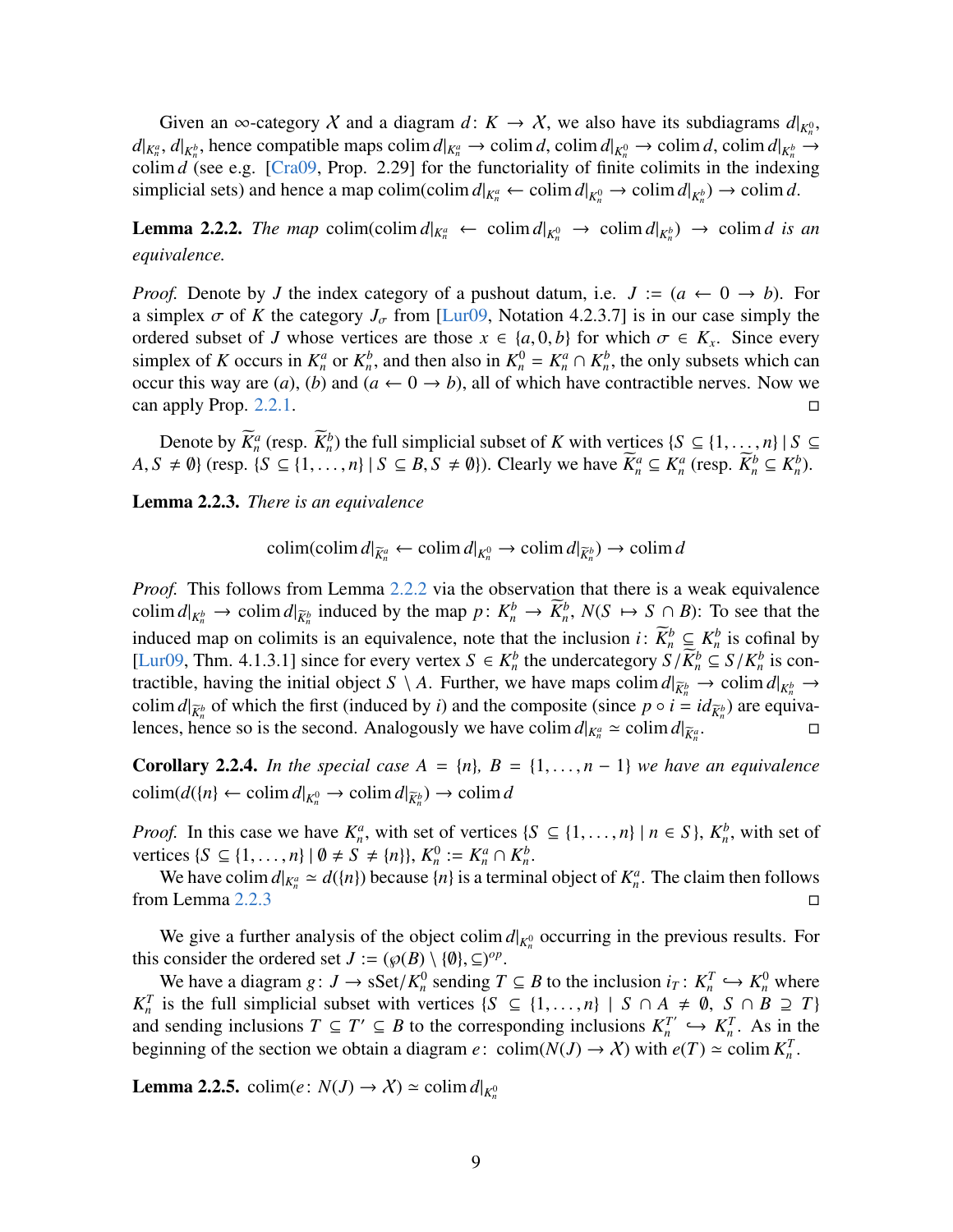Given an $\infty$-category $\mathcal{X}$ and a diagram $d\colon K \to \mathcal{X}$, we also have its subdiagrams $d|_{K_n^0}$, $d|_{K_n^a}$, $d|_{K_n^b}$, hence compatible maps $\operatorname{colim} d|_{K_n^a} \to \operatorname{colim} d$, $\operatorname{colim} d|_{K_n^0} \to \operatorname{colim} d$, $\operatorname{colim} d|_{K_n^b} \to \operatorname{colim} d$ (see e.g. [Cra09, Prop. 2.29] for the functoriality of finite colimits in the indexing simplicial sets) and hence a map $\operatorname{colim}(\operatorname{colim} d|_{K_n^a} \leftarrow \operatorname{colim} d|_{K_n^0} \to \operatorname{colim} d|_{K_n^b}) \to \operatorname{colim} d$.

**Lemma 2.2.2.** *The map* $\operatorname{colim}(\operatorname{colim} d|_{K_n^a} \leftarrow \operatorname{colim} d|_{K_n^0} \to \operatorname{colim} d|_{K_n^b}) \to \operatorname{colim} d$ *is an equivalence.*

*Proof.* Denote by $J$ the index category of a pushout datum, i.e. $J := (a \leftarrow 0 \to b)$. For a simplex $\sigma$ of $K$ the category $J_\sigma$ from [Lur09, Notation 4.2.3.7] is in our case simply the ordered subset of $J$ whose vertices are those $x \in \{a, 0, b\}$ for which $\sigma \in K_x$. Since every simplex of $K$ occurs in $K_n^a$ or $K_n^b$, and then also in $K_n^0 = K_n^a \cap K_n^b$, the only subsets which can occur this way are $(a)$, $(b)$ and $(a \leftarrow 0 \to b)$, all of which have contractible nerves. Now we can apply Prop. 2.2.1. $\square$

Denote by $\widetilde{K}_n^a$ (resp. $\widetilde{K}_n^b$) the full simplicial subset of $K$ with vertices $\{S \subseteq \{1, \ldots, n\} \mid S \subseteq A, S \neq \emptyset\}$ (resp. $\{S \subseteq \{1, \ldots, n\} \mid S \subseteq B, S \neq \emptyset\}$). Clearly we have $\widetilde{K}_n^a \subseteq K_n^a$ (resp. $\widetilde{K}_n^b \subseteq K_n^b$).

**Lemma 2.2.3.** *There is an equivalence*

$$\operatorname{colim}(\operatorname{colim} d|_{\widetilde{K}_n^a} \leftarrow \operatorname{colim} d|_{K_n^0} \to \operatorname{colim} d|_{\widetilde{K}_n^b}) \to \operatorname{colim} d$$

*Proof.* This follows from Lemma 2.2.2 via the observation that there is a weak equivalence $\operatorname{colim} d|_{K_n^b} \to \operatorname{colim} d|_{\widetilde{K}_n^b}$ induced by the map $p\colon K_n^b \to \widetilde{K}_n^b$, $N(S \mapsto S \cap B)$: To see that the induced map on colimits is an equivalence, note that the inclusion $i\colon \widetilde{K}_n^b \subsetneq K_n^b$ is cofinal by [Lur09, Thm. 4.1.3.1] since for every vertex $S \in K_n^b$ the undercategory $S/\widetilde{K}_n^b \subseteq S/K_n^b$ is contractible, having the initial object $S \setminus A$. Further, we have maps $\operatorname{colim} d|_{\widetilde{K}_n^b} \to \operatorname{colim} d|_{K_n^b} \to \operatorname{colim} d|_{\widetilde{K}_n^b}$ of which the first (induced by $i$) and the composite (since $p \circ i = id_{\widetilde{K}_n^b}$) are equivalences, hence so is the second. Analogously we have $\operatorname{colim} d|_{K_n^a} \simeq \operatorname{colim} d|_{\widetilde{K}_n^a}$. $\square$

**Corollary 2.2.4.** *In the special case $A = \{n\}$, $B = \{1, \ldots, n-1\}$ we have an equivalence* $\operatorname{colim}(d(\{n\} \leftarrow \operatorname{colim} d|_{K_n^0} \to \operatorname{colim} d|_{\widetilde{K}_n^b}) \to \operatorname{colim} d$

*Proof.* In this case we have $K_n^a$, with set of vertices $\{S \subseteq \{1, \ldots, n\} \mid n \in S\}$, $K_n^b$, with set of vertices $\{S \subseteq \{1, \ldots, n\} \mid \emptyset \neq S \neq \{n\}\}$, $K_n^0 := K_n^a \cap K_n^b$.

We have $\operatorname{colim} d|_{K_n^a} \simeq d(\{n\})$ because $\{n\}$ is a terminal object of $K_n^a$. The claim then follows from Lemma 2.2.3 $\square$

We give a further analysis of the object $\operatorname{colim} d|_{K_n^0}$ occurring in the previous results. For this consider the ordered set $J := (\wp(B) \setminus \{\emptyset\}, \subseteq)^{op}$.

We have a diagram $g\colon J \to \mathrm{sSet}/K_n^0$ sending $T \subseteq B$ to the inclusion $i_T\colon K_n^T \hookrightarrow K_n^0$ where $K_n^T$ is the full simplicial subset with vertices $\{S \subseteq \{1, \ldots, n\} \mid S \cap A \neq \emptyset,\ S \cap B \supseteq T\}$ and sending inclusions $T \subseteq T' \subseteq B$ to the corresponding inclusions $K_n^{T'} \hookrightarrow K_n^T$. As in the beginning of the section we obtain a diagram $e\colon \operatorname{colim}(N(J) \to \mathcal{X})$ with $e(T) \simeq \operatorname{colim} K_n^T$.

**Lemma 2.2.5.** $\operatorname{colim}(e\colon N(J) \to \mathcal{X}) \simeq \operatorname{colim} d|_{K_n^0}$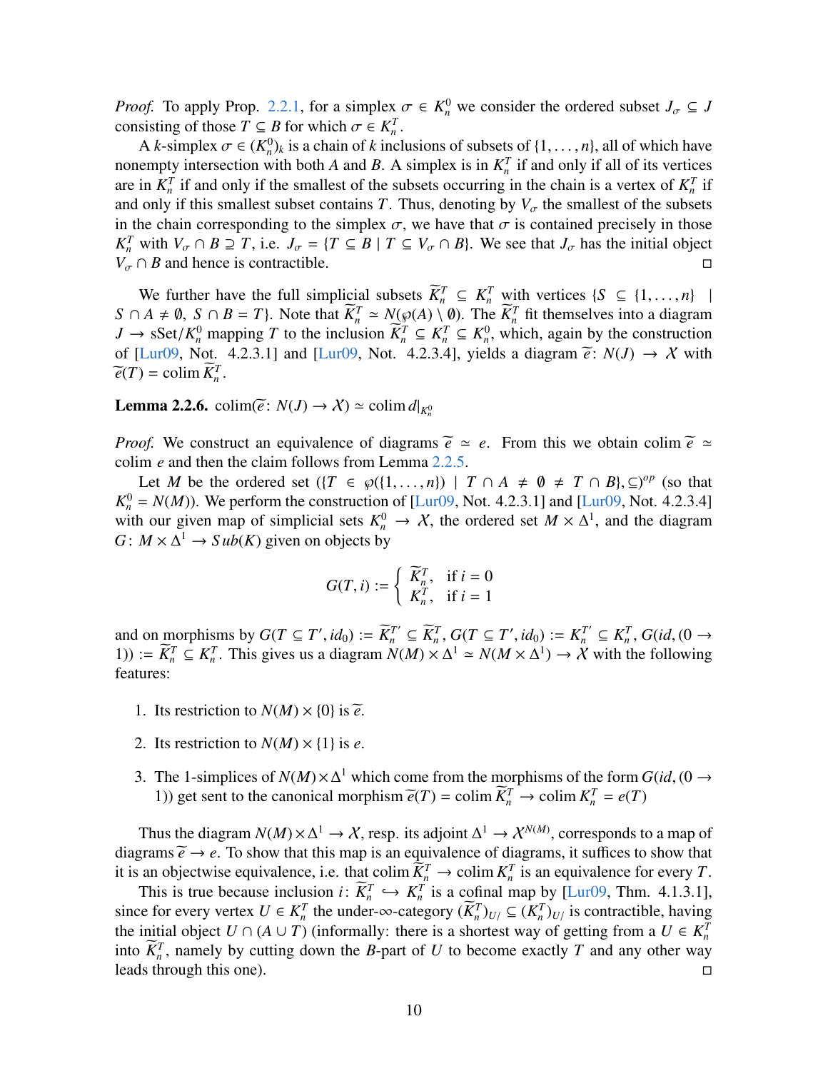*Proof.* To apply Prop. 2.2.1, for a simplex $\sigma \in K_n^0$ we consider the ordered subset $J_\sigma \subseteq J$ consisting of those $T \subseteq B$ for which $\sigma \in K_n^T$.

A $k$-simplex $\sigma \in (K_n^0)_k$ is a chain of $k$ inclusions of subsets of $\{1, \ldots, n\}$, all of which have nonempty intersection with both $A$ and $B$. A simplex is in $K_n^T$ if and only if all of its vertices are in $K_n^T$ if and only if the smallest of the subsets occurring in the chain is a vertex of $K_n^T$ if and only if this smallest subset contains $T$. Thus, denoting by $V_\sigma$ the smallest of the subsets in the chain corresponding to the simplex $\sigma$, we have that $\sigma$ is contained precisely in those $K_n^T$ with $V_\sigma \cap B \supseteq T$, i.e. $J_\sigma = \{T \subseteq B \mid T \subseteq V_\sigma \cap B\}$. We see that $J_\sigma$ has the initial object $V_\sigma \cap B$ and hence is contractible. □

We further have the full simplicial subsets $\widetilde{K}_n^T \subseteq K_n^T$ with vertices $\{S \subseteq \{1, \ldots, n\} \mid S \cap A \neq \emptyset,\ S \cap B = T\}$. Note that $\widetilde{K}_n^T \simeq N(\wp(A) \setminus \emptyset)$. The $\widetilde{K}_n^T$ fit themselves into a diagram $J \to \mathrm{sSet}/K_n^0$ mapping $T$ to the inclusion $\widetilde{K}_n^T \subseteq K_n^T \subseteq K_n^0$, which, again by the construction of [Lur09, Not. 4.2.3.1] and [Lur09, Not. 4.2.3.4], yields a diagram $\widetilde{e} \colon N(J) \to \mathcal{X}$ with $\widetilde{e}(T) = \operatorname{colim} \widetilde{K}_n^T$.

**Lemma 2.2.6.** $\operatorname{colim}(\widetilde{e} \colon N(J) \to \mathcal{X}) \simeq \operatorname{colim} d|_{K_n^0}$

*Proof.* We construct an equivalence of diagrams $\widetilde{e} \simeq e$. From this we obtain $\operatorname{colim} \widetilde{e} \simeq \operatorname{colim} e$ and then the claim follows from Lemma 2.2.5.

Let $M$ be the ordered set $(\{T \in \wp(\{1, \ldots, n\}) \mid T \cap A \neq \emptyset \neq T \cap B\}, \subseteq)^{op}$ (so that $K_n^0 = N(M)$). We perform the construction of [Lur09, Not. 4.2.3.1] and [Lur09, Not. 4.2.3.4] with our given map of simplicial sets $K_n^0 \to \mathcal{X}$, the ordered set $M \times \Delta^1$, and the diagram $G \colon M \times \Delta^1 \to Sub(K)$ given on objects by

$$G(T, i) := \begin{cases} \widetilde{K}_n^T, & \text{if } i = 0 \\ K_n^T, & \text{if } i = 1 \end{cases}$$

and on morphisms by $G(T \subseteq T', id_0) := \widetilde{K}_n^{T'} \subseteq \widetilde{K}_n^T$, $G(T \subseteq T', id_0) := K_n^{T'} \subseteq K_n^T$, $G(id, (0 \to 1)) := \widetilde{K}_n^T \subseteq K_n^T$. This gives us a diagram $N(M) \times \Delta^1 \simeq N(M \times \Delta^1) \to \mathcal{X}$ with the following features:

1. Its restriction to $N(M) \times \{0\}$ is $\widetilde{e}$.
2. Its restriction to $N(M) \times \{1\}$ is $e$.
3. The 1-simplices of $N(M) \times \Delta^1$ which come from the morphisms of the form $G(id, (0 \to 1))$ get sent to the canonical morphism $\widetilde{e}(T) = \operatorname{colim} \widetilde{K}_n^T \to \operatorname{colim} K_n^T = e(T)$

Thus the diagram $N(M) \times \Delta^1 \to \mathcal{X}$, resp. its adjoint $\Delta^1 \to \mathcal{X}^{N(M)}$, corresponds to a map of diagrams $\widetilde{e} \to e$. To show that this map is an equivalence of diagrams, it suffices to show that it is an objectwise equivalence, i.e. that $\operatorname{colim} \widetilde{K}_n^T \to \operatorname{colim} K_n^T$ is an equivalence for every $T$.

This is true because inclusion $i \colon \widetilde{K}_n^T \hookrightarrow K_n^T$ is a cofinal map by [Lur09, Thm. 4.1.3.1], since for every vertex $U \in K_n^T$ the under-$\infty$-category $(\widetilde{K}_n^T)_{U/} \subseteq (K_n^T)_{U/}$ is contractible, having the initial object $U \cap (A \cup T)$ (informally: there is a shortest way of getting from a $U \in K_n^T$ into $\widetilde{K}_n^T$, namely by cutting down the $B$-part of $U$ to become exactly $T$ and any other way leads through this one). □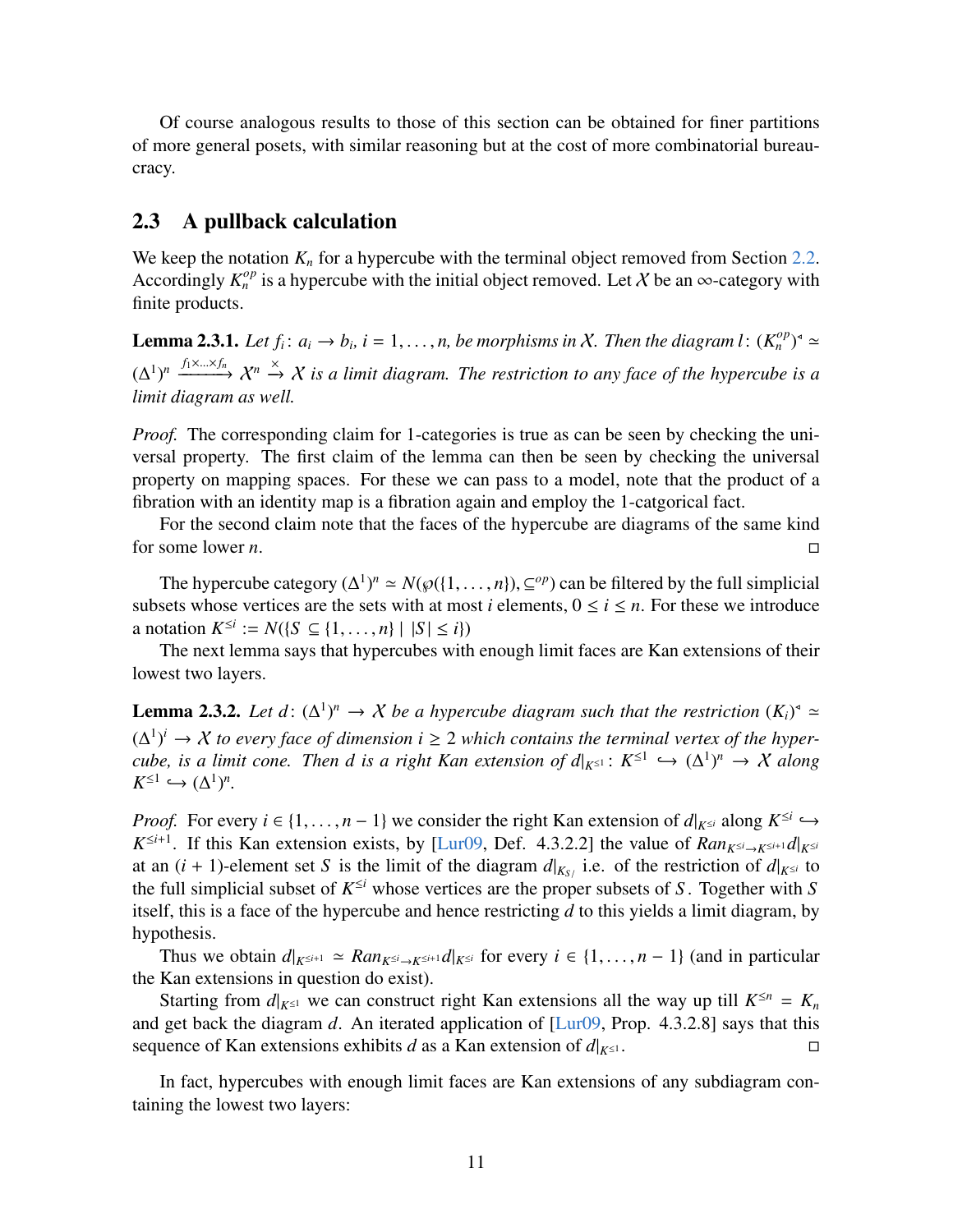Of course analogous results to those of this section can be obtained for finer partitions of more general posets, with similar reasoning but at the cost of more combinatorial bureaucracy.

## 2.3 A pullback calculation

We keep the notation $K_n$ for a hypercube with the terminal object removed from Section 2.2. Accordingly $K_n^{op}$ is a hypercube with the initial object removed. Let $\mathcal{X}$ be an $\infty$-category with finite products.

**Lemma 2.3.1.** *Let $f_i \colon a_i \to b_i$, $i = 1, \ldots, n$, be morphisms in $\mathcal{X}$. Then the diagram $l \colon (K_n^{op})^{\triangleleft} \simeq (\Delta^1)^n \xrightarrow{f_1 \times \ldots \times f_n} \mathcal{X}^n \xrightarrow{\times} \mathcal{X}$ is a limit diagram. The restriction to any face of the hypercube is a limit diagram as well.*

*Proof.* The corresponding claim for 1-categories is true as can be seen by checking the universal property. The first claim of the lemma can then be seen by checking the universal property on mapping spaces. For these we can pass to a model, note that the product of a fibration with an identity map is a fibration again and employ the 1-catgorical fact.

For the second claim note that the faces of the hypercube are diagrams of the same kind for some lower $n$. □

The hypercube category $(\Delta^1)^n \simeq N(\wp(\{1, \ldots, n\}), \subseteq^{op})$ can be filtered by the full simplicial subsets whose vertices are the sets with at most $i$ elements, $0 \le i \le n$. For these we introduce a notation $K^{\le i} := N(\{S \subseteq \{1, \ldots, n\} \mid |S| \le i\})$

The next lemma says that hypercubes with enough limit faces are Kan extensions of their lowest two layers.

**Lemma 2.3.2.** *Let $d \colon (\Delta^1)^n \to \mathcal{X}$ be a hypercube diagram such that the restriction $(K_i)^{\triangleleft} \simeq (\Delta^1)^i \to \mathcal{X}$ to every face of dimension $i \ge 2$ which contains the terminal vertex of the hypercube, is a limit cone. Then $d$ is a right Kan extension of $d|_{K^{\le 1}} \colon K^{\le 1} \hookrightarrow (\Delta^1)^n \to \mathcal{X}$ along $K^{\le 1} \hookrightarrow (\Delta^1)^n$.*

*Proof.* For every $i \in \{1, \ldots, n-1\}$ we consider the right Kan extension of $d|_{K^{\le i}}$ along $K^{\le i} \hookrightarrow K^{\le i+1}$. If this Kan extension exists, by [Lur09, Def. 4.3.2.2] the value of $Ran_{K^{\le i} \to K^{\le i+1}} d|_{K^{\le i}}$ at an $(i+1)$-element set $S$ is the limit of the diagram $d|_{K_{S/}}$ i.e. of the restriction of $d|_{K^{\le i}}$ to the full simplicial subset of $K^{\le i}$ whose vertices are the proper subsets of $S$. Together with $S$ itself, this is a face of the hypercube and hence restricting $d$ to this yields a limit diagram, by hypothesis.

Thus we obtain $d|_{K^{\le i+1}} \simeq Ran_{K^{\le i} \to K^{\le i+1}} d|_{K^{\le i}}$ for every $i \in \{1, \ldots, n-1\}$ (and in particular the Kan extensions in question do exist).

Starting from $d|_{K^{\le 1}}$ we can construct right Kan extensions all the way up till $K^{\le n} = K_n$ and get back the diagram $d$. An iterated application of [Lur09, Prop. 4.3.2.8] says that this sequence of Kan extensions exhibits $d$ as a Kan extension of $d|_{K^{\le 1}}$. □

In fact, hypercubes with enough limit faces are Kan extensions of any subdiagram containing the lowest two layers: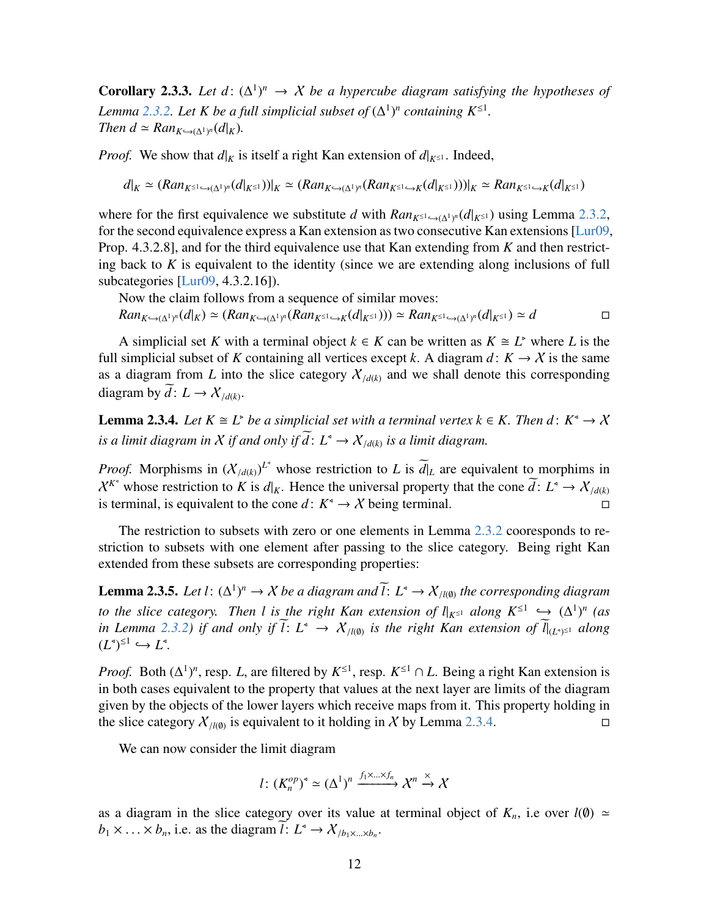**Corollary 2.3.3.** *Let $d\colon (\Delta^1)^n \to \mathcal{X}$ be a hypercube diagram satisfying the hypotheses of Lemma 2.3.2. Let $K$ be a full simplicial subset of $(\Delta^1)^n$ containing $K^{\leq 1}$. Then $d \simeq Ran_{K \hookrightarrow (\Delta^1)^n}(d|_K)$.*

*Proof.* We show that $d|_K$ is itself a right Kan extension of $d|_{K^{\leq 1}}$. Indeed,

$$d|_K \simeq (Ran_{K^{\leq 1} \hookrightarrow (\Delta^1)^n}(d|_{K^{\leq 1}}))|_K \simeq (Ran_{K \hookrightarrow (\Delta^1)^n}(Ran_{K^{\leq 1} \hookrightarrow K}(d|_{K^{\leq 1}})))|_K \simeq Ran_{K^{\leq 1} \hookrightarrow K}(d|_{K^{\leq 1}})$$

where for the first equivalence we substitute $d$ with $Ran_{K^{\leq 1} \hookrightarrow (\Delta^1)^n}(d|_{K^{\leq 1}})$ using Lemma 2.3.2, for the second equivalence express a Kan extension as two consecutive Kan extensions [Lur09, Prop. 4.3.2.8], and for the third equivalence use that Kan extending from $K$ and then restricting back to $K$ is equivalent to the identity (since we are extending along inclusions of full subcategories [Lur09, 4.3.2.16]).

Now the claim follows from a sequence of similar moves:
$Ran_{K \hookrightarrow (\Delta^1)^n}(d|_K) \simeq (Ran_{K \hookrightarrow (\Delta^1)^n}(Ran_{K^{\leq 1} \hookrightarrow K}(d|_{K^{\leq 1}}))) \simeq Ran_{K^{\leq 1} \hookrightarrow (\Delta^1)^n}(d|_{K^{\leq 1}}) \simeq d$ □

A simplicial set $K$ with a terminal object $k \in K$ can be written as $K \cong L^{\triangleright}$ where $L$ is the full simplicial subset of $K$ containing all vertices except $k$. A diagram $d\colon K \to \mathcal{X}$ is the same as a diagram from $L$ into the slice category $\mathcal{X}_{/d(k)}$ and we shall denote this corresponding diagram by $\widetilde{d}\colon L \to \mathcal{X}_{/d(k)}$.

**Lemma 2.3.4.** *Let $K \cong L^{\triangleright}$ be a simplicial set with a terminal vertex $k \in K$. Then $d\colon K^{\triangleleft} \to \mathcal{X}$ is a limit diagram in $\mathcal{X}$ if and only if $\widetilde{d}\colon L^{\triangleleft} \to \mathcal{X}_{/d(k)}$ is a limit diagram.*

*Proof.* Morphisms in $(\mathcal{X}_{/d(k)})^{L^{\triangleleft}}$ whose restriction to $L$ is $\widetilde{d}|_L$ are equivalent to morphisms in $\mathcal{X}^{K^{\triangleleft}}$ whose restriction to $K$ is $d|_K$. Hence the universal property that the cone $\widetilde{d}\colon L^{\triangleleft} \to \mathcal{X}_{/d(k)}$ is terminal, is equivalent to the cone $d\colon K^{\triangleleft} \to \mathcal{X}$ being terminal. □

The restriction to subsets with zero or one elements in Lemma 2.3.2 cooresponds to restriction to subsets with one element after passing to the slice category. Being right Kan extended from these subsets are corresponding properties:

**Lemma 2.3.5.** *Let $l\colon (\Delta^1)^n \to \mathcal{X}$ be a diagram and $\widetilde{l}\colon L^{\triangleleft} \to \mathcal{X}_{/l(\emptyset)}$ the corresponding diagram to the slice category. Then $l$ is the right Kan extension of $l|_{K^{\leq 1}}$ along $K^{\leq 1} \hookrightarrow (\Delta^1)^n$ (as in Lemma 2.3.2) if and only if $\widetilde{l}\colon L^{\triangleleft} \to \mathcal{X}_{/l(\emptyset)}$ is the right Kan extension of $\widetilde{l}|_{(L^{\triangleleft})^{\leq 1}}$ along $(L^{\triangleleft})^{\leq 1} \hookrightarrow L^{\triangleleft}$.*

*Proof.* Both $(\Delta^1)^n$, resp. $L$, are filtered by $K^{\leq 1}$, resp. $K^{\leq 1} \cap L$. Being a right Kan extension is in both cases equivalent to the property that values at the next layer are limits of the diagram given by the objects of the lower layers which receive maps from it. This property holding in the slice category $\mathcal{X}_{/l(\emptyset)}$ is equivalent to it holding in $\mathcal{X}$ by Lemma 2.3.4. □

We can now consider the limit diagram

$$l\colon (K_n^{op})^{\triangleleft} \simeq (\Delta^1)^n \xrightarrow{f_1 \times \ldots \times f_n} \mathcal{X}^n \xrightarrow{\times} \mathcal{X}$$

as a diagram in the slice category over its value at terminal object of $K_n$, i.e over $l(\emptyset) \simeq b_1 \times \ldots \times b_n$, i.e. as the diagram $\widetilde{l}\colon L^{\triangleleft} \to \mathcal{X}_{/b_1 \times \ldots \times b_n}$.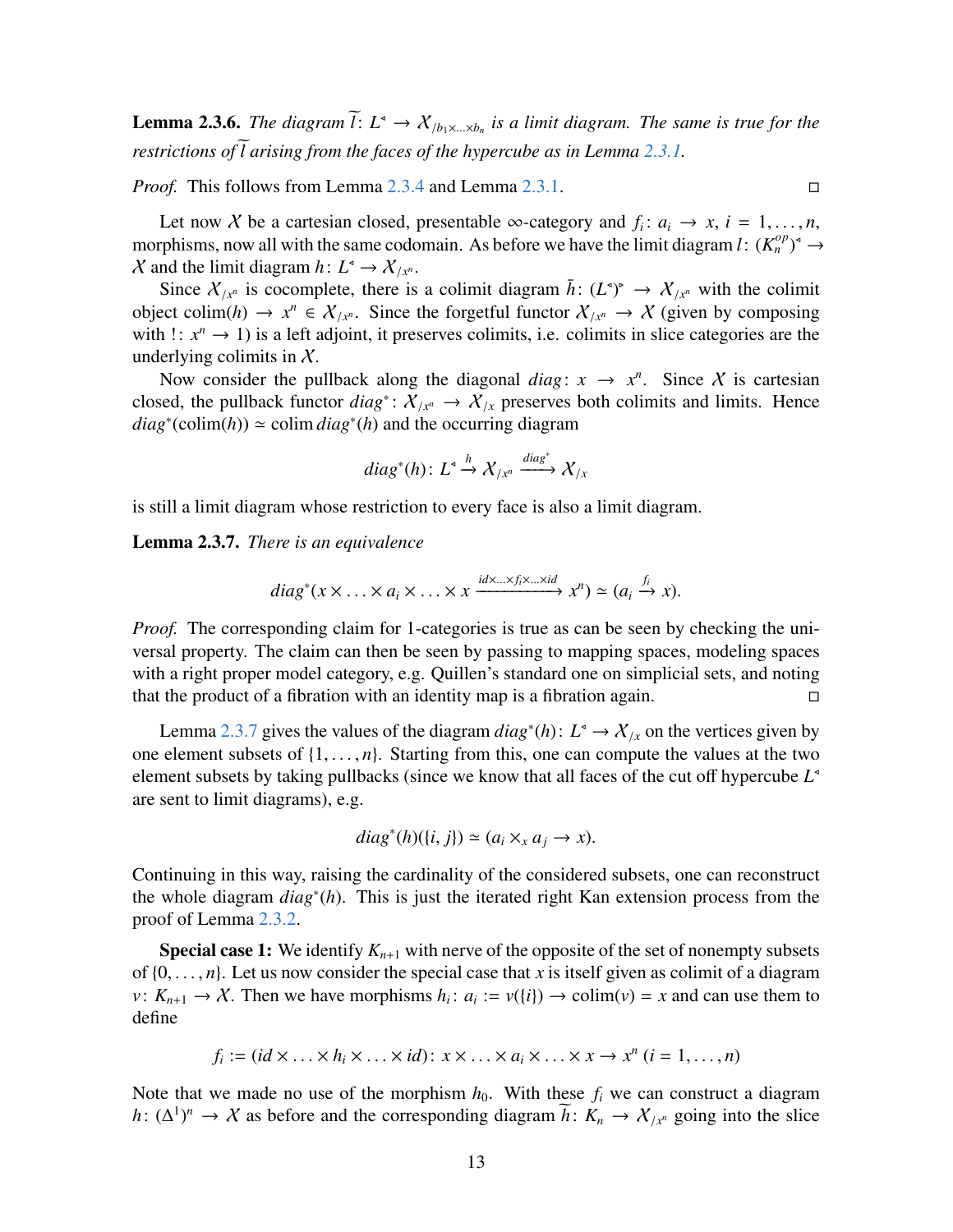**Lemma 2.3.6.** *The diagram $\widetilde{l}\colon L^{\triangleleft} \to \mathcal{X}_{/b_1\times\ldots\times b_n}$ is a limit diagram. The same is true for the restrictions of $\widetilde{l}$ arising from the faces of the hypercube as in Lemma 2.3.1.*

*Proof.* This follows from Lemma 2.3.4 and Lemma 2.3.1. □

Let now $\mathcal{X}$ be a cartesian closed, presentable $\infty$-category and $f_i\colon a_i \to x$, $i = 1,\ldots,n$, morphisms, now all with the same codomain. As before we have the limit diagram $l\colon (K_n^{op})^{\triangleleft} \to \mathcal{X}$ and the limit diagram $h\colon L^{\triangleleft} \to \mathcal{X}_{/x^n}$.

Since $\mathcal{X}_{/x^n}$ is cocomplete, there is a colimit diagram $\bar{h}\colon (L^{\triangleleft})^{\triangleright} \to \mathcal{X}_{/x^n}$ with the colimit object $\mathrm{colim}(h) \to x^n \in \mathcal{X}_{/x^n}$. Since the forgetful functor $\mathcal{X}_{/x^n} \to \mathcal{X}$ (given by composing with $!\colon x^n \to 1$) is a left adjoint, it preserves colimits, i.e. colimits in slice categories are the underlying colimits in $\mathcal{X}$.

Now consider the pullback along the diagonal $diag\colon x \to x^n$. Since $\mathcal{X}$ is cartesian closed, the pullback functor $diag^*\colon \mathcal{X}_{/x^n} \to \mathcal{X}_{/x}$ preserves both colimits and limits. Hence $diag^*(\mathrm{colim}(h)) \simeq \mathrm{colim}\, diag^*(h)$ and the occurring diagram

$$diag^*(h)\colon L^{\triangleleft} \xrightarrow{h} \mathcal{X}_{/x^n} \xrightarrow{diag^*} \mathcal{X}_{/x}$$

is still a limit diagram whose restriction to every face is also a limit diagram.

**Lemma 2.3.7.** *There is an equivalence*

$$diag^*(x\times\ldots\times a_i \times\ldots\times x \xrightarrow{id\times\ldots\times f_i\times\ldots\times id} x^n) \simeq (a_i \xrightarrow{f_i} x).$$

*Proof.* The corresponding claim for 1-categories is true as can be seen by checking the universal property. The claim can then be seen by passing to mapping spaces, modeling spaces with a right proper model category, e.g. Quillen's standard one on simplicial sets, and noting that the product of a fibration with an identity map is a fibration again. □

Lemma 2.3.7 gives the values of the diagram $diag^*(h)\colon L^{\triangleleft} \to \mathcal{X}_{/x}$ on the vertices given by one element subsets of $\{1,\ldots,n\}$. Starting from this, one can compute the values at the two element subsets by taking pullbacks (since we know that all faces of the cut off hypercube $L^{\triangleleft}$ are sent to limit diagrams), e.g.

$$diag^*(h)(\{i,j\}) \simeq (a_i \times_x a_j \to x).$$

Continuing in this way, raising the cardinality of the considered subsets, one can reconstruct the whole diagram $diag^*(h)$. This is just the iterated right Kan extension process from the proof of Lemma 2.3.2.

**Special case 1:** We identify $K_{n+1}$ with nerve of the opposite of the set of nonempty subsets of $\{0,\ldots,n\}$. Let us now consider the special case that $x$ is itself given as colimit of a diagram $v\colon K_{n+1} \to \mathcal{X}$. Then we have morphisms $h_i\colon a_i := v(\{i\}) \to \mathrm{colim}(v) = x$ and can use them to define

$$f_i := (id\times\ldots\times h_i \times\ldots\times id)\colon x\times\ldots\times a_i\times\ldots\times x \to x^n \; (i = 1,\ldots,n)$$

Note that we made no use of the morphism $h_0$. With these $f_i$ we can construct a diagram $h\colon (\Delta^1)^n \to \mathcal{X}$ as before and the corresponding diagram $\widetilde{h}\colon K_n \to \mathcal{X}_{/x^n}$ going into the slice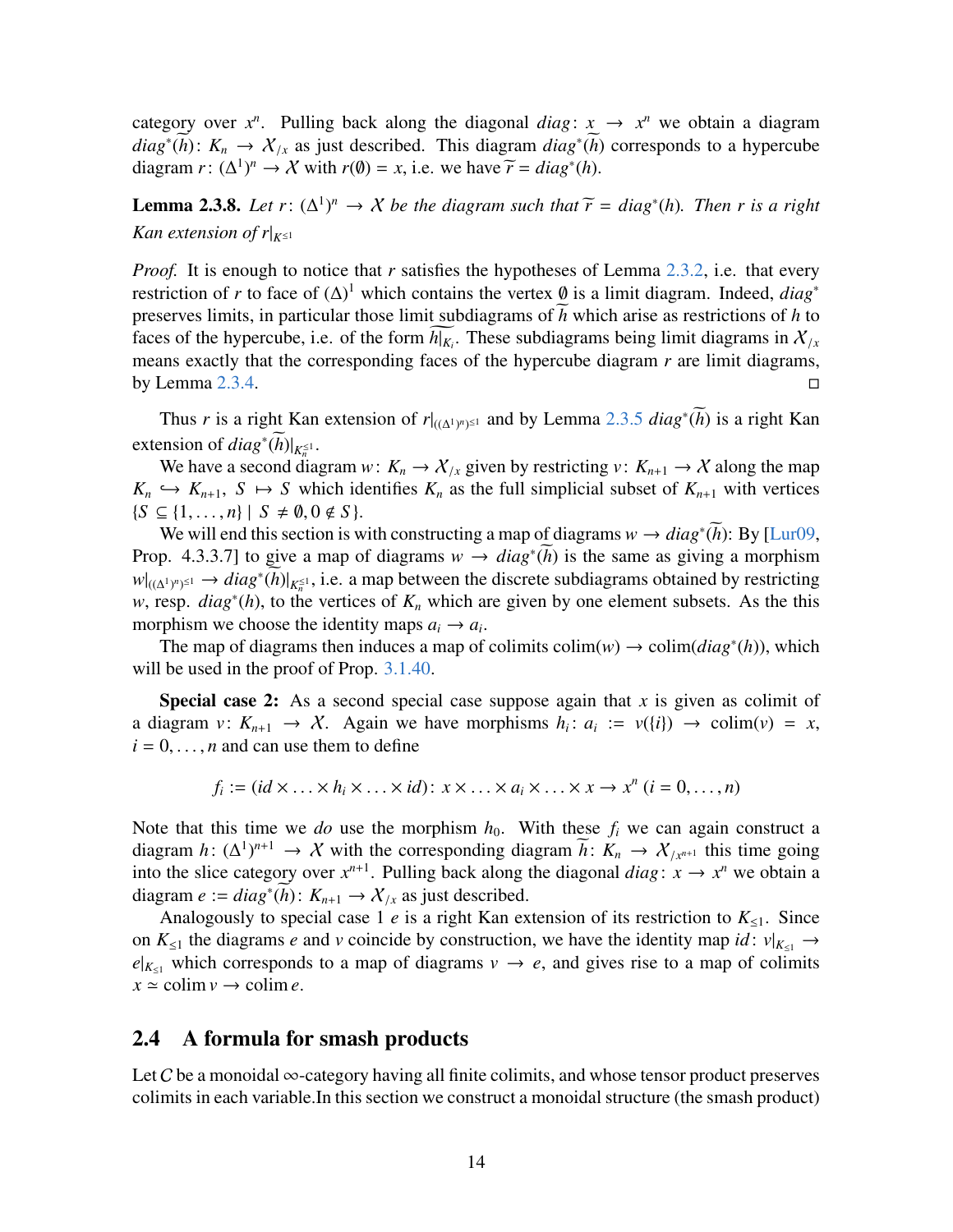category over $x^n$. Pulling back along the diagonal $diag\colon x \to x^n$ we obtain a diagram $diag^*(\widetilde{h})\colon K_n \to \mathcal{X}_{/x}$ as just described. This diagram $diag^*(\widetilde{h})$ corresponds to a hypercube diagram $r\colon (\Delta^1)^n \to \mathcal{X}$ with $r(\emptyset) = x$, i.e. we have $\widetilde{r} = diag^*(h)$.

**Lemma 2.3.8.** *Let $r\colon (\Delta^1)^n \to \mathcal{X}$ be the diagram such that $\widetilde{r} = diag^*(h)$. Then $r$ is a right Kan extension of $r|_{K^{\leq 1}}$*

*Proof.* It is enough to notice that $r$ satisfies the hypotheses of Lemma 2.3.2, i.e. that every restriction of $r$ to face of $(\Delta)^1$ which contains the vertex $\emptyset$ is a limit diagram. Indeed, $diag^*$ preserves limits, in particular those limit subdiagrams of $\widetilde{h}$ which arise as restrictions of $h$ to faces of the hypercube, i.e. of the form $\widetilde{h|_{K_i}}$. These subdiagrams being limit diagrams in $\mathcal{X}_{/x}$ means exactly that the corresponding faces of the hypercube diagram $r$ are limit diagrams, by Lemma 2.3.4. □

Thus $r$ is a right Kan extension of $r|_{((\Delta^1)^n)^{\leq 1}}$ and by Lemma 2.3.5 $diag^*(\widetilde{h})$ is a right Kan extension of $diag^*(\widetilde{h})|_{K_n^{\leq 1}}$.

We have a second diagram $w\colon K_n \to \mathcal{X}_{/x}$ given by restricting $v\colon K_{n+1} \to \mathcal{X}$ along the map $K_n \hookrightarrow K_{n+1}$, $S \mapsto S$ which identifies $K_n$ as the full simplicial subset of $K_{n+1}$ with vertices $\{S \subseteq \{1, \ldots, n\} \mid S \neq \emptyset, 0 \notin S\}$.

We will end this section is with constructing a map of diagrams $w \to diag^*(\widetilde{h})$: By [Lur09, Prop. 4.3.3.7] to give a map of diagrams $w \to diag^*(\widetilde{h})$ is the same as giving a morphism $w|_{((\Delta^1)^n)^{\leq 1}} \to diag^*(\widetilde{h})|_{K_n^{\leq 1}}$, i.e. a map between the discrete subdiagrams obtained by restricting $w$, resp. $diag^*(h)$, to the vertices of $K_n$ which are given by one element subsets. As the this morphism we choose the identity maps $a_i \to a_i$.

The map of diagrams then induces a map of colimits $\operatorname{colim}(w) \to \operatorname{colim}(diag^*(h))$, which will be used in the proof of Prop. 3.1.40.

**Special case 2:** As a second special case suppose again that $x$ is given as colimit of a diagram $v\colon K_{n+1} \to \mathcal{X}$. Again we have morphisms $h_i\colon a_i := v(\{i\}) \to \operatorname{colim}(v) = x$, $i = 0, \ldots, n$ and can use them to define

$$f_i := (id \times \ldots \times h_i \times \ldots \times id)\colon x \times \ldots \times a_i \times \ldots \times x \to x^n \ (i = 0, \ldots, n)$$

Note that this time we *do* use the morphism $h_0$. With these $f_i$ we can again construct a diagram $h\colon (\Delta^1)^{n+1} \to \mathcal{X}$ with the corresponding diagram $\widetilde{h}\colon K_n \to \mathcal{X}_{/x^{n+1}}$ this time going into the slice category over $x^{n+1}$. Pulling back along the diagonal $diag\colon x \to x^n$ we obtain a diagram $e := diag^*(\widetilde{h})\colon K_{n+1} \to \mathcal{X}_{/x}$ as just described.

Analogously to special case 1 $e$ is a right Kan extension of its restriction to $K_{\leq 1}$. Since on $K_{\leq 1}$ the diagrams $e$ and $v$ coincide by construction, we have the identity map $id\colon v|_{K_{\leq 1}} \to e|_{K_{\leq 1}}$ which corresponds to a map of diagrams $v \to e$, and gives rise to a map of colimits $x \simeq \operatorname{colim} v \to \operatorname{colim} e$.

## 2.4 A formula for smash products

Let $C$ be a monoidal $\infty$-category having all finite colimits, and whose tensor product preserves colimits in each variable.In this section we construct a monoidal structure (the smash product)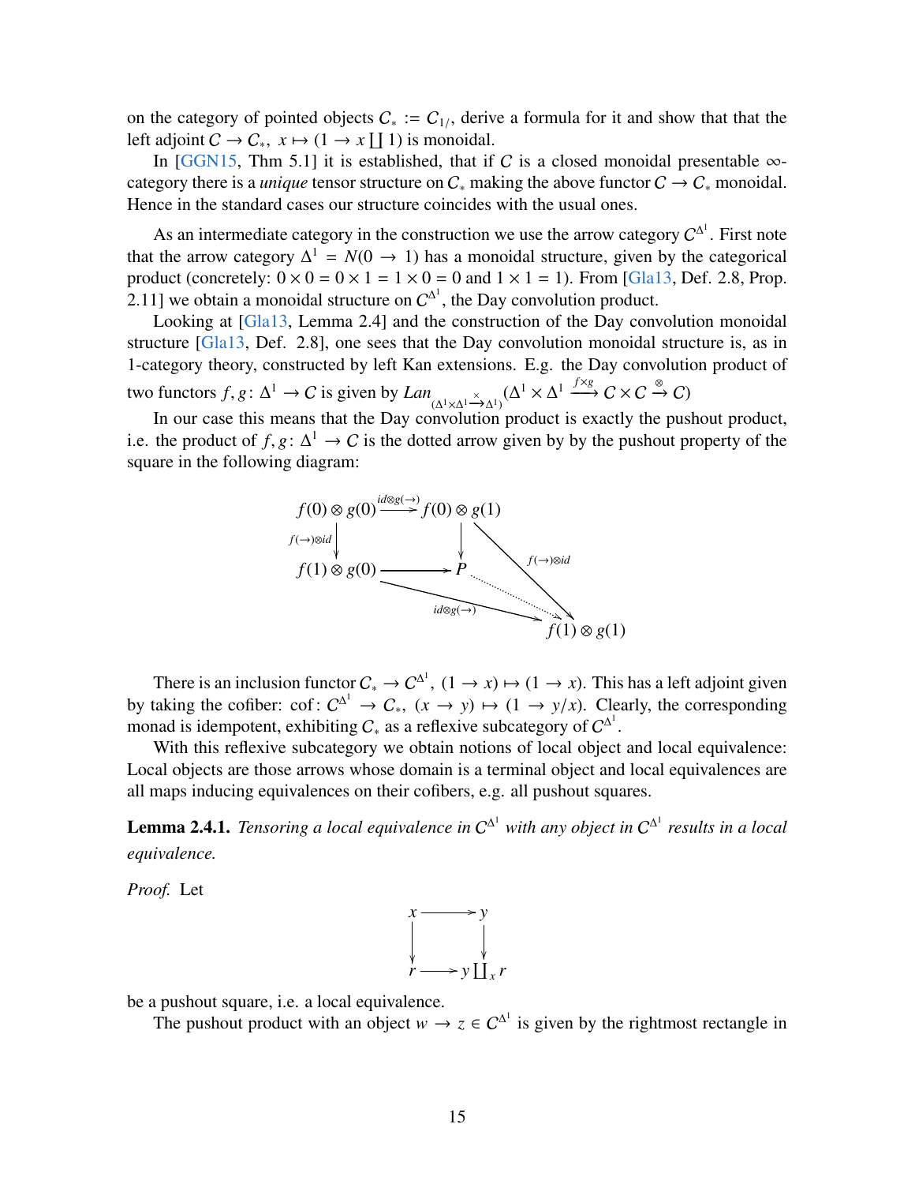on the category of pointed objects $C_* := C_{1/}$, derive a formula for it and show that that the left adjoint $C \to C_*$, $x \mapsto (1 \to x \coprod 1)$ is monoidal.

In [GGN15, Thm 5.1] it is established, that if $C$ is a closed monoidal presentable $\infty$-category there is a *unique* tensor structure on $C_*$ making the above functor $C \to C_*$ monoidal. Hence in the standard cases our structure coincides with the usual ones.

As an intermediate category in the construction we use the arrow category $C^{\Delta^1}$. First note that the arrow category $\Delta^1 = N(0 \to 1)$ has a monoidal structure, given by the categorical product (concretely: $0 \times 0 = 0 \times 1 = 1 \times 0 = 0$ and $1 \times 1 = 1$). From [Gla13, Def. 2.8, Prop. 2.11] we obtain a monoidal structure on $C^{\Delta^1}$, the Day convolution product.

Looking at [Gla13, Lemma 2.4] and the construction of the Day convolution monoidal structure [Gla13, Def. 2.8], one sees that the Day convolution monoidal structure is, as in 1-category theory, constructed by left Kan extensions. E.g. the Day convolution product of two functors $f, g\colon \Delta^1 \to C$ is given by $Lan_{(\Delta^1 \times \Delta^1 \xrightarrow{\times} \Delta^1)}(\Delta^1 \times \Delta^1 \xrightarrow{f \times g} C \times C \xrightarrow{\otimes} C)$

In our case this means that the Day convolution product is exactly the pushout product, i.e. the product of $f, g\colon \Delta^1 \to C$ is the dotted arrow given by by the pushout property of the square in the following diagram:

$$\begin{array}{ccccc}
f(0) \otimes g(0) & \xrightarrow{id \otimes g(\to)} & f(0) \otimes g(1) & & \\
\downarrow{\scriptstyle f(\to) \otimes id} & & \downarrow & \searrow{\scriptstyle f(\to)\otimes id} & \\
f(1) \otimes g(0) & \longrightarrow & P & \dashrightarrow & f(1) \otimes g(1) \\
& \searrow{\scriptstyle id \otimes g(\to)} & & & 
\end{array}$$

There is an inclusion functor $C_* \to C^{\Delta^1}$, $(1 \to x) \mapsto (1 \to x)$. This has a left adjoint given by taking the cofiber: $\mathrm{cof}\colon C^{\Delta^1} \to C_*$, $(x \to y) \mapsto (1 \to y/x)$. Clearly, the corresponding monad is idempotent, exhibiting $C_*$ as a reflexive subcategory of $C^{\Delta^1}$.

With this reflexive subcategory we obtain notions of local object and local equivalence: Local objects are those arrows whose domain is a terminal object and local equivalences are all maps inducing equivalences on their cofibers, e.g. all pushout squares.

**Lemma 2.4.1.** *Tensoring a local equivalence in $C^{\Delta^1}$ with any object in $C^{\Delta^1}$ results in a local equivalence.*

*Proof.* Let

$$\begin{array}{ccc}
x & \longrightarrow & y \\
\downarrow & & \downarrow \\
r & \longrightarrow & y \coprod_x r
\end{array}$$

be a pushout square, i.e. a local equivalence.

The pushout product with an object $w \to z \in C^{\Delta^1}$ is given by the rightmost rectangle in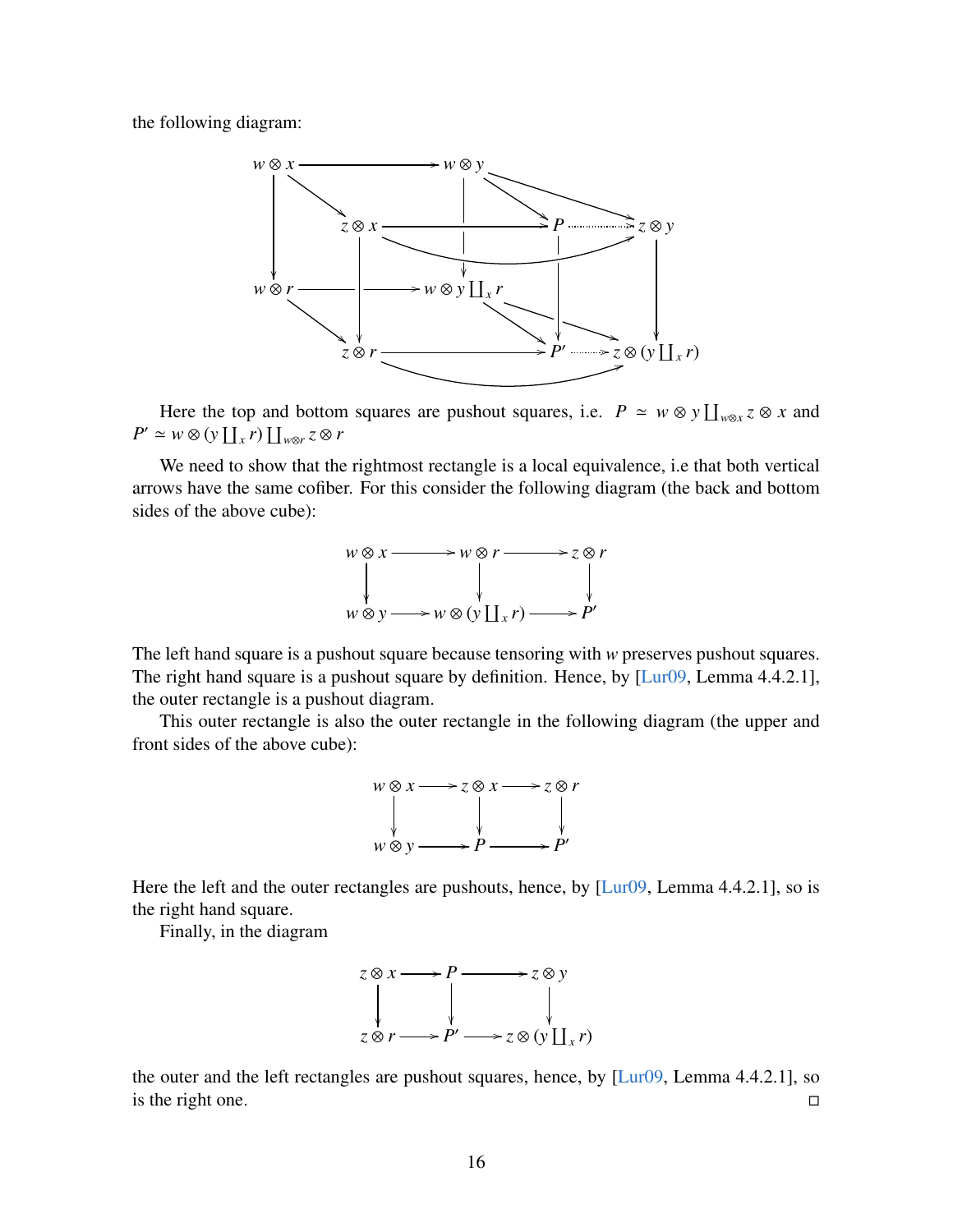the following diagram:

$$
\begin{array}{ccccccc}
w\otimes x & \longrightarrow & & & w\otimes y & & \\
\downarrow & \searrow & & & \downarrow & \searrow & \searrow \\
& & z\otimes x & \longrightarrow & & P & \dashrightarrow z\otimes y \\
w\otimes r & \longrightarrow & \downarrow & & w\otimes y\coprod_x r & \downarrow & \downarrow \\
& \searrow & & & & \searrow & \searrow \\
& & z\otimes r & \longrightarrow & & P' & \dashrightarrow z\otimes(y\coprod_x r)
\end{array}
$$

Here the top and bottom squares are pushout squares, i.e. $P \simeq w\otimes y\coprod_{w\otimes x} z\otimes x$ and $P' \simeq w\otimes(y\coprod_x r)\coprod_{w\otimes r} z\otimes r$

We need to show that the rightmost rectangle is a local equivalence, i.e that both vertical arrows have the same cofiber. For this consider the following diagram (the back and bottom sides of the above cube):

$$
\begin{array}{ccccc}
w\otimes x & \longrightarrow & w\otimes r & \longrightarrow & z\otimes r \\
\downarrow & & \downarrow & & \downarrow \\
w\otimes y & \longrightarrow & w\otimes(y\coprod_x r) & \longrightarrow & P'
\end{array}
$$

The left hand square is a pushout square because tensoring with $w$ preserves pushout squares. The right hand square is a pushout square by definition. Hence, by [Lur09, Lemma 4.4.2.1], the outer rectangle is a pushout diagram.

This outer rectangle is also the outer rectangle in the following diagram (the upper and front sides of the above cube):

$$
\begin{array}{ccccc}
w\otimes x & \longrightarrow & z\otimes x & \longrightarrow & z\otimes r \\
\downarrow & & \downarrow & & \downarrow \\
w\otimes y & \longrightarrow & P & \longrightarrow & P'
\end{array}
$$

Here the left and the outer rectangles are pushouts, hence, by [Lur09, Lemma 4.4.2.1], so is the right hand square.

Finally, in the diagram

$$
\begin{array}{ccccc}
z\otimes x & \longrightarrow & P & \longrightarrow & z\otimes y \\
\downarrow & & \downarrow & & \downarrow \\
z\otimes r & \longrightarrow & P' & \longrightarrow & z\otimes(y\coprod_x r)
\end{array}
$$

the outer and the left rectangles are pushout squares, hence, by [Lur09, Lemma 4.4.2.1], so is the right one. □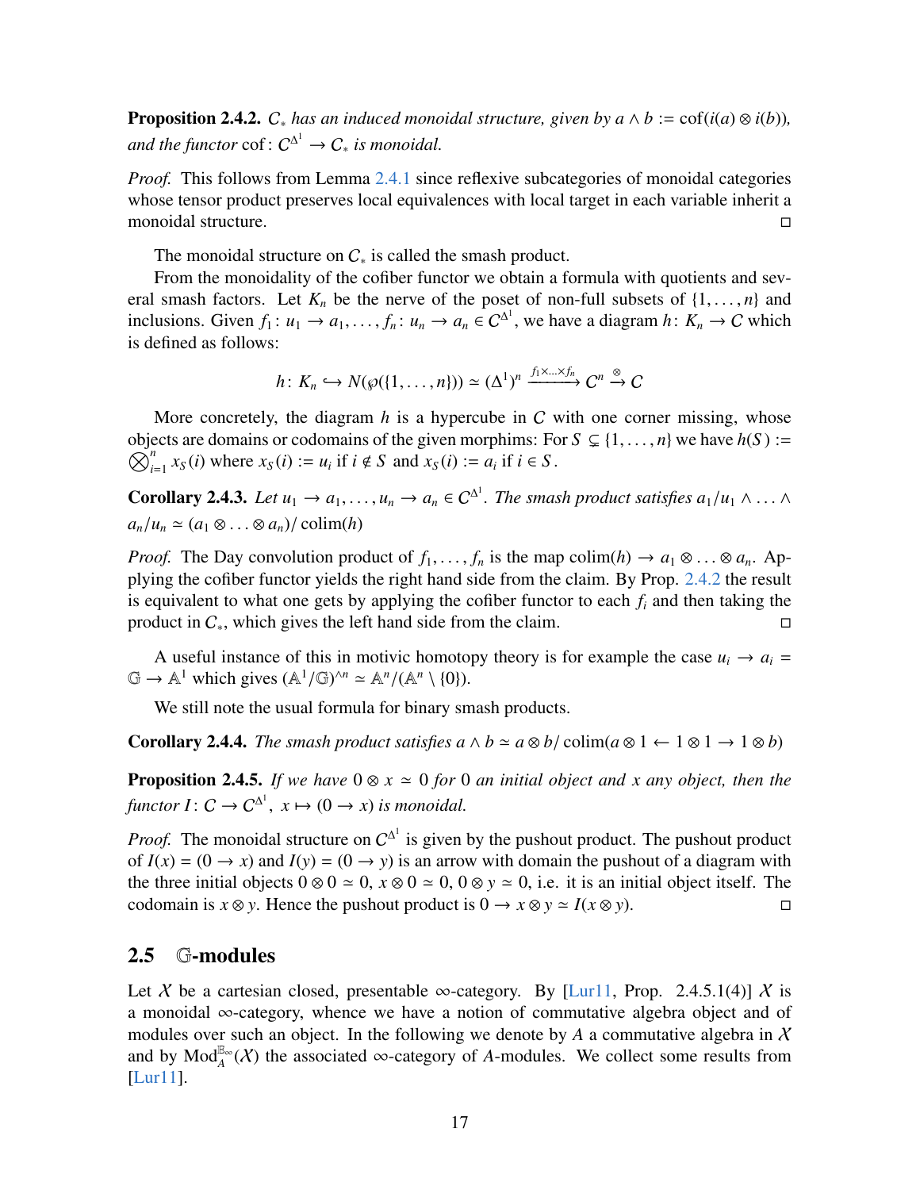**Proposition 2.4.2.** *$C_*$ has an induced monoidal structure, given by $a \wedge b := \mathrm{cof}(i(a) \otimes i(b))$, and the functor $\mathrm{cof}\colon C^{\Delta^1} \to C_*$ is monoidal.*

*Proof.* This follows from Lemma 2.4.1 since reflexive subcategories of monoidal categories whose tensor product preserves local equivalences with local target in each variable inherit a monoidal structure. □

The monoidal structure on $C_*$ is called the smash product.

From the monoidality of the cofiber functor we obtain a formula with quotients and several smash factors. Let $K_n$ be the nerve of the poset of non-full subsets of $\{1, \dots, n\}$ and inclusions. Given $f_1\colon u_1 \to a_1, \dots, f_n\colon u_n \to a_n \in C^{\Delta^1}$, we have a diagram $h\colon K_n \to C$ which is defined as follows:

$$h\colon K_n \hookrightarrow N(\wp(\{1, \dots, n\})) \simeq (\Delta^1)^n \xrightarrow{f_1 \times \dots \times f_n} C^n \xrightarrow{\otimes} C$$

More concretely, the diagram $h$ is a hypercube in $C$ with one corner missing, whose objects are domains or codomains of the given morphims: For $S \subsetneq \{1, \dots, n\}$ we have $h(S) := \bigotimes_{i=1}^n x_S(i)$ where $x_S(i) := u_i$ if $i \notin S$ and $x_S(i) := a_i$ if $i \in S$.

**Corollary 2.4.3.** *Let $u_1 \to a_1, \dots, u_n \to a_n \in C^{\Delta^1}$. The smash product satisfies $a_1/u_1 \wedge \dots \wedge a_n/u_n \simeq (a_1 \otimes \dots \otimes a_n)/\operatorname{colim}(h)$*

*Proof.* The Day convolution product of $f_1, \dots, f_n$ is the map $\operatorname{colim}(h) \to a_1 \otimes \dots \otimes a_n$. Applying the cofiber functor yields the right hand side from the claim. By Prop. 2.4.2 the result is equivalent to what one gets by applying the cofiber functor to each $f_i$ and then taking the product in $C_*$, which gives the left hand side from the claim. □

A useful instance of this in motivic homotopy theory is for example the case $u_i \to a_i = \mathbb{G} \to \mathbb{A}^1$ which gives $(\mathbb{A}^1/\mathbb{G})^{\wedge n} \simeq \mathbb{A}^n/(\mathbb{A}^n \setminus \{0\})$.

We still note the usual formula for binary smash products.

**Corollary 2.4.4.** *The smash product satisfies $a \wedge b \simeq a \otimes b/\operatorname{colim}(a \otimes 1 \leftarrow 1 \otimes 1 \to 1 \otimes b)$*

**Proposition 2.4.5.** *If we have $0 \otimes x \simeq 0$ for $0$ an initial object and $x$ any object, then the functor $I\colon C \to C^{\Delta^1}$, $x \mapsto (0 \to x)$ is monoidal.*

*Proof.* The monoidal structure on $C^{\Delta^1}$ is given by the pushout product. The pushout product of $I(x) = (0 \to x)$ and $I(y) = (0 \to y)$ is an arrow with domain the pushout of a diagram with the three initial objects $0 \otimes 0 \simeq 0$, $x \otimes 0 \simeq 0$, $0 \otimes y \simeq 0$, i.e. it is an initial object itself. The codomain is $x \otimes y$. Hence the pushout product is $0 \to x \otimes y \simeq I(x \otimes y)$. □

## 2.5 $\mathbb{G}$-modules

Let $\mathcal{X}$ be a cartesian closed, presentable $\infty$-category. By [Lur11, Prop. 2.4.5.1(4)] $\mathcal{X}$ is a monoidal $\infty$-category, whence we have a notion of commutative algebra object and of modules over such an object. In the following we denote by $A$ a commutative algebra in $\mathcal{X}$ and by $\mathrm{Mod}_A^{\mathbb{E}_\infty}(\mathcal{X})$ the associated $\infty$-category of $A$-modules. We collect some results from [Lur11].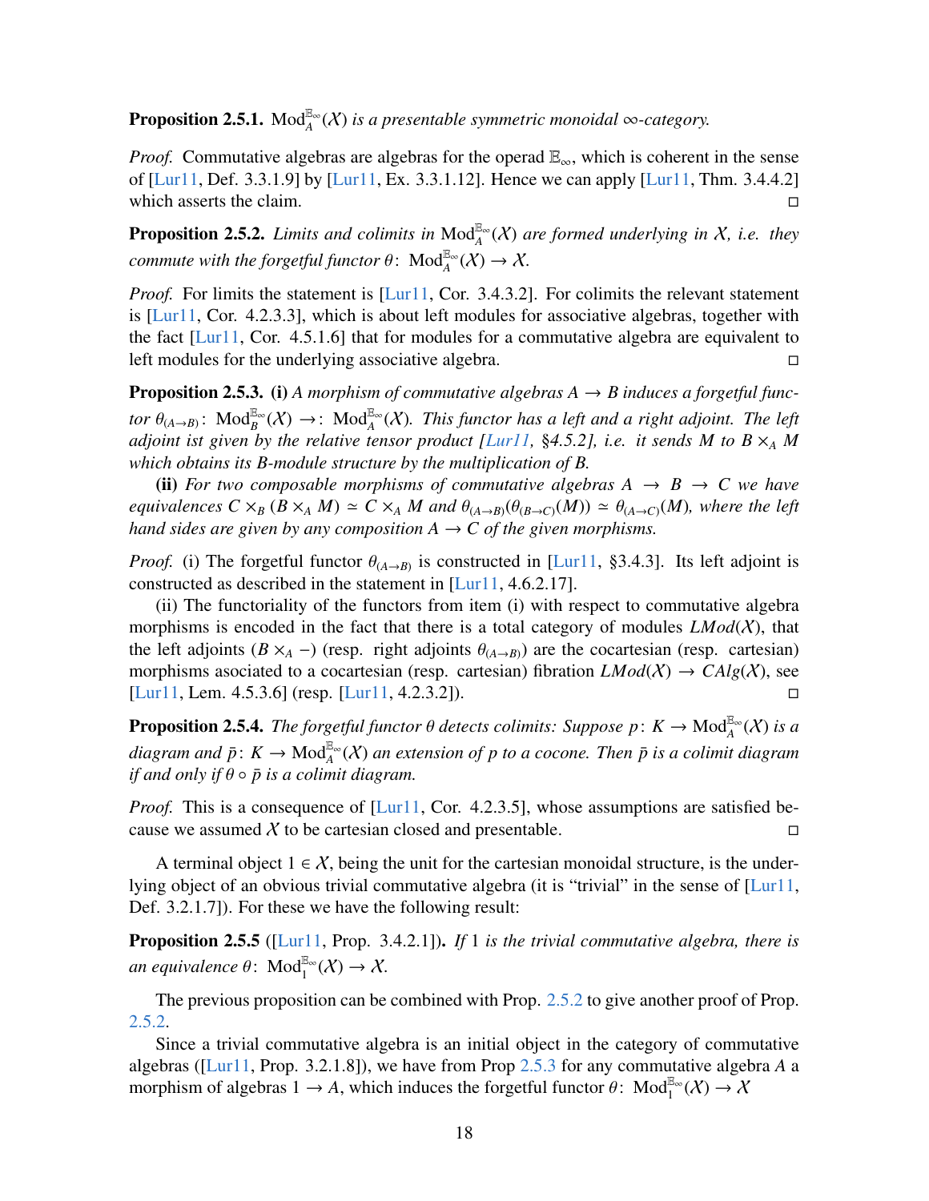**Proposition 2.5.1.** *$\mathrm{Mod}_A^{\mathbb{E}_\infty}(\mathcal{X})$ is a presentable symmetric monoidal ∞-category.*

*Proof.* Commutative algebras are algebras for the operad $\mathbb{E}_\infty$, which is coherent in the sense of [Lur11, Def. 3.3.1.9] by [Lur11, Ex. 3.3.1.12]. Hence we can apply [Lur11, Thm. 3.4.4.2] which asserts the claim. □

**Proposition 2.5.2.** *Limits and colimits in $\mathrm{Mod}_A^{\mathbb{E}_\infty}(\mathcal{X})$ are formed underlying in $\mathcal{X}$, i.e. they commute with the forgetful functor $\theta\colon \mathrm{Mod}_A^{\mathbb{E}_\infty}(\mathcal{X}) \to \mathcal{X}$.*

*Proof.* For limits the statement is [Lur11, Cor. 3.4.3.2]. For colimits the relevant statement is [Lur11, Cor. 4.2.3.3], which is about left modules for associative algebras, together with the fact [Lur11, Cor. 4.5.1.6] that for modules for a commutative algebra are equivalent to left modules for the underlying associative algebra. □

**Proposition 2.5.3.** **(i)** *A morphism of commutative algebras $A \to B$ induces a forgetful functor $\theta_{(A\to B)}\colon \mathrm{Mod}_B^{\mathbb{E}_\infty}(\mathcal{X}) \to\colon \mathrm{Mod}_A^{\mathbb{E}_\infty}(\mathcal{X})$. This functor has a left and a right adjoint. The left adjoint ist given by the relative tensor product [Lur11, §4.5.2], i.e. it sends $M$ to $B \times_A M$ which obtains its $B$-module structure by the multiplication of $B$.*

**(ii)** *For two composable morphisms of commutative algebras $A \to B \to C$ we have equivalences $C \times_B (B \times_A M) \simeq C \times_A M$ and $\theta_{(A\to B)}(\theta_{(B\to C)}(M)) \simeq \theta_{(A\to C)}(M)$, where the left hand sides are given by any composition $A \to C$ of the given morphisms.*

*Proof.* (i) The forgetful functor $\theta_{(A\to B)}$ is constructed in [Lur11, §3.4.3]. Its left adjoint is constructed as described in the statement in [Lur11, 4.6.2.17].

(ii) The functoriality of the functors from item (i) with respect to commutative algebra morphisms is encoded in the fact that there is a total category of modules $LMod(\mathcal{X})$, that the left adjoints $(B \times_A -)$ (resp. right adjoints $\theta_{(A\to B)}$) are the cocartesian (resp. cartesian) morphisms asociated to a cocartesian (resp. cartesian) fibration $LMod(\mathcal{X}) \to CAlg(\mathcal{X})$, see [Lur11, Lem. 4.5.3.6] (resp. [Lur11, 4.2.3.2]). □

**Proposition 2.5.4.** *The forgetful functor $\theta$ detects colimits: Suppose $p\colon K \to \mathrm{Mod}_A^{\mathbb{E}_\infty}(\mathcal{X})$ is a diagram and $\bar{p}\colon K \to \mathrm{Mod}_A^{\mathbb{E}_\infty}(\mathcal{X})$ an extension of $p$ to a cocone. Then $\bar{p}$ is a colimit diagram if and only if $\theta \circ \bar{p}$ is a colimit diagram.*

*Proof.* This is a consequence of [Lur11, Cor. 4.2.3.5], whose assumptions are satisfied because we assumed $\mathcal{X}$ to be cartesian closed and presentable. □

A terminal object $1 \in \mathcal{X}$, being the unit for the cartesian monoidal structure, is the underlying object of an obvious trivial commutative algebra (it is "trivial" in the sense of [Lur11, Def. 3.2.1.7]). For these we have the following result:

**Proposition 2.5.5** ([Lur11, Prop. 3.4.2.1])**.** *If $1$ is the trivial commutative algebra, there is an equivalence $\theta\colon \mathrm{Mod}_1^{\mathbb{E}_\infty}(\mathcal{X}) \to \mathcal{X}$.*

The previous proposition can be combined with Prop. 2.5.2 to give another proof of Prop. 2.5.2.

Since a trivial commutative algebra is an initial object in the category of commutative algebras ([Lur11, Prop. 3.2.1.8]), we have from Prop 2.5.3 for any commutative algebra $A$ a morphism of algebras $1 \to A$, which induces the forgetful functor $\theta\colon \mathrm{Mod}_1^{\mathbb{E}_\infty}(\mathcal{X}) \to \mathcal{X}$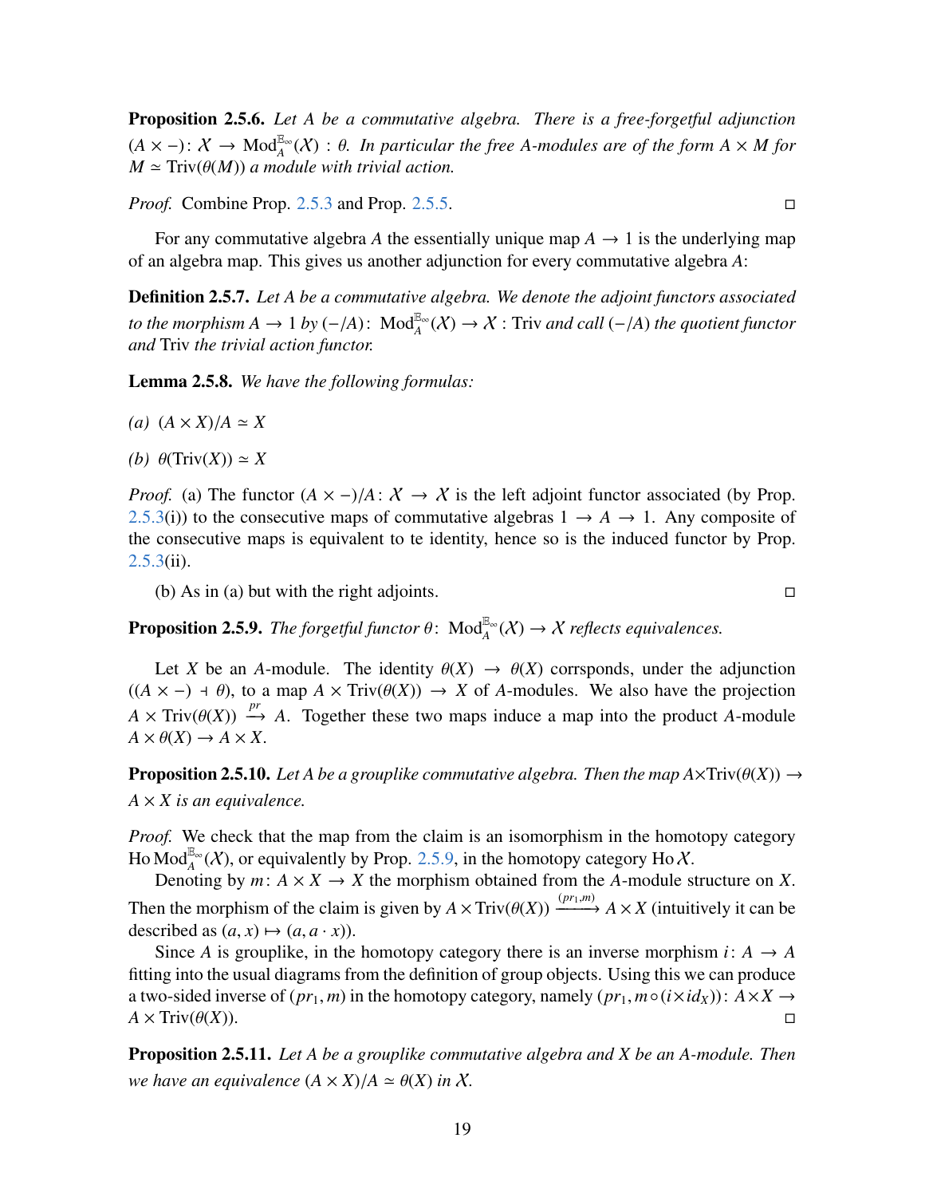**Proposition 2.5.6.** *Let $A$ be a commutative algebra. There is a free-forgetful adjunction $(A \times -)\colon \mathcal{X} \to \mathrm{Mod}_A^{\mathbb{E}_\infty}(\mathcal{X}) : \theta$. In particular the free $A$-modules are of the form $A \times M$ for $M \simeq \mathrm{Triv}(\theta(M))$ a module with trivial action.*

*Proof.* Combine Prop. 2.5.3 and Prop. 2.5.5. □

For any commutative algebra $A$ the essentially unique map $A \to 1$ is the underlying map of an algebra map. This gives us another adjunction for every commutative algebra $A$:

**Definition 2.5.7.** *Let $A$ be a commutative algebra. We denote the adjoint functors associated to the morphism $A \to 1$ by $(-/A)\colon \mathrm{Mod}_A^{\mathbb{E}_\infty}(\mathcal{X}) \to \mathcal{X} : \mathrm{Triv}$ and call $(-/A)$ the quotient functor and $\mathrm{Triv}$ the trivial action functor.*

**Lemma 2.5.8.** *We have the following formulas:*

*(a)* $(A \times X)/A \simeq X$

*(b)* $\theta(\mathrm{Triv}(X)) \simeq X$

*Proof.* (a) The functor $(A \times -)/A\colon \mathcal{X} \to \mathcal{X}$ is the left adjoint functor associated (by Prop. 2.5.3(i)) to the consecutive maps of commutative algebras $1 \to A \to 1$. Any composite of the consecutive maps is equivalent to te identity, hence so is the induced functor by Prop. 2.5.3(ii).

(b) As in (a) but with the right adjoints. □

**Proposition 2.5.9.** *The forgetful functor $\theta\colon \mathrm{Mod}_A^{\mathbb{E}_\infty}(\mathcal{X}) \to \mathcal{X}$ reflects equivalences.*

Let $X$ be an $A$-module. The identity $\theta(X) \to \theta(X)$ corrsponds, under the adjunction $((A \times -) \dashv \theta)$, to a map $A \times \mathrm{Triv}(\theta(X)) \to X$ of $A$-modules. We also have the projection $A \times \mathrm{Triv}(\theta(X)) \xrightarrow{pr} A$. Together these two maps induce a map into the product $A$-module $A \times \theta(X) \to A \times X$.

**Proposition 2.5.10.** *Let $A$ be a grouplike commutative algebra. Then the map $A \times \mathrm{Triv}(\theta(X)) \to A \times X$ is an equivalence.*

*Proof.* We check that the map from the claim is an isomorphism in the homotopy category $\mathrm{Ho}\,\mathrm{Mod}_A^{\mathbb{E}_\infty}(\mathcal{X})$, or equivalently by Prop. 2.5.9, in the homotopy category $\mathrm{Ho}\,\mathcal{X}$.

Denoting by $m\colon A \times X \to X$ the morphism obtained from the $A$-module structure on $X$. Then the morphism of the claim is given by $A \times \mathrm{Triv}(\theta(X)) \xrightarrow{(pr_1, m)} A \times X$ (intuitively it can be described as $(a, x) \mapsto (a, a \cdot x)$).

Since $A$ is grouplike, in the homotopy category there is an inverse morphism $i\colon A \to A$ fitting into the usual diagrams from the definition of group objects. Using this we can produce a two-sided inverse of $(pr_1, m)$ in the homotopy category, namely $(pr_1, m \circ (i \times id_X))\colon A \times X \to A \times \mathrm{Triv}(\theta(X))$. □

**Proposition 2.5.11.** *Let $A$ be a grouplike commutative algebra and $X$ be an $A$-module. Then we have an equivalence $(A \times X)/A \simeq \theta(X)$ in $\mathcal{X}$.*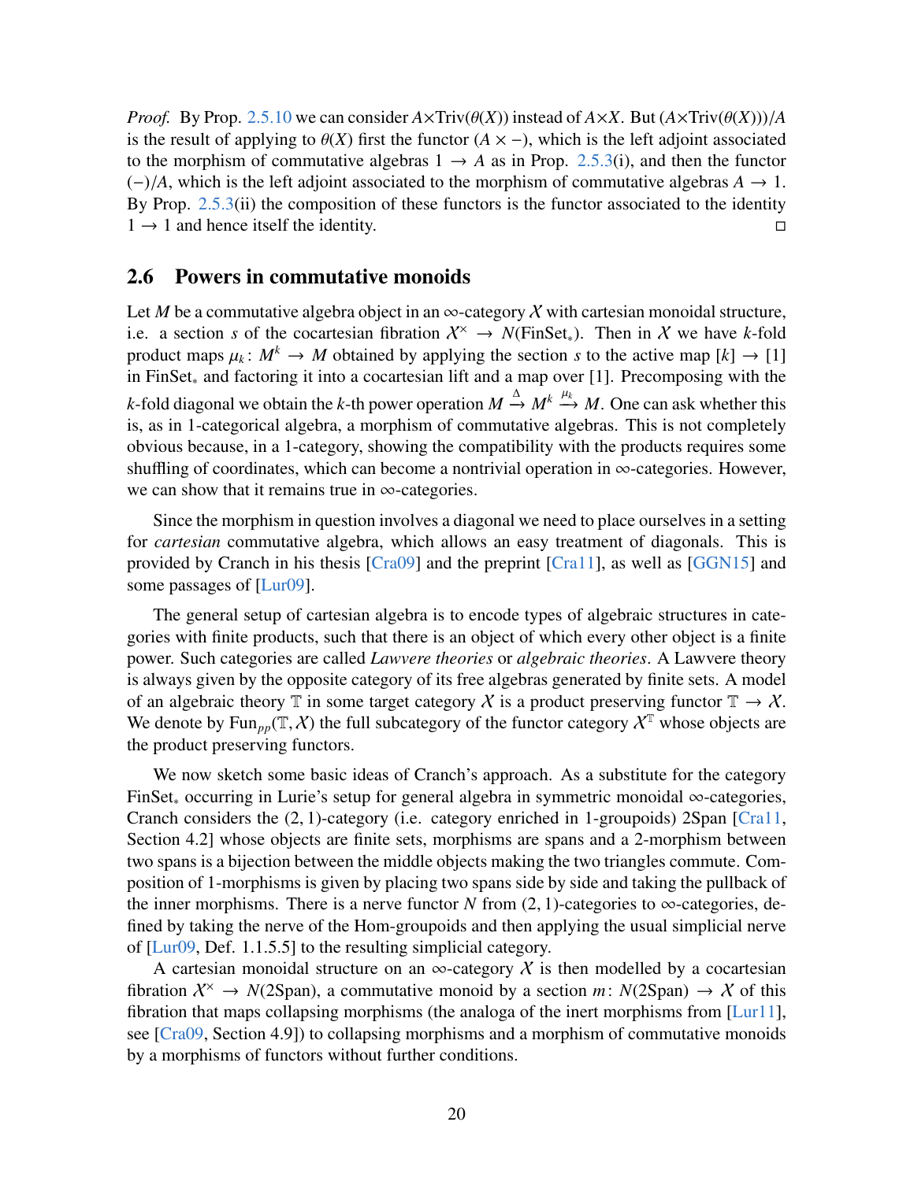*Proof.* By Prop. 2.5.10 we can consider $A \times \mathrm{Triv}(\theta(X))$ instead of $A \times X$. But $(A \times \mathrm{Triv}(\theta(X)))/A$ is the result of applying to $\theta(X)$ first the functor $(A \times -)$, which is the left adjoint associated to the morphism of commutative algebras $1 \to A$ as in Prop. 2.5.3(i), and then the functor $(-)/A$, which is the left adjoint associated to the morphism of commutative algebras $A \to 1$. By Prop. 2.5.3(ii) the composition of these functors is the functor associated to the identity $1 \to 1$ and hence itself the identity. □

## 2.6 Powers in commutative monoids

Let $M$ be a commutative algebra object in an $\infty$-category $\mathcal{X}$ with cartesian monoidal structure, i.e. a section $s$ of the cocartesian fibration $\mathcal{X}^{\times} \to N(\mathrm{FinSet}_*)$. Then in $\mathcal{X}$ we have $k$-fold product maps $\mu_k \colon M^k \to M$ obtained by applying the section $s$ to the active map $[k] \to [1]$ in $\mathrm{FinSet}_*$ and factoring it into a cocartesian lift and a map over $[1]$. Precomposing with the $k$-fold diagonal we obtain the $k$-th power operation $M \xrightarrow{\Delta} M^k \xrightarrow{\mu_k} M$. One can ask whether this is, as in 1-categorical algebra, a morphism of commutative algebras. This is not completely obvious because, in a 1-category, showing the compatibility with the products requires some shuffling of coordinates, which can become a nontrivial operation in $\infty$-categories. However, we can show that it remains true in $\infty$-categories.

Since the morphism in question involves a diagonal we need to place ourselves in a setting for *cartesian* commutative algebra, which allows an easy treatment of diagonals. This is provided by Cranch in his thesis [Cra09] and the preprint [Cra11], as well as [GGN15] and some passages of [Lur09].

The general setup of cartesian algebra is to encode types of algebraic structures in categories with finite products, such that there is an object of which every other object is a finite power. Such categories are called *Lawvere theories* or *algebraic theories*. A Lawvere theory is always given by the opposite category of its free algebras generated by finite sets. A model of an algebraic theory $\mathbb{T}$ in some target category $\mathcal{X}$ is a product preserving functor $\mathbb{T} \to \mathcal{X}$. We denote by $\mathrm{Fun}_{pp}(\mathbb{T}, \mathcal{X})$ the full subcategory of the functor category $\mathcal{X}^{\mathbb{T}}$ whose objects are the product preserving functors.

We now sketch some basic ideas of Cranch's approach. As a substitute for the category $\mathrm{FinSet}_*$ occurring in Lurie's setup for general algebra in symmetric monoidal $\infty$-categories, Cranch considers the $(2,1)$-category (i.e. category enriched in 1-groupoids) 2Span [Cra11, Section 4.2] whose objects are finite sets, morphisms are spans and a 2-morphism between two spans is a bijection between the middle objects making the two triangles commute. Composition of 1-morphisms is given by placing two spans side by side and taking the pullback of the inner morphisms. There is a nerve functor $N$ from $(2,1)$-categories to $\infty$-categories, defined by taking the nerve of the Hom-groupoids and then applying the usual simplicial nerve of [Lur09, Def. 1.1.5.5] to the resulting simplicial category.

A cartesian monoidal structure on an $\infty$-category $\mathcal{X}$ is then modelled by a cocartesian fibration $\mathcal{X}^{\times} \to N(\mathrm{2Span})$, a commutative monoid by a section $m \colon N(\mathrm{2Span}) \to \mathcal{X}$ of this fibration that maps collapsing morphisms (the analoga of the inert morphisms from [Lur11], see [Cra09, Section 4.9]) to collapsing morphisms and a morphism of commutative monoids by a morphisms of functors without further conditions.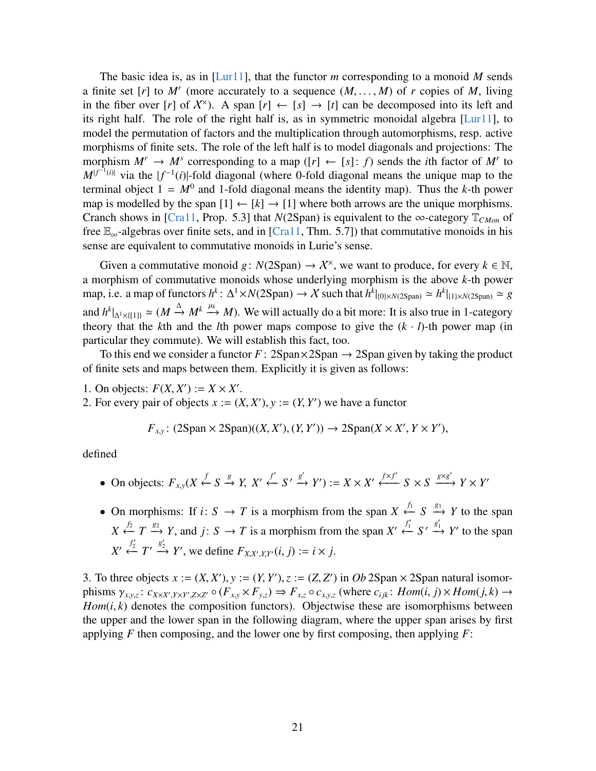The basic idea is, as in [Lur11], that the functor $m$ corresponding to a monoid $M$ sends a finite set $[r]$ to $M^r$ (more accurately to a sequence $(M, \dots, M)$ of $r$ copies of $M$, living in the fiber over $[r]$ of $\mathcal{X}^\times$). A span $[r] \leftarrow [s] \rightarrow [t]$ can be decomposed into its left and its right half. The role of the right half is, as in symmetric monoidal algebra [Lur11], to model the permutation of factors and the multiplication through automorphisms, resp. active morphisms of finite sets. The role of the left half is to model diagonals and projections: The morphism $M^r \to M^s$ corresponding to a map $([r] \leftarrow [s] \colon f)$ sends the $i$th factor of $M^r$ to $M^{|f^{-1}(i)|}$ via the $|f^{-1}(i)|$-fold diagonal (where 0-fold diagonal means the unique map to the terminal object $1 = M^0$ and 1-fold diagonal means the identity map). Thus the $k$-th power map is modelled by the span $[1] \leftarrow [k] \rightarrow [1]$ where both arrows are the unique morphisms. Cranch shows in [Cra11, Prop. 5.3] that $N(2\mathrm{Span})$ is equivalent to the $\infty$-category $\mathbb{T}_{CMon}$ of free $\mathbb{E}_\infty$-algebras over finite sets, and in [Cra11, Thm. 5.7]) that commutative monoids in his sense are equivalent to commutative monoids in Lurie's sense.

Given a commutative monoid $g \colon N(2\mathrm{Span}) \to \mathcal{X}^\times$, we want to produce, for every $k \in \mathbb{N}$, a morphism of commutative monoids whose underlying morphism is the above $k$-th power map, i.e. a map of functors $h^k \colon \Delta^1 \times N(2\mathrm{Span}) \to \mathcal{X}$ such that $h^k|_{\{0\}\times N(2\mathrm{Span})} \simeq h^k|_{\{1\}\times N(2\mathrm{Span})} \simeq g$ and $h^k|_{\Delta^1\times\{[1]\}} \simeq (M \xrightarrow{\Delta} M^k \xrightarrow{\mu_k} M)$. We will actually do a bit more: It is also true in 1-category theory that the $k$th and the $l$th power maps compose to give the $(k \cdot l)$-th power map (in particular they commute). We will establish this fact, too.

To this end we consider a functor $F \colon 2\mathrm{Span}\times 2\mathrm{Span} \to 2\mathrm{Span}$ given by taking the product of finite sets and maps between them. Explicitly it is given as follows:

1. On objects: $F(X, X') := X \times X'$.
2. For every pair of objects $x := (X, X'), y := (Y, Y')$ we have a functor

$$F_{x,y} \colon (2\mathrm{Span} \times 2\mathrm{Span})((X, X'), (Y, Y')) \to 2\mathrm{Span}(X \times X', Y \times Y'),$$

defined

- On objects: $F_{x,y}(X \xleftarrow{f} S \xrightarrow{g} Y,\ X' \xleftarrow{f'} S' \xrightarrow{g'} Y') := X \times X' \xleftarrow{f\times f'} S \times S \xrightarrow{g\times g'} Y \times Y'$
- On morphisms: If $i \colon S \to T$ is a morphism from the span $X \xleftarrow{f_1} S \xrightarrow{g_1} Y$ to the span $X \xleftarrow{f_2} T \xrightarrow{g_2} Y$, and $j \colon S \to T$ is a morphism from the span $X' \xleftarrow{f_1'} S' \xrightarrow{g_1'} Y'$ to the span $X' \xleftarrow{f_2'} T' \xrightarrow{g_2'} Y'$, we define $F_{X,X',Y,Y'}(i, j) := i \times j$.

3. To three objects $x := (X, X'), y := (Y, Y'), z := (Z, Z')$ in $Ob\, 2\mathrm{Span} \times 2\mathrm{Span}$ natural isomorphisms $\gamma_{x,y,z} \colon c_{X\times X', Y\times Y', Z\times Z'} \circ (F_{x,y} \times F_{y,z}) \Rightarrow F_{x,z} \circ c_{x,y,z}$ (where $c_{ijk} \colon Hom(i, j) \times Hom(j, k) \to Hom(i, k)$ denotes the composition functors). Objectwise these are isomorphisms between the upper and the lower span in the following diagram, where the upper span arises by first applying $F$ then composing, and the lower one by first composing, then applying $F$: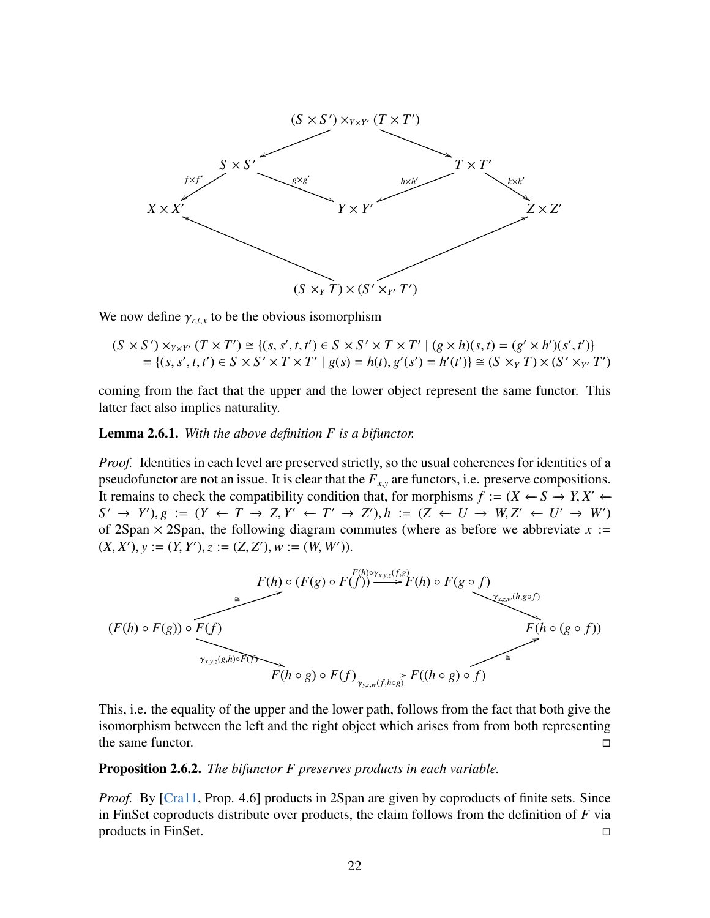$$
\begin{array}{ccccc}
 & & (S \times S') \times_{Y \times Y'} (T \times T') & & \\
 & \swarrow & & \searrow & \\
 & S \times S' & & T \times T' & \\
{\scriptstyle f \times f'} \swarrow & & \searrow {\scriptstyle g \times g'} \quad {\scriptstyle h \times h'} \swarrow & & \searrow {\scriptstyle k \times k'} \\
X \times X' & & Y \times Y' & & Z \times Z' \\
 & \nwarrow & & \nearrow & \\
 & & (S \times_Y T) \times (S' \times_{Y'} T') & &
\end{array}
$$

We now define $\gamma_{r,t,x}$ to be the obvious isomorphism

$$
\begin{aligned}
(S \times S') \times_{Y \times Y'} (T \times T') &\cong \{(s, s', t, t') \in S \times S' \times T \times T' \mid (g \times h)(s, t) = (g' \times h')(s', t')\} \\
&= \{(s, s', t, t') \in S \times S' \times T \times T' \mid g(s) = h(t), g'(s') = h'(t')\} \cong (S \times_Y T) \times (S' \times_{Y'} T')
\end{aligned}
$$

coming from the fact that the upper and the lower object represent the same functor. This latter fact also implies naturality.

**Lemma 2.6.1.** *With the above definition $F$ is a bifunctor.*

*Proof.* Identities in each level are preserved strictly, so the usual coherences for identities of a pseudofunctor are not an issue. It is clear that the $F_{x,y}$ are functors, i.e. preserve compositions. It remains to check the compatibility condition that, for morphisms $f := (X \leftarrow S \to Y, X' \leftarrow S' \to Y'), g := (Y \leftarrow T \to Z, Y' \leftarrow T' \to Z'), h := (Z \leftarrow U \to W, Z' \leftarrow U' \to W')$ of 2Span $\times$ 2Span, the following diagram commutes (where as before we abbreviate $x := (X, X'), y := (Y, Y'), z := (Z, Z'), w := (W, W')$).

$$
\begin{array}{ccccc}
 & F(h) \circ (F(g) \circ F(f)) & \xrightarrow{F(h) \circ \gamma_{x,y,z}(f,g)} & F(h) \circ F(g \circ f) & \\
{\scriptstyle \cong} \nearrow & & & & \searrow {\scriptstyle \gamma_{x,z,w}(h, g \circ f)} \\
(F(h) \circ F(g)) \circ F(f) & & & & F(h \circ (g \circ f)) \\
{\scriptstyle \gamma_{x,y,z}(g,h) \circ F(f)} \searrow & & & & \nearrow {\scriptstyle \cong} \\
 & F(h \circ g) \circ F(f) & \xrightarrow[\gamma_{y,z,w}(f, h \circ g)]{} & F((h \circ g) \circ f) &
\end{array}
$$

This, i.e. the equality of the upper and the lower path, follows from the fact that both give the isomorphism between the left and the right object which arises from from both representing the same functor. □

**Proposition 2.6.2.** *The bifunctor $F$ preserves products in each variable.*

*Proof.* By [Cra11, Prop. 4.6] products in 2Span are given by coproducts of finite sets. Since in FinSet coproducts distribute over products, the claim follows from the definition of $F$ via products in FinSet. □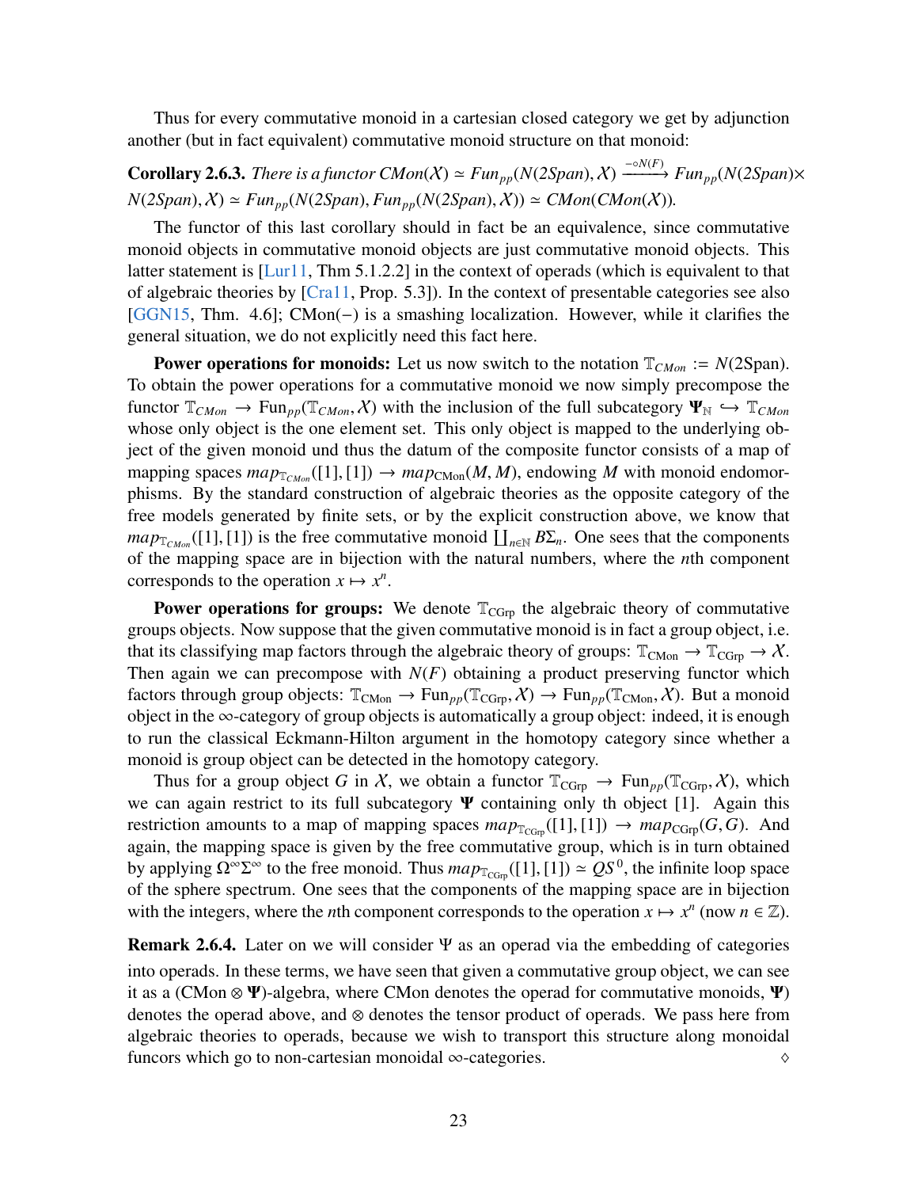Thus for every commutative monoid in a cartesian closed category we get by adjunction another (but in fact equivalent) commutative monoid structure on that monoid:

**Corollary 2.6.3.** *There is a functor $CMon(\mathcal{X}) \simeq Fun_{pp}(N(2Span), \mathcal{X}) \xrightarrow{-\circ N(F)} Fun_{pp}(N(2Span) \times N(2Span), \mathcal{X}) \simeq Fun_{pp}(N(2Span), Fun_{pp}(N(2Span), \mathcal{X})) \simeq CMon(CMon(\mathcal{X}))$.*

The functor of this last corollary should in fact be an equivalence, since commutative monoid objects in commutative monoid objects are just commutative monoid objects. This latter statement is [Lur11, Thm 5.1.2.2] in the context of operads (which is equivalent to that of algebraic theories by [Cra11, Prop. 5.3]). In the context of presentable categories see also [GGN15, Thm. 4.6]; CMon(−) is a smashing localization. However, while it clarifies the general situation, we do not explicitly need this fact here.

**Power operations for monoids:** Let us now switch to the notation $\mathbb{T}_{CMon} := N(2\mathrm{Span})$. To obtain the power operations for a commutative monoid we now simply precompose the functor $\mathbb{T}_{CMon} \to \mathrm{Fun}_{pp}(\mathbb{T}_{CMon}, \mathcal{X})$ with the inclusion of the full subcategory $\mathbf{\Psi}_{\mathbb{N}} \hookrightarrow \mathbb{T}_{CMon}$ whose only object is the one element set. This only object is mapped to the underlying object of the given monoid und thus the datum of the composite functor consists of a map of mapping spaces $map_{\mathbb{T}_{CMon}}([1],[1]) \to map_{\mathrm{CMon}}(M, M)$, endowing $M$ with monoid endomorphisms. By the standard construction of algebraic theories as the opposite category of the free models generated by finite sets, or by the explicit construction above, we know that $map_{\mathbb{T}_{CMon}}([1],[1])$ is the free commutative monoid $\coprod_{n\in\mathbb{N}} B\Sigma_n$. One sees that the components of the mapping space are in bijection with the natural numbers, where the $n$th component corresponds to the operation $x \mapsto x^n$.

**Power operations for groups:** We denote $\mathbb{T}_{\mathrm{CGrp}}$ the algebraic theory of commutative groups objects. Now suppose that the given commutative monoid is in fact a group object, i.e. that its classifying map factors through the algebraic theory of groups: $\mathbb{T}_{\mathrm{CMon}} \to \mathbb{T}_{\mathrm{CGrp}} \to \mathcal{X}$. Then again we can precompose with $N(F)$ obtaining a product preserving functor which factors through group objects: $\mathbb{T}_{\mathrm{CMon}} \to \mathrm{Fun}_{pp}(\mathbb{T}_{\mathrm{CGrp}}, \mathcal{X}) \to \mathrm{Fun}_{pp}(\mathbb{T}_{\mathrm{CMon}}, \mathcal{X})$. But a monoid object in the $\infty$-category of group objects is automatically a group object: indeed, it is enough to run the classical Eckmann-Hilton argument in the homotopy category since whether a monoid is group object can be detected in the homotopy category.

Thus for a group object $G$ in $\mathcal{X}$, we obtain a functor $\mathbb{T}_{\mathrm{CGrp}} \to \mathrm{Fun}_{pp}(\mathbb{T}_{\mathrm{CGrp}}, \mathcal{X})$, which we can again restrict to its full subcategory $\mathbf{\Psi}$ containing only th object [1]. Again this restriction amounts to a map of mapping spaces $map_{\mathbb{T}_{\mathrm{CGrp}}}([1],[1]) \to map_{\mathrm{CGrp}}(G, G)$. And again, the mapping space is given by the free commutative group, which is in turn obtained by applying $\Omega^\infty\Sigma^\infty$ to the free monoid. Thus $map_{\mathbb{T}_{\mathrm{CGrp}}}([1],[1]) \simeq QS^0$, the infinite loop space of the sphere spectrum. One sees that the components of the mapping space are in bijection with the integers, where the $n$th component corresponds to the operation $x \mapsto x^n$ (now $n \in \mathbb{Z}$).

**Remark 2.6.4.** Later on we will consider $\Psi$ as an operad via the embedding of categories into operads. In these terms, we have seen that given a commutative group object, we can see it as a $(\mathrm{CMon} \otimes \mathbf{\Psi})$-algebra, where CMon denotes the operad for commutative monoids, $\mathbf{\Psi})$ denotes the operad above, and $\otimes$ denotes the tensor product of operads. We pass here from algebraic theories to operads, because we wish to transport this structure along monoidal funcors which go to non-cartesian monoidal $\infty$-categories. ◊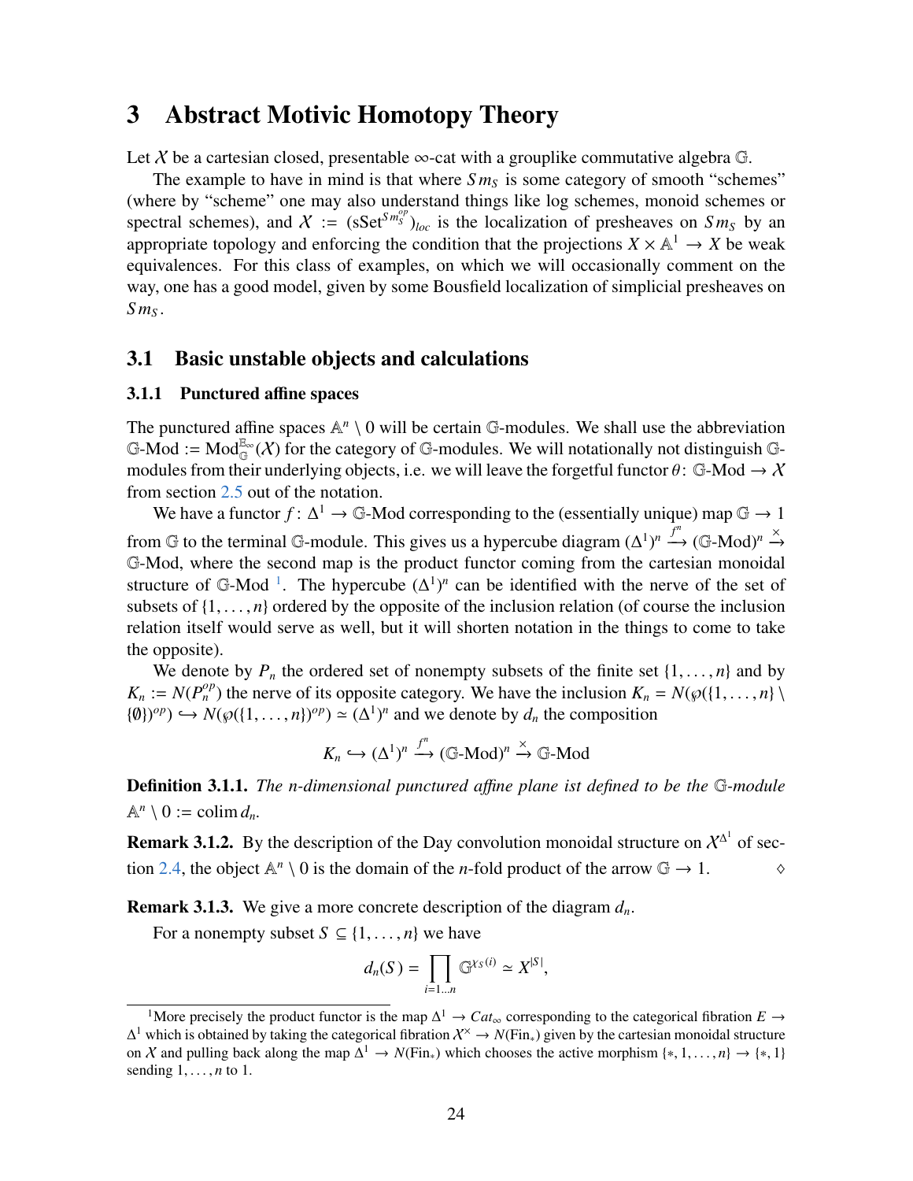# 3 Abstract Motivic Homotopy Theory

Let $\mathcal{X}$ be a cartesian closed, presentable $\infty$-cat with a grouplike commutative algebra $\mathbb{G}$.

The example to have in mind is that where $Sm_S$ is some category of smooth "schemes" (where by "scheme" one may also understand things like log schemes, monoid schemes or spectral schemes), and $\mathcal{X} := (\mathrm{sSet}^{Sm_S^{op}})_{loc}$ is the localization of presheaves on $Sm_S$ by an appropriate topology and enforcing the condition that the projections $X \times \mathbb{A}^1 \to X$ be weak equivalences. For this class of examples, on which we will occasionally comment on the way, one has a good model, given by some Bousfield localization of simplicial presheaves on $Sm_S$.

## 3.1 Basic unstable objects and calculations

### 3.1.1 Punctured affine spaces

The punctured affine spaces $\mathbb{A}^n \setminus 0$ will be certain $\mathbb{G}$-modules. We shall use the abbreviation $\mathbb{G}\text{-Mod} := \mathrm{Mod}_{\mathbb{G}}^{\mathbb{E}_\infty}(\mathcal{X})$ for the category of $\mathbb{G}$-modules. We will notationally not distinguish $\mathbb{G}$-modules from their underlying objects, i.e. we will leave the forgetful functor $\theta\colon \mathbb{G}\text{-Mod} \to \mathcal{X}$ from section 2.5 out of the notation.

We have a functor $f\colon \Delta^1 \to \mathbb{G}\text{-Mod}$ corresponding to the (essentially unique) map $\mathbb{G} \to 1$ from $\mathbb{G}$ to the terminal $\mathbb{G}$-module. This gives us a hypercube diagram $(\Delta^1)^n \xrightarrow{f^n} (\mathbb{G}\text{-Mod})^n \xrightarrow{\times} \mathbb{G}\text{-Mod}$, where the second map is the product functor coming from the cartesian monoidal structure of $\mathbb{G}\text{-Mod}$ [1]. The hypercube $(\Delta^1)^n$ can be identified with the nerve of the set of subsets of $\{1, \dots, n\}$ ordered by the opposite of the inclusion relation (of course the inclusion relation itself would serve as well, but it will shorten notation in the things to come to take the opposite).

We denote by $P_n$ the ordered set of nonempty subsets of the finite set $\{1, \dots, n\}$ and by $K_n := N(P_n^{op})$ the nerve of its opposite category. We have the inclusion $K_n = N(\wp(\{1, \dots, n\} \setminus \{\emptyset\})^{op}) \hookrightarrow N(\wp(\{1, \dots, n\})^{op}) \simeq (\Delta^1)^n$ and we denote by $d_n$ the composition

$$K_n \hookrightarrow (\Delta^1)^n \xrightarrow{f^n} (\mathbb{G}\text{-Mod})^n \xrightarrow{\times} \mathbb{G}\text{-Mod}$$

**Definition 3.1.1.** *The n-dimensional punctured affine plane ist defined to be the $\mathbb{G}$-module $\mathbb{A}^n \setminus 0 := \operatorname{colim} d_n$.*

**Remark 3.1.2.** By the description of the Day convolution monoidal structure on $\mathcal{X}^{\Delta^1}$ of section 2.4, the object $\mathbb{A}^n \setminus 0$ is the domain of the $n$-fold product of the arrow $\mathbb{G} \to 1$. $\diamond$

**Remark 3.1.3.** We give a more concrete description of the diagram $d_n$.

For a nonempty subset $S \subseteq \{1, \dots, n\}$ we have

$$d_n(S) = \prod_{i=1\dots n} \mathbb{G}^{\chi_S(i)} \simeq X^{|S|},$$

[1] More precisely the product functor is the map $\Delta^1 \to Cat_\infty$ corresponding to the categorical fibration $E \to \Delta^1$ which is obtained by taking the categorical fibration $\mathcal{X}^\times \to N(\mathrm{Fin}_*)$ given by the cartesian monoidal structure on $\mathcal{X}$ and pulling back along the map $\Delta^1 \to N(\mathrm{Fin}_*)$ which chooses the active morphism $\{*, 1, \dots, n\} \to \{*, 1\}$ sending $1, \dots, n$ to 1.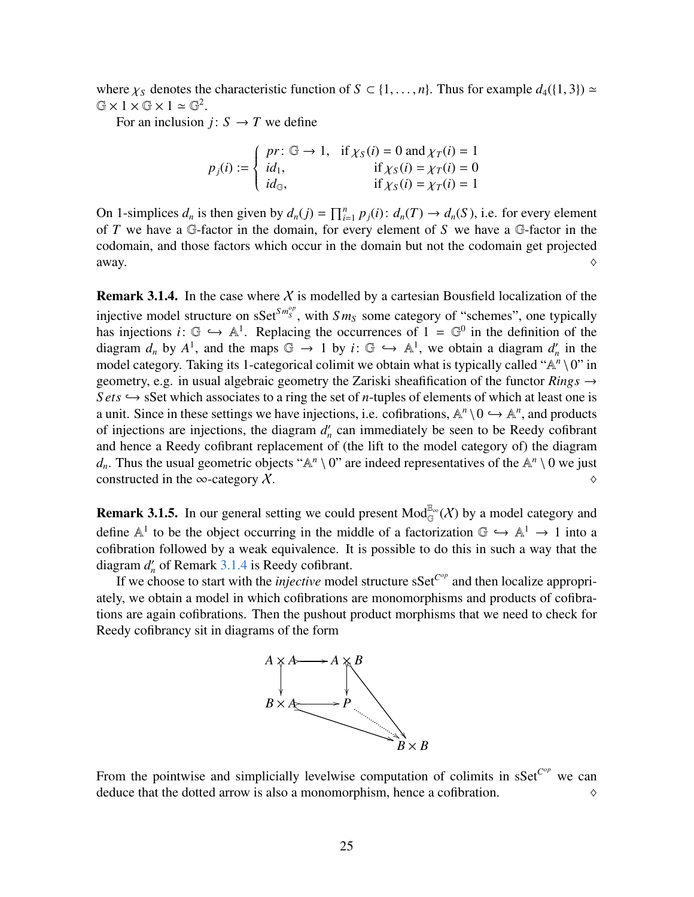where $\chi_S$ denotes the characteristic function of $S \subset \{1, \ldots, n\}$. Thus for example $d_4(\{1, 3\}) \simeq \mathbb{G} \times 1 \times \mathbb{G} \times 1 \simeq \mathbb{G}^2$.

For an inclusion $j \colon S \to T$ we define

$$p_j(i) := \begin{cases} pr\colon \mathbb{G} \to 1, & \text{if } \chi_S(i) = 0 \text{ and } \chi_T(i) = 1 \\ id_1, & \text{if } \chi_S(i) = \chi_T(i) = 0 \\ id_{\mathbb{G}}, & \text{if } \chi_S(i) = \chi_T(i) = 1 \end{cases}$$

On 1-simplices $d_n$ is then given by $d_n(j) = \prod_{i=1}^n p_j(i) \colon d_n(T) \to d_n(S)$, i.e. for every element of $T$ we have a $\mathbb{G}$-factor in the domain, for every element of $S$ we have a $\mathbb{G}$-factor in the codomain, and those factors which occur in the domain but not the codomain get projected away. ◊

**Remark 3.1.4.** In the case where $\mathcal{X}$ is modelled by a cartesian Bousfield localization of the injective model structure on $\mathrm{sSet}^{Sm_S^{op}}$, with $Sm_S$ some category of "schemes", one typically has injections $i \colon \mathbb{G} \hookrightarrow \mathbb{A}^1$. Replacing the occurrences of $1 = \mathbb{G}^0$ in the definition of the diagram $d_n$ by $A^1$, and the maps $\mathbb{G} \to 1$ by $i \colon \mathbb{G} \hookrightarrow \mathbb{A}^1$, we obtain a diagram $d_n'$ in the model category. Taking its 1-categorical colimit we obtain what is typically called "$\mathbb{A}^n \setminus 0$" in geometry, e.g. in usual algebraic geometry the Zariski sheafification of the functor $Rings \to Sets \hookrightarrow \mathrm{sSet}$ which associates to a ring the set of $n$-tuples of elements of which at least one is a unit. Since in these settings we have injections, i.e. cofibrations, $\mathbb{A}^n \setminus 0 \hookrightarrow \mathbb{A}^n$, and products of injections are injections, the diagram $d_n'$ can immediately be seen to be Reedy cofibrant and hence a Reedy cofibrant replacement of (the lift to the model category of) the diagram $d_n$. Thus the usual geometric objects "$\mathbb{A}^n \setminus 0$" are indeed representatives of the $\mathbb{A}^n \setminus 0$ we just constructed in the $\infty$-category $\mathcal{X}$. ◊

**Remark 3.1.5.** In our general setting we could present $\mathrm{Mod}_{\mathbb{G}}^{\mathbb{E}_\infty}(\mathcal{X})$ by a model category and define $\mathbb{A}^1$ to be the object occurring in the middle of a factorization $\mathbb{G} \hookrightarrow \mathbb{A}^1 \to 1$ into a cofibration followed by a weak equivalence. It is possible to do this in such a way that the diagram $d_n'$ of Remark 3.1.4 is Reedy cofibrant.

If we choose to start with the *injective* model structure $\mathrm{sSet}^{C^{op}}$ and then localize appropriately, we obtain a model in which cofibrations are monomorphisms and products of cofibrations are again cofibrations. Then the pushout product morphisms that we need to check for Reedy cofibrancy sit in diagrams of the form

$$\begin{array}{ccc} A \times A & \hookrightarrow & A \times B \\ \downarrow & & \downarrow \\ B \times A & \hookrightarrow & P \\ & & \searrow \\ & & B \times B \end{array}$$

(with $A \times B \to B \times B$ and $B \times A \to B \times B$, and a dotted arrow $P \to B \times B$)

From the pointwise and simplicially levelwise computation of colimits in $\mathrm{sSet}^{C^{op}}$ we can deduce that the dotted arrow is also a monomorphism, hence a cofibration. ◊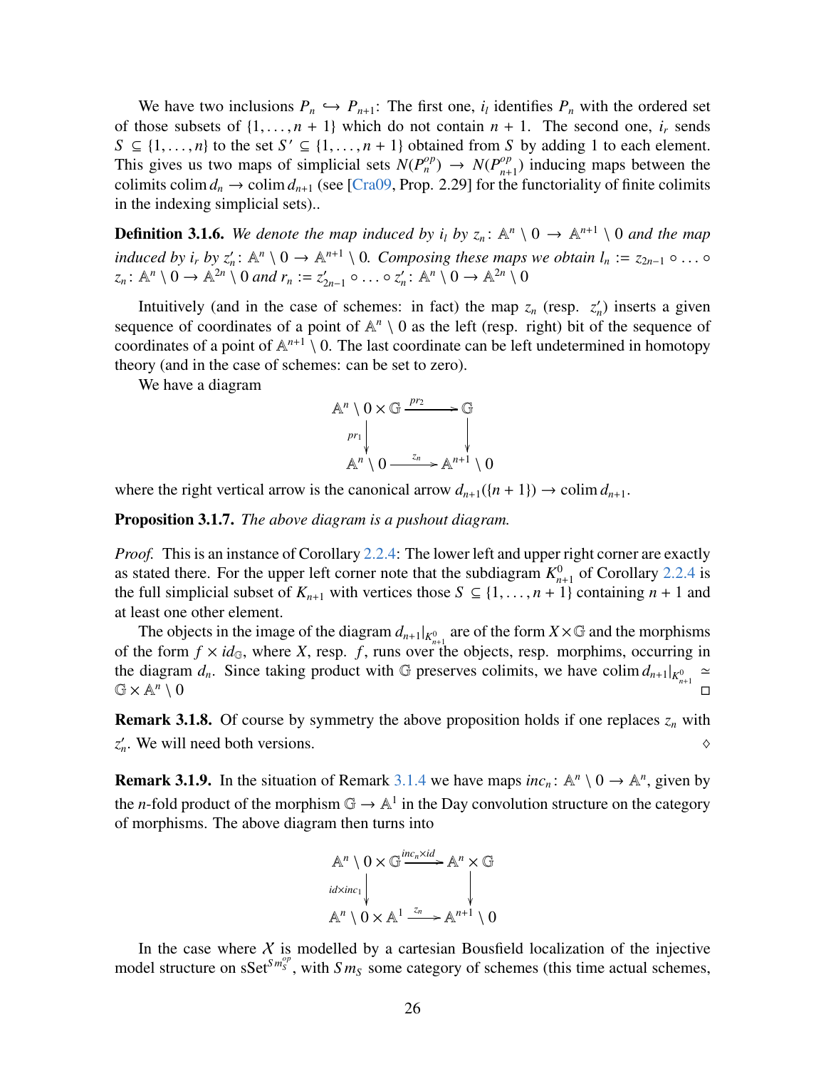We have two inclusions $P_n \hookrightarrow P_{n+1}$: The first one, $i_l$ identifies $P_n$ with the ordered set of those subsets of $\{1, \ldots, n+1\}$ which do not contain $n+1$. The second one, $i_r$ sends $S \subseteq \{1, \ldots, n\}$ to the set $S' \subseteq \{1, \ldots, n+1\}$ obtained from $S$ by adding 1 to each element. This gives us two maps of simplicial sets $N(P_n^{op}) \to N(P_{n+1}^{op})$ inducing maps between the colimits $\operatorname{colim} d_n \to \operatorname{colim} d_{n+1}$ (see [Cra09, Prop. 2.29] for the functoriality of finite colimits in the indexing simplicial sets)..

**Definition 3.1.6.** *We denote the map induced by $i_l$ by $z_n \colon \mathbb{A}^n \setminus 0 \to \mathbb{A}^{n+1} \setminus 0$ and the map induced by $i_r$ by $z'_n \colon \mathbb{A}^n \setminus 0 \to \mathbb{A}^{n+1} \setminus 0$. Composing these maps we obtain $l_n := z_{2n-1} \circ \ldots \circ z_n \colon \mathbb{A}^n \setminus 0 \to \mathbb{A}^{2n} \setminus 0$ and $r_n := z'_{2n-1} \circ \ldots \circ z'_n \colon \mathbb{A}^n \setminus 0 \to \mathbb{A}^{2n} \setminus 0$*

Intuitively (and in the case of schemes: in fact) the map $z_n$ (resp. $z'_n$) inserts a given sequence of coordinates of a point of $\mathbb{A}^n \setminus 0$ as the left (resp. right) bit of the sequence of coordinates of a point of $\mathbb{A}^{n+1} \setminus 0$. The last coordinate can be left undetermined in homotopy theory (and in the case of schemes: can be set to zero).

We have a diagram

$$\begin{array}{ccc} \mathbb{A}^n \setminus 0 \times \mathbb{G} & \xrightarrow{pr_2} & \mathbb{G} \\ {\scriptstyle pr_1}\downarrow & & \downarrow \\ \mathbb{A}^n \setminus 0 & \xrightarrow{z_n} & \mathbb{A}^{n+1} \setminus 0 \end{array}$$

where the right vertical arrow is the canonical arrow $d_{n+1}(\{n+1\}) \to \operatorname{colim} d_{n+1}$.

**Proposition 3.1.7.** *The above diagram is a pushout diagram.*

*Proof.* This is an instance of Corollary 2.2.4: The lower left and upper right corner are exactly as stated there. For the upper left corner note that the subdiagram $K^0_{n+1}$ of Corollary 2.2.4 is the full simplicial subset of $K_{n+1}$ with vertices those $S \subseteq \{1, \ldots, n+1\}$ containing $n+1$ and at least one other element.

The objects in the image of the diagram $d_{n+1}|_{K^0_{n+1}}$ are of the form $X \times \mathbb{G}$ and the morphisms of the form $f \times id_{\mathbb{G}}$, where $X$, resp. $f$, runs over the objects, resp. morphisms, occurring in the diagram $d_n$. Since taking product with $\mathbb{G}$ preserves colimits, we have $\operatorname{colim} d_{n+1}|_{K^0_{n+1}} \simeq \mathbb{G} \times \mathbb{A}^n \setminus 0$ □

**Remark 3.1.8.** Of course by symmetry the above proposition holds if one replaces $z_n$ with $z'_n$. We will need both versions. ◊

**Remark 3.1.9.** In the situation of Remark 3.1.4 we have maps $inc_n \colon \mathbb{A}^n \setminus 0 \to \mathbb{A}^n$, given by the $n$-fold product of the morphism $\mathbb{G} \to \mathbb{A}^1$ in the Day convolution structure on the category of morphisms. The above diagram then turns into

$$\begin{array}{ccc} \mathbb{A}^n \setminus 0 \times \mathbb{G} & \xrightarrow{inc_n \times id} & \mathbb{A}^n \times \mathbb{G} \\ {\scriptstyle id \times inc_1}\downarrow & & \downarrow \\ \mathbb{A}^n \setminus 0 \times \mathbb{A}^1 & \xrightarrow{z_n} & \mathbb{A}^{n+1} \setminus 0 \end{array}$$

In the case where $\mathcal{X}$ is modelled by a cartesian Bousfield localization of the injective model structure on $\mathrm{sSet}^{Sm_S^{op}}$, with $Sm_S$ some category of schemes (this time actual schemes,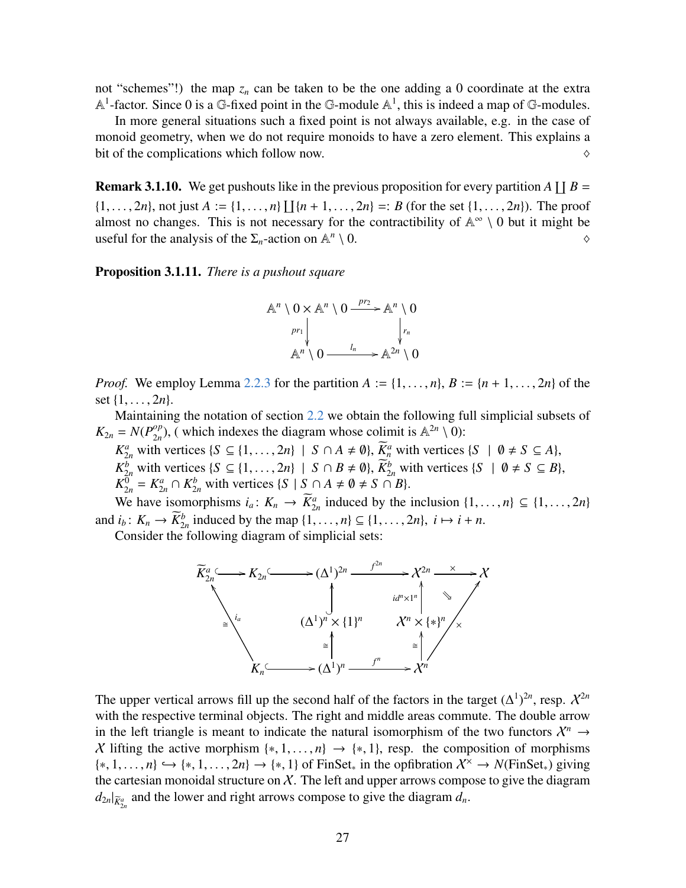not “schemes”!) the map $z_n$ can be taken to be the one adding a 0 coordinate at the extra $\mathbb{A}^1$-factor. Since 0 is a $\mathbb{G}$-fixed point in the $\mathbb{G}$-module $\mathbb{A}^1$, this is indeed a map of $\mathbb{G}$-modules.

In more general situations such a fixed point is not always available, e.g. in the case of monoid geometry, when we do not require monoids to have a zero element. This explains a bit of the complications which follow now. ◊

**Remark 3.1.10.** We get pushouts like in the previous proposition for every partition $A \coprod B = \{1, \dots, 2n\}$, not just $A := \{1, \dots, n\} \coprod \{n+1, \dots, 2n\} =: B$ (for the set $\{1, \dots, 2n\}$). The proof almost no changes. This is not necessary for the contractibility of $\mathbb{A}^\infty \setminus 0$ but it might be useful for the analysis of the $\Sigma_n$-action on $\mathbb{A}^n \setminus 0$. ◊

**Proposition 3.1.11.** *There is a pushout square*

$$\begin{array}{ccc}
\mathbb{A}^n \setminus 0 \times \mathbb{A}^n \setminus 0 & \xrightarrow{pr_2} & \mathbb{A}^n \setminus 0 \\
\downarrow{\scriptstyle pr_1} & & \downarrow{\scriptstyle r_n} \\
\mathbb{A}^n \setminus 0 & \xrightarrow{l_n} & \mathbb{A}^{2n} \setminus 0
\end{array}$$

*Proof.* We employ Lemma 2.2.3 for the partition $A := \{1, \dots, n\}$, $B := \{n+1, \dots, 2n\}$ of the set $\{1, \dots, 2n\}$.

Maintaining the notation of section 2.2 we obtain the following full simplicial subsets of $K_{2n} = N(P_{2n}^{op})$, ( which indexes the diagram whose colimit is $\mathbb{A}^{2n} \setminus 0$):

$K_{2n}^a$ with vertices $\{S \subseteq \{1, \dots, 2n\} \mid S \cap A \neq \emptyset\}$, $\widetilde{K}_n^a$ with vertices $\{S \mid \emptyset \neq S \subseteq A\}$,
$K_{2n}^b$ with vertices $\{S \subseteq \{1, \dots, 2n\} \mid S \cap B \neq \emptyset\}$, $\widetilde{K}_{2n}^b$ with vertices $\{S \mid \emptyset \neq S \subseteq B\}$,
$K_{2n}^0 = K_{2n}^a \cap K_{2n}^b$ with vertices $\{S \mid S \cap A \neq \emptyset \neq S \cap B\}$.

We have isomorphisms $i_a \colon K_n \to \widetilde{K}_{2n}^a$ induced by the inclusion $\{1, \dots, n\} \subseteq \{1, \dots, 2n\}$ and $i_b \colon K_n \to \widetilde{K}_{2n}^b$ induced by the map $\{1, \dots, n\} \subseteq \{1, \dots, 2n\}$, $i \mapsto i + n$.

Consider the following diagram of simplicial sets:

$$\begin{array}{ccccccccc}
\widetilde{K}_{2n}^a & \hookrightarrow & K_{2n} & \hookrightarrow & (\Delta^1)^{2n} & \xrightarrow{f^{2n}} & \mathcal{X}^{2n} & \xrightarrow{\times} & \mathcal{X} \\
 & \nwarrow{\scriptstyle i_a,\ \cong} & & & \uparrow & & \uparrow{\scriptstyle id^n \times 1^n} & \Downarrow & \nearrow{\scriptstyle \times} \\
 & & & & (\Delta^1)^n \times \{1\}^n & & \mathcal{X}^n \times \{*\}^n & & \\
 & & & & \uparrow{\scriptstyle \cong} & & \uparrow{\scriptstyle \cong} & & \\
 & & K_n & \hookrightarrow & (\Delta^1)^n & \xrightarrow{f^n} & \mathcal{X}^n & &
\end{array}$$

The upper vertical arrows fill up the second half of the factors in the target $(\Delta^1)^{2n}$, resp. $\mathcal{X}^{2n}$ with the respective terminal objects. The right and middle areas commute. The double arrow in the left triangle is meant to indicate the natural isomorphism of the two functors $\mathcal{X}^n \to \mathcal{X}$ lifting the active morphism $\{*, 1, \dots, n\} \to \{*, 1\}$, resp. the composition of morphisms $\{*, 1, \dots, n\} \hookrightarrow \{*, 1, \dots, 2n\} \to \{*, 1\}$ of $\mathrm{FinSet}_*$ in the opfibration $\mathcal{X}^\times \to N(\mathrm{FinSet}_*)$ giving the cartesian monoidal structure on $\mathcal{X}$. The left and upper arrows compose to give the diagram $d_{2n}|_{\widetilde{K}_{2n}^a}$ and the lower and right arrows compose to give the diagram $d_n$.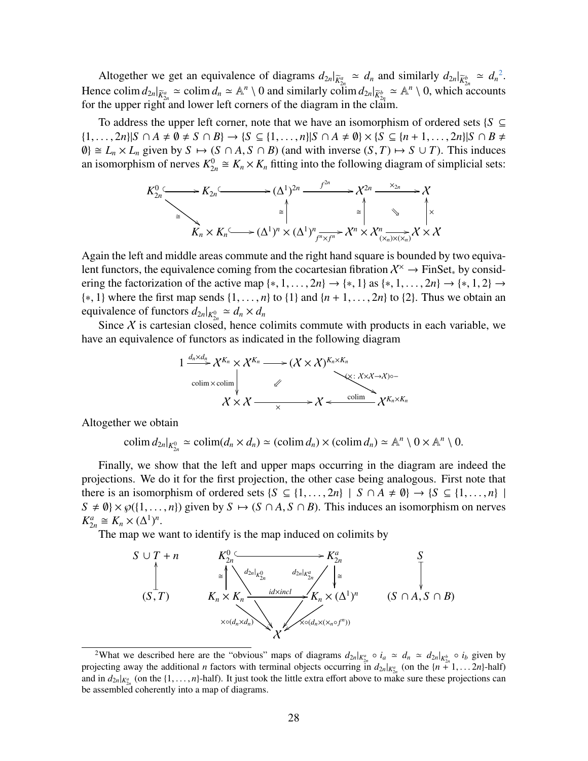Altogether we get an equivalence of diagrams $d_{2n}|_{\widetilde{K}^a_{2n}} \simeq d_n$ and similarly $d_{2n}|_{\widetilde{K}^b_{2n}} \simeq d_n$[2]. Hence $\operatorname{colim} d_{2n}|_{\widetilde{K}^a_{2n}} \simeq \operatorname{colim} d_n \simeq \mathbb{A}^n \setminus 0$ and similarly $\operatorname{colim} d_{2n}|_{\widetilde{K}^b_{2n}} \simeq \mathbb{A}^n \setminus 0$, which accounts for the upper right and lower left corners of the diagram in the claim.

To address the upper left corner, note that we have an isomorphism of ordered sets $\{S \subseteq \{1, \dots, 2n\} | S \cap A \neq \emptyset \neq S \cap B\} \to \{S \subseteq \{1, \dots, n\} | S \cap A \neq \emptyset\} \times \{S \subseteq \{n+1, \dots, 2n\} | S \cap B \neq \emptyset\} \cong L_n \times L_n$ given by $S \mapsto (S \cap A, S \cap B)$ (and with inverse $(S, T) \mapsto S \cup T$). This induces an isomorphism of nerves $K^0_{2n} \cong K_n \times K_n$ fitting into the following diagram of simplicial sets:

$$\begin{array}{ccccccccc}
K^0_{2n} & \hookrightarrow & K_{2n} & \hookrightarrow & (\Delta^1)^{2n} & \xrightarrow{f^{2n}} & \mathcal{X}^{2n} & \xrightarrow{\times_{2n}} & \mathcal{X} \\
& \searrow^{\cong} & & & \uparrow{\cong} & & \uparrow{\cong} & \Downarrow & \uparrow{\times} \\
& & K_n \times K_n & \hookrightarrow & (\Delta^1)^n \times (\Delta^1)^n & \xrightarrow[f^n \times f^n]{} & \mathcal{X}^n \times \mathcal{X}^n & \xrightarrow[(\times_n)\times(\times_n)]{} & \mathcal{X} \times \mathcal{X}
\end{array}$$

Again the left and middle areas commute and the right hand square is bounded by two equivalent functors, the equivalence coming from the cocartesian fibration $\mathcal{X}^\times \to \mathrm{FinSet}_*$ by considering the factorization of the active map $\{*, 1, \dots, 2n\} \to \{*, 1\}$ as $\{*, 1, \dots, 2n\} \to \{*, 1, 2\} \to \{*, 1\}$ where the first map sends $\{1, \dots, n\}$ to $\{1\}$ and $\{n+1, \dots, 2n\}$ to $\{2\}$. Thus we obtain an equivalence of functors $d_{2n}|_{K^0_{2n}} \simeq d_n \times d_n$

Since $\mathcal{X}$ is cartesian closed, hence colimits commute with products in each variable, we have an equivalence of functors as indicated in the following diagram

$$\begin{array}{ccccc}
1 \xrightarrow{d_n \times d_n} & \mathcal{X}^{K_n} \times \mathcal{X}^{K_n} & \longrightarrow & (\mathcal{X} \times \mathcal{X})^{K_n \times K_n} & \\
& \downarrow{\operatorname{colim} \times \operatorname{colim}} & \Swarrow & & \searrow{(\times : \mathcal{X} \times \mathcal{X} \to \mathcal{X}) \circ -} \\
& \mathcal{X} \times \mathcal{X} & \xrightarrow[\times]{} & \mathcal{X} & \xleftarrow{\operatorname{colim}} \mathcal{X}^{K_n \times K_n}
\end{array}$$

Altogether we obtain

$$\operatorname{colim} d_{2n}|_{K^0_{2n}} \simeq \operatorname{colim}(d_n \times d_n) \simeq (\operatorname{colim} d_n) \times (\operatorname{colim} d_n) \simeq \mathbb{A}^n \setminus 0 \times \mathbb{A}^n \setminus 0.$$

Finally, we show that the left and upper maps occurring in the diagram are indeed the projections. We do it for the first projection, the other case being analogous. First note that there is an isomorphism of ordered sets $\{S \subseteq \{1, \dots, 2n\} \mid S \cap A \neq \emptyset\} \to \{S \subseteq \{1, \dots, n\} \mid S \neq \emptyset\} \times \wp(\{1, \dots, n\})$ given by $S \mapsto (S \cap A, S \cap B)$. This induces an isomorphism on nerves $K^a_{2n} \cong K_n \times (\Delta^1)^n$.

The map we want to identify is the map induced on colimits by

$$\begin{array}{ccccccc}
S \cup T + n & & K^0_{2n} & \hookrightarrow & K^a_{2n} & & S \\
\uparrow & & \uparrow{\cong} \quad {\scriptstyle d_{2n}|_{K^0_{2n}}} & & {\scriptstyle d_{2n}|_{K^a_{2n}}} \quad \downarrow{\cong} & & \downarrow \\
(S, T) & & K_n \times K_n & \xrightarrow{id \times incl} & K_n \times (\Delta^1)^n & & (S \cap A, S \cap B) \\
& & & {\scriptstyle \times \circ (d_n \times d_n)} \searrow \quad \mathcal{X} \quad \swarrow {\scriptstyle \times \circ (d_n \times (\times_n \circ f^n))} & & &
\end{array}$$

[2] What we described here are the "obvious" maps of diagrams $d_{2n}|_{K^a_{2n}} \circ i_a \simeq d_n \simeq d_{2n}|_{K^b_{2n}} \circ i_b$ given by projecting away the additional $n$ factors with terminal objects occurring in $d_{2n}|_{K^a_{2n}}$ (on the $\{n+1, \dots 2n\}$-half) and in $d_{2n}|_{K^a_{2n}}$ (on the $\{1, \dots, n\}$-half). It just took the little extra effort above to make sure these projections can be assembled coherently into a map of diagrams.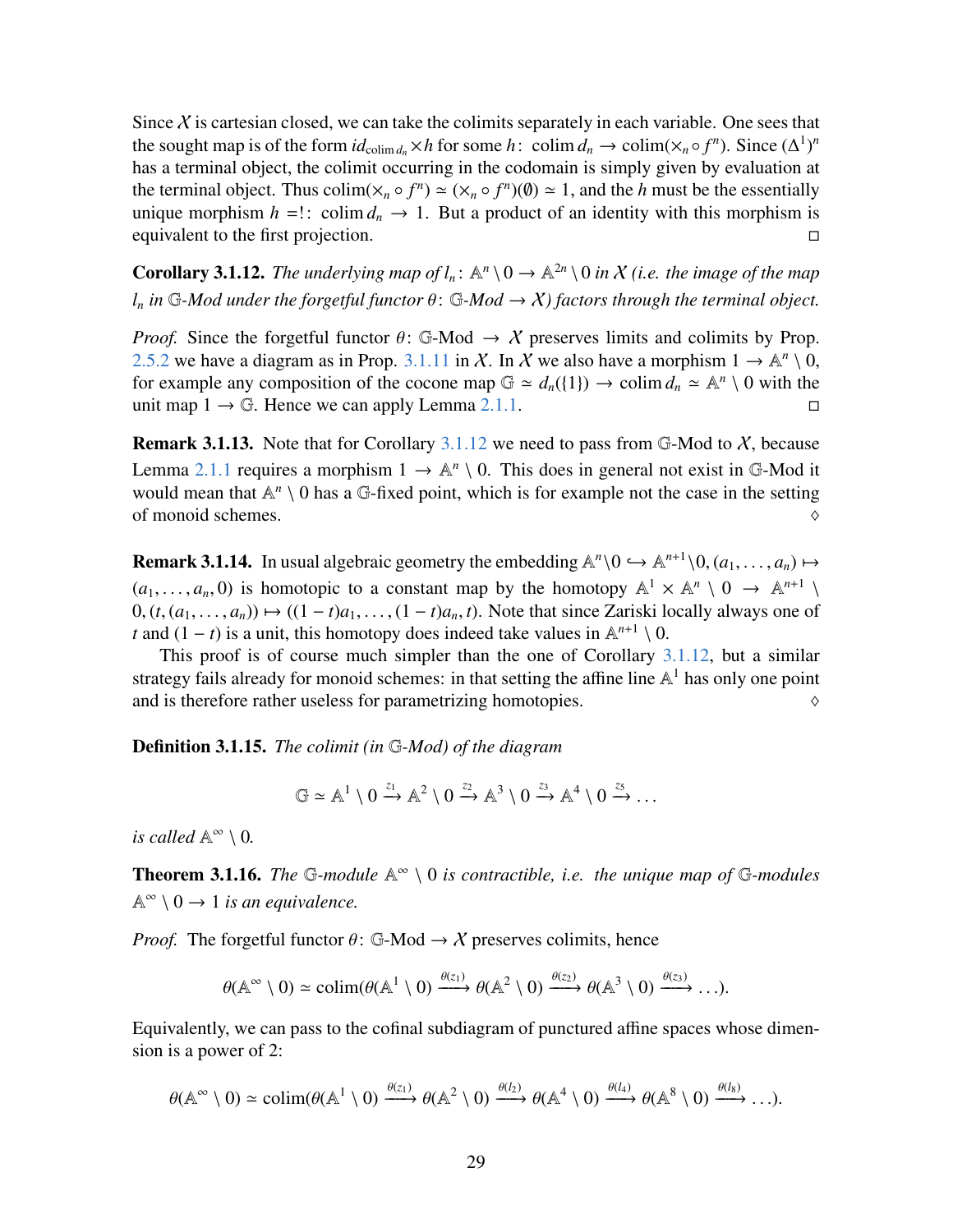Since $\mathcal{X}$ is cartesian closed, we can take the colimits separately in each variable. One sees that the sought map is of the form $id_{\operatorname{colim} d_n} \times h$ for some $h\colon \operatorname{colim} d_n \to \operatorname{colim}(\times_n \circ f^n)$. Since $(\Delta^1)^n$ has a terminal object, the colimit occurring in the codomain is simply given by evaluation at the terminal object. Thus $\operatorname{colim}(\times_n \circ f^n) \simeq (\times_n \circ f^n)(\emptyset) \simeq 1$, and the $h$ must be the essentially unique morphism $h = !\colon \operatorname{colim} d_n \to 1$. But a product of an identity with this morphism is equivalent to the first projection. □

**Corollary 3.1.12.** *The underlying map of $l_n\colon \mathbb{A}^n \setminus 0 \to \mathbb{A}^{2n} \setminus 0$ in $\mathcal{X}$ (i.e. the image of the map $l_n$ in $\mathbb{G}$-Mod under the forgetful functor $\theta\colon \mathbb{G}$-Mod $\to \mathcal{X}$) factors through the terminal object.*

*Proof.* Since the forgetful functor $\theta\colon \mathbb{G}\text{-Mod} \to \mathcal{X}$ preserves limits and colimits by Prop. 2.5.2 we have a diagram as in Prop. 3.1.11 in $\mathcal{X}$. In $\mathcal{X}$ we also have a morphism $1 \to \mathbb{A}^n \setminus 0$, for example any composition of the cocone map $\mathbb{G} \simeq d_n(\{1\}) \to \operatorname{colim} d_n \simeq \mathbb{A}^n \setminus 0$ with the unit map $1 \to \mathbb{G}$. Hence we can apply Lemma 2.1.1. □

**Remark 3.1.13.** Note that for Corollary 3.1.12 we need to pass from $\mathbb{G}$-Mod to $\mathcal{X}$, because Lemma 2.1.1 requires a morphism $1 \to \mathbb{A}^n \setminus 0$. This does in general not exist in $\mathbb{G}$-Mod it would mean that $\mathbb{A}^n \setminus 0$ has a $\mathbb{G}$-fixed point, which is for example not the case in the setting of monoid schemes. ◊

**Remark 3.1.14.** In usual algebraic geometry the embedding $\mathbb{A}^n \setminus 0 \hookrightarrow \mathbb{A}^{n+1} \setminus 0, (a_1, \dots, a_n) \mapsto (a_1, \dots, a_n, 0)$ is homotopic to a constant map by the homotopy $\mathbb{A}^1 \times \mathbb{A}^n \setminus 0 \to \mathbb{A}^{n+1} \setminus 0, (t, (a_1, \dots, a_n)) \mapsto ((1-t)a_1, \dots, (1-t)a_n, t)$. Note that since Zariski locally always one of $t$ and $(1-t)$ is a unit, this homotopy does indeed take values in $\mathbb{A}^{n+1} \setminus 0$.

This proof is of course much simpler than the one of Corollary 3.1.12, but a similar strategy fails already for monoid schemes: in that setting the affine line $\mathbb{A}^1$ has only one point and is therefore rather useless for parametrizing homotopies. ◊

**Definition 3.1.15.** *The colimit (in $\mathbb{G}$-Mod) of the diagram*

$$\mathbb{G} \simeq \mathbb{A}^1 \setminus 0 \xrightarrow{z_1} \mathbb{A}^2 \setminus 0 \xrightarrow{z_2} \mathbb{A}^3 \setminus 0 \xrightarrow{z_3} \mathbb{A}^4 \setminus 0 \xrightarrow{z_5} \dots$$

*is called $\mathbb{A}^\infty \setminus 0$.*

**Theorem 3.1.16.** *The $\mathbb{G}$-module $\mathbb{A}^\infty \setminus 0$ is contractible, i.e. the unique map of $\mathbb{G}$-modules $\mathbb{A}^\infty \setminus 0 \to 1$ is an equivalence.*

*Proof.* The forgetful functor $\theta\colon \mathbb{G}\text{-Mod} \to \mathcal{X}$ preserves colimits, hence

$$\theta(\mathbb{A}^\infty \setminus 0) \simeq \operatorname{colim}(\theta(\mathbb{A}^1 \setminus 0) \xrightarrow{\theta(z_1)} \theta(\mathbb{A}^2 \setminus 0) \xrightarrow{\theta(z_2)} \theta(\mathbb{A}^3 \setminus 0) \xrightarrow{\theta(z_3)} \dots).$$

Equivalently, we can pass to the cofinal subdiagram of punctured affine spaces whose dimension is a power of 2:

$$\theta(\mathbb{A}^\infty \setminus 0) \simeq \operatorname{colim}(\theta(\mathbb{A}^1 \setminus 0) \xrightarrow{\theta(z_1)} \theta(\mathbb{A}^2 \setminus 0) \xrightarrow{\theta(l_2)} \theta(\mathbb{A}^4 \setminus 0) \xrightarrow{\theta(l_4)} \theta(\mathbb{A}^8 \setminus 0) \xrightarrow{\theta(l_8)} \dots).$$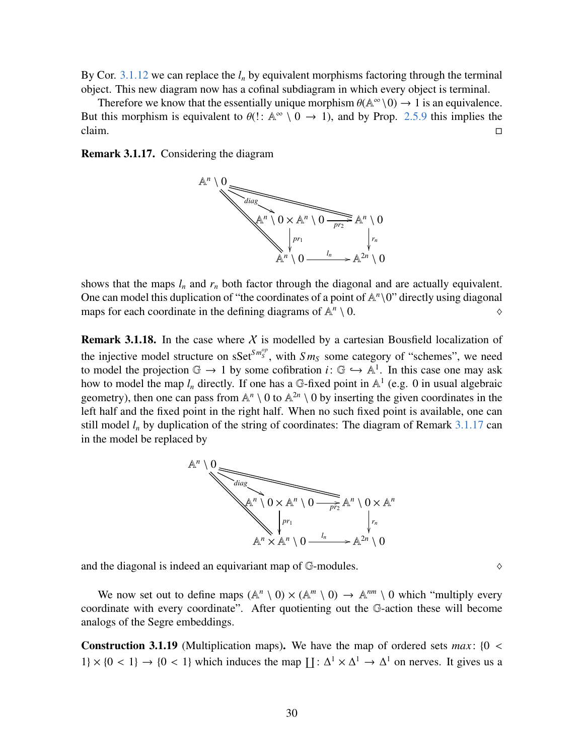By Cor. 3.1.12 we can replace the $l_n$ by equivalent morphisms factoring through the terminal object. This new diagram now has a cofinal subdiagram in which every object is terminal.

Therefore we know that the essentially unique morphism $\theta(\mathbb{A}^\infty \setminus 0) \to 1$ is an equivalence. But this morphism is equivalent to $\theta(! \colon \mathbb{A}^\infty \setminus 0 \to 1)$, and by Prop. 2.5.9 this implies the claim. □

**Remark 3.1.17.** Considering the diagram

$$\begin{array}{ccccc}
\mathbb{A}^n \setminus 0 & & & & \\
& \overset{diag}{\searrow} & & & \\
& & \mathbb{A}^n \setminus 0 \times \mathbb{A}^n \setminus 0 & \xrightarrow{pr_2} & \mathbb{A}^n \setminus 0 \\
& & \downarrow pr_1 & & \downarrow r_n \\
& & \mathbb{A}^n \setminus 0 & \xrightarrow{l_n} & \mathbb{A}^{2n} \setminus 0
\end{array}$$

(with identities $\mathbb{A}^n \setminus 0 = \mathbb{A}^n \setminus 0$ from the top-left object to the right and bottom objects)

shows that the maps $l_n$ and $r_n$ both factor through the diagonal and are actually equivalent. One can model this duplication of "the coordinates of a point of $\mathbb{A}^n \setminus 0$" directly using diagonal maps for each coordinate in the defining diagrams of $\mathbb{A}^n \setminus 0$. ◊

**Remark 3.1.18.** In the case where $\mathcal{X}$ is modelled by a cartesian Bousfield localization of the injective model structure on $\mathrm{sSet}^{Sms^{op}_S}$, with $Sms_S$ some category of "schemes", we need to model the projection $\mathbb{G} \to 1$ by some cofibration $i \colon \mathbb{G} \hookrightarrow \mathbb{A}^1$. In this case one may ask how to model the map $l_n$ directly. If one has a $\mathbb{G}$-fixed point in $\mathbb{A}^1$ (e.g. 0 in usual algebraic geometry), then one can pass from $\mathbb{A}^n \setminus 0$ to $\mathbb{A}^{2n} \setminus 0$ by inserting the given coordinates in the left half and the fixed point in the right half. When no such fixed point is available, one can still model $l_n$ by duplication of the string of coordinates: The diagram of Remark 3.1.17 can in the model be replaced by

$$\begin{array}{ccccc}
\mathbb{A}^n \setminus 0 & & & & \\
& \overset{diag}{\searrow} & & & \\
& & \mathbb{A}^n \setminus 0 \times \mathbb{A}^n \setminus 0 & \xrightarrow{pr_2} & \mathbb{A}^n \setminus 0 \times \mathbb{A}^n \\
& & \downarrow pr_1 & & \downarrow r_n \\
& & \mathbb{A}^n \times \mathbb{A}^n \setminus 0 & \xrightarrow{l_n} & \mathbb{A}^{2n} \setminus 0
\end{array}$$

(with double arrows from the top-left object to the right and bottom objects)

and the diagonal is indeed an equivariant map of $\mathbb{G}$-modules. ◊

We now set out to define maps $(\mathbb{A}^n \setminus 0) \times (\mathbb{A}^m \setminus 0) \to \mathbb{A}^{nm} \setminus 0$ which "multiply every coordinate with every coordinate". After quotienting out the $\mathbb{G}$-action these will become analogs of the Segre embeddings.

**Construction 3.1.19** (Multiplication maps)**.** We have the map of ordered sets $max \colon \{0 < 1\} \times \{0 < 1\} \to \{0 < 1\}$ which induces the map $\coprod \colon \Delta^1 \times \Delta^1 \to \Delta^1$ on nerves. It gives us a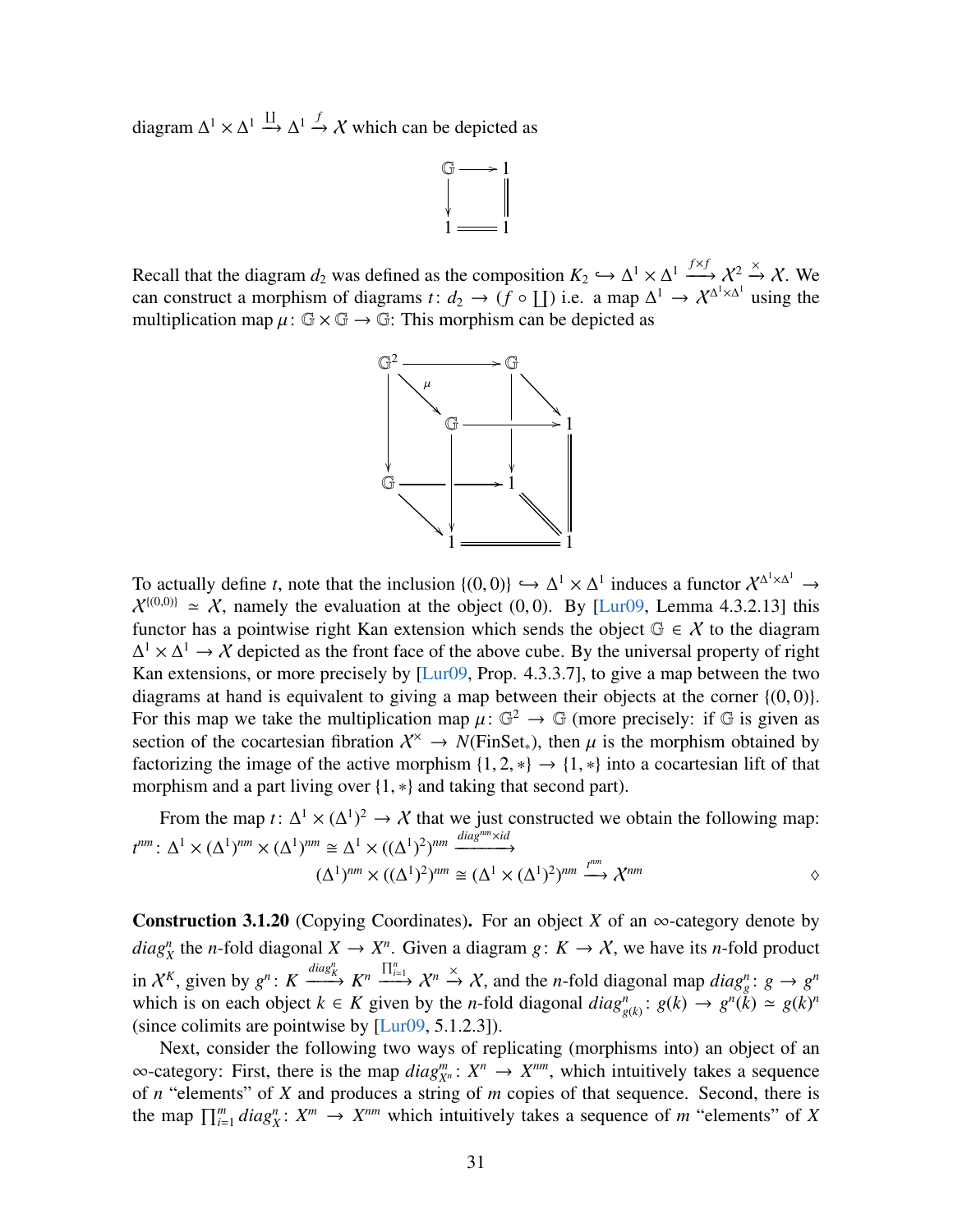diagram $\Delta^1 \times \Delta^1 \xrightarrow{\coprod} \Delta^1 \xrightarrow{f} \mathcal{X}$ which can be depicted as

$$\begin{array}{ccc} \mathbb{G} & \longrightarrow & 1 \\ \downarrow & & \| \\ 1 & = & 1 \end{array}$$

Recall that the diagram $d_2$ was defined as the composition $K_2 \hookrightarrow \Delta^1 \times \Delta^1 \xrightarrow{f \times f} \mathcal{X}^2 \xrightarrow{\times} \mathcal{X}$. We can construct a morphism of diagrams $t \colon d_2 \to (f \circ \coprod)$ i.e. a map $\Delta^1 \to \mathcal{X}^{\Delta^1 \times \Delta^1}$ using the multiplication map $\mu \colon \mathbb{G} \times \mathbb{G} \to \mathbb{G}$: This morphism can be depicted as

$$\begin{array}{ccccc} \mathbb{G}^2 & & \longrightarrow & & \mathbb{G} \\ & \searrow^{\mu} & & & & \searrow \\ & & \mathbb{G} & \longrightarrow & & & 1 \\ \downarrow & & \downarrow & & \downarrow & & \| \\ \mathbb{G} & & \longrightarrow & & 1 & & \\ & \searrow & & & & \searrow & \\ & & 1 & = & & & 1 \end{array}$$

To actually define $t$, note that the inclusion $\{(0,0)\} \hookrightarrow \Delta^1 \times \Delta^1$ induces a functor $\mathcal{X}^{\Delta^1 \times \Delta^1} \to \mathcal{X}^{\{(0,0)\}} \simeq \mathcal{X}$, namely the evaluation at the object $(0,0)$. By [Lur09, Lemma 4.3.2.13] this functor has a pointwise right Kan extension which sends the object $\mathbb{G} \in \mathcal{X}$ to the diagram $\Delta^1 \times \Delta^1 \to \mathcal{X}$ depicted as the front face of the above cube. By the universal property of right Kan extensions, or more precisely by [Lur09, Prop. 4.3.3.7], to give a map between the two diagrams at hand is equivalent to giving a map between their objects at the corner $\{(0,0)\}$. For this map we take the multiplication map $\mu \colon \mathbb{G}^2 \to \mathbb{G}$ (more precisely: if $\mathbb{G}$ is given as section of the cocartesian fibration $\mathcal{X}^{\times} \to N(\mathrm{FinSet}_*)$, then $\mu$ is the morphism obtained by factorizing the image of the active morphism $\{1, 2, *\} \to \{1, *\}$ into a cocartesian lift of that morphism and a part living over $\{1, *\}$ and taking that second part).

From the map $t \colon \Delta^1 \times (\Delta^1)^2 \to \mathcal{X}$ that we just constructed we obtain the following map: $t^{nm} \colon \Delta^1 \times (\Delta^1)^{nm} \times (\Delta^1)^{nm} \cong \Delta^1 \times ((\Delta^1)^2)^{nm} \xrightarrow{diag^{nm} \times id}$

$$(\Delta^1)^{nm} \times ((\Delta^1)^2)^{nm} \cong (\Delta^1 \times (\Delta^1)^2)^{nm} \xrightarrow{t^{nm}} \mathcal{X}^{nm} \qquad \diamond$$

**Construction 3.1.20** (Copying Coordinates)**.** For an object $X$ of an $\infty$-category denote by $diag^n_X$ the $n$-fold diagonal $X \to X^n$. Given a diagram $g \colon K \to \mathcal{X}$, we have its $n$-fold product in $\mathcal{X}^K$, given by $g^n \colon K \xrightarrow{diag^n_K} K^n \xrightarrow{\prod_{i=1}^n} \mathcal{X}^n \xrightarrow{\times} \mathcal{X}$, and the $n$-fold diagonal map $diag^n_g \colon g \to g^n$ which is on each object $k \in K$ given by the $n$-fold diagonal $diag^n_{g(k)} \colon g(k) \to g^n(k) \simeq g(k)^n$ (since colimits are pointwise by [Lur09, 5.1.2.3]).

Next, consider the following two ways of replicating (morphisms into) an object of an $\infty$-category: First, there is the map $diag^m_{X^n} \colon X^n \to X^{nm}$, which intuitively takes a sequence of $n$ "elements" of $X$ and produces a string of $m$ copies of that sequence. Second, there is the map $\prod_{i=1}^m diag^n_X \colon X^m \to X^{nm}$ which intuitively takes a sequence of $m$ "elements" of $X$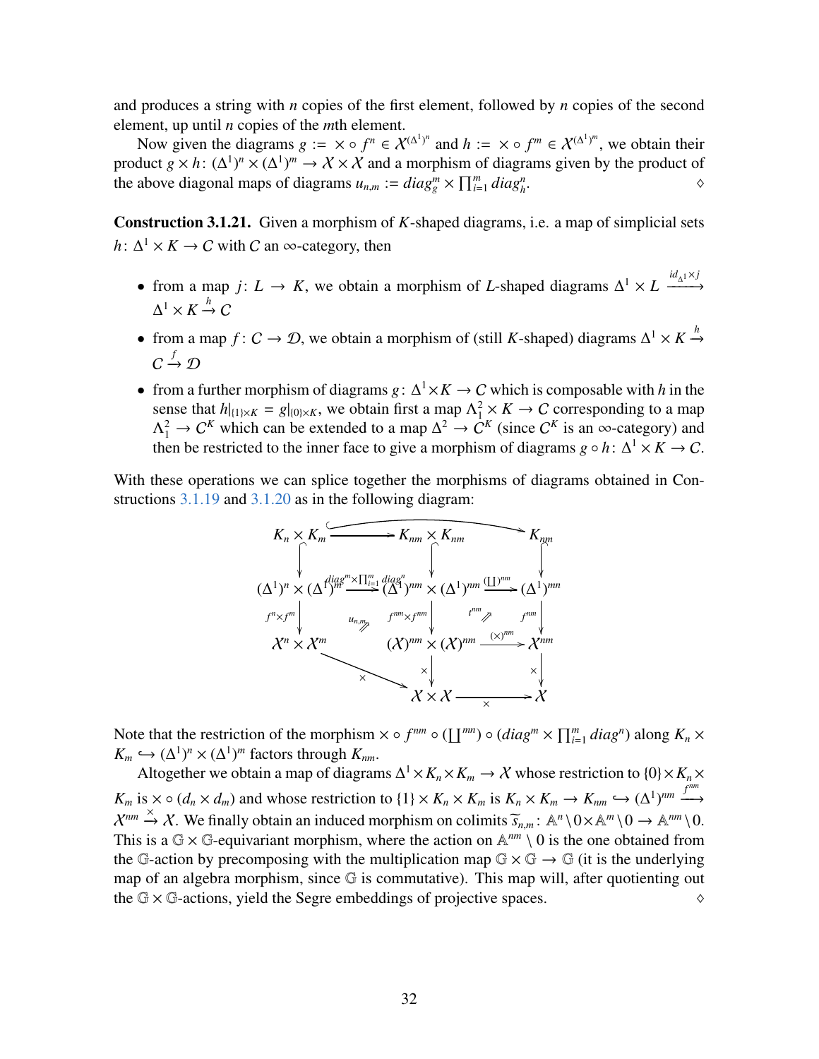and produces a string with $n$ copies of the first element, followed by $n$ copies of the second element, up until $n$ copies of the $m$th element.

Now given the diagrams $g := \times \circ f^n \in \mathcal{X}^{(\Delta^1)^n}$ and $h := \times \circ f^m \in \mathcal{X}^{(\Delta^1)^m}$, we obtain their product $g \times h \colon (\Delta^1)^n \times (\Delta^1)^m \to \mathcal{X} \times \mathcal{X}$ and a morphism of diagrams given by the product of the above diagonal maps of diagrams $u_{n,m} := diag_g^m \times \prod_{i=1}^m diag_h^n$. ◊

**Construction 3.1.21.** Given a morphism of $K$-shaped diagrams, i.e. a map of simplicial sets $h \colon \Delta^1 \times K \to C$ with $C$ an $\infty$-category, then

- from a map $j \colon L \to K$, we obtain a morphism of $L$-shaped diagrams $\Delta^1 \times L \xrightarrow{id_{\Delta^1} \times j} \Delta^1 \times K \xrightarrow{h} C$
- from a map $f \colon C \to \mathcal{D}$, we obtain a morphism of (still $K$-shaped) diagrams $\Delta^1 \times K \xrightarrow{h} C \xrightarrow{f} \mathcal{D}$
- from a further morphism of diagrams $g \colon \Delta^1 \times K \to C$ which is composable with $h$ in the sense that $h|_{\{1\} \times K} = g|_{\{0\} \times K}$, we obtain first a map $\Lambda^2_1 \times K \to C$ corresponding to a map $\Lambda^2_1 \to C^K$ which can be extended to a map $\Delta^2 \to C^K$ (since $C^K$ is an $\infty$-category) and then be restricted to the inner face to give a morphism of diagrams $g \circ h \colon \Delta^1 \times K \to C$.

With these operations we can splice together the morphisms of diagrams obtained in Constructions 3.1.19 and 3.1.20 as in the following diagram:

$$
\begin{array}{ccccc}
K_n \times K_m & \hookrightarrow & K_{nm} \times K_{nm} & \longrightarrow & K_{nm} \\
\downarrow & & \downarrow & & \downarrow \\
(\Delta^1)^n \times (\Delta^1)^m & \xrightarrow{diag^m \times \prod_{i=1}^m diag^n} & (\Delta^1)^{nm} \times (\Delta^1)^{nm} & \xrightarrow{(\coprod)^{nm}} & (\Delta^1)^{mn} \\
\downarrow {\scriptstyle f^n \times f^m} & \Swarrow {\scriptstyle u_{n,m}} & \downarrow {\scriptstyle f^{nm} \times f^{nm}} & \Swarrow {\scriptstyle t^{nm}} & \downarrow {\scriptstyle f^{nm}} \\
\mathcal{X}^n \times \mathcal{X}^m & & (\mathcal{X})^{nm} \times (\mathcal{X})^{nm} & \xrightarrow{(\times)^{nm}} & \mathcal{X}^{nm} \\
& \searrow^{\times} & \downarrow {\scriptstyle \times} & & \downarrow {\scriptstyle \times} \\
& & \mathcal{X} \times \mathcal{X} & \xrightarrow{\times} & \mathcal{X}
\end{array}
$$

Note that the restriction of the morphism $\times \circ f^{nm} \circ (\coprod^{mn}) \circ (diag^m \times \prod_{i=1}^m diag^n)$ along $K_n \times K_m \hookrightarrow (\Delta^1)^n \times (\Delta^1)^m$ factors through $K_{nm}$.

Altogether we obtain a map of diagrams $\Delta^1 \times K_n \times K_m \to \mathcal{X}$ whose restriction to $\{0\} \times K_n \times K_m$ is $\times \circ (d_n \times d_m)$ and whose restriction to $\{1\} \times K_n \times K_m$ is $K_n \times K_m \to K_{nm} \hookrightarrow (\Delta^1)^{nm} \xrightarrow{f^{nm}} \mathcal{X}^{nm} \xrightarrow{\times} \mathcal{X}$. We finally obtain an induced morphism on colimits $\widetilde{s}_{n,m} \colon \mathbb{A}^n \setminus 0 \times \mathbb{A}^m \setminus 0 \to \mathbb{A}^{nm} \setminus 0$. This is a $\mathbb{G} \times \mathbb{G}$-equivariant morphism, where the action on $\mathbb{A}^{nm} \setminus 0$ is the one obtained from the $\mathbb{G}$-action by precomposing with the multiplication map $\mathbb{G} \times \mathbb{G} \to \mathbb{G}$ (it is the underlying map of an algebra morphism, since $\mathbb{G}$ is commutative). This map will, after quotienting out the $\mathbb{G} \times \mathbb{G}$-actions, yield the Segre embeddings of projective spaces. ◊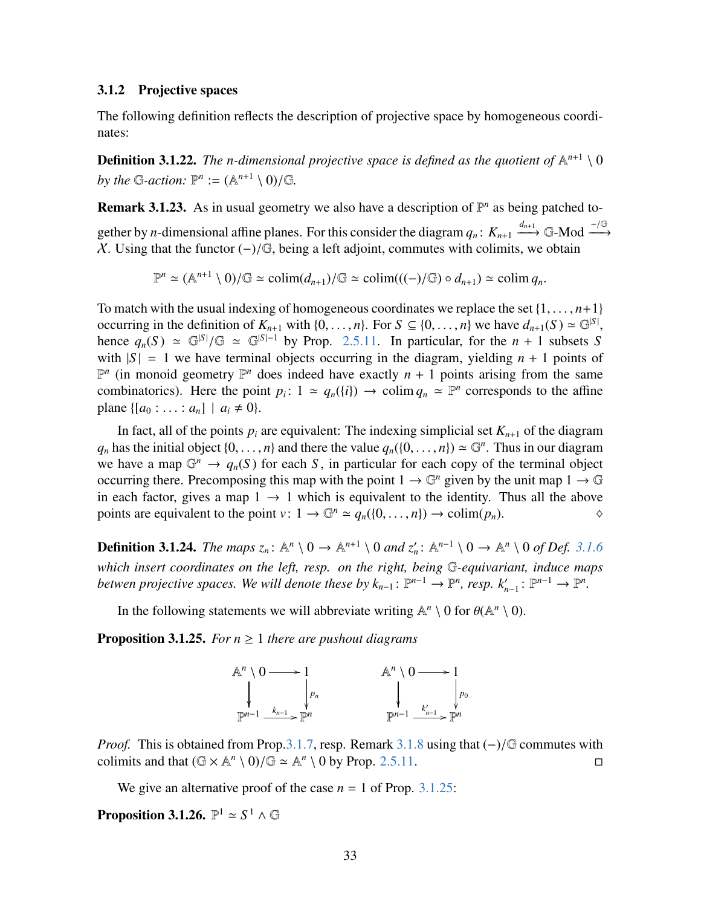### 3.1.2 Projective spaces

The following definition reflects the description of projective space by homogeneous coordinates:

**Definition 3.1.22.** *The n-dimensional projective space is defined as the quotient of $\mathbb{A}^{n+1} \setminus 0$ by the $\mathbb{G}$-action: $\mathbb{P}^n := (\mathbb{A}^{n+1} \setminus 0)/\mathbb{G}$.*

**Remark 3.1.23.** As in usual geometry we also have a description of $\mathbb{P}^n$ as being patched together by $n$-dimensional affine planes. For this consider the diagram $q_n \colon K_{n+1} \xrightarrow{d_{n+1}} \mathbb{G}\text{-Mod} \xrightarrow{-/\mathbb{G}} \mathcal{X}$. Using that the functor $(-)/\mathbb{G}$, being a left adjoint, commutes with colimits, we obtain

$$\mathbb{P}^n \simeq (\mathbb{A}^{n+1} \setminus 0)/\mathbb{G} \simeq \operatorname{colim}(d_{n+1})/\mathbb{G} \simeq \operatorname{colim}(((-)/\mathbb{G}) \circ d_{n+1}) \simeq \operatorname{colim} q_n.$$

To match with the usual indexing of homogeneous coordinates we replace the set $\{1, \ldots, n+1\}$ occurring in the definition of $K_{n+1}$ with $\{0, \ldots, n\}$. For $S \subseteq \{0, \ldots, n\}$ we have $d_{n+1}(S) \simeq \mathbb{G}^{|S|}$, hence $q_n(S) \simeq \mathbb{G}^{|S|}/\mathbb{G} \simeq \mathbb{G}^{|S|-1}$ by Prop. 2.5.11. In particular, for the $n+1$ subsets $S$ with $|S| = 1$ we have terminal objects occurring in the diagram, yielding $n+1$ points of $\mathbb{P}^n$ (in monoid geometry $\mathbb{P}^n$ does indeed have exactly $n+1$ points arising from the same combinatorics). Here the point $p_i \colon 1 \simeq q_n(\{i\}) \to \operatorname{colim} q_n \simeq \mathbb{P}^n$ corresponds to the affine plane $\{[a_0 : \ldots : a_n] \mid a_i \neq 0\}$.

In fact, all of the points $p_i$ are equivalent: The indexing simplicial set $K_{n+1}$ of the diagram $q_n$ has the initial object $\{0, \ldots, n\}$ and there the value $q_n(\{0, \ldots, n\}) \simeq \mathbb{G}^n$. Thus in our diagram we have a map $\mathbb{G}^n \to q_n(S)$ for each $S$, in particular for each copy of the terminal object occurring there. Precomposing this map with the point $1 \to \mathbb{G}^n$ given by the unit map $1 \to \mathbb{G}$ in each factor, gives a map $1 \to 1$ which is equivalent to the identity. Thus all the above points are equivalent to the point $v \colon 1 \to \mathbb{G}^n \simeq q_n(\{0, \ldots, n\}) \to \operatorname{colim}(p_n)$. ◇

**Definition 3.1.24.** *The maps $z_n \colon \mathbb{A}^n \setminus 0 \to \mathbb{A}^{n+1} \setminus 0$ and $z'_n \colon \mathbb{A}^{n-1} \setminus 0 \to \mathbb{A}^n \setminus 0$ of Def. 3.1.6 which insert coordinates on the left, resp. on the right, being $\mathbb{G}$-equivariant, induce maps betwen projective spaces. We will denote these by $k_{n-1} \colon \mathbb{P}^{n-1} \to \mathbb{P}^n$, resp. $k'_{n-1} \colon \mathbb{P}^{n-1} \to \mathbb{P}^n$.*

In the following statements we will abbreviate writing $\mathbb{A}^n \setminus 0$ for $\theta(\mathbb{A}^n \setminus 0)$.

**Proposition 3.1.25.** *For $n \geq 1$ there are pushout diagrams*

$$\begin{array}{ccc} \mathbb{A}^n \setminus 0 & \longrightarrow & 1 \\ \downarrow & & \downarrow {\scriptstyle p_n} \\ \mathbb{P}^{n-1} & \xrightarrow{k_{n-1}} & \mathbb{P}^n \end{array} \qquad\qquad \begin{array}{ccc} \mathbb{A}^n \setminus 0 & \longrightarrow & 1 \\ \downarrow & & \downarrow {\scriptstyle p_0} \\ \mathbb{P}^{n-1} & \xrightarrow{k'_{n-1}} & \mathbb{P}^n \end{array}$$

*Proof.* This is obtained from Prop.3.1.7, resp. Remark 3.1.8 using that $(-)/\mathbb{G}$ commutes with colimits and that $(\mathbb{G} \times \mathbb{A}^n \setminus 0)/\mathbb{G} \simeq \mathbb{A}^n \setminus 0$ by Prop. 2.5.11. □

We give an alternative proof of the case $n = 1$ of Prop. 3.1.25:

**Proposition 3.1.26.** $\mathbb{P}^1 \simeq S^1 \wedge \mathbb{G}$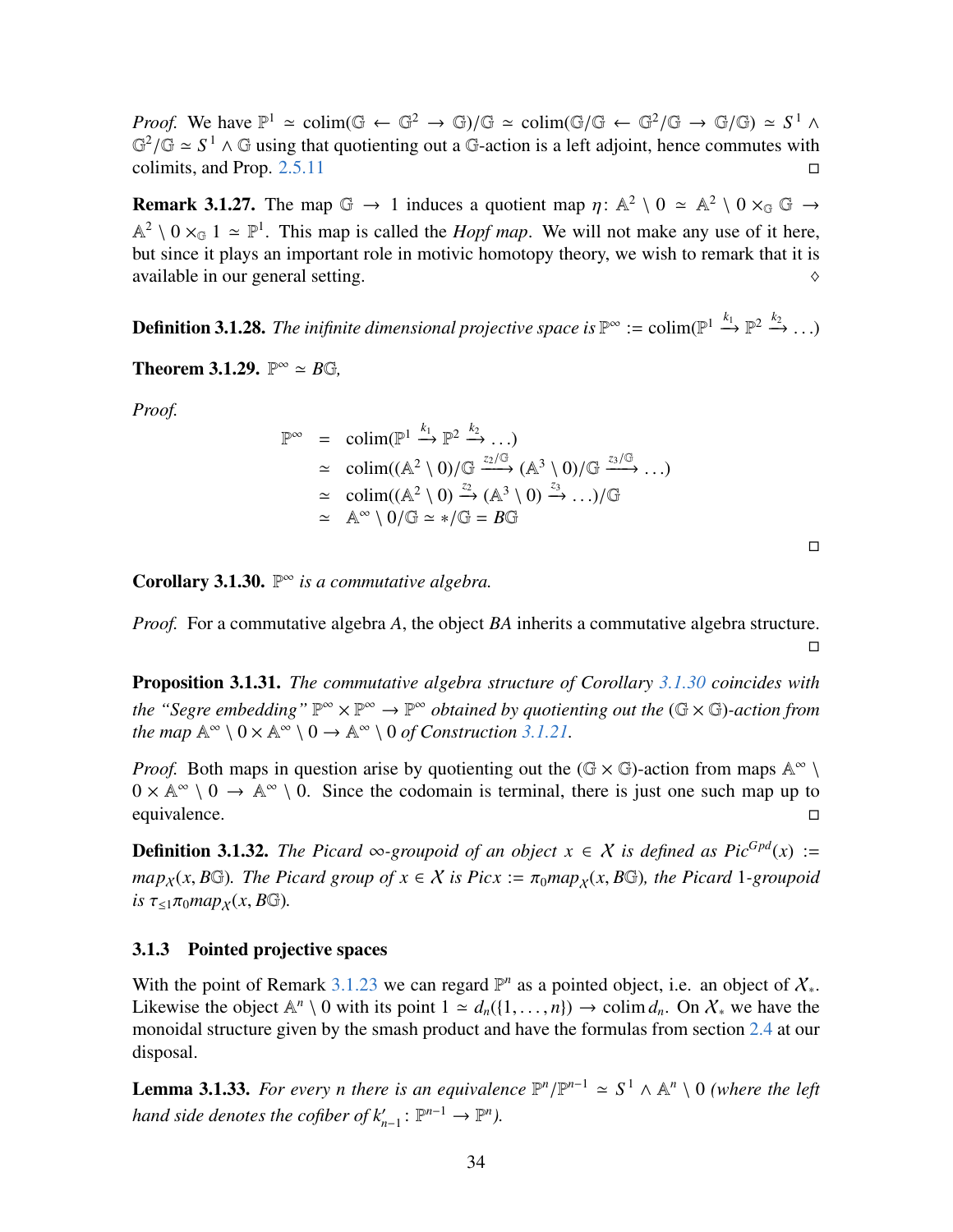*Proof.* We have $\mathbb{P}^1 \simeq \operatorname{colim}(\mathbb{G} \leftarrow \mathbb{G}^2 \rightarrow \mathbb{G})/\mathbb{G} \simeq \operatorname{colim}(\mathbb{G}/\mathbb{G} \leftarrow \mathbb{G}^2/\mathbb{G} \rightarrow \mathbb{G}/\mathbb{G}) \simeq S^1 \wedge \mathbb{G}^2/\mathbb{G} \simeq S^1 \wedge \mathbb{G}$ using that quotienting out a $\mathbb{G}$-action is a left adjoint, hence commutes with colimits, and Prop. 2.5.11 □

**Remark 3.1.27.** The map $\mathbb{G} \to 1$ induces a quotient map $\eta\colon \mathbb{A}^2 \setminus 0 \simeq \mathbb{A}^2 \setminus 0 \times_{\mathbb{G}} \mathbb{G} \to \mathbb{A}^2 \setminus 0 \times_{\mathbb{G}} 1 \simeq \mathbb{P}^1$. This map is called the *Hopf map*. We will not make any use of it here, but since it plays an important role in motivic homotopy theory, we wish to remark that it is available in our general setting. ◊

**Definition 3.1.28.** *The inifinite dimensional projective space is* $\mathbb{P}^\infty := \operatorname{colim}(\mathbb{P}^1 \xrightarrow{k_1} \mathbb{P}^2 \xrightarrow{k_2} \dots)$

**Theorem 3.1.29.** $\mathbb{P}^\infty \simeq B\mathbb{G}$*,*

*Proof.*

$$\begin{aligned}
\mathbb{P}^\infty &= \operatorname{colim}(\mathbb{P}^1 \xrightarrow{k_1} \mathbb{P}^2 \xrightarrow{k_2} \dots) \\
&\simeq \operatorname{colim}((\mathbb{A}^2 \setminus 0)/\mathbb{G} \xrightarrow{z_2/\mathbb{G}} (\mathbb{A}^3 \setminus 0)/\mathbb{G} \xrightarrow{z_3/\mathbb{G}} \dots) \\
&\simeq \operatorname{colim}((\mathbb{A}^2 \setminus 0) \xrightarrow{z_2} (\mathbb{A}^3 \setminus 0) \xrightarrow{z_3} \dots)/\mathbb{G} \\
&\simeq \mathbb{A}^\infty \setminus 0/\mathbb{G} \simeq */\mathbb{G} = B\mathbb{G}
\end{aligned}$$

□

**Corollary 3.1.30.** $\mathbb{P}^\infty$ *is a commutative algebra.*

*Proof.* For a commutative algebra $A$, the object $BA$ inherits a commutative algebra structure. □

**Proposition 3.1.31.** *The commutative algebra structure of Corollary 3.1.30 coincides with the "Segre embedding"* $\mathbb{P}^\infty \times \mathbb{P}^\infty \to \mathbb{P}^\infty$ *obtained by quotienting out the* $(\mathbb{G} \times \mathbb{G})$*-action from the map* $\mathbb{A}^\infty \setminus 0 \times \mathbb{A}^\infty \setminus 0 \to \mathbb{A}^\infty \setminus 0$ *of Construction 3.1.21.*

*Proof.* Both maps in question arise by quotienting out the $(\mathbb{G} \times \mathbb{G})$-action from maps $\mathbb{A}^\infty \setminus 0 \times \mathbb{A}^\infty \setminus 0 \to \mathbb{A}^\infty \setminus 0$. Since the codomain is terminal, there is just one such map up to equivalence. □

**Definition 3.1.32.** *The Picard* $\infty$*-groupoid of an object* $x \in \mathcal{X}$ *is defined as* $Pic^{Gpd}(x) := map_{\mathcal{X}}(x, B\mathbb{G})$*. The Picard group of* $x \in \mathcal{X}$ *is* $Pic x := \pi_0 map_{\mathcal{X}}(x, B\mathbb{G})$*, the Picard* 1*-groupoid is* $\tau_{\le 1}\pi_0 map_{\mathcal{X}}(x, B\mathbb{G})$*.*

### 3.1.3 Pointed projective spaces

With the point of Remark 3.1.23 we can regard $\mathbb{P}^n$ as a pointed object, i.e. an object of $\mathcal{X}_*$. Likewise the object $\mathbb{A}^n \setminus 0$ with its point $1 \simeq d_n(\{1,\dots,n\}) \to \operatorname{colim} d_n$. On $\mathcal{X}_*$ we have the monoidal structure given by the smash product and have the formulas from section 2.4 at our disposal.

**Lemma 3.1.33.** *For every* $n$ *there is an equivalence* $\mathbb{P}^n/\mathbb{P}^{n-1} \simeq S^1 \wedge \mathbb{A}^n \setminus 0$ *(where the left hand side denotes the cofiber of* $k'_{n-1}\colon \mathbb{P}^{n-1} \to \mathbb{P}^n$*).*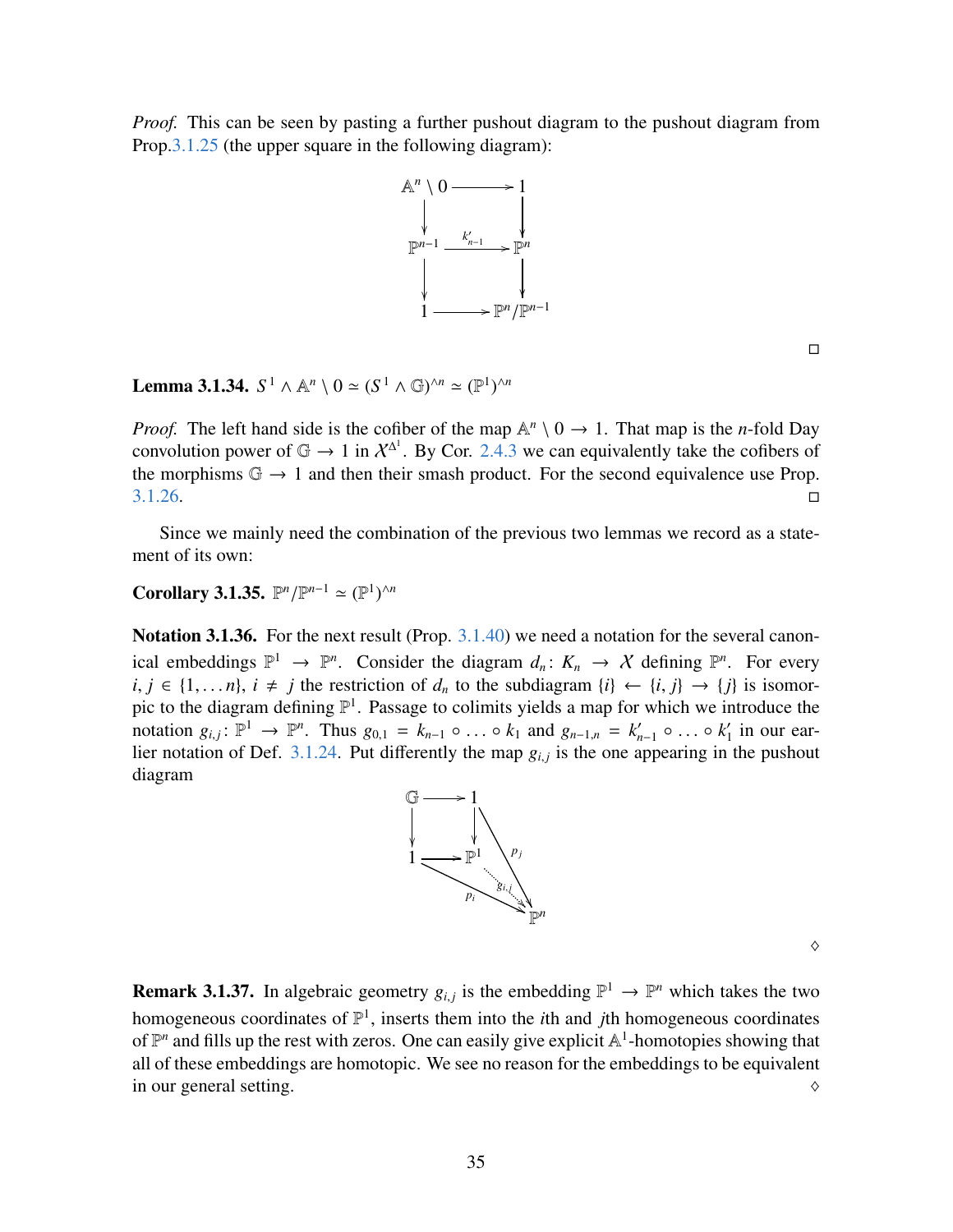*Proof.* This can be seen by pasting a further pushout diagram to the pushout diagram from Prop.3.1.25 (the upper square in the following diagram):

$$\begin{array}{ccc} \mathbb{A}^n \setminus 0 & \longrightarrow & 1 \\ \downarrow & & \downarrow \\ \mathbb{P}^{n-1} & \xrightarrow{k'_{n-1}} & \mathbb{P}^n \\ \downarrow & & \downarrow \\ 1 & \longrightarrow & \mathbb{P}^n/\mathbb{P}^{n-1} \end{array}$$

□

**Lemma 3.1.34.** $S^1 \wedge \mathbb{A}^n \setminus 0 \simeq (S^1 \wedge \mathbb{G})^{\wedge n} \simeq (\mathbb{P}^1)^{\wedge n}$

*Proof.* The left hand side is the cofiber of the map $\mathbb{A}^n \setminus 0 \to 1$. That map is the $n$-fold Day convolution power of $\mathbb{G} \to 1$ in $\mathcal{X}^{\Delta^1}$. By Cor. 2.4.3 we can equivalently take the cofibers of the morphisms $\mathbb{G} \to 1$ and then their smash product. For the second equivalence use Prop. 3.1.26. □

Since we mainly need the combination of the previous two lemmas we record as a statement of its own:

**Corollary 3.1.35.** $\mathbb{P}^n/\mathbb{P}^{n-1} \simeq (\mathbb{P}^1)^{\wedge n}$

**Notation 3.1.36.** For the next result (Prop. 3.1.40) we need a notation for the several canonical embeddings $\mathbb{P}^1 \to \mathbb{P}^n$. Consider the diagram $d_n\colon K_n \to \mathcal{X}$ defining $\mathbb{P}^n$. For every $i, j \in \{1, \dots n\}$, $i \neq j$ the restriction of $d_n$ to the subdiagram $\{i\} \leftarrow \{i, j\} \to \{j\}$ is isomorpic to the diagram defining $\mathbb{P}^1$. Passage to colimits yields a map for which we introduce the notation $g_{i,j}\colon \mathbb{P}^1 \to \mathbb{P}^n$. Thus $g_{0,1} = k_{n-1} \circ \dots \circ k_1$ and $g_{n-1,n} = k'_{n-1} \circ \dots \circ k'_1$ in our earlier notation of Def. 3.1.24. Put differently the map $g_{i,j}$ is the one appearing in the pushout diagram

$$\begin{array}{ccc} \mathbb{G} & \longrightarrow & 1 \\ \downarrow & & \downarrow \\ 1 & \longrightarrow & \mathbb{P}^1 \end{array} \qquad 1 \xrightarrow{p_i} \mathbb{P}^n,\quad 1 \xrightarrow{p_j} \mathbb{P}^n,\quad \mathbb{P}^1 \overset{g_{i,j}}{\dashrightarrow} \mathbb{P}^n$$

◇

**Remark 3.1.37.** In algebraic geometry $g_{i,j}$ is the embedding $\mathbb{P}^1 \to \mathbb{P}^n$ which takes the two homogeneous coordinates of $\mathbb{P}^1$, inserts them into the $i$th and $j$th homogeneous coordinates of $\mathbb{P}^n$ and fills up the rest with zeros. One can easily give explicit $\mathbb{A}^1$-homotopies showing that all of these embeddings are homotopic. We see no reason for the embeddings to be equivalent in our general setting. ◇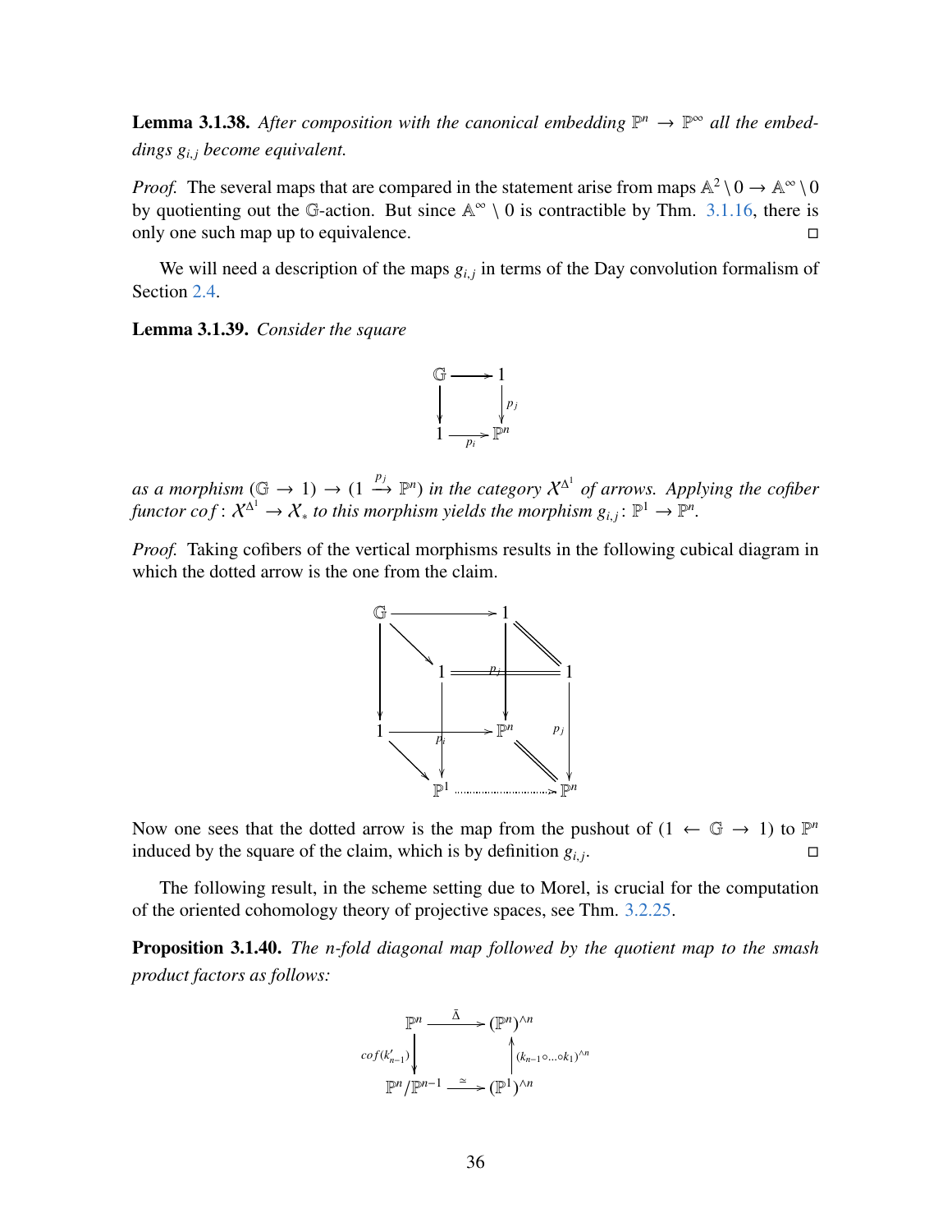**Lemma 3.1.38.** *After composition with the canonical embedding $\mathbb{P}^n \to \mathbb{P}^\infty$ all the embeddings $g_{i,j}$ become equivalent.*

*Proof.* The several maps that are compared in the statement arise from maps $\mathbb{A}^2 \setminus 0 \to \mathbb{A}^\infty \setminus 0$ by quotienting out the $\mathbb{G}$-action. But since $\mathbb{A}^\infty \setminus 0$ is contractible by Thm. 3.1.16, there is only one such map up to equivalence. □

We will need a description of the maps $g_{i,j}$ in terms of the Day convolution formalism of Section 2.4.

**Lemma 3.1.39.** *Consider the square*

$$\begin{array}{ccc} \mathbb{G} & \longrightarrow & 1 \\ \downarrow & & \downarrow{\scriptstyle p_j} \\ 1 & \xrightarrow{p_i} & \mathbb{P}^n \end{array}$$

*as a morphism $(\mathbb{G} \to 1) \to (1 \xrightarrow{p_j} \mathbb{P}^n)$ in the category $\mathcal{X}^{\Delta^1}$ of arrows. Applying the cofiber functor $cof\colon \mathcal{X}^{\Delta^1} \to \mathcal{X}_*$ to this morphism yields the morphism $g_{i,j}\colon \mathbb{P}^1 \to \mathbb{P}^n$.*

*Proof.* Taking cofibers of the vertical morphisms results in the following cubical diagram in which the dotted arrow is the one from the claim.

$$\begin{array}{ccccccc}
\mathbb{G} & & \longrightarrow & & 1 & & \\
& \searrow & & & & \searrow\!\!\!= & \\
\downarrow & & 1 & = = = = & \downarrow & & 1 \\
& & \downarrow & & & & \downarrow{\scriptstyle p_j} \\
1 & & \longrightarrow & & \mathbb{P}^n & & \\
& \searrow & \downarrow{\scriptstyle p_i} & & & \searrow\!\!\!= & \\
& & \mathbb{P}^1 & \cdots\cdots\cdots\cdots\cdots\cdots\to & & & \mathbb{P}^n
\end{array}$$

Now one sees that the dotted arrow is the map from the pushout of $(1 \leftarrow \mathbb{G} \to 1)$ to $\mathbb{P}^n$ induced by the square of the claim, which is by definition $g_{i,j}$. □

The following result, in the scheme setting due to Morel, is crucial for the computation of the oriented cohomology theory of projective spaces, see Thm. 3.2.25.

**Proposition 3.1.40.** *The $n$-fold diagonal map followed by the quotient map to the smash product factors as follows:*

$$\begin{array}{ccc}
\mathbb{P}^n & \xrightarrow{\bar{\Delta}} & (\mathbb{P}^n)^{\wedge n} \\
{\scriptstyle cof(k'_{n-1})}\downarrow & & \uparrow{\scriptstyle (k_{n-1}\circ \ldots \circ k_1)^{\wedge n}} \\
\mathbb{P}^n/\mathbb{P}^{n-1} & \xrightarrow{\simeq} & (\mathbb{P}^1)^{\wedge n}
\end{array}$$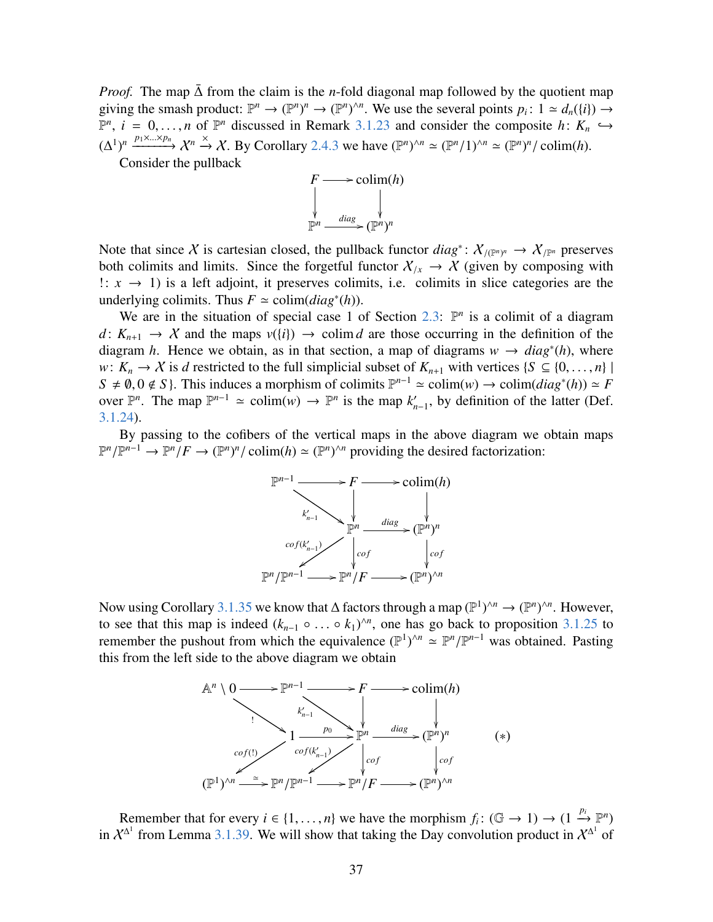*Proof.* The map $\bar{\Delta}$ from the claim is the $n$-fold diagonal map followed by the quotient map giving the smash product: $\mathbb{P}^n \to (\mathbb{P}^n)^n \to (\mathbb{P}^n)^{\wedge n}$. We use the several points $p_i \colon 1 \simeq d_n(\{i\}) \to \mathbb{P}^n$, $i = 0, \ldots, n$ of $\mathbb{P}^n$ discussed in Remark 3.1.23 and consider the composite $h \colon K_n \hookrightarrow (\Delta^1)^n \xrightarrow{p_1 \times \ldots \times p_n} \mathcal{X}^n \xrightarrow{\times} \mathcal{X}$. By Corollary 2.4.3 we have $(\mathbb{P}^n)^{\wedge n} \simeq (\mathbb{P}^n/1)^{\wedge n} \simeq (\mathbb{P}^n)^n / \operatorname{colim}(h)$.

Consider the pullback

$$\begin{array}{ccc} F & \longrightarrow & \operatorname{colim}(h) \\ \downarrow & & \downarrow \\ \mathbb{P}^n & \xrightarrow{diag} & (\mathbb{P}^n)^n \end{array}$$

Note that since $\mathcal{X}$ is cartesian closed, the pullback functor $diag^* \colon \mathcal{X}_{/(\mathbb{P}^n)^n} \to \mathcal{X}_{/\mathbb{P}^n}$ preserves both colimits and limits. Since the forgetful functor $\mathcal{X}_{/x} \to \mathcal{X}$ (given by composing with $! \colon x \to 1$) is a left adjoint, it preserves colimits, i.e. colimits in slice categories are the underlying colimits. Thus $F \simeq \operatorname{colim}(diag^*(h))$.

We are in the situation of special case 1 of Section 2.3: $\mathbb{P}^n$ is a colimit of a diagram $d \colon K_{n+1} \to \mathcal{X}$ and the maps $v(\{i\}) \to \operatorname{colim} d$ are those occurring in the definition of the diagram $h$. Hence we obtain, as in that section, a map of diagrams $w \to diag^*(h)$, where $w \colon K_n \to \mathcal{X}$ is $d$ restricted to the full simplicial subset of $K_{n+1}$ with vertices $\{S \subseteq \{0, \ldots, n\} \mid S \neq \emptyset, 0 \notin S\}$. This induces a morphism of colimits $\mathbb{P}^{n-1} \simeq \operatorname{colim}(w) \to \operatorname{colim}(diag^*(h)) \simeq F$ over $\mathbb{P}^n$. The map $\mathbb{P}^{n-1} \simeq \operatorname{colim}(w) \to \mathbb{P}^n$ is the map $k'_{n-1}$, by definition of the latter (Def. 3.1.24).

By passing to the cofibers of the vertical maps in the above diagram we obtain maps $\mathbb{P}^n/\mathbb{P}^{n-1} \to \mathbb{P}^n/F \to (\mathbb{P}^n)^n/\operatorname{colim}(h) \simeq (\mathbb{P}^n)^{\wedge n}$ providing the desired factorization:

$$\begin{array}{ccccc} \mathbb{P}^{n-1} & \longrightarrow & F & \longrightarrow & \operatorname{colim}(h) \\ & \searrow^{k'_{n-1}} & \downarrow & & \downarrow \\ & & \mathbb{P}^n & \xrightarrow{diag} & (\mathbb{P}^n)^n \\ & \swarrow_{cof(k'_{n-1})} & \downarrow cof & & \downarrow cof \\ \mathbb{P}^n/\mathbb{P}^{n-1} & \longrightarrow & \mathbb{P}^n/F & \longrightarrow & (\mathbb{P}^n)^{\wedge n} \end{array}$$

Now using Corollary 3.1.35 we know that $\Delta$ factors through a map $(\mathbb{P}^1)^{\wedge n} \to (\mathbb{P}^n)^{\wedge n}$. However, to see that this map is indeed $(k_{n-1} \circ \ldots \circ k_1)^{\wedge n}$, one has go back to proposition 3.1.25 to remember the pushout from which the equivalence $(\mathbb{P}^1)^{\wedge n} \simeq \mathbb{P}^n/\mathbb{P}^{n-1}$ was obtained. Pasting this from the left side to the above diagram we obtain

$$\begin{array}{ccccccc} \mathbb{A}^n \setminus 0 & \longrightarrow & \mathbb{P}^{n-1} & \longrightarrow & F & \longrightarrow & \operatorname{colim}(h) \\ & \searrow^{!} & & \searrow^{k'_{n-1}} & \downarrow & & \downarrow \\ & & 1 & \xrightarrow{p_0} & \mathbb{P}^n & \xrightarrow{diag} & (\mathbb{P}^n)^n \\ & \swarrow_{cof(!)} & & \swarrow_{cof(k'_{n-1})} & \downarrow cof & & \downarrow cof \\ (\mathbb{P}^1)^{\wedge n} & \xrightarrow{\simeq} & \mathbb{P}^n/\mathbb{P}^{n-1} & \longrightarrow & \mathbb{P}^n/F & \longrightarrow & (\mathbb{P}^n)^{\wedge n} \end{array} \qquad (*)$$

Remember that for every $i \in \{1, \ldots, n\}$ we have the morphism $f_i \colon (\mathbb{G} \to 1) \to (1 \xrightarrow{p_i} \mathbb{P}^n)$ in $\mathcal{X}^{\Delta^1}$ from Lemma 3.1.39. We will show that taking the Day convolution product in $\mathcal{X}^{\Delta^1}$ of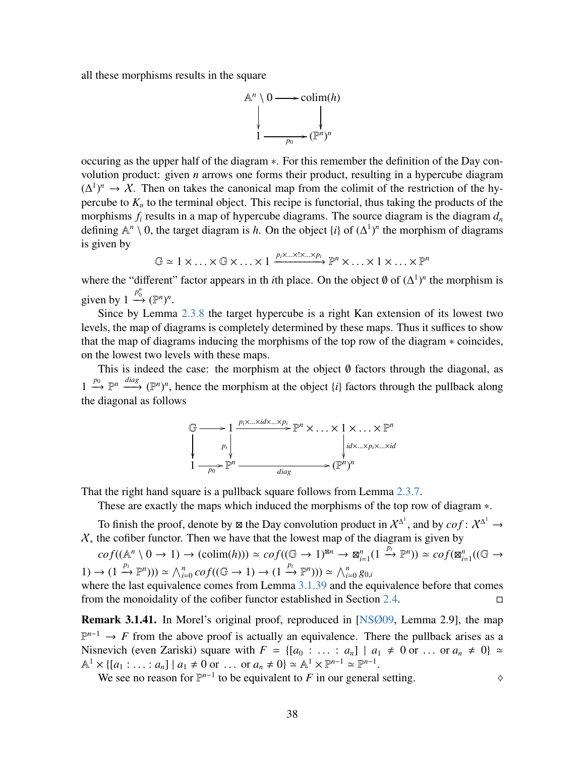all these morphisms results in the square

$$\begin{array}{ccc} \mathbb{A}^n \setminus 0 & \longrightarrow & \mathrm{colim}(h) \\ \downarrow & & \downarrow \\ 1 & \xrightarrow{p_0} & (\mathbb{P}^n)^n \end{array}$$

occuring as the upper half of the diagram $*$. For this remember the definition of the Day convolution product: given $n$ arrows one forms their product, resulting in a hypercube diagram $(\Delta^1)^n \to \mathcal{X}$. Then on takes the canonical map from the colimit of the restriction of the hypercube to $K_n$ to the terminal object. This recipe is functorial, thus taking the products of the morphisms $f_i$ results in a map of hypercube diagrams. The source diagram is the diagram $d_n$ defining $\mathbb{A}^n \setminus 0$, the target diagram is $h$. On the object $\{i\}$ of $(\Delta^1)^n$ the morphism of diagrams is given by

$$\mathbb{G} \simeq 1 \times \ldots \times \mathbb{G} \times \ldots \times 1 \xrightarrow{p_i \times \ldots \times ! \times \ldots \times p_i} \mathbb{P}^n \times \ldots \times 1 \times \ldots \times \mathbb{P}^n$$

where the "different" factor appears in th $i$th place. On the object $\emptyset$ of $(\Delta^1)^n$ the morphism is given by $1 \xrightarrow{p_0^n} (\mathbb{P}^n)^n$.

Since by Lemma 2.3.8 the target hypercube is a right Kan extension of its lowest two levels, the map of diagrams is completely determined by these maps. Thus it suffices to show that the map of diagrams inducing the morphisms of the top row of the diagram $*$ coincides, on the lowest two levels with these maps.

This is indeed the case: the morphism at the object $\emptyset$ factors through the diagonal, as $1 \xrightarrow{p_0} \mathbb{P}^n \xrightarrow{diag} (\mathbb{P}^n)^n$, hence the morphism at the object $\{i\}$ factors through the pullback along the diagonal as follows

$$\begin{array}{ccccc} \mathbb{G} & \longrightarrow & 1 & \xrightarrow{p_i \times \ldots \times id \times \ldots \times p_i} & \mathbb{P}^n \times \ldots \times 1 \times \ldots \times \mathbb{P}^n \\ \downarrow & & \downarrow{\scriptstyle p_i} & & \downarrow{\scriptstyle id \times \ldots \times p_i \times \ldots \times id} \\ 1 & \xrightarrow{p_0} & \mathbb{P}^n & \xrightarrow{diag} & (\mathbb{P}^n)^n \end{array}$$

That the right hand square is a pullback square follows from Lemma 2.3.7.

These are exactly the maps which induced the morphisms of the top row of diagram $*$.

To finish the proof, denote by $\boxtimes$ the Day convolution product in $\mathcal{X}^{\Delta^1}$, and by $cof \colon \mathcal{X}^{\Delta^1} \to \mathcal{X}_*$ the cofiber functor. Then we have that the lowest map of the diagram is given by

$cof((\mathbb{A}^n \setminus 0 \to 1) \to (\mathrm{colim}(h))) \simeq cof((\mathbb{G} \to 1)^{\boxtimes n} \to \boxtimes_{i=1}^n (1 \xrightarrow{p_i} \mathbb{P}^n)) \simeq cof(\boxtimes_{i=1}^n ((\mathbb{G} \to 1) \to (1 \xrightarrow{p_i} \mathbb{P}^n))) \simeq \bigwedge_{i=0}^n cof((\mathbb{G} \to 1) \to (1 \xrightarrow{p_i} \mathbb{P}^n))) \simeq \bigwedge_{i=0}^n g_{0,i}$

where the last equivalence comes from Lemma 3.1.39 and the equivalence before that comes from the monoidality of the cofiber functor established in Section 2.4. □

**Remark 3.1.41.** In Morel's original proof, reproduced in [NSØ09, Lemma 2.9], the map $\mathbb{P}^{n-1} \to F$ from the above proof is actually an equivalence. There the pullback arises as a Nisnevich (even Zariski) square with $F = \{[a_0 : \ldots : a_n] \mid a_1 \neq 0 \text{ or } \ldots \text{ or } a_n \neq 0\} \simeq \mathbb{A}^1 \times \{[a_1 : \ldots : a_n] \mid a_1 \neq 0 \text{ or } \ldots \text{ or } a_n \neq 0\} \simeq \mathbb{A}^1 \times \mathbb{P}^{n-1} \simeq \mathbb{P}^{n-1}$.

We see no reason for $\mathbb{P}^{n-1}$ to be equivalent to $F$ in our general setting. ◊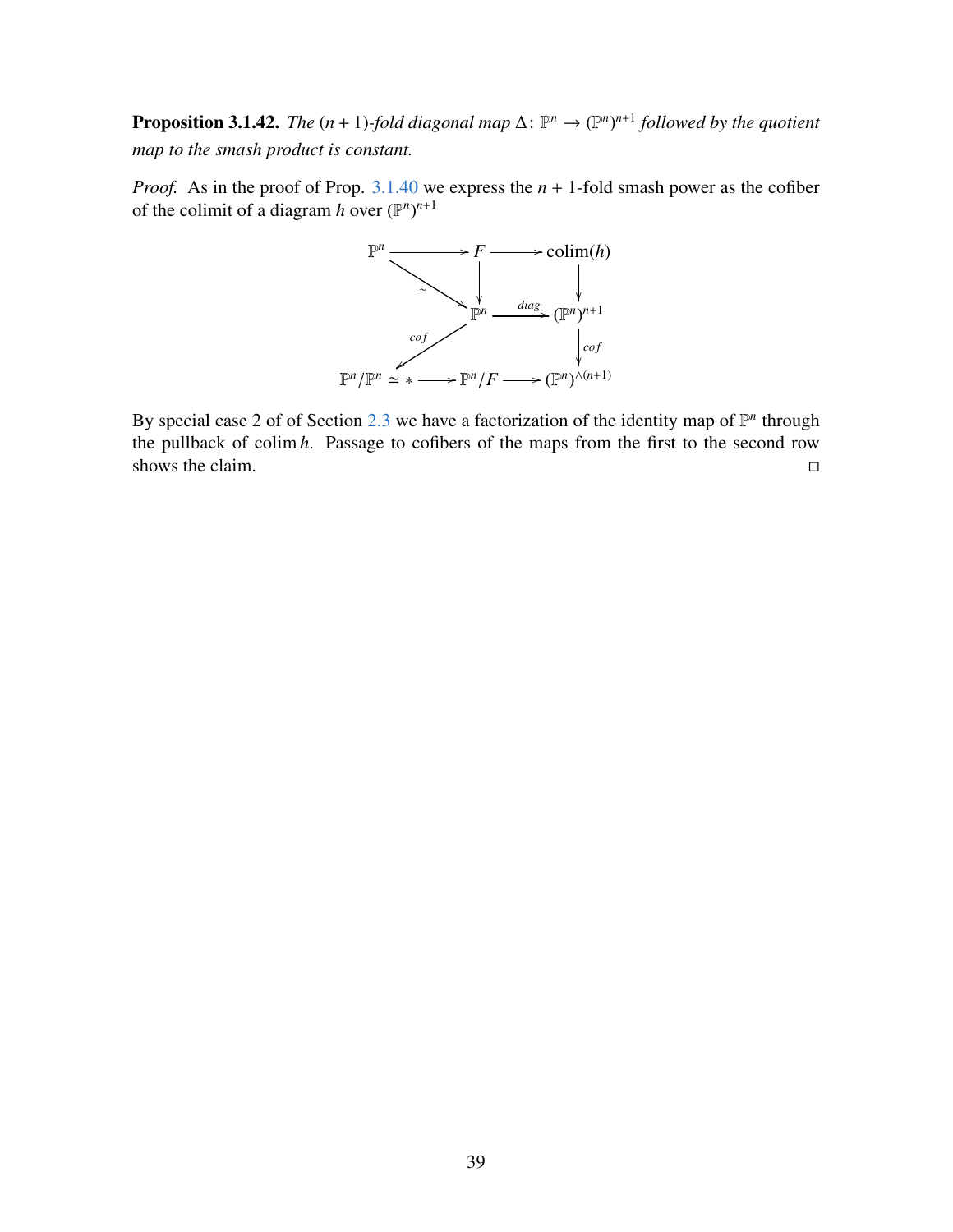**Proposition 3.1.42.** *The* $(n+1)$*-fold diagonal map* $\Delta\colon \mathbb{P}^n \to (\mathbb{P}^n)^{n+1}$ *followed by the quotient map to the smash product is constant.*

*Proof.* As in the proof of Prop. 3.1.40 we express the $n+1$-fold smash power as the cofiber of the colimit of a diagram $h$ over $(\mathbb{P}^n)^{n+1}$

$$
\begin{array}{ccccc}
\mathbb{P}^n & \longrightarrow & F & \longrightarrow & \operatorname{colim}(h) \\
& \searrow^{\simeq} & \downarrow & & \downarrow \\
& & \mathbb{P}^n & \xrightarrow{diag} & (\mathbb{P}^n)^{n+1} \\
& \swarrow^{cof} & & & \downarrow{cof} \\
\mathbb{P}^n/\mathbb{P}^n \simeq * & \longrightarrow & \mathbb{P}^n/F & \longrightarrow & (\mathbb{P}^n)^{\wedge(n+1)}
\end{array}
$$

By special case 2 of of Section 2.3 we have a factorization of the identity map of $\mathbb{P}^n$ through the pullback of $\operatorname{colim} h$. Passage to cofibers of the maps from the first to the second row shows the claim. $\square$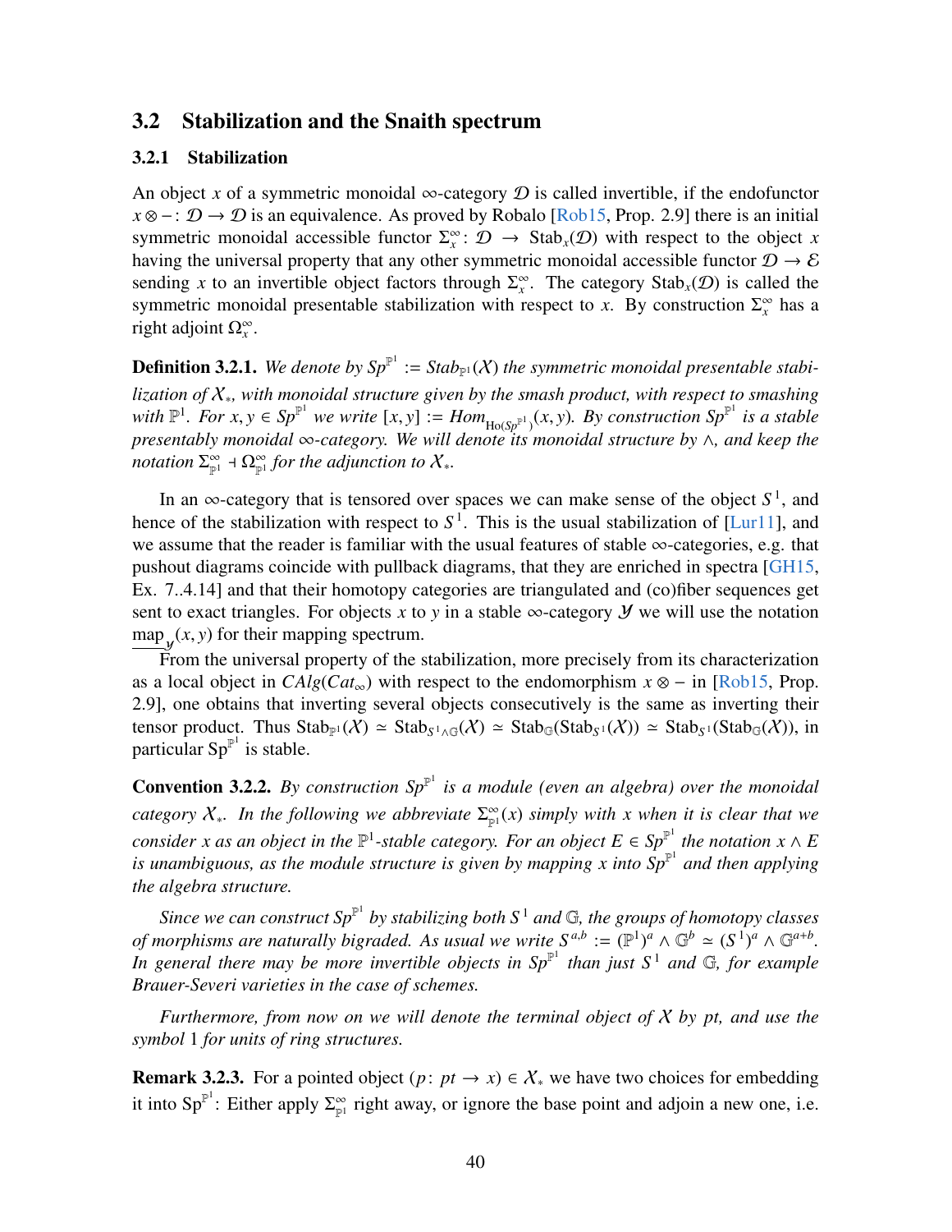## 3.2 Stabilization and the Snaith spectrum

### 3.2.1 Stabilization

An object $x$ of a symmetric monoidal $\infty$-category $\mathcal{D}$ is called invertible, if the endofunctor $x \otimes -\colon \mathcal{D} \to \mathcal{D}$ is an equivalence. As proved by Robalo [Rob15, Prop. 2.9] there is an initial symmetric monoidal accessible functor $\Sigma^\infty_x\colon \mathcal{D} \to \mathrm{Stab}_x(\mathcal{D})$ with respect to the object $x$ having the universal property that any other symmetric monoidal accessible functor $\mathcal{D} \to \mathcal{E}$ sending $x$ to an invertible object factors through $\Sigma^\infty_x$. The category $\mathrm{Stab}_x(\mathcal{D})$ is called the symmetric monoidal presentable stabilization with respect to $x$. By construction $\Sigma^\infty_x$ has a right adjoint $\Omega^\infty_x$.

**Definition 3.2.1.** *We denote by $Sp^{\mathbb{P}^1} := Stab_{\mathbb{P}^1}(\mathcal{X})$ the symmetric monoidal presentable stabilization of $\mathcal{X}_*$, with monoidal structure given by the smash product, with respect to smashing with $\mathbb{P}^1$. For $x, y \in Sp^{\mathbb{P}^1}$ we write $[x, y] := Hom_{\mathrm{Ho}(Sp^{\mathbb{P}^1})}(x, y)$. By construction $Sp^{\mathbb{P}^1}$ is a stable presentably monoidal $\infty$-category. We will denote its monoidal structure by $\wedge$, and keep the notation $\Sigma^\infty_{\mathbb{P}^1} \dashv \Omega^\infty_{\mathbb{P}^1}$ for the adjunction to $\mathcal{X}_*$.*

In an $\infty$-category that is tensored over spaces we can make sense of the object $S^1$, and hence of the stabilization with respect to $S^1$. This is the usual stabilization of [Lur11], and we assume that the reader is familiar with the usual features of stable $\infty$-categories, e.g. that pushout diagrams coincide with pullback diagrams, that they are enriched in spectra [GH15, Ex. 7..4.14] and that their homotopy categories are triangulated and (co)fiber sequences get sent to exact triangles. For objects $x$ to $y$ in a stable $\infty$-category $\mathcal{Y}$ we will use the notation $\underline{\mathrm{map}}_{\mathcal{Y}}(x, y)$ for their mapping spectrum.

From the universal property of the stabilization, more precisely from its characterization as a local object in $CAlg(Cat_\infty)$ with respect to the endomorphism $x \otimes -$ in [Rob15, Prop. 2.9], one obtains that inverting several objects consecutively is the same as inverting their tensor product. Thus $\mathrm{Stab}_{\mathbb{P}^1}(\mathcal{X}) \simeq \mathrm{Stab}_{S^1 \wedge \mathbb{G}}(\mathcal{X}) \simeq \mathrm{Stab}_{\mathbb{G}}(\mathrm{Stab}_{S^1}(\mathcal{X})) \simeq \mathrm{Stab}_{S^1}(\mathrm{Stab}_{\mathbb{G}}(\mathcal{X}))$, in particular $\mathrm{Sp}^{\mathbb{P}^1}$ is stable.

**Convention 3.2.2.** *By construction $Sp^{\mathbb{P}^1}$ is a module (even an algebra) over the monoidal category $\mathcal{X}_*$. In the following we abbreviate $\Sigma^\infty_{\mathbb{P}^1}(x)$ simply with $x$ when it is clear that we consider $x$ as an object in the $\mathbb{P}^1$-stable category. For an object $E \in Sp^{\mathbb{P}^1}$ the notation $x \wedge E$ is unambiguous, as the module structure is given by mapping $x$ into $Sp^{\mathbb{P}^1}$ and then applying the algebra structure.*

*Since we can construct $Sp^{\mathbb{P}^1}$ by stabilizing both $S^1$ and $\mathbb{G}$, the groups of homotopy classes of morphisms are naturally bigraded. As usual we write $S^{a,b} := (\mathbb{P}^1)^a \wedge \mathbb{G}^b \simeq (S^1)^a \wedge \mathbb{G}^{a+b}$. In general there may be more invertible objects in $Sp^{\mathbb{P}^1}$ than just $S^1$ and $\mathbb{G}$, for example Brauer-Severi varieties in the case of schemes.*

*Furthermore, from now on we will denote the terminal object of $\mathcal{X}$ by $pt$, and use the symbol $1$ for units of ring structures.*

**Remark 3.2.3.** For a pointed object $(p\colon pt \to x) \in \mathcal{X}_*$ we have two choices for embedding it into $\mathrm{Sp}^{\mathbb{P}^1}$: Either apply $\Sigma^\infty_{\mathbb{P}^1}$ right away, or ignore the base point and adjoin a new one, i.e.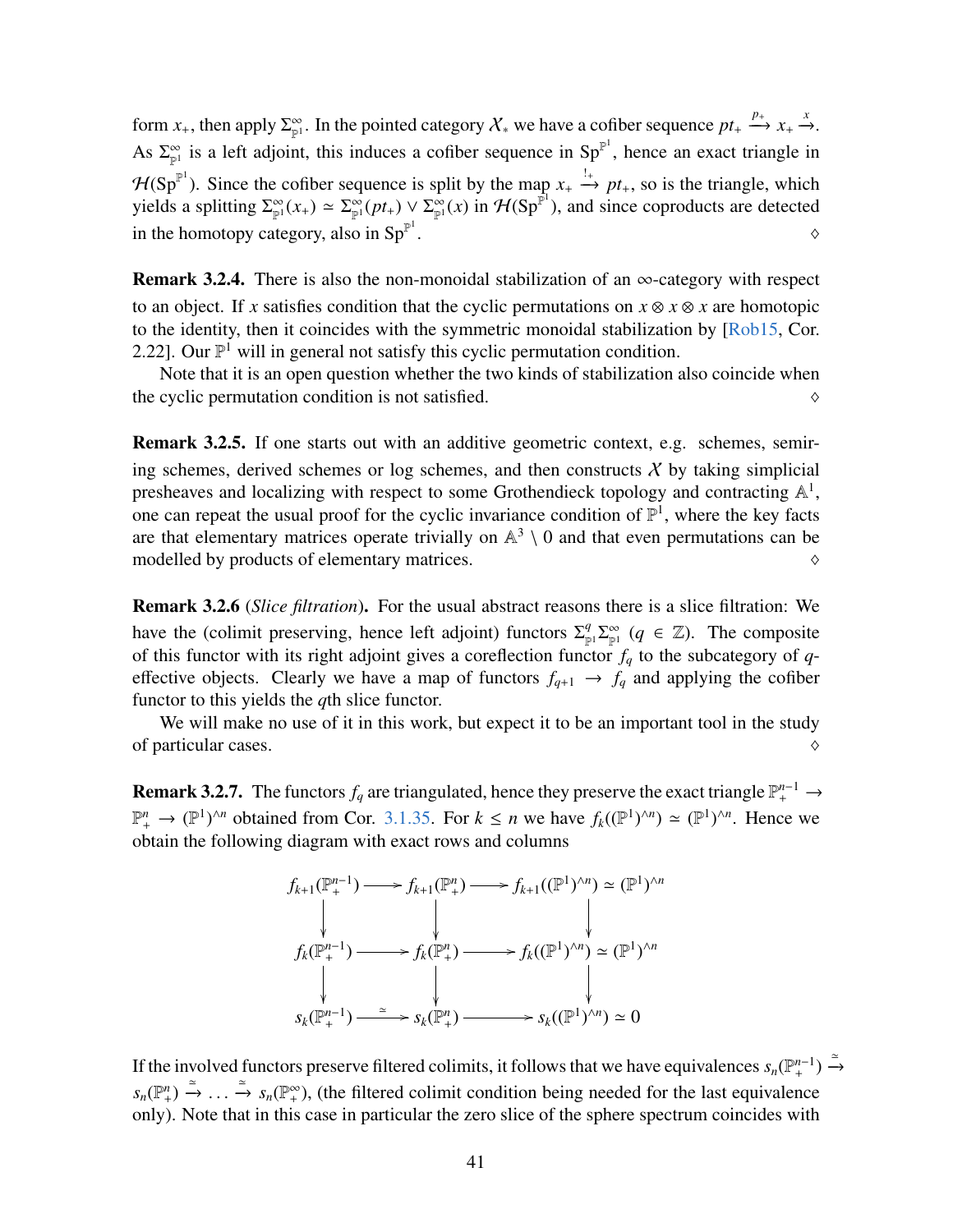form $x_+$, then apply $\Sigma^\infty_{\mathbb{P}^1}$. In the pointed category $\mathcal{X}_*$ we have a cofiber sequence $pt_+ \xrightarrow{p_+} x_+ \xrightarrow{x}$. As $\Sigma^\infty_{\mathbb{P}^1}$ is a left adjoint, this induces a cofiber sequence in $\mathrm{Sp}^{\mathbb{P}^1}$, hence an exact triangle in $\mathcal{H}(\mathrm{Sp}^{\mathbb{P}^1})$. Since the cofiber sequence is split by the map $x_+ \xrightarrow{!_+} pt_+$, so is the triangle, which yields a splitting $\Sigma^\infty_{\mathbb{P}^1}(x_+) \simeq \Sigma^\infty_{\mathbb{P}^1}(pt_+) \vee \Sigma^\infty_{\mathbb{P}^1}(x)$ in $\mathcal{H}(\mathrm{Sp}^{\mathbb{P}^1})$, and since coproducts are detected in the homotopy category, also in $\mathrm{Sp}^{\mathbb{P}^1}$. ◊

**Remark 3.2.4.** There is also the non-monoidal stabilization of an $\infty$-category with respect to an object. If $x$ satisfies condition that the cyclic permutations on $x \otimes x \otimes x$ are homotopic to the identity, then it coincides with the symmetric monoidal stabilization by [Rob15, Cor. 2.22]. Our $\mathbb{P}^1$ will in general not satisfy this cyclic permutation condition.

Note that it is an open question whether the two kinds of stabilization also coincide when the cyclic permutation condition is not satisfied. ◊

**Remark 3.2.5.** If one starts out with an additive geometric context, e.g. schemes, semiring schemes, derived schemes or log schemes, and then constructs $\mathcal{X}$ by taking simplicial presheaves and localizing with respect to some Grothendieck topology and contracting $\mathbb{A}^1$, one can repeat the usual proof for the cyclic invariance condition of $\mathbb{P}^1$, where the key facts are that elementary matrices operate trivially on $\mathbb{A}^3 \setminus 0$ and that even permutations can be modelled by products of elementary matrices. ◊

**Remark 3.2.6** (*Slice filtration*)**.** For the usual abstract reasons there is a slice filtration: We have the (colimit preserving, hence left adjoint) functors $\Sigma^q_{\mathbb{P}^1}\Sigma^\infty_{\mathbb{P}^1}$ ($q \in \mathbb{Z}$). The composite of this functor with its right adjoint gives a coreflection functor $f_q$ to the subcategory of $q$-effective objects. Clearly we have a map of functors $f_{q+1} \to f_q$ and applying the cofiber functor to this yields the $q$th slice functor.

We will make no use of it in this work, but expect it to be an important tool in the study of particular cases. ◊

**Remark 3.2.7.** The functors $f_q$ are triangulated, hence they preserve the exact triangle $\mathbb{P}^{n-1}_+ \to \mathbb{P}^n_+ \to (\mathbb{P}^1)^{\wedge n}$ obtained from Cor. 3.1.35. For $k \leq n$ we have $f_k((\mathbb{P}^1)^{\wedge n}) \simeq (\mathbb{P}^1)^{\wedge n}$. Hence we obtain the following diagram with exact rows and columns

$$
\begin{array}{ccccc}
f_{k+1}(\mathbb{P}^{n-1}_+) & \longrightarrow & f_{k+1}(\mathbb{P}^n_+) & \longrightarrow & f_{k+1}((\mathbb{P}^1)^{\wedge n}) \simeq (\mathbb{P}^1)^{\wedge n} \\
\downarrow & & \downarrow & & \downarrow \\
f_k(\mathbb{P}^{n-1}_+) & \longrightarrow & f_k(\mathbb{P}^n_+) & \longrightarrow & f_k((\mathbb{P}^1)^{\wedge n}) \simeq (\mathbb{P}^1)^{\wedge n} \\
\downarrow & & \downarrow & & \downarrow \\
s_k(\mathbb{P}^{n-1}_+) & \xrightarrow{\simeq} & s_k(\mathbb{P}^n_+) & \longrightarrow & s_k((\mathbb{P}^1)^{\wedge n}) \simeq 0
\end{array}
$$

If the involved functors preserve filtered colimits, it follows that we have equivalences $s_n(\mathbb{P}^{n-1}_+) \xrightarrow{\simeq} s_n(\mathbb{P}^n_+) \xrightarrow{\simeq} \ldots \xrightarrow{\simeq} s_n(\mathbb{P}^\infty_+)$, (the filtered colimit condition being needed for the last equivalence only). Note that in this case in particular the zero slice of the sphere spectrum coincides with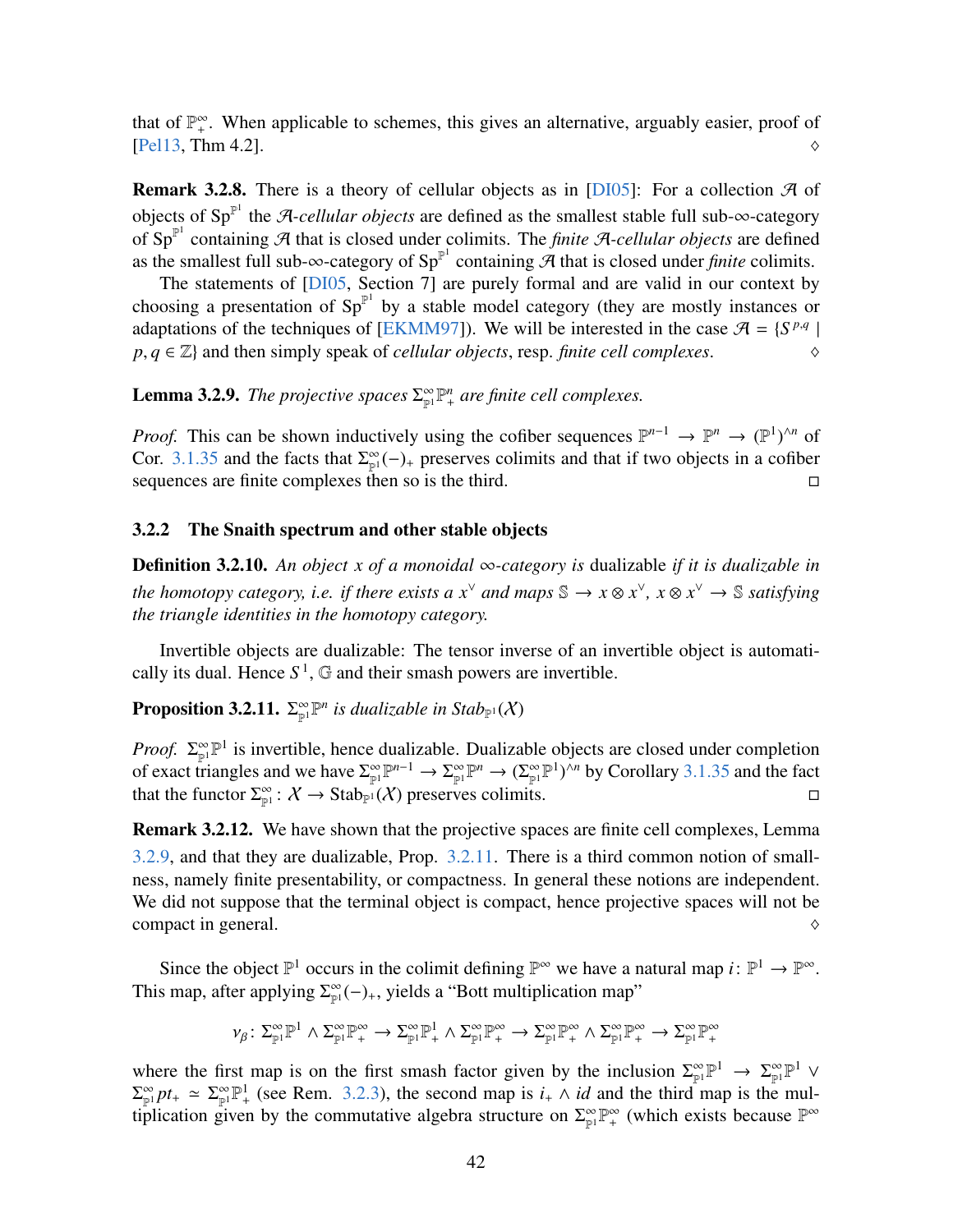that of $\mathbb{P}^\infty_+$. When applicable to schemes, this gives an alternative, arguably easier, proof of [Pel13, Thm 4.2]. ◊

**Remark 3.2.8.** There is a theory of cellular objects as in [DI05]: For a collection $\mathcal{A}$ of objects of $\mathrm{Sp}^{\mathbb{P}^1}$ the *$\mathcal{A}$-cellular objects* are defined as the smallest stable full sub-∞-category of $\mathrm{Sp}^{\mathbb{P}^1}$ containing $\mathcal{A}$ that is closed under colimits. The *finite $\mathcal{A}$-cellular objects* are defined as the smallest full sub-∞-category of $\mathrm{Sp}^{\mathbb{P}^1}$ containing $\mathcal{A}$ that is closed under *finite* colimits.

The statements of [DI05, Section 7] are purely formal and are valid in our context by choosing a presentation of $\mathrm{Sp}^{\mathbb{P}^1}$ by a stable model category (they are mostly instances or adaptations of the techniques of [EKMM97]). We will be interested in the case $\mathcal{A} = \{S^{p,q} \mid p, q \in \mathbb{Z}\}$ and then simply speak of *cellular objects*, resp. *finite cell complexes*. ◊

**Lemma 3.2.9.** *The projective spaces $\Sigma^\infty_{\mathbb{P}^1}\mathbb{P}^n_+$ are finite cell complexes.*

*Proof.* This can be shown inductively using the cofiber sequences $\mathbb{P}^{n-1} \to \mathbb{P}^n \to (\mathbb{P}^1)^{\wedge n}$ of Cor. 3.1.35 and the facts that $\Sigma^\infty_{\mathbb{P}^1}(-)_+$ preserves colimits and that if two objects in a cofiber sequences are finite complexes then so is the third. □

### 3.2.2 The Snaith spectrum and other stable objects

**Definition 3.2.10.** *An object $x$ of a monoidal ∞-category is* dualizable *if it is dualizable in the homotopy category, i.e. if there exists a $x^\vee$ and maps $\mathbb{S} \to x \otimes x^\vee$, $x \otimes x^\vee \to \mathbb{S}$ satisfying the triangle identities in the homotopy category.*

Invertible objects are dualizable: The tensor inverse of an invertible object is automatically its dual. Hence $S^1$, $\mathbb{G}$ and their smash powers are invertible.

**Proposition 3.2.11.** *$\Sigma^\infty_{\mathbb{P}^1}\mathbb{P}^n$ is dualizable in $\mathrm{Stab}_{\mathbb{P}^1}(\mathcal{X})$*

*Proof.* $\Sigma^\infty_{\mathbb{P}^1}\mathbb{P}^1$ is invertible, hence dualizable. Dualizable objects are closed under completion of exact triangles and we have $\Sigma^\infty_{\mathbb{P}^1}\mathbb{P}^{n-1} \to \Sigma^\infty_{\mathbb{P}^1}\mathbb{P}^n \to (\Sigma^\infty_{\mathbb{P}^1}\mathbb{P}^1)^{\wedge n}$ by Corollary 3.1.35 and the fact that the functor $\Sigma^\infty_{\mathbb{P}^1}\colon \mathcal{X} \to \mathrm{Stab}_{\mathbb{P}^1}(\mathcal{X})$ preserves colimits. □

**Remark 3.2.12.** We have shown that the projective spaces are finite cell complexes, Lemma 3.2.9, and that they are dualizable, Prop. 3.2.11. There is a third common notion of smallness, namely finite presentability, or compactness. In general these notions are independent. We did not suppose that the terminal object is compact, hence projective spaces will not be compact in general. ◊

Since the object $\mathbb{P}^1$ occurs in the colimit defining $\mathbb{P}^\infty$ we have a natural map $i\colon \mathbb{P}^1 \to \mathbb{P}^\infty$. This map, after applying $\Sigma^\infty_{\mathbb{P}^1}(-)_+$, yields a "Bott multiplication map"

$$\nu_\beta\colon \Sigma^\infty_{\mathbb{P}^1}\mathbb{P}^1 \wedge \Sigma^\infty_{\mathbb{P}^1}\mathbb{P}^\infty_+ \to \Sigma^\infty_{\mathbb{P}^1}\mathbb{P}^1_+ \wedge \Sigma^\infty_{\mathbb{P}^1}\mathbb{P}^\infty_+ \to \Sigma^\infty_{\mathbb{P}^1}\mathbb{P}^\infty_+ \wedge \Sigma^\infty_{\mathbb{P}^1}\mathbb{P}^\infty_+ \to \Sigma^\infty_{\mathbb{P}^1}\mathbb{P}^\infty_+$$

where the first map is on the first smash factor given by the inclusion $\Sigma^\infty_{\mathbb{P}^1}\mathbb{P}^1 \to \Sigma^\infty_{\mathbb{P}^1}\mathbb{P}^1 \vee \Sigma^\infty_{\mathbb{P}^1}pt_+ \simeq \Sigma^\infty_{\mathbb{P}^1}\mathbb{P}^1_+$ (see Rem. 3.2.3), the second map is $i_+ \wedge id$ and the third map is the multiplication given by the commutative algebra structure on $\Sigma^\infty_{\mathbb{P}^1}\mathbb{P}^\infty_+$ (which exists because $\mathbb{P}^\infty$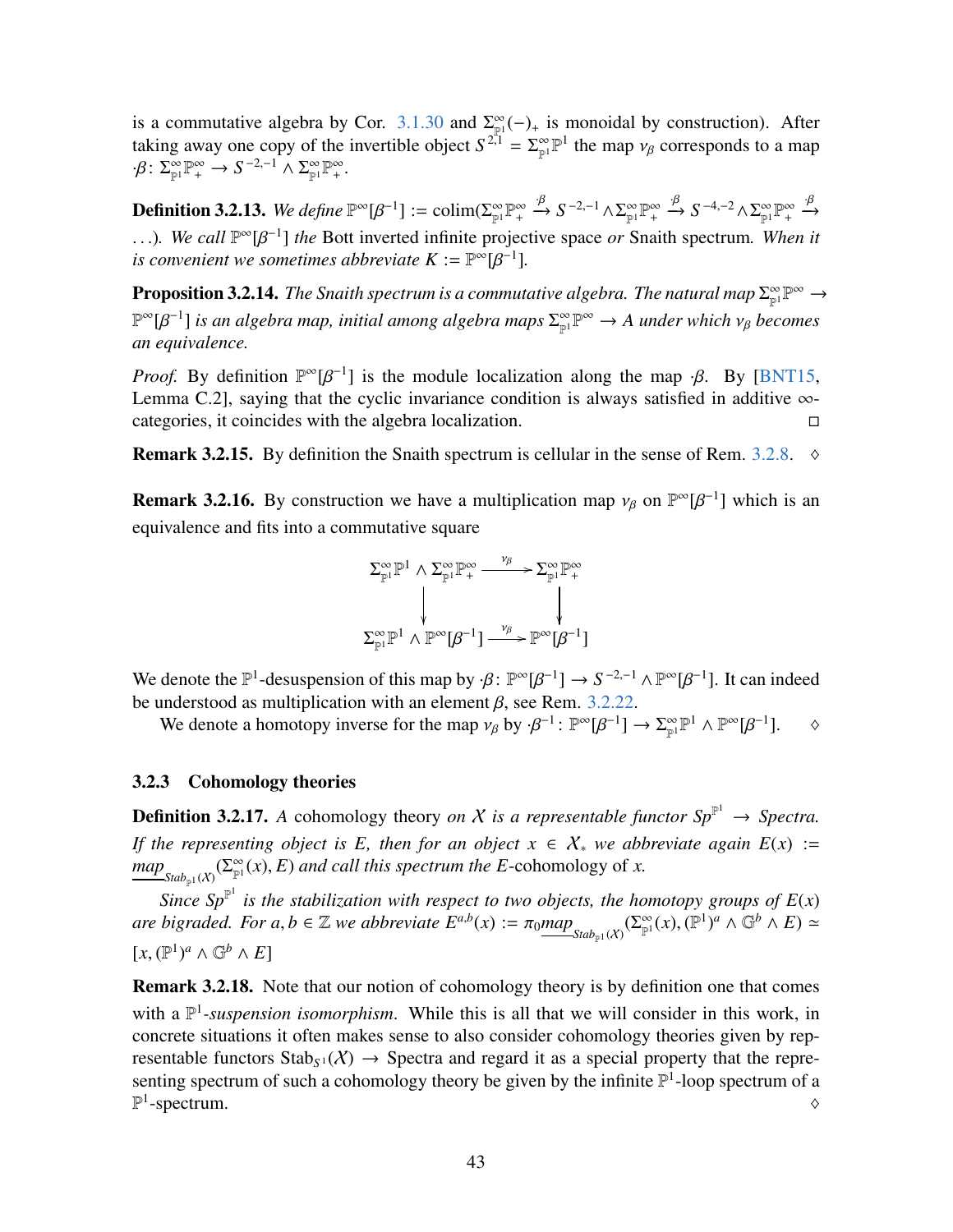is a commutative algebra by Cor. 3.1.30 and $\Sigma^\infty_{\mathbb{P}^1}(-)_+$ is monoidal by construction). After taking away one copy of the invertible object $S^{2,1} = \Sigma^\infty_{\mathbb{P}^1}\mathbb{P}^1$ the map $v_\beta$ corresponds to a map $\cdot\beta\colon \Sigma^\infty_{\mathbb{P}^1}\mathbb{P}^\infty_+ \to S^{-2,-1} \wedge \Sigma^\infty_{\mathbb{P}^1}\mathbb{P}^\infty_+$.

**Definition 3.2.13.** *We define* $\mathbb{P}^\infty[\beta^{-1}] := \operatorname{colim}(\Sigma^\infty_{\mathbb{P}^1}\mathbb{P}^\infty_+ \xrightarrow{\cdot\beta} S^{-2,-1} \wedge \Sigma^\infty_{\mathbb{P}^1}\mathbb{P}^\infty_+ \xrightarrow{\cdot\beta} S^{-4,-2} \wedge \Sigma^\infty_{\mathbb{P}^1}\mathbb{P}^\infty_+ \xrightarrow{\cdot\beta} \dots)$*. We call* $\mathbb{P}^\infty[\beta^{-1}]$ *the* Bott inverted infinite projective space *or* Snaith spectrum*. When it is convenient we sometimes abbreviate* $K := \mathbb{P}^\infty[\beta^{-1}]$*.*

**Proposition 3.2.14.** *The Snaith spectrum is a commutative algebra. The natural map* $\Sigma^\infty_{\mathbb{P}^1}\mathbb{P}^\infty \to \mathbb{P}^\infty[\beta^{-1}]$ *is an algebra map, initial among algebra maps* $\Sigma^\infty_{\mathbb{P}^1}\mathbb{P}^\infty \to A$ *under which* $v_\beta$ *becomes an equivalence.*

*Proof.* By definition $\mathbb{P}^\infty[\beta^{-1}]$ is the module localization along the map $\cdot\beta$. By [BNT15, Lemma C.2], saying that the cyclic invariance condition is always satisfied in additive $\infty$-categories, it coincides with the algebra localization. □

**Remark 3.2.15.** By definition the Snaith spectrum is cellular in the sense of Rem. 3.2.8. ◊

**Remark 3.2.16.** By construction we have a multiplication map $v_\beta$ on $\mathbb{P}^\infty[\beta^{-1}]$ which is an equivalence and fits into a commutative square

$$\begin{array}{ccc}
\Sigma^\infty_{\mathbb{P}^1}\mathbb{P}^1 \wedge \Sigma^\infty_{\mathbb{P}^1}\mathbb{P}^\infty_+ & \xrightarrow{v_\beta} & \Sigma^\infty_{\mathbb{P}^1}\mathbb{P}^\infty_+ \\
\downarrow & & \downarrow \\
\Sigma^\infty_{\mathbb{P}^1}\mathbb{P}^1 \wedge \mathbb{P}^\infty[\beta^{-1}] & \xrightarrow{v_\beta} & \mathbb{P}^\infty[\beta^{-1}]
\end{array}$$

We denote the $\mathbb{P}^1$-desuspension of this map by $\cdot\beta\colon \mathbb{P}^\infty[\beta^{-1}] \to S^{-2,-1} \wedge \mathbb{P}^\infty[\beta^{-1}]$. It can indeed be understood as multiplication with an element $\beta$, see Rem. 3.2.22.

We denote a homotopy inverse for the map $v_\beta$ by $\cdot\beta^{-1}\colon \mathbb{P}^\infty[\beta^{-1}] \to \Sigma^\infty_{\mathbb{P}^1}\mathbb{P}^1 \wedge \mathbb{P}^\infty[\beta^{-1}]$. ◊

### 3.2.3 Cohomology theories

**Definition 3.2.17.** *A* cohomology theory *on* $\mathcal{X}$ *is a representable functor* $Sp^{\mathbb{P}^1} \to Spectra$*. If the representing object is* $E$*, then for an object* $x \in \mathcal{X}_*$ *we abbreviate again* $E(x) := \underline{map}_{Stab_{\mathbb{P}^1}(\mathcal{X})}(\Sigma^\infty_{\mathbb{P}^1}(x), E)$ *and call this spectrum the* $E$-cohomology *of* $x$*.*

*Since* $Sp^{\mathbb{P}^1}$ *is the stabilization with respect to two objects, the homotopy groups of* $E(x)$ *are bigraded. For* $a, b \in \mathbb{Z}$ *we abbreviate* $E^{a,b}(x) := \pi_0\underline{map}_{Stab_{\mathbb{P}^1}(\mathcal{X})}(\Sigma^\infty_{\mathbb{P}^1}(x), (\mathbb{P}^1)^a \wedge \mathbb{G}^b \wedge E) \simeq [x, (\mathbb{P}^1)^a \wedge \mathbb{G}^b \wedge E]$

**Remark 3.2.18.** Note that our notion of cohomology theory is by definition one that comes with a $\mathbb{P}^1$-*suspension isomorphism*. While this is all that we will consider in this work, in concrete situations it often makes sense to also consider cohomology theories given by representable functors $\mathrm{Stab}_{S^1}(\mathcal{X}) \to \mathrm{Spectra}$ and regard it as a special property that the representing spectrum of such a cohomology theory be given by the infinite $\mathbb{P}^1$-loop spectrum of a $\mathbb{P}^1$-spectrum. ◊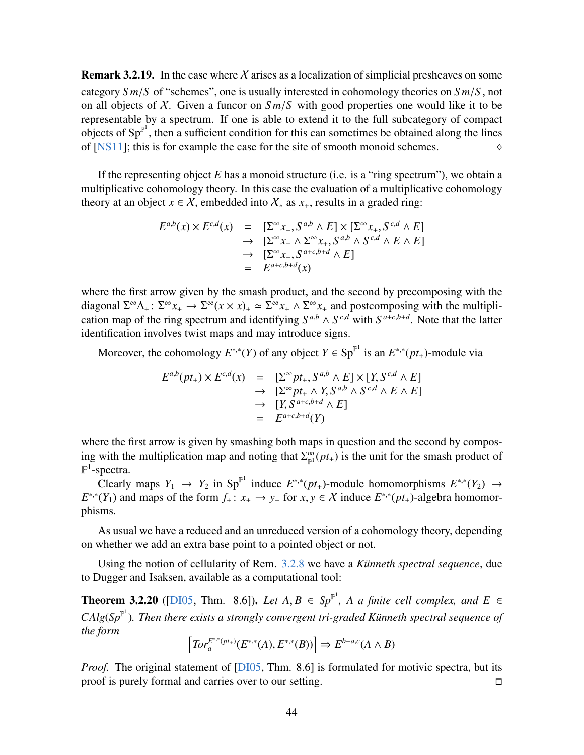**Remark 3.2.19.** In the case where $\mathcal{X}$ arises as a localization of simplicial presheaves on some category $Sm/S$ of "schemes", one is usually interested in cohomology theories on $Sm/S$, not on all objects of $\mathcal{X}$. Given a funcor on $Sm/S$ with good properties one would like it to be representable by a spectrum. If one is able to extend it to the full subcategory of compact objects of $\mathrm{Sp}^{\mathbb{P}^1}$, then a sufficient condition for this can sometimes be obtained along the lines of [NS11]; this is for example the case for the site of smooth monoid schemes. $\diamond$

If the representing object $E$ has a monoid structure (i.e. is a "ring spectrum"), we obtain a multiplicative cohomology theory. In this case the evaluation of a multiplicative cohomology theory at an object $x \in \mathcal{X}$, embedded into $\mathcal{X}_*$ as $x_+$, results in a graded ring:

$$
\begin{aligned}
E^{a,b}(x) \times E^{c,d}(x) &= [\Sigma^\infty x_+, S^{a,b} \wedge E] \times [\Sigma^\infty x_+, S^{c,d} \wedge E] \\
&\to [\Sigma^\infty x_+ \wedge \Sigma^\infty x_+, S^{a,b} \wedge S^{c,d} \wedge E \wedge E] \\
&\to [\Sigma^\infty x_+, S^{a+c,b+d} \wedge E] \\
&= E^{a+c,b+d}(x)
\end{aligned}
$$

where the first arrow given by the smash product, and the second by precomposing with the diagonal $\Sigma^\infty \Delta_+ \colon \Sigma^\infty x_+ \to \Sigma^\infty (x \times x)_+ \simeq \Sigma^\infty x_+ \wedge \Sigma^\infty x_+$ and postcomposing with the multiplication map of the ring spectrum and identifying $S^{a,b} \wedge S^{c,d}$ with $S^{a+c,b+d}$. Note that the latter identification involves twist maps and may introduce signs.

Moreover, the cohomology $E^{*,*}(Y)$ of any object $Y \in \mathrm{Sp}^{\mathbb{P}^1}$ is an $E^{*,*}(pt_+)$-module via

$$
\begin{aligned}
E^{a,b}(pt_+) \times E^{c,d}(x) &= [\Sigma^\infty pt_+, S^{a,b} \wedge E] \times [Y, S^{c,d} \wedge E] \\
&\to [\Sigma^\infty pt_+ \wedge Y, S^{a,b} \wedge S^{c,d} \wedge E \wedge E] \\
&\to [Y, S^{a+c,b+d} \wedge E] \\
&= E^{a+c,b+d}(Y)
\end{aligned}
$$

where the first arrow is given by smashing both maps in question and the second by composing with the multiplication map and noting that $\Sigma^\infty_{\mathbb{P}^1}(pt_+)$ is the unit for the smash product of $\mathbb{P}^1$-spectra.

Clearly maps $Y_1 \to Y_2$ in $\mathrm{Sp}^{\mathbb{P}^1}$ induce $E^{*,*}(pt_+)$-module homomorphisms $E^{*,*}(Y_2) \to E^{*,*}(Y_1)$ and maps of the form $f_+ \colon x_+ \to y_+$ for $x, y \in \mathcal{X}$ induce $E^{*,*}(pt_+)$-algebra homomorphisms.

As usual we have a reduced and an unreduced version of a cohomology theory, depending on whether we add an extra base point to a pointed object or not.

Using the notion of cellularity of Rem. 3.2.8 we have a *Künneth spectral sequence*, due to Dugger and Isaksen, available as a computational tool:

**Theorem 3.2.20** ([DI05, Thm. 8.6])**.** *Let $A, B \in Sp^{\mathbb{P}^1}$, $A$ a finite cell complex, and $E \in CAlg(Sp^{\mathbb{P}^1})$. Then there exists a strongly convergent tri-graded Künneth spectral sequence of the form*

$$
\left[ Tor_a^{E^{*,*}(pt_+)}(E^{*,*}(A), E^{*,*}(B)) \right] \Rightarrow E^{b-a,c}(A \wedge B)
$$

*Proof.* The original statement of [DI05, Thm. 8.6] is formulated for motivic spectra, but its proof is purely formal and carries over to our setting. $\square$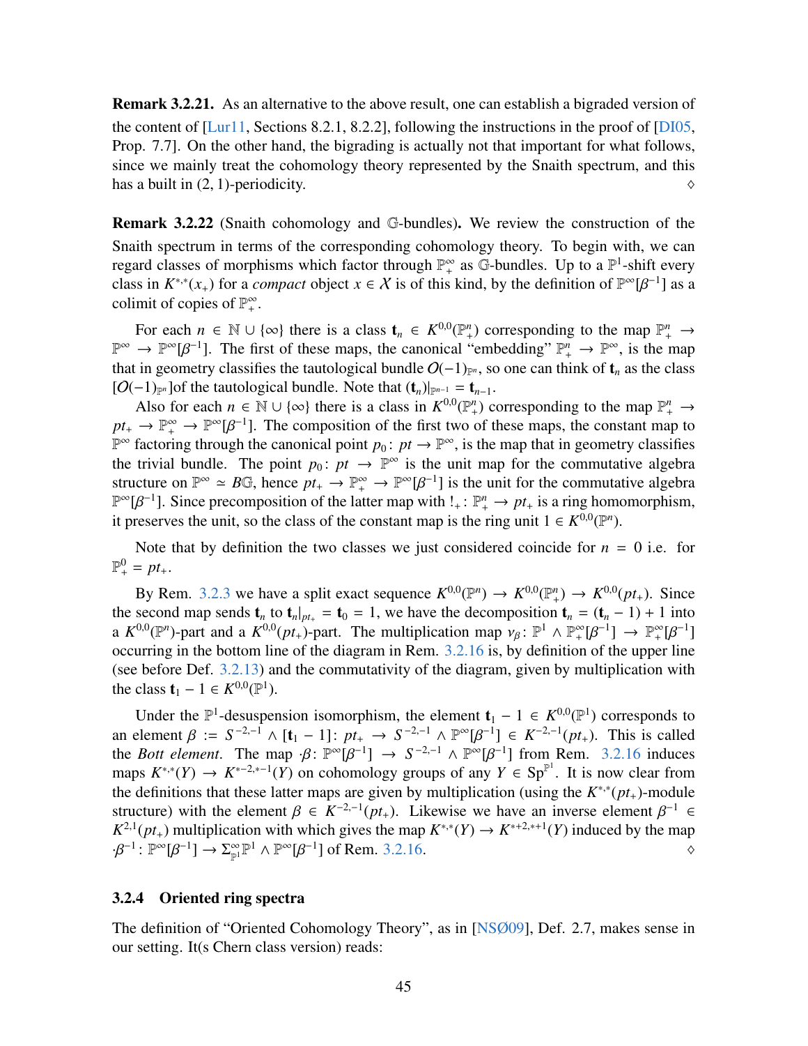**Remark 3.2.21.** As an alternative to the above result, one can establish a bigraded version of the content of [Lur11, Sections 8.2.1, 8.2.2], following the instructions in the proof of [DI05, Prop. 7.7]. On the other hand, the bigrading is actually not that important for what follows, since we mainly treat the cohomology theory represented by the Snaith spectrum, and this has a built in $(2, 1)$-periodicity. $\diamond$

**Remark 3.2.22** (Snaith cohomology and $\mathbb{G}$-bundles)**.** We review the construction of the Snaith spectrum in terms of the corresponding cohomology theory. To begin with, we can regard classes of morphisms which factor through $\mathbb{P}^\infty_+$ as $\mathbb{G}$-bundles. Up to a $\mathbb{P}^1$-shift every class in $K^{*,*}(x_+)$ for a *compact* object $x \in \mathcal{X}$ is of this kind, by the definition of $\mathbb{P}^\infty[\beta^{-1}]$ as a colimit of copies of $\mathbb{P}^\infty_+$.

For each $n \in \mathbb{N} \cup \{\infty\}$ there is a class $\mathbf{t}_n \in K^{0,0}(\mathbb{P}^n_+)$ corresponding to the map $\mathbb{P}^n_+ \to \mathbb{P}^\infty \to \mathbb{P}^\infty[\beta^{-1}]$. The first of these maps, the canonical "embedding" $\mathbb{P}^n_+ \to \mathbb{P}^\infty$, is the map that in geometry classifies the tautological bundle $\mathcal{O}(-1)_{\mathbb{P}^n}$, so one can think of $\mathbf{t}_n$ as the class $[\mathcal{O}(-1)_{\mathbb{P}^n}]$of the tautological bundle. Note that $(\mathbf{t}_n)|_{\mathbb{P}^{n-1}} = \mathbf{t}_{n-1}$.

Also for each $n \in \mathbb{N} \cup \{\infty\}$ there is a class in $K^{0,0}(\mathbb{P}^n_+)$ corresponding to the map $\mathbb{P}^n_+ \to pt_+ \to \mathbb{P}^\infty_+ \to \mathbb{P}^\infty[\beta^{-1}]$. The composition of the first two of these maps, the constant map to $\mathbb{P}^\infty$ factoring through the canonical point $p_0 \colon pt \to \mathbb{P}^\infty$, is the map that in geometry classifies the trivial bundle. The point $p_0 \colon pt \to \mathbb{P}^\infty$ is the unit map for the commutative algebra structure on $\mathbb{P}^\infty \simeq B\mathbb{G}$, hence $pt_+ \to \mathbb{P}^\infty_+ \to \mathbb{P}^\infty[\beta^{-1}]$ is the unit for the commutative algebra $\mathbb{P}^\infty[\beta^{-1}]$. Since precomposition of the latter map with $!_+ \colon \mathbb{P}^n_+ \to pt_+$ is a ring homomorphism, it preserves the unit, so the class of the constant map is the ring unit $1 \in K^{0,0}(\mathbb{P}^n)$.

Note that by definition the two classes we just considered coincide for $n = 0$ i.e. for $\mathbb{P}^0_+ = pt_+$.

By Rem. 3.2.3 we have a split exact sequence $K^{0,0}(\mathbb{P}^n) \to K^{0,0}(\mathbb{P}^n_+) \to K^{0,0}(pt_+)$. Since the second map sends $\mathbf{t}_n$ to $\mathbf{t}_n|_{pt_+} = \mathbf{t}_0 = 1$, we have the decomposition $\mathbf{t}_n = (\mathbf{t}_n - 1) + 1$ into a $K^{0,0}(\mathbb{P}^n)$-part and a $K^{0,0}(pt_+)$-part. The multiplication map $\nu_\beta \colon \mathbb{P}^1 \wedge \mathbb{P}^\infty_+[\beta^{-1}] \to \mathbb{P}^\infty_+[\beta^{-1}]$ occurring in the bottom line of the diagram in Rem. 3.2.16 is, by definition of the upper line (see before Def. 3.2.13) and the commutativity of the diagram, given by multiplication with the class $\mathbf{t}_1 - 1 \in K^{0,0}(\mathbb{P}^1)$.

Under the $\mathbb{P}^1$-desuspension isomorphism, the element $\mathbf{t}_1 - 1 \in K^{0,0}(\mathbb{P}^1)$ corresponds to an element $\beta := S^{-2,-1} \wedge [\mathbf{t}_1 - 1] \colon pt_+ \to S^{-2,-1} \wedge \mathbb{P}^\infty[\beta^{-1}] \in K^{-2,-1}(pt_+)$. This is called the *Bott element*. The map $\cdot\beta \colon \mathbb{P}^\infty[\beta^{-1}] \to S^{-2,-1} \wedge \mathbb{P}^\infty[\beta^{-1}]$ from Rem. 3.2.16 induces maps $K^{*,*}(Y) \to K^{*-2,*-1}(Y)$ on cohomology groups of any $Y \in \mathrm{Sp}^{\mathbb{P}^1}$. It is now clear from the definitions that these latter maps are given by multiplication (using the $K^{*,*}(pt_+)$-module structure) with the element $\beta \in K^{-2,-1}(pt_+)$. Likewise we have an inverse element $\beta^{-1} \in K^{2,1}(pt_+)$ multiplication with which gives the map $K^{*,*}(Y) \to K^{*+2,*+1}(Y)$ induced by the map $\cdot\beta^{-1} \colon \mathbb{P}^\infty[\beta^{-1}] \to \Sigma^\infty_{\mathbb{P}^1}\mathbb{P}^1 \wedge \mathbb{P}^\infty[\beta^{-1}]$ of Rem. 3.2.16. $\diamond$

### 3.2.4 Oriented ring spectra

The definition of "Oriented Cohomology Theory", as in [NSØ09], Def. 2.7, makes sense in our setting. It(s Chern class version) reads: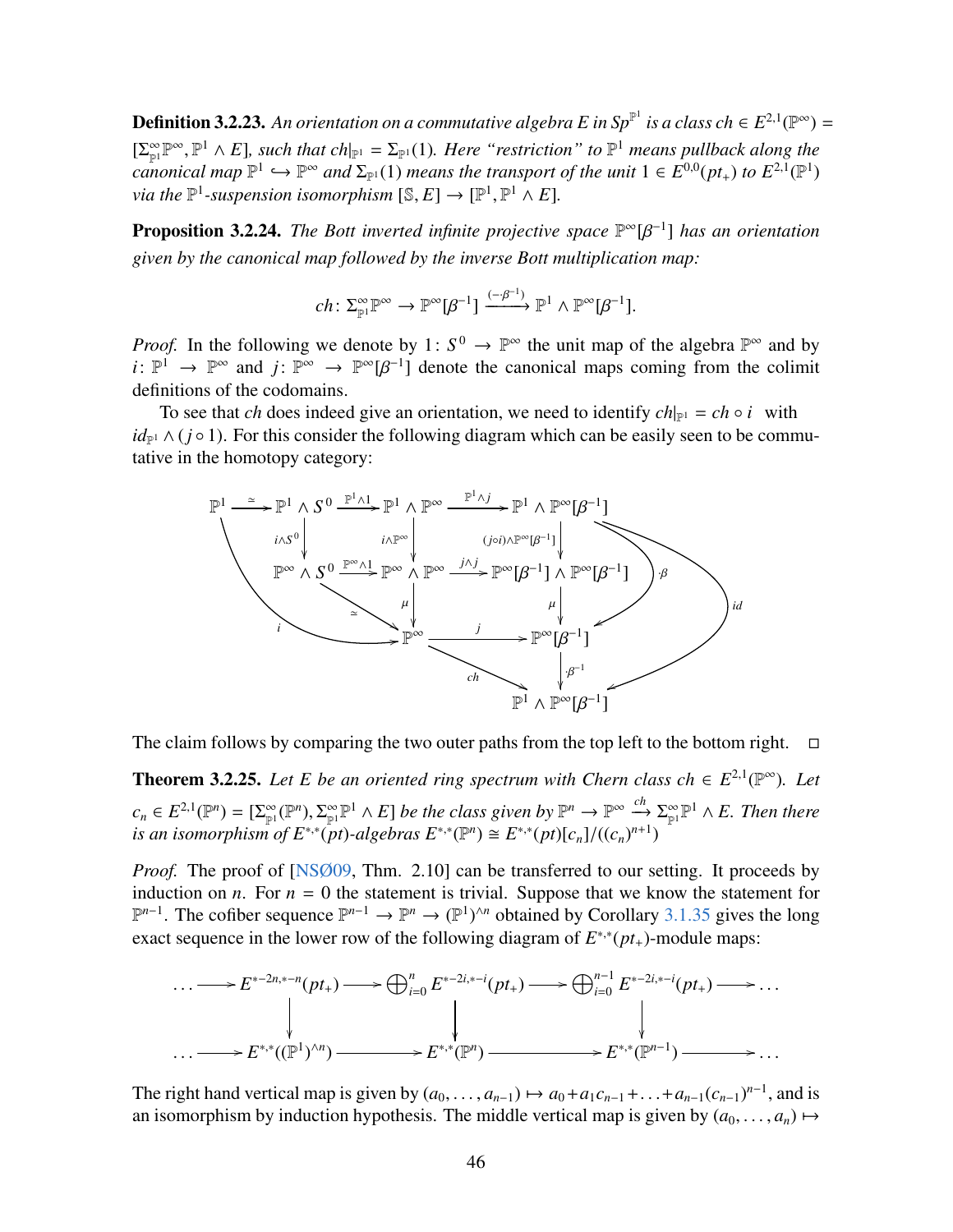**Definition 3.2.23.** *An orientation on a commutative algebra $E$ in $Sp^{\mathbb{P}^1}$ is a class $ch \in E^{2,1}(\mathbb{P}^\infty) = [\Sigma^\infty_{\mathbb{P}^1}\mathbb{P}^\infty, \mathbb{P}^1 \wedge E]$, such that $ch|_{\mathbb{P}^1} = \Sigma_{\mathbb{P}^1}(1)$. Here "restriction" to $\mathbb{P}^1$ means pullback along the canonical map $\mathbb{P}^1 \hookrightarrow \mathbb{P}^\infty$ and $\Sigma_{\mathbb{P}^1}(1)$ means the transport of the unit $1 \in E^{0,0}(pt_+)$ to $E^{2,1}(\mathbb{P}^1)$ via the $\mathbb{P}^1$-suspension isomorphism $[\mathbb{S}, E] \to [\mathbb{P}^1, \mathbb{P}^1 \wedge E]$.*

**Proposition 3.2.24.** *The Bott inverted infinite projective space $\mathbb{P}^\infty[\beta^{-1}]$ has an orientation given by the canonical map followed by the inverse Bott multiplication map:*

$$ch\colon \Sigma^\infty_{\mathbb{P}^1}\mathbb{P}^\infty \to \mathbb{P}^\infty[\beta^{-1}] \xrightarrow{(-\cdot\beta^{-1})} \mathbb{P}^1 \wedge \mathbb{P}^\infty[\beta^{-1}].$$

*Proof.* In the following we denote by $1\colon S^0 \to \mathbb{P}^\infty$ the unit map of the algebra $\mathbb{P}^\infty$ and by $i\colon \mathbb{P}^1 \to \mathbb{P}^\infty$ and $j\colon \mathbb{P}^\infty \to \mathbb{P}^\infty[\beta^{-1}]$ denote the canonical maps coming from the colimit definitions of the codomains.

To see that $ch$ does indeed give an orientation, we need to identify $ch|_{\mathbb{P}^1} = ch \circ i$ with $id_{\mathbb{P}^1} \wedge (j \circ 1)$. For this consider the following diagram which can be easily seen to be commutative in the homotopy category:

$$\begin{array}{ccccccc}
\mathbb{P}^1 & \xrightarrow{\simeq} & \mathbb{P}^1 \wedge S^0 & \xrightarrow{\mathbb{P}^1 \wedge 1} & \mathbb{P}^1 \wedge \mathbb{P}^\infty & \xrightarrow{\mathbb{P}^1 \wedge j} & \mathbb{P}^1 \wedge \mathbb{P}^\infty[\beta^{-1}] \\
 & & \downarrow{\scriptstyle i \wedge S^0} & & \downarrow{\scriptstyle i \wedge \mathbb{P}^\infty} & & \downarrow{\scriptstyle (j\circ i)\wedge \mathbb{P}^\infty[\beta^{-1}]} \\
 & & \mathbb{P}^\infty \wedge S^0 & \xrightarrow{\mathbb{P}^\infty \wedge 1} & \mathbb{P}^\infty \wedge \mathbb{P}^\infty & \xrightarrow{j \wedge j} & \mathbb{P}^\infty[\beta^{-1}] \wedge \mathbb{P}^\infty[\beta^{-1}] \\
 & & & \searrow{\scriptstyle \simeq} & \downarrow{\scriptstyle \mu} & & \downarrow{\scriptstyle \mu} \\
 & & & & \mathbb{P}^\infty & \xrightarrow{j} & \mathbb{P}^\infty[\beta^{-1}] \\
 & & & & & \searrow{\scriptstyle ch} & \downarrow{\scriptstyle \cdot\beta^{-1}} \\
 & & & & & & \mathbb{P}^1 \wedge \mathbb{P}^\infty[\beta^{-1}]
\end{array}$$

(with additional arrows $i\colon \mathbb{P}^1 \to \mathbb{P}^\infty$, $\cdot\beta\colon \mathbb{P}^1 \wedge \mathbb{P}^\infty[\beta^{-1}] \to \mathbb{P}^\infty[\beta^{-1}]$, and $id\colon \mathbb{P}^1 \wedge \mathbb{P}^\infty[\beta^{-1}] \to \mathbb{P}^1 \wedge \mathbb{P}^\infty[\beta^{-1}]$)

The claim follows by comparing the two outer paths from the top left to the bottom right. □

**Theorem 3.2.25.** *Let $E$ be an oriented ring spectrum with Chern class $ch \in E^{2,1}(\mathbb{P}^\infty)$. Let $c_n \in E^{2,1}(\mathbb{P}^n) = [\Sigma^\infty_{\mathbb{P}^1}(\mathbb{P}^n), \Sigma^\infty_{\mathbb{P}^1}\mathbb{P}^1 \wedge E]$ be the class given by $\mathbb{P}^n \to \mathbb{P}^\infty \xrightarrow{ch} \Sigma^\infty_{\mathbb{P}^1}\mathbb{P}^1 \wedge E$. Then there is an isomorphism of $E^{*,*}(pt)$-algebras $E^{*,*}(\mathbb{P}^n) \cong E^{*,*}(pt)[c_n]/((c_n)^{n+1})$*

*Proof.* The proof of [NSØ09, Thm. 2.10] can be transferred to our setting. It proceeds by induction on $n$. For $n = 0$ the statement is trivial. Suppose that we know the statement for $\mathbb{P}^{n-1}$. The cofiber sequence $\mathbb{P}^{n-1} \to \mathbb{P}^n \to (\mathbb{P}^1)^{\wedge n}$ obtained by Corollary 3.1.35 gives the long exact sequence in the lower row of the following diagram of $E^{*,*}(pt_+)$-module maps:

$$\begin{array}{ccccccc}
\cdots \to & E^{*-2n,*-n}(pt_+) & \to & \bigoplus_{i=0}^{n} E^{*-2i,*-i}(pt_+) & \to & \bigoplus_{i=0}^{n-1} E^{*-2i,*-i}(pt_+) & \to \cdots \\
 & \downarrow & & \downarrow & & \downarrow & \\
\cdots \to & E^{*,*}((\mathbb{P}^1)^{\wedge n}) & \to & E^{*,*}(\mathbb{P}^n) & \to & E^{*,*}(\mathbb{P}^{n-1}) & \to \cdots
\end{array}$$

The right hand vertical map is given by $(a_0, \ldots, a_{n-1}) \mapsto a_0 + a_1 c_{n-1} + \ldots + a_{n-1}(c_{n-1})^{n-1}$, and is an isomorphism by induction hypothesis. The middle vertical map is given by $(a_0, \ldots, a_n) \mapsto$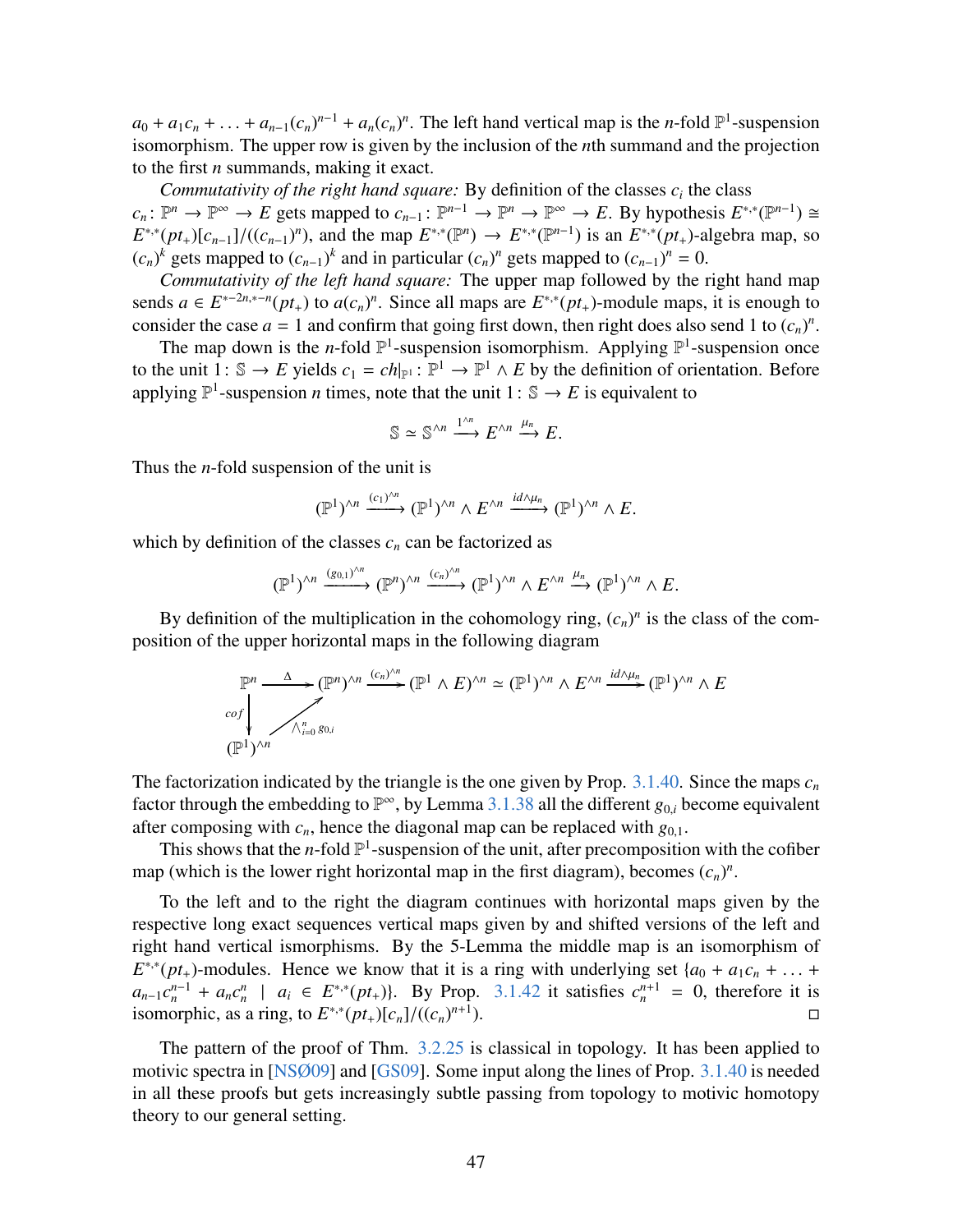$a_0 + a_1 c_n + \ldots + a_{n-1}(c_n)^{n-1} + a_n(c_n)^n$. The left hand vertical map is the $n$-fold $\mathbb{P}^1$-suspension isomorphism. The upper row is given by the inclusion of the $n$th summand and the projection to the first $n$ summands, making it exact.

*Commutativity of the right hand square:* By definition of the classes $c_i$ the class $c_n\colon \mathbb{P}^n \to \mathbb{P}^\infty \to E$ gets mapped to $c_{n-1}\colon \mathbb{P}^{n-1} \to \mathbb{P}^n \to \mathbb{P}^\infty \to E$. By hypothesis $E^{*,*}(\mathbb{P}^{n-1}) \cong E^{*,*}(pt_+)[c_{n-1}]/((c_{n-1})^n)$, and the map $E^{*,*}(\mathbb{P}^n) \to E^{*,*}(\mathbb{P}^{n-1})$ is an $E^{*,*}(pt_+)$-algebra map, so $(c_n)^k$ gets mapped to $(c_{n-1})^k$ and in particular $(c_n)^n$ gets mapped to $(c_{n-1})^n = 0$.

*Commutativity of the left hand square:* The upper map followed by the right hand map sends $a \in E^{*-2n,*-n}(pt_+)$ to $a(c_n)^n$. Since all maps are $E^{*,*}(pt_+)$-module maps, it is enough to consider the case $a = 1$ and confirm that going first down, then right does also send 1 to $(c_n)^n$.

The map down is the $n$-fold $\mathbb{P}^1$-suspension isomorphism. Applying $\mathbb{P}^1$-suspension once to the unit $1\colon \mathbb{S} \to E$ yields $c_1 = ch|_{\mathbb{P}^1}\colon \mathbb{P}^1 \to \mathbb{P}^1 \wedge E$ by the definition of orientation. Before applying $\mathbb{P}^1$-suspension $n$ times, note that the unit $1\colon \mathbb{S} \to E$ is equivalent to

$$\mathbb{S} \simeq \mathbb{S}^{\wedge n} \xrightarrow{1^{\wedge n}} E^{\wedge n} \xrightarrow{\mu_n} E.$$

Thus the $n$-fold suspension of the unit is

$$(\mathbb{P}^1)^{\wedge n} \xrightarrow{(c_1)^{\wedge n}} (\mathbb{P}^1)^{\wedge n} \wedge E^{\wedge n} \xrightarrow{id \wedge \mu_n} (\mathbb{P}^1)^{\wedge n} \wedge E.$$

which by definition of the classes $c_n$ can be factorized as

$$(\mathbb{P}^1)^{\wedge n} \xrightarrow{(g_{0,1})^{\wedge n}} (\mathbb{P}^n)^{\wedge n} \xrightarrow{(c_n)^{\wedge n}} (\mathbb{P}^1)^{\wedge n} \wedge E^{\wedge n} \xrightarrow{\mu_n} (\mathbb{P}^1)^{\wedge n} \wedge E.$$

By definition of the multiplication in the cohomology ring, $(c_n)^n$ is the class of the composition of the upper horizontal maps in the following diagram

$$\begin{array}{ccccccc}
\mathbb{P}^n & \xrightarrow{\Delta} & (\mathbb{P}^n)^{\wedge n} & \xrightarrow{(c_n)^{\wedge n}} & (\mathbb{P}^1 \wedge E)^{\wedge n} \simeq (\mathbb{P}^1)^{\wedge n} \wedge E^{\wedge n} & \xrightarrow{id \wedge \mu_n} & (\mathbb{P}^1)^{\wedge n} \wedge E \\
\big\downarrow{\scriptstyle cof} & \nearrow{\scriptstyle \bigwedge_{i=0}^n g_{0,i}} & & & & & \\
(\mathbb{P}^1)^{\wedge n} & & & & & &
\end{array}$$

The factorization indicated by the triangle is the one given by Prop. 3.1.40. Since the maps $c_n$ factor through the embedding to $\mathbb{P}^\infty$, by Lemma 3.1.38 all the different $g_{0,i}$ become equivalent after composing with $c_n$, hence the diagonal map can be replaced with $g_{0,1}$.

This shows that the $n$-fold $\mathbb{P}^1$-suspension of the unit, after precomposition with the cofiber map (which is the lower right horizontal map in the first diagram), becomes $(c_n)^n$.

To the left and to the right the diagram continues with horizontal maps given by the respective long exact sequences vertical maps given by and shifted versions of the left and right hand vertical isomrphisms. By the 5-Lemma the middle map is an isomorphism of $E^{*,*}(pt_+)$-modules. Hence we know that it is a ring with underlying set $\{a_0 + a_1 c_n + \ldots + a_{n-1}c_n^{n-1} + a_n c_n^n \mid a_i \in E^{*,*}(pt_+)\}$. By Prop. 3.1.42 it satisfies $c_n^{n+1} = 0$, therefore it is isomorphic, as a ring, to $E^{*,*}(pt_+)[c_n]/((c_n)^{n+1})$. □

The pattern of the proof of Thm. 3.2.25 is classical in topology. It has been applied to motivic spectra in [NSØ09] and [GS09]. Some input along the lines of Prop. 3.1.40 is needed in all these proofs but gets increasingly subtle passing from topology to motivic homotopy theory to our general setting.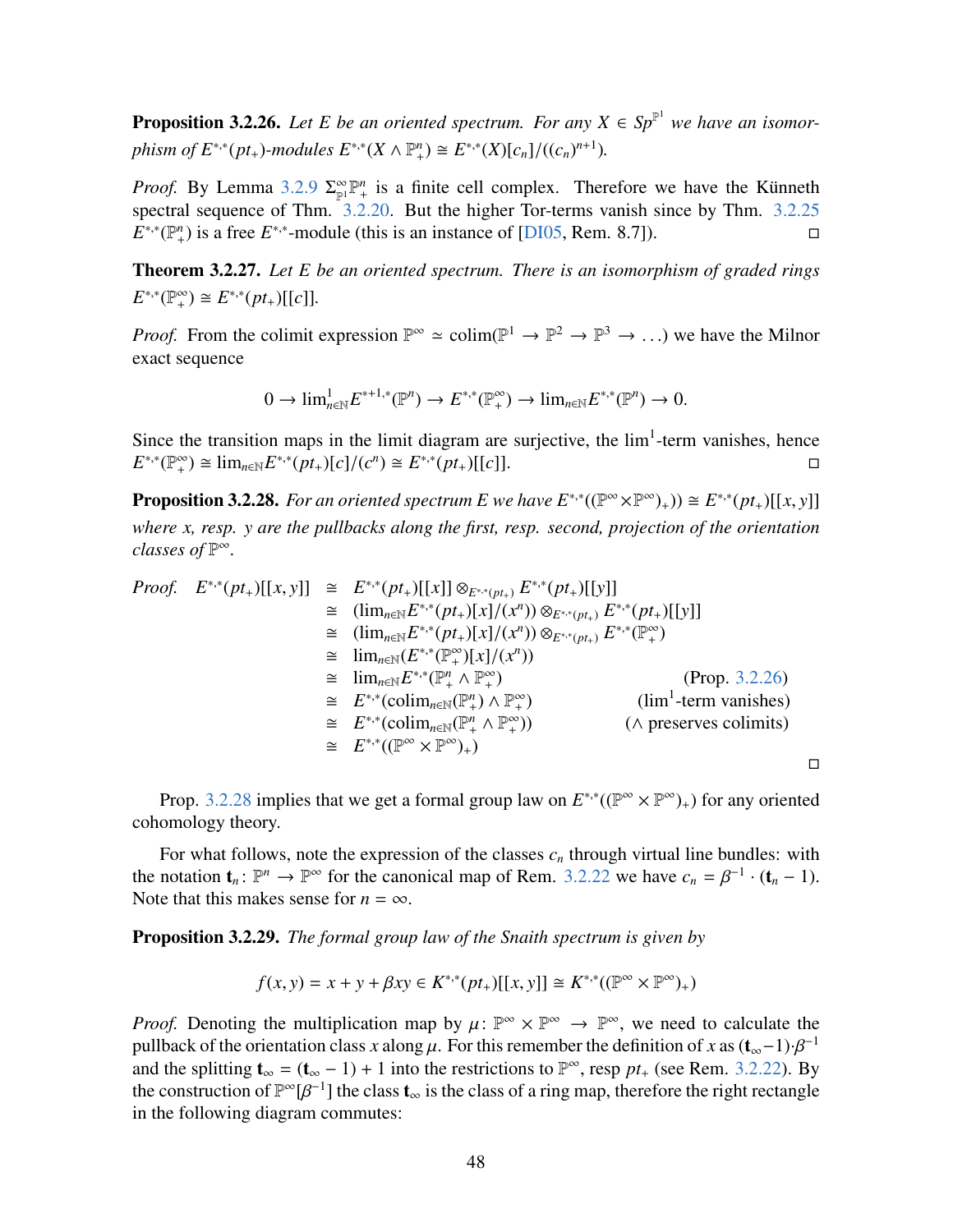**Proposition 3.2.26.** *Let $E$ be an oriented spectrum. For any $X \in Sp^{\mathbb{P}^1}$ we have an isomorphism of $E^{*,*}(pt_+)$-modules $E^{*,*}(X \wedge \mathbb{P}^n_+) \cong E^{*,*}(X)[c_n]/((c_n)^{n+1})$.*

*Proof.* By Lemma 3.2.9 $\Sigma^\infty_{\mathbb{P}^1}\mathbb{P}^n_+$ is a finite cell complex. Therefore we have the Künneth spectral sequence of Thm. 3.2.20. But the higher Tor-terms vanish since by Thm. 3.2.25 $E^{*,*}(\mathbb{P}^n_+)$ is a free $E^{*,*}$-module (this is an instance of [DI05, Rem. 8.7]). □

**Theorem 3.2.27.** *Let $E$ be an oriented spectrum. There is an isomorphism of graded rings $E^{*,*}(\mathbb{P}^\infty_+) \cong E^{*,*}(pt_+)[[c]]$.*

*Proof.* From the colimit expression $\mathbb{P}^\infty \simeq \operatorname{colim}(\mathbb{P}^1 \to \mathbb{P}^2 \to \mathbb{P}^3 \to \ldots)$ we have the Milnor exact sequence

$$0 \to \lim^1_{n\in\mathbb{N}} E^{*+1,*}(\mathbb{P}^n) \to E^{*,*}(\mathbb{P}^\infty_+) \to \lim_{n\in\mathbb{N}} E^{*,*}(\mathbb{P}^n) \to 0.$$

Since the transition maps in the limit diagram are surjective, the $\lim^1$-term vanishes, hence $E^{*,*}(\mathbb{P}^\infty_+) \cong \lim_{n\in\mathbb{N}} E^{*,*}(pt_+)[c]/(c^n) \cong E^{*,*}(pt_+)[[c]]$. □

**Proposition 3.2.28.** *For an oriented spectrum $E$ we have $E^{*,*}((\mathbb{P}^\infty \times \mathbb{P}^\infty)_+)) \cong E^{*,*}(pt_+)[[x,y]]$ where $x$, resp. $y$ are the pullbacks along the first, resp. second, projection of the orientation classes of $\mathbb{P}^\infty$.*

*Proof.*

$$\begin{aligned}
E^{*,*}(pt_+)[[x,y]] &\cong E^{*,*}(pt_+)[[x]] \otimes_{E^{*,*}(pt_+)} E^{*,*}(pt_+)[[y]] \\
&\cong (\lim_{n\in\mathbb{N}} E^{*,*}(pt_+)[x]/(x^n)) \otimes_{E^{*,*}(pt_+)} E^{*,*}(pt_+)[[y]] \\
&\cong (\lim_{n\in\mathbb{N}} E^{*,*}(pt_+)[x]/(x^n)) \otimes_{E^{*,*}(pt_+)} E^{*,*}(\mathbb{P}^\infty_+) \\
&\cong \lim_{n\in\mathbb{N}} (E^{*,*}(\mathbb{P}^\infty_+)[x]/(x^n)) \\
&\cong \lim_{n\in\mathbb{N}} E^{*,*}(\mathbb{P}^n_+ \wedge \mathbb{P}^\infty_+) && \text{(Prop. 3.2.26)} \\
&\cong E^{*,*}(\operatorname{colim}_{n\in\mathbb{N}}(\mathbb{P}^n_+) \wedge \mathbb{P}^\infty_+) && (\lim^1\text{-term vanishes}) \\
&\cong E^{*,*}(\operatorname{colim}_{n\in\mathbb{N}}(\mathbb{P}^n_+ \wedge \mathbb{P}^\infty_+)) && (\wedge \text{ preserves colimits}) \\
&\cong E^{*,*}((\mathbb{P}^\infty \times \mathbb{P}^\infty)_+)
\end{aligned}$$

□

Prop. 3.2.28 implies that we get a formal group law on $E^{*,*}((\mathbb{P}^\infty \times \mathbb{P}^\infty)_+)$ for any oriented cohomology theory.

For what follows, note the expression of the classes $c_n$ through virtual line bundles: with the notation $\mathbf{t}_n \colon \mathbb{P}^n \to \mathbb{P}^\infty$ for the canonical map of Rem. 3.2.22 we have $c_n = \beta^{-1} \cdot (\mathbf{t}_n - 1)$. Note that this makes sense for $n = \infty$.

**Proposition 3.2.29.** *The formal group law of the Snaith spectrum is given by*

$$f(x,y) = x + y + \beta xy \in K^{*,*}(pt_+)[[x,y]] \cong K^{*,*}((\mathbb{P}^\infty \times \mathbb{P}^\infty)_+)$$

*Proof.* Denoting the multiplication map by $\mu \colon \mathbb{P}^\infty \times \mathbb{P}^\infty \to \mathbb{P}^\infty$, we need to calculate the pullback of the orientation class $x$ along $\mu$. For this remember the definition of $x$ as $(\mathbf{t}_\infty - 1) \cdot \beta^{-1}$ and the splitting $\mathbf{t}_\infty = (\mathbf{t}_\infty - 1) + 1$ into the restrictions to $\mathbb{P}^\infty$, resp $pt_+$ (see Rem. 3.2.22). By the construction of $\mathbb{P}^\infty[\beta^{-1}]$ the class $\mathbf{t}_\infty$ is the class of a ring map, therefore the right rectangle in the following diagram commutes: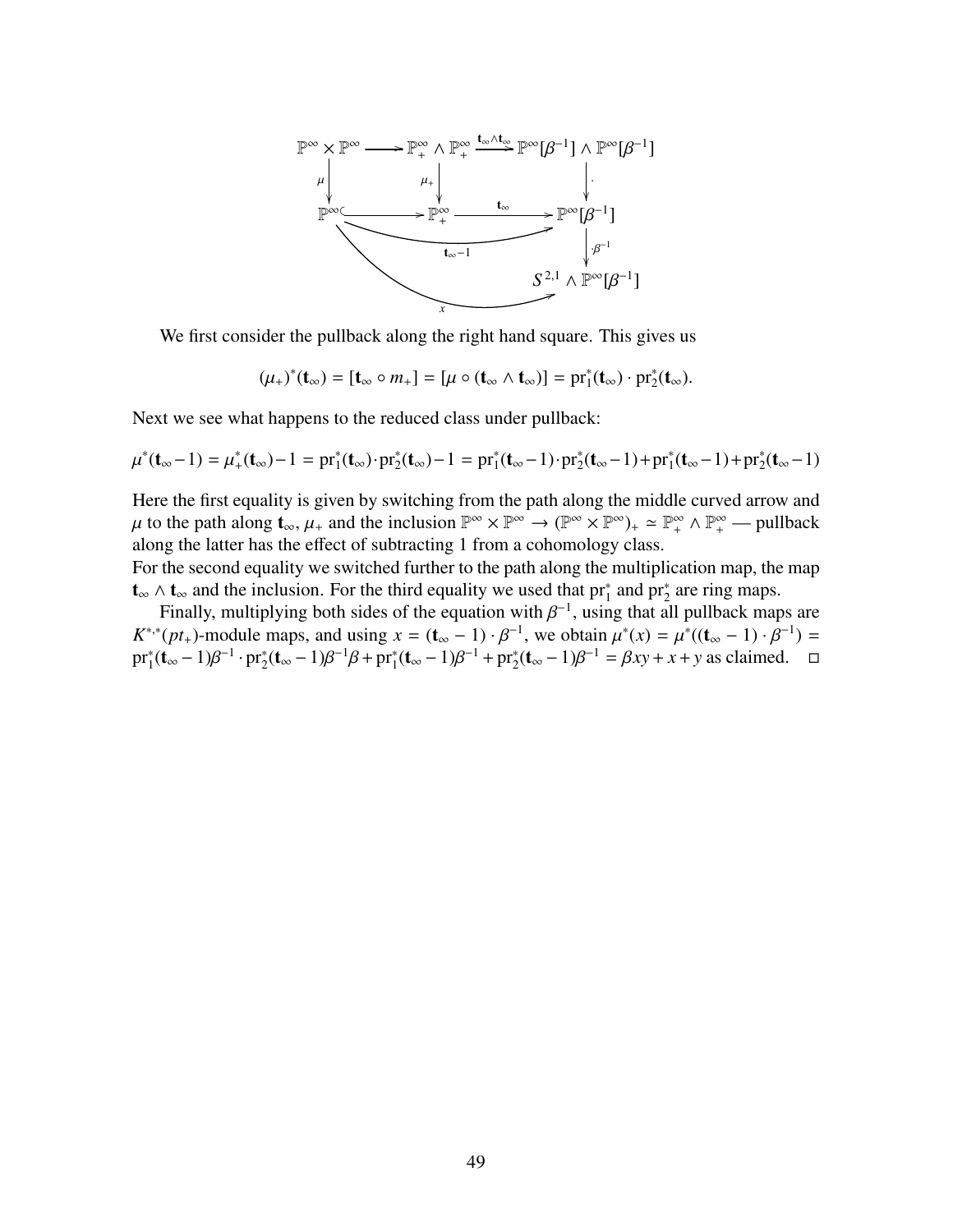$$\begin{array}{ccccc}
\mathbb{P}^\infty \times \mathbb{P}^\infty & \longrightarrow & \mathbb{P}^\infty_+ \wedge \mathbb{P}^\infty_+ & \xrightarrow{\mathbf{t}_\infty \wedge \mathbf{t}_\infty} & \mathbb{P}^\infty[\beta^{-1}] \wedge \mathbb{P}^\infty[\beta^{-1}] \\
\downarrow \mu & & \downarrow \mu_+ & & \downarrow \cdot \\
\mathbb{P}^\infty & \hookrightarrow & \mathbb{P}^\infty_+ & \xrightarrow{\mathbf{t}_\infty} & \mathbb{P}^\infty[\beta^{-1}] \\
& & & & \downarrow \cdot\beta^{-1} \\
& & & & S^{2,1} \wedge \mathbb{P}^\infty[\beta^{-1}]
\end{array}$$

(with curved arrows $\mathbf{t}_\infty - 1 : \mathbb{P}^\infty \to \mathbb{P}^\infty[\beta^{-1}]$ and $x : \mathbb{P}^\infty \to S^{2,1} \wedge \mathbb{P}^\infty[\beta^{-1}]$)

We first consider the pullback along the right hand square. This gives us

$$(\mu_+)^*(\mathbf{t}_\infty) = [\mathbf{t}_\infty \circ m_+] = [\mu \circ (\mathbf{t}_\infty \wedge \mathbf{t}_\infty)] = \mathrm{pr}_1^*(\mathbf{t}_\infty) \cdot \mathrm{pr}_2^*(\mathbf{t}_\infty).$$

Next we see what happens to the reduced class under pullback:

$$\mu^*(\mathbf{t}_\infty - 1) = \mu_+^*(\mathbf{t}_\infty) - 1 = \mathrm{pr}_1^*(\mathbf{t}_\infty) \cdot \mathrm{pr}_2^*(\mathbf{t}_\infty) - 1 = \mathrm{pr}_1^*(\mathbf{t}_\infty - 1) \cdot \mathrm{pr}_2^*(\mathbf{t}_\infty - 1) + \mathrm{pr}_1^*(\mathbf{t}_\infty - 1) + \mathrm{pr}_2^*(\mathbf{t}_\infty - 1)$$

Here the first equality is given by switching from the path along the middle curved arrow and $\mu$ to the path along $\mathbf{t}_\infty$, $\mu_+$ and the inclusion $\mathbb{P}^\infty \times \mathbb{P}^\infty \to (\mathbb{P}^\infty \times \mathbb{P}^\infty)_+ \simeq \mathbb{P}^\infty_+ \wedge \mathbb{P}^\infty_+$ — pullback along the latter has the effect of subtracting 1 from a cohomology class.
For the second equality we switched further to the path along the multiplication map, the map $\mathbf{t}_\infty \wedge \mathbf{t}_\infty$ and the inclusion. For the third equality we used that $\mathrm{pr}_1^*$ and $\mathrm{pr}_2^*$ are ring maps.

Finally, multiplying both sides of the equation with $\beta^{-1}$, using that all pullback maps are $K^{*,*}(pt_+)$-module maps, and using $x = (\mathbf{t}_\infty - 1) \cdot \beta^{-1}$, we obtain $\mu^*(x) = \mu^*((\mathbf{t}_\infty - 1) \cdot \beta^{-1}) = \mathrm{pr}_1^*(\mathbf{t}_\infty - 1)\beta^{-1} \cdot \mathrm{pr}_2^*(\mathbf{t}_\infty - 1)\beta^{-1}\beta + \mathrm{pr}_1^*(\mathbf{t}_\infty - 1)\beta^{-1} + \mathrm{pr}_2^*(\mathbf{t}_\infty - 1)\beta^{-1} = \beta xy + x + y$ as claimed. □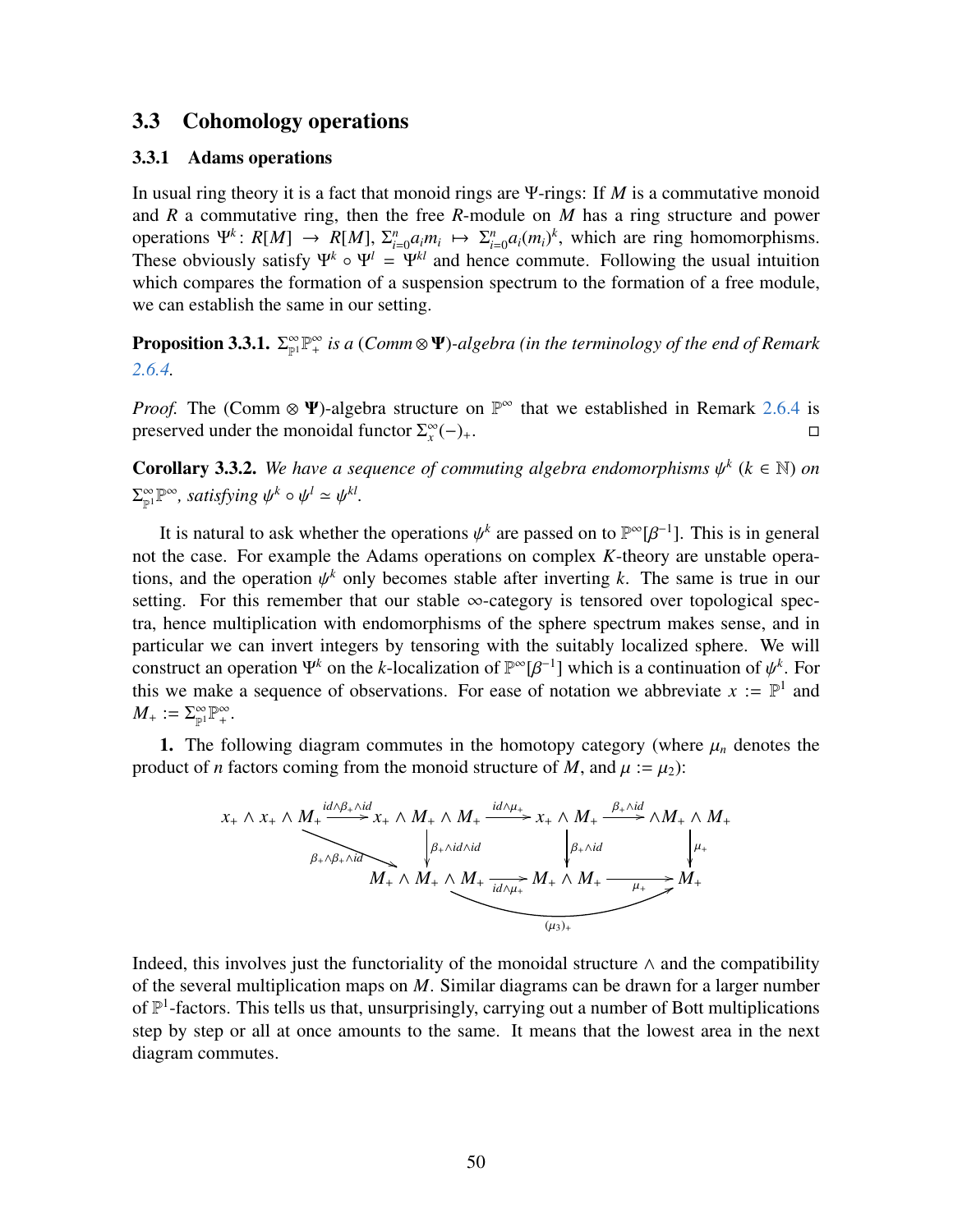## 3.3 Cohomology operations

### 3.3.1 Adams operations

In usual ring theory it is a fact that monoid rings are $\Psi$-rings: If $M$ is a commutative monoid and $R$ a commutative ring, then the free $R$-module on $M$ has a ring structure and power operations $\Psi^k\colon R[M] \to R[M]$, $\Sigma_{i=0}^n a_i m_i \mapsto \Sigma_{i=0}^n a_i (m_i)^k$, which are ring homomorphisms. These obviously satisfy $\Psi^k \circ \Psi^l = \Psi^{kl}$ and hence commute. Following the usual intuition which compares the formation of a suspension spectrum to the formation of a free module, we can establish the same in our setting.

**Proposition 3.3.1.** *$\Sigma^\infty_{\mathbb{P}^1}\mathbb{P}^\infty_+$ is a $(Comm \otimes \mathbf{\Psi})$-algebra (in the terminology of the end of Remark 2.6.4.*

*Proof.* The $(\mathrm{Comm} \otimes \mathbf{\Psi})$-algebra structure on $\mathbb{P}^\infty$ that we established in Remark 2.6.4 is preserved under the monoidal functor $\Sigma^\infty_x(-)_+$. □

**Corollary 3.3.2.** *We have a sequence of commuting algebra endomorphisms $\psi^k$ ($k \in \mathbb{N}$) on $\Sigma^\infty_{\mathbb{P}^1}\mathbb{P}^\infty$, satisfying $\psi^k \circ \psi^l \simeq \psi^{kl}$.*

It is natural to ask whether the operations $\psi^k$ are passed on to $\mathbb{P}^\infty[\beta^{-1}]$. This is in general not the case. For example the Adams operations on complex $K$-theory are unstable operations, and the operation $\psi^k$ only becomes stable after inverting $k$. The same is true in our setting. For this remember that our stable $\infty$-category is tensored over topological spectra, hence multiplication with endomorphisms of the sphere spectrum makes sense, and in particular we can invert integers by tensoring with the suitably localized sphere. We will construct an operation $\Psi^k$ on the $k$-localization of $\mathbb{P}^\infty[\beta^{-1}]$ which is a continuation of $\psi^k$. For this we make a sequence of observations. For ease of notation we abbreviate $x := \mathbb{P}^1$ and $M_+ := \Sigma^\infty_{\mathbb{P}^1}\mathbb{P}^\infty_+$.

**1.** The following diagram commutes in the homotopy category (where $\mu_n$ denotes the product of $n$ factors coming from the monoid structure of $M$, and $\mu := \mu_2$):

$$
\begin{array}{ccccccc}
x_+ \wedge x_+ \wedge M_+ & \xrightarrow{id\wedge\beta_+\wedge id} & x_+ \wedge M_+ \wedge M_+ & \xrightarrow{id\wedge\mu_+} & x_+ \wedge M_+ & \xrightarrow{\beta_+\wedge id} & \wedge M_+ \wedge M_+ \\
& \searrow^{\beta_+\wedge\beta_+\wedge id} & \downarrow{\scriptstyle \beta_+\wedge id\wedge id} & & \downarrow{\scriptstyle \beta_+\wedge id} & & \downarrow{\scriptstyle \mu_+} \\
& & M_+ \wedge M_+ \wedge M_+ & \xrightarrow[id\wedge\mu_+]{} & M_+ \wedge M_+ & \xrightarrow{\mu_+} & M_+
\end{array}
$$

with the composite $M_+ \wedge M_+ \wedge M_+ \to M_+$ along the bottom equal to $(\mu_3)_+$.

Indeed, this involves just the functoriality of the monoidal structure $\wedge$ and the compatibility of the several multiplication maps on $M$. Similar diagrams can be drawn for a larger number of $\mathbb{P}^1$-factors. This tells us that, unsurprisingly, carrying out a number of Bott multiplications step by step or all at once amounts to the same. It means that the lowest area in the next diagram commutes.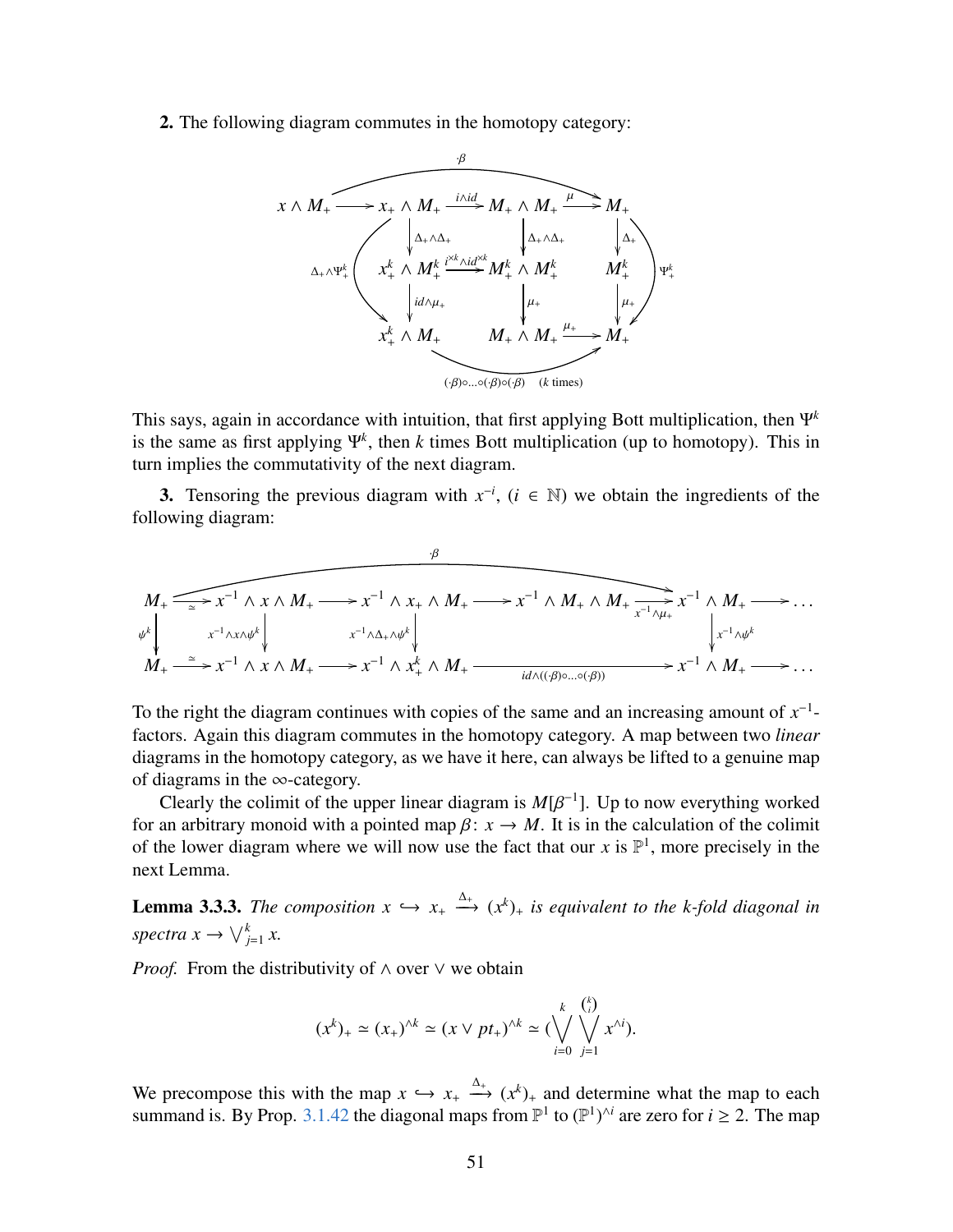**2.** The following diagram commutes in the homotopy category:

$$
\begin{array}{ccccccc}
x \wedge M_+ & \longrightarrow & x_+ \wedge M_+ & \xrightarrow{i \wedge id} & M_+ \wedge M_+ & \xrightarrow{\mu} & M_+ \\
& & \downarrow{\scriptstyle \Delta_+ \wedge \Delta_+} & & \downarrow{\scriptstyle \Delta_+ \wedge \Delta_+} & & \downarrow{\scriptstyle \Delta_+} \\
& & x_+^k \wedge M_+^k & \xrightarrow{i^{\times k} \wedge id^{\times k}} & M_+^k \wedge M_+^k & & M_+^k \\
& & \downarrow{\scriptstyle id \wedge \mu_+} & & \downarrow{\scriptstyle \mu_+} & & \downarrow{\scriptstyle \mu_+} \\
& & x_+^k \wedge M_+ & & M_+ \wedge M_+ & \xrightarrow{\mu_+} & M_+
\end{array}
$$

(with the top curved arrow $\cdot\beta \colon x \wedge M_+ \to M_+$, the left curved arrow $\Delta_+ \wedge \Psi_+^k \colon x \wedge M_+ \to x_+^k \wedge M_+$, the right curved arrow $\Psi_+^k \colon M_+ \to M_+$, and the bottom curved arrow $(\cdot\beta)\circ\ldots\circ(\cdot\beta)\circ(\cdot\beta)$ ($k$ times) $\colon x_+^k \wedge M_+ \to M_+$.)

This says, again in accordance with intuition, that first applying Bott multiplication, then $\Psi^k$ is the same as first applying $\Psi^k$, then $k$ times Bott multiplication (up to homotopy). This in turn implies the commutativity of the next diagram.

**3.** Tensoring the previous diagram with $x^{-i}$, ($i \in \mathbb{N}$) we obtain the ingredients of the following diagram:

$$
\begin{array}{ccccccccccc}
M_+ & \xrightarrow{\simeq} & x^{-1} \wedge x \wedge M_+ & \longrightarrow & x^{-1} \wedge x_+ \wedge M_+ & \longrightarrow & x^{-1} \wedge M_+ \wedge M_+ & \xrightarrow{x^{-1} \wedge \mu_+} & x^{-1} \wedge M_+ & \longrightarrow & \ldots \\
\downarrow{\scriptstyle \psi^k} & & \downarrow{\scriptstyle x^{-1} \wedge x \wedge \psi^k} & & \downarrow{\scriptstyle x^{-1} \wedge \Delta_+ \wedge \psi^k} & & & & \downarrow{\scriptstyle x^{-1} \wedge \psi^k} & & \\
M_+ & \xrightarrow{\simeq} & x^{-1} \wedge x \wedge M_+ & \longrightarrow & x^{-1} \wedge x_+^k \wedge M_+ & & \xrightarrow{id \wedge ((\cdot\beta)\circ\ldots\circ(\cdot\beta))} & & x^{-1} \wedge M_+ & \longrightarrow & \ldots
\end{array}
$$

(with the top curved arrow $\cdot\beta$ from $x^{-1} \wedge x \wedge M_+$ to $x^{-1} \wedge M_+$.)

To the right the diagram continues with copies of the same and an increasing amount of $x^{-1}$-factors. Again this diagram commutes in the homotopy category. A map between two *linear* diagrams in the homotopy category, as we have it here, can always be lifted to a genuine map of diagrams in the $\infty$-category.

Clearly the colimit of the upper linear diagram is $M[\beta^{-1}]$. Up to now everything worked for an arbitrary monoid with a pointed map $\beta \colon x \to M$. It is in the calculation of the colimit of the lower diagram where we will now use the fact that our $x$ is $\mathbb{P}^1$, more precisely in the next Lemma.

**Lemma 3.3.3.** *The composition $x \hookrightarrow x_+ \xrightarrow{\Delta_+} (x^k)_+$ is equivalent to the k-fold diagonal in spectra $x \to \bigvee_{j=1}^k x$.*

*Proof.* From the distributivity of $\wedge$ over $\vee$ we obtain

$$(x^k)_+ \simeq (x_+)^{\wedge k} \simeq (x \vee pt_+)^{\wedge k} \simeq \Big(\bigvee_{i=0}^{k} \bigvee_{j=1}^{\binom{k}{i}} x^{\wedge i}\Big).$$

We precompose this with the map $x \hookrightarrow x_+ \xrightarrow{\Delta_+} (x^k)_+$ and determine what the map to each summand is. By Prop. 3.1.42 the diagonal maps from $\mathbb{P}^1$ to $(\mathbb{P}^1)^{\wedge i}$ are zero for $i \geq 2$. The map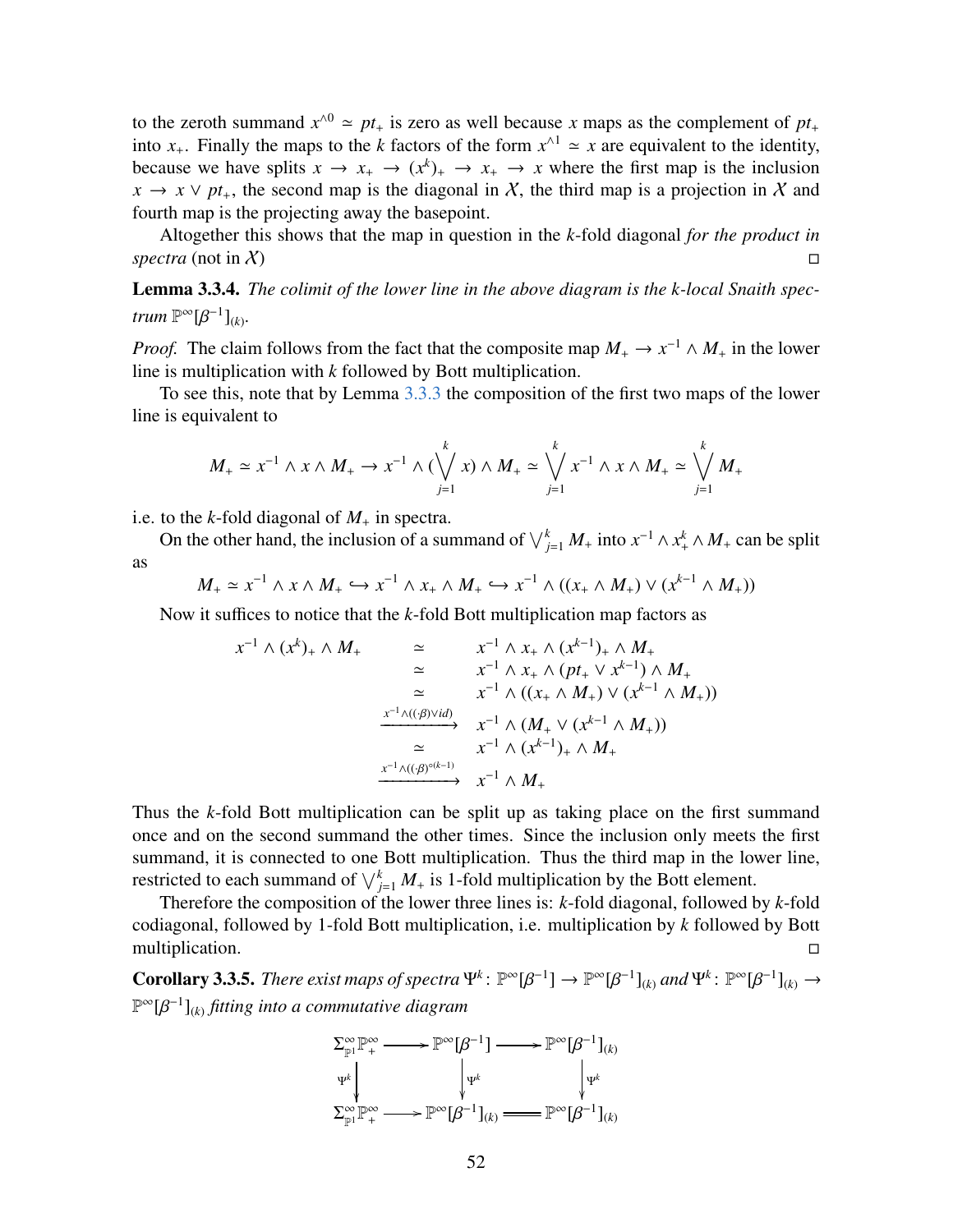to the zeroth summand $x^{\wedge 0} \simeq pt_+$ is zero as well because $x$ maps as the complement of $pt_+$ into $x_+$. Finally the maps to the $k$ factors of the form $x^{\wedge 1} \simeq x$ are equivalent to the identity, because we have splits $x \to x_+ \to (x^k)_+ \to x_+ \to x$ where the first map is the inclusion $x \to x \vee pt_+$, the second map is the diagonal in $\mathcal{X}$, the third map is a projection in $\mathcal{X}$ and fourth map is the projecting away the basepoint.

Altogether this shows that the map in question in the $k$-fold diagonal *for the product in spectra* (not in $\mathcal{X}$) □

**Lemma 3.3.4.** *The colimit of the lower line in the above diagram is the k-local Snaith spectrum $\mathbb{P}^\infty[\beta^{-1}]_{(k)}$.*

*Proof.* The claim follows from the fact that the composite map $M_+ \to x^{-1} \wedge M_+$ in the lower line is multiplication with $k$ followed by Bott multiplication.

To see this, note that by Lemma 3.3.3 the composition of the first two maps of the lower line is equivalent to

$$M_+ \simeq x^{-1} \wedge x \wedge M_+ \to x^{-1} \wedge (\bigvee_{j=1}^{k} x) \wedge M_+ \simeq \bigvee_{j=1}^{k} x^{-1} \wedge x \wedge M_+ \simeq \bigvee_{j=1}^{k} M_+$$

i.e. to the $k$-fold diagonal of $M_+$ in spectra.

On the other hand, the inclusion of a summand of $\bigvee_{j=1}^{k} M_+$ into $x^{-1} \wedge x_+^k \wedge M_+$ can be split as

$$M_+ \simeq x^{-1} \wedge x \wedge M_+ \hookrightarrow x^{-1} \wedge x_+ \wedge M_+ \hookrightarrow x^{-1} \wedge ((x_+ \wedge M_+) \vee (x^{k-1} \wedge M_+))$$

Now it suffices to notice that the $k$-fold Bott multiplication map factors as

$$\begin{array}{rcl}
x^{-1} \wedge (x^k)_+ \wedge M_+ & \simeq & x^{-1} \wedge x_+ \wedge (x^{k-1})_+ \wedge M_+ \\
& \simeq & x^{-1} \wedge x_+ \wedge (pt_+ \vee x^{k-1}) \wedge M_+ \\
& \simeq & x^{-1} \wedge ((x_+ \wedge M_+) \vee (x^{k-1} \wedge M_+)) \\
& \xrightarrow{x^{-1} \wedge ((\cdot\beta) \vee id)} & x^{-1} \wedge (M_+ \vee (x^{k-1} \wedge M_+)) \\
& \simeq & x^{-1} \wedge (x^{k-1})_+ \wedge M_+ \\
& \xrightarrow{x^{-1} \wedge ((\cdot\beta)^{\circ(k-1)})} & x^{-1} \wedge M_+
\end{array}$$

Thus the $k$-fold Bott multiplication can be split up as taking place on the first summand once and on the second summand the other times. Since the inclusion only meets the first summand, it is connected to one Bott multiplication. Thus the third map in the lower line, restricted to each summand of $\bigvee_{j=1}^{k} M_+$ is 1-fold multiplication by the Bott element.

Therefore the composition of the lower three lines is: $k$-fold diagonal, followed by $k$-fold codiagonal, followed by 1-fold Bott multiplication, i.e. multiplication by $k$ followed by Bott multiplication. □

**Corollary 3.3.5.** *There exist maps of spectra $\Psi^k\colon \mathbb{P}^\infty[\beta^{-1}] \to \mathbb{P}^\infty[\beta^{-1}]_{(k)}$ and $\Psi^k\colon \mathbb{P}^\infty[\beta^{-1}]_{(k)} \to \mathbb{P}^\infty[\beta^{-1}]_{(k)}$ fitting into a commutative diagram*

$$\begin{array}{ccccc}
\Sigma^\infty_{\mathbb{P}^1} \mathbb{P}^\infty_+ & \longrightarrow & \mathbb{P}^\infty[\beta^{-1}] & \longrightarrow & \mathbb{P}^\infty[\beta^{-1}]_{(k)} \\
\downarrow{\Psi^k} & & \downarrow{\Psi^k} & & \downarrow{\Psi^k} \\
\Sigma^\infty_{\mathbb{P}^1} \mathbb{P}^\infty_+ & \longrightarrow & \mathbb{P}^\infty[\beta^{-1}]_{(k)} & = & \mathbb{P}^\infty[\beta^{-1}]_{(k)}
\end{array}$$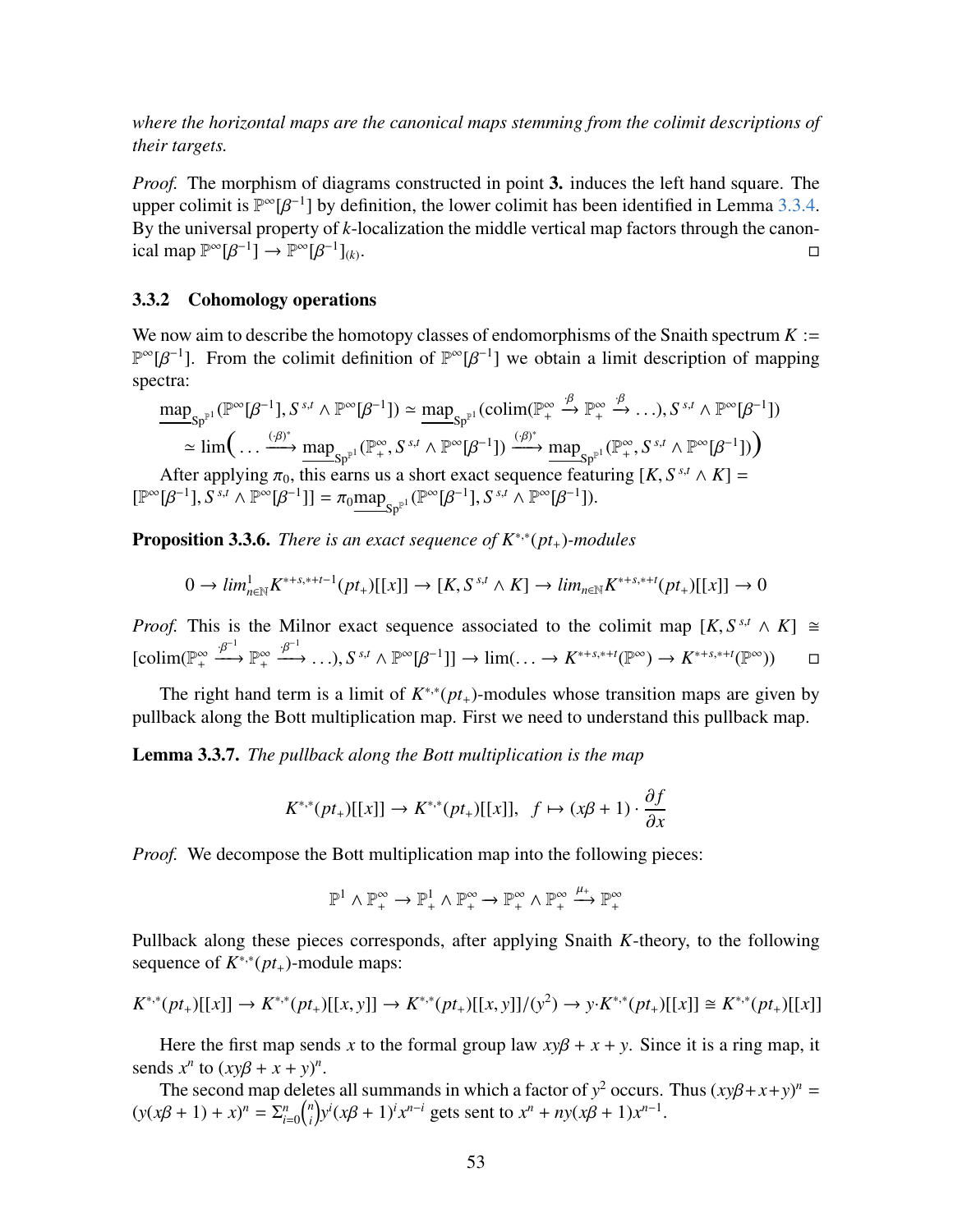*where the horizontal maps are the canonical maps stemming from the colimit descriptions of their targets.*

*Proof.* The morphism of diagrams constructed in point **3.** induces the left hand square. The upper colimit is $\mathbb{P}^\infty[\beta^{-1}]$ by definition, the lower colimit has been identified in Lemma 3.3.4. By the universal property of $k$-localization the middle vertical map factors through the canonical map $\mathbb{P}^\infty[\beta^{-1}] \to \mathbb{P}^\infty[\beta^{-1}]_{(k)}$. □

### 3.3.2 Cohomology operations

We now aim to describe the homotopy classes of endomorphisms of the Snaith spectrum $K := \mathbb{P}^\infty[\beta^{-1}]$. From the colimit definition of $\mathbb{P}^\infty[\beta^{-1}]$ we obtain a limit description of mapping spectra:

$$\underline{\mathrm{map}}_{\mathrm{Sp}^{\mathbb{P}^1}}(\mathbb{P}^\infty[\beta^{-1}], S^{s,t} \wedge \mathbb{P}^\infty[\beta^{-1}]) \simeq \underline{\mathrm{map}}_{\mathrm{Sp}^{\mathbb{P}^1}}(\mathrm{colim}(\mathbb{P}^\infty_+ \xrightarrow{\cdot\beta} \mathbb{P}^\infty_+ \xrightarrow{\cdot\beta} \ldots), S^{s,t} \wedge \mathbb{P}^\infty[\beta^{-1}])$$
$$\simeq \lim\Big(\ldots \xrightarrow{(\cdot\beta)^*} \underline{\mathrm{map}}_{\mathrm{Sp}^{\mathbb{P}^1}}(\mathbb{P}^\infty_+, S^{s,t} \wedge \mathbb{P}^\infty[\beta^{-1}]) \xrightarrow{(\cdot\beta)^*} \underline{\mathrm{map}}_{\mathrm{Sp}^{\mathbb{P}^1}}(\mathbb{P}^\infty_+, S^{s,t} \wedge \mathbb{P}^\infty[\beta^{-1}])\Big)$$

After applying $\pi_0$, this earns us a short exact sequence featuring $[K, S^{s,t} \wedge K] = [\mathbb{P}^\infty[\beta^{-1}], S^{s,t} \wedge \mathbb{P}^\infty[\beta^{-1}]] = \pi_0\underline{\mathrm{map}}_{\mathrm{Sp}^{\mathbb{P}^1}}(\mathbb{P}^\infty[\beta^{-1}], S^{s,t} \wedge \mathbb{P}^\infty[\beta^{-1}])$.

**Proposition 3.3.6.** *There is an exact sequence of $K^{*,*}(pt_+)$-modules*

$$0 \to lim^1_{n\in\mathbb{N}} K^{*+s,*+t-1}(pt_+)[[x]] \to [K, S^{s,t} \wedge K] \to lim_{n\in\mathbb{N}} K^{*+s,*+t}(pt_+)[[x]] \to 0$$

*Proof.* This is the Milnor exact sequence associated to the colimit map $[K, S^{s,t} \wedge K] \cong [\mathrm{colim}(\mathbb{P}^\infty_+ \xrightarrow{\cdot\beta^{-1}} \mathbb{P}^\infty_+ \xrightarrow{\cdot\beta^{-1}} \ldots), S^{s,t} \wedge \mathbb{P}^\infty[\beta^{-1}]] \to \lim(\ldots \to K^{*+s,*+t}(\mathbb{P}^\infty) \to K^{*+s,*+t}(\mathbb{P}^\infty))$ □

The right hand term is a limit of $K^{*,*}(pt_+)$-modules whose transition maps are given by pullback along the Bott multiplication map. First we need to understand this pullback map.

**Lemma 3.3.7.** *The pullback along the Bott multiplication is the map*

$$K^{*,*}(pt_+)[[x]] \to K^{*,*}(pt_+)[[x]], \quad f \mapsto (x\beta + 1) \cdot \frac{\partial f}{\partial x}$$

*Proof.* We decompose the Bott multiplication map into the following pieces:

$$\mathbb{P}^1 \wedge \mathbb{P}^\infty_+ \to \mathbb{P}^1_+ \wedge \mathbb{P}^\infty_+ \to \mathbb{P}^\infty_+ \wedge \mathbb{P}^\infty_+ \xrightarrow{\mu_+} \mathbb{P}^\infty_+$$

Pullback along these pieces corresponds, after applying Snaith $K$-theory, to the following sequence of $K^{*,*}(pt_+)$-module maps:

$$K^{*,*}(pt_+)[[x]] \to K^{*,*}(pt_+)[[x,y]] \to K^{*,*}(pt_+)[[x,y]]/(y^2) \to y{\cdot}K^{*,*}(pt_+)[[x]] \cong K^{*,*}(pt_+)[[x]]$$

Here the first map sends $x$ to the formal group law $xy\beta + x + y$. Since it is a ring map, it sends $x^n$ to $(xy\beta + x + y)^n$.

The second map deletes all summands in which a factor of $y^2$ occurs. Thus $(xy\beta+x+y)^n = (y(x\beta + 1) + x)^n = \Sigma_{i=0}^n \binom{n}{i} y^i (x\beta + 1)^i x^{n-i}$ gets sent to $x^n + ny(x\beta + 1)x^{n-1}$.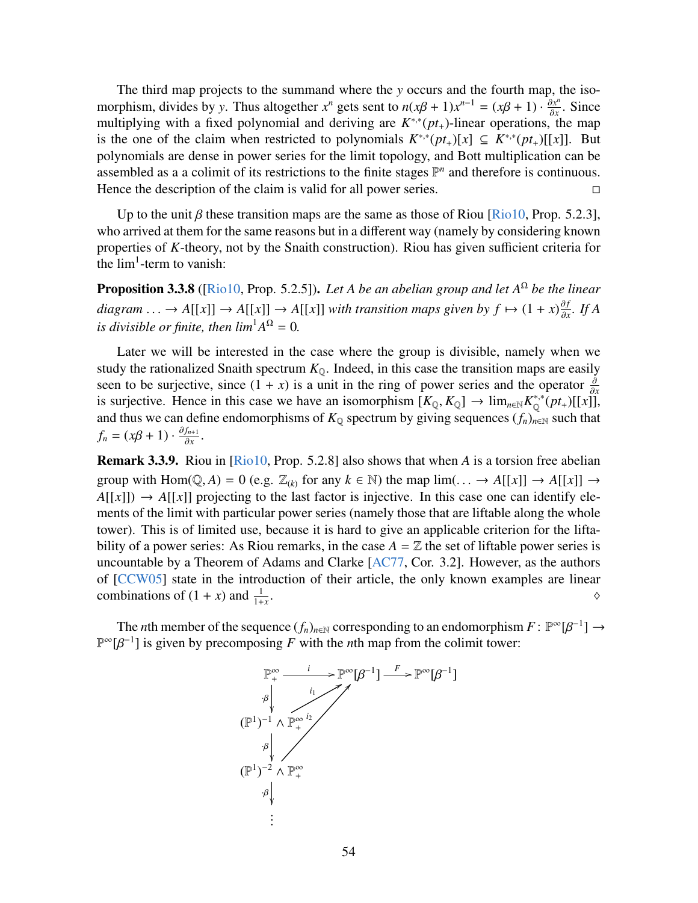The third map projects to the summand where the $y$ occurs and the fourth map, the isomorphism, divides by $y$. Thus altogether $x^n$ gets sent to $n(x\beta + 1)x^{n-1} = (x\beta + 1) \cdot \frac{\partial x^n}{\partial x}$. Since multiplying with a fixed polynomial and deriving are $K^{*,*}(pt_+)$-linear operations, the map is the one of the claim when restricted to polynomials $K^{*,*}(pt_+)[x] \subseteq K^{*,*}(pt_+)[[x]]$. But polynomials are dense in power series for the limit topology, and Bott multiplication can be assembled as a a colimit of its restrictions to the finite stages $\mathbb{P}^n$ and therefore is continuous. Hence the description of the claim is valid for all power series. □

Up to the unit $\beta$ these transition maps are the same as those of Riou [Rio10, Prop. 5.2.3], who arrived at them for the same reasons but in a different way (namely by considering known properties of $K$-theory, not by the Snaith construction). Riou has given sufficient criteria for the $\lim^1$-term to vanish:

**Proposition 3.3.8** ([Rio10, Prop. 5.2.5])**.** *Let $A$ be an abelian group and let $A^\Omega$ be the linear diagram $\ldots \to A[[x]] \to A[[x]] \to A[[x]]$ with transition maps given by $f \mapsto (1+x)\frac{\partial f}{\partial x}$. If $A$ is divisible or finite, then $\lim^1 A^\Omega = 0$.*

Later we will be interested in the case where the group is divisible, namely when we study the rationalized Snaith spectrum $K_\mathbb{Q}$. Indeed, in this case the transition maps are easily seen to be surjective, since $(1 + x)$ is a unit in the ring of power series and the operator $\frac{\partial}{\partial x}$ is surjective. Hence in this case we have an isomorphism $[K_\mathbb{Q}, K_\mathbb{Q}] \to \lim_{n\in\mathbb{N}} K_\mathbb{Q}^{*,*}(pt_+)[[x]]$, and thus we can define endomorphisms of $K_\mathbb{Q}$ spectrum by giving sequences $(f_n)_{n\in\mathbb{N}}$ such that $f_n = (x\beta + 1) \cdot \frac{\partial f_{n+1}}{\partial x}$.

**Remark 3.3.9.** Riou in [Rio10, Prop. 5.2.8] also shows that when $A$ is a torsion free abelian group with $\mathrm{Hom}(\mathbb{Q}, A) = 0$ (e.g. $\mathbb{Z}_{(k)}$ for any $k \in \mathbb{N}$) the map $\lim(\ldots \to A[[x]] \to A[[x]] \to A[[x]]) \to A[[x]]$ projecting to the last factor is injective. In this case one can identify elements of the limit with particular power series (namely those that are liftable along the whole tower). This is of limited use, because it is hard to give an applicable criterion for the liftability of a power series: As Riou remarks, in the case $A = \mathbb{Z}$ the set of liftable power series is uncountable by a Theorem of Adams and Clarke [AC77, Cor. 3.2]. However, as the authors of [CCW05] state in the introduction of their article, the only known examples are linear combinations of $(1 + x)$ and $\frac{1}{1+x}$. ◇

The $n$th member of the sequence $(f_n)_{n\in\mathbb{N}}$ corresponding to an endomorphism $F : \mathbb{P}^\infty[\beta^{-1}] \to \mathbb{P}^\infty[\beta^{-1}]$ is given by precomposing $F$ with the $n$th map from the colimit tower:

$$
\begin{array}{ccccc}
\mathbb{P}^\infty_+ & \xrightarrow{i} & \mathbb{P}^\infty[\beta^{-1}] & \xrightarrow{F} & \mathbb{P}^\infty[\beta^{-1}] \\
\downarrow{\cdot\beta} & \nearrow_{i_1} & & & \\
(\mathbb{P}^1)^{-1} \wedge \mathbb{P}^\infty_+ & \nearrow_{i_2} & & & \\
\downarrow{\cdot\beta} & & & & \\
(\mathbb{P}^1)^{-2} \wedge \mathbb{P}^\infty_+ & & & & \\
\downarrow{\cdot\beta} & & & & \\
\vdots & & & &
\end{array}
$$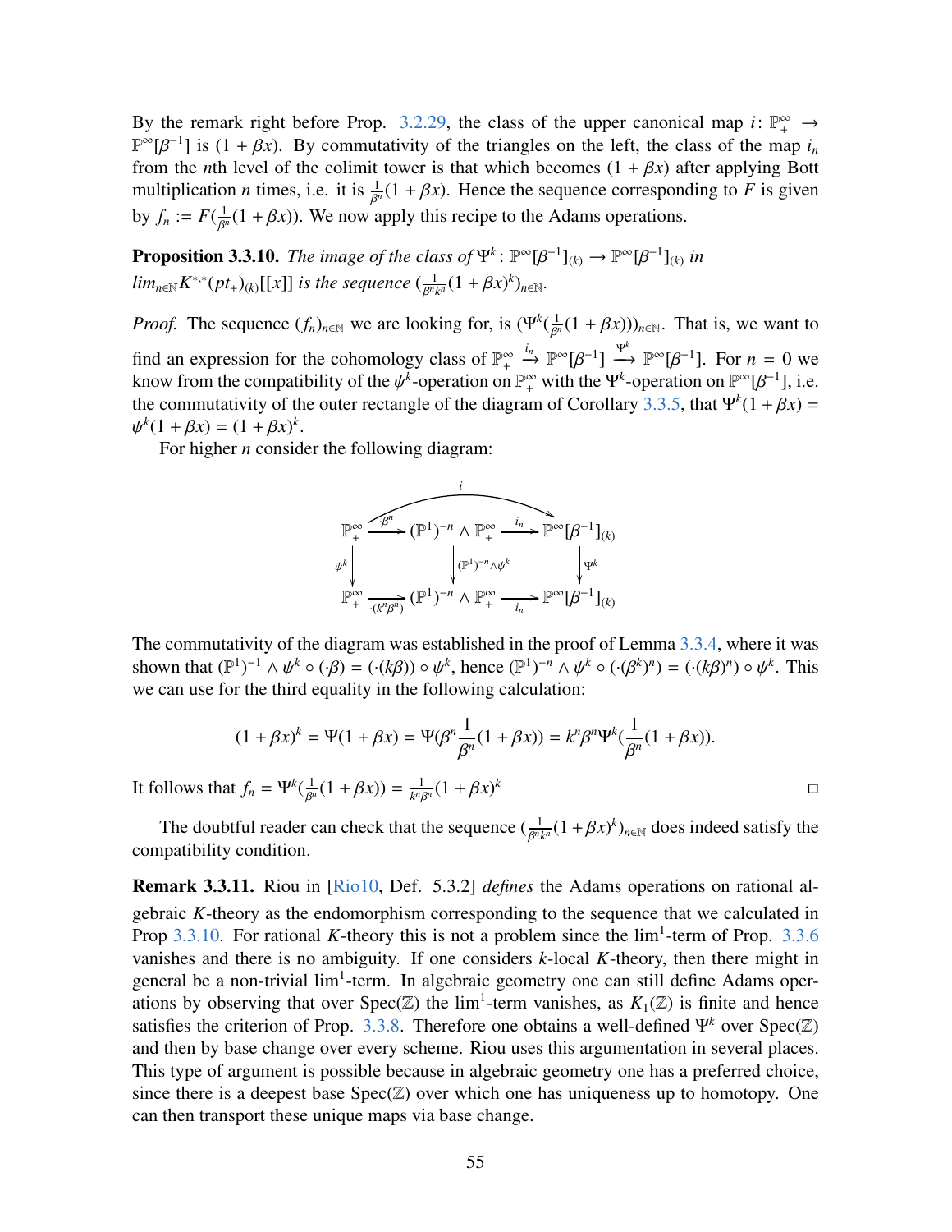By the remark right before Prop. 3.2.29, the class of the upper canonical map $i\colon \mathbb{P}^\infty_+ \to \mathbb{P}^\infty[\beta^{-1}]$ is $(1+\beta x)$. By commutativity of the triangles on the left, the class of the map $i_n$ from the $n$th level of the colimit tower is that which becomes $(1+\beta x)$ after applying Bott multiplication $n$ times, i.e. it is $\frac{1}{\beta^n}(1+\beta x)$. Hence the sequence corresponding to $F$ is given by $f_n := F(\frac{1}{\beta^n}(1+\beta x))$. We now apply this recipe to the Adams operations.

**Proposition 3.3.10.** *The image of the class of $\Psi^k\colon \mathbb{P}^\infty[\beta^{-1}]_{(k)} \to \mathbb{P}^\infty[\beta^{-1}]_{(k)}$ in $lim_{n\in\mathbb{N}} K^{*,*}(pt_+)_{(k)}[[x]]$ is the sequence $(\frac{1}{\beta^n k^n}(1+\beta x)^k)_{n\in\mathbb{N}}$.*

*Proof.* The sequence $(f_n)_{n\in\mathbb{N}}$ we are looking for, is $(\Psi^k(\frac{1}{\beta^n}(1+\beta x)))_{n\in\mathbb{N}}$. That is, we want to find an expression for the cohomology class of $\mathbb{P}^\infty_+ \xrightarrow{i_n} \mathbb{P}^\infty[\beta^{-1}] \xrightarrow{\Psi^k} \mathbb{P}^\infty[\beta^{-1}]$. For $n=0$ we know from the compatibility of the $\psi^k$-operation on $\mathbb{P}^\infty_+$ with the $\Psi^k$-operation on $\mathbb{P}^\infty[\beta^{-1}]$, i.e. the commutativity of the outer rectangle of the diagram of Corollary 3.3.5, that $\Psi^k(1+\beta x) = \psi^k(1+\beta x) = (1+\beta x)^k$.

For higher $n$ consider the following diagram:

$$
\begin{array}{ccccc}
\mathbb{P}^\infty_+ & \xrightarrow{\cdot\beta^n} & (\mathbb{P}^1)^{-n}\wedge\mathbb{P}^\infty_+ & \xrightarrow{i_n} & \mathbb{P}^\infty[\beta^{-1}]_{(k)} \\
\downarrow{\scriptstyle \psi^k} & & \downarrow{\scriptstyle (\mathbb{P}^1)^{-n}\wedge\psi^k} & & \downarrow{\scriptstyle \Psi^k} \\
\mathbb{P}^\infty_+ & \xrightarrow{\cdot(k^n\beta^n)} & (\mathbb{P}^1)^{-n}\wedge\mathbb{P}^\infty_+ & \xrightarrow{i_n} & \mathbb{P}^\infty[\beta^{-1}]_{(k)}
\end{array}
$$

(with the top composite labelled $i$)

The commutativity of the diagram was established in the proof of Lemma 3.3.4, where it was shown that $(\mathbb{P}^1)^{-1}\wedge\psi^k\circ(\cdot\beta) = (\cdot(k\beta))\circ\psi^k$, hence $(\mathbb{P}^1)^{-n}\wedge\psi^k\circ(\cdot(\beta^k)^n) = (\cdot(k\beta)^n)\circ\psi^k$. This we can use for the third equality in the following calculation:

$$(1+\beta x)^k = \Psi(1+\beta x) = \Psi(\beta^n\frac{1}{\beta^n}(1+\beta x)) = k^n\beta^n\Psi^k(\frac{1}{\beta^n}(1+\beta x)).$$

It follows that $f_n = \Psi^k(\frac{1}{\beta^n}(1+\beta x)) = \frac{1}{k^n\beta^n}(1+\beta x)^k$ ∎

The doubtful reader can check that the sequence $(\frac{1}{\beta^n k^n}(1+\beta x)^k)_{n\in\mathbb{N}}$ does indeed satisfy the compatibility condition.

**Remark 3.3.11.** Riou in [Rio10, Def. 5.3.2] *defines* the Adams operations on rational algebraic $K$-theory as the endomorphism corresponding to the sequence that we calculated in Prop 3.3.10. For rational $K$-theory this is not a problem since the $\lim^1$-term of Prop. 3.3.6 vanishes and there is no ambiguity. If one considers $k$-local $K$-theory, then there might in general be a non-trivial $\lim^1$-term. In algebraic geometry one can still define Adams operations by observing that over $\mathrm{Spec}(\mathbb{Z})$ the $\lim^1$-term vanishes, as $K_1(\mathbb{Z})$ is finite and hence satisfies the criterion of Prop. 3.3.8. Therefore one obtains a well-defined $\Psi^k$ over $\mathrm{Spec}(\mathbb{Z})$ and then by base change over every scheme. Riou uses this argumentation in several places. This type of argument is possible because in algebraic geometry one has a preferred choice, since there is a deepest base $\mathrm{Spec}(\mathbb{Z})$ over which one has uniqueness up to homotopy. One can then transport these unique maps via base change.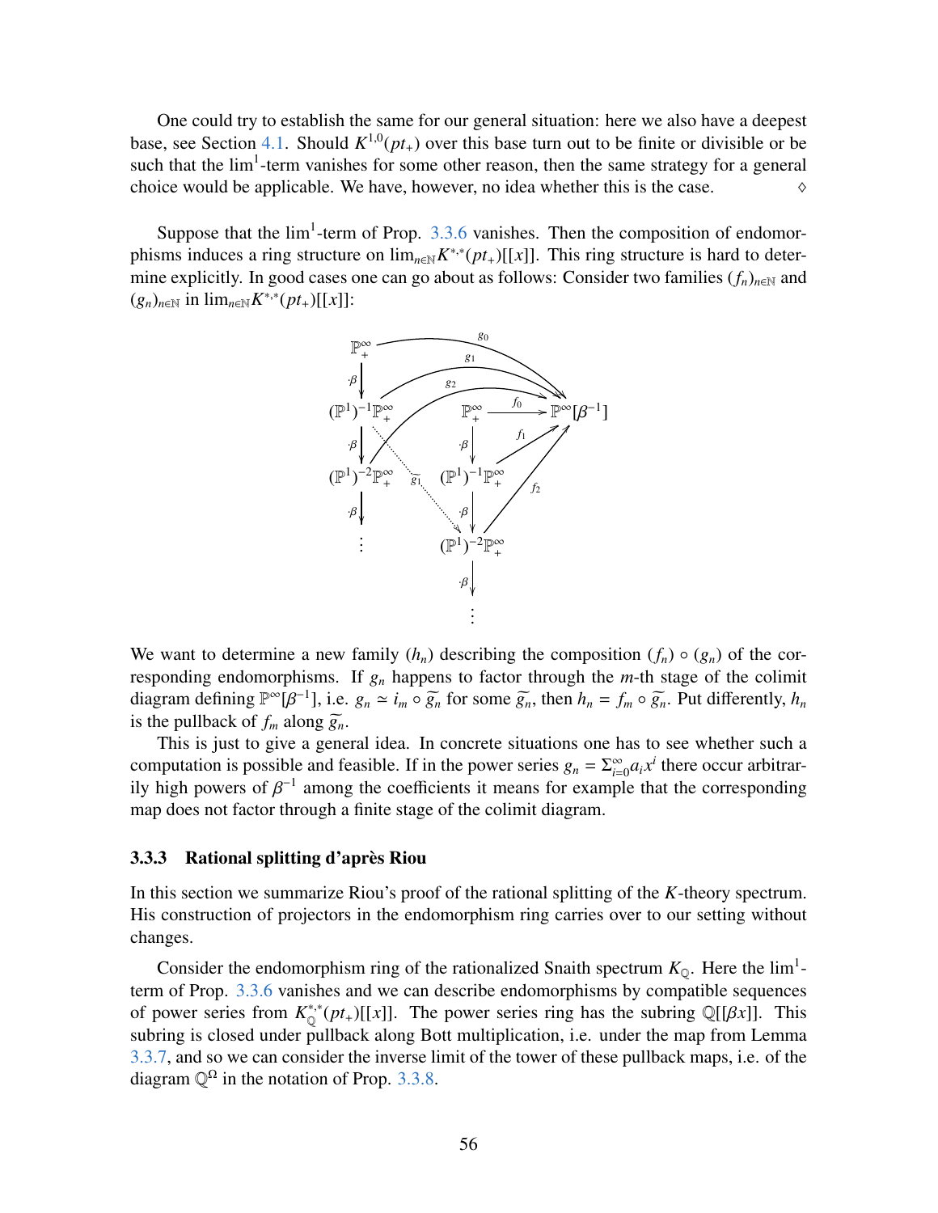One could try to establish the same for our general situation: here we also have a deepest base, see Section 4.1. Should $K^{1,0}(pt_+)$ over this base turn out to be finite or divisible or be such that the $\lim^1$-term vanishes for some other reason, then the same strategy for a general choice would be applicable. We have, however, no idea whether this is the case. $\diamond$

Suppose that the $\lim^1$-term of Prop. 3.3.6 vanishes. Then the composition of endomorphisms induces a ring structure on $\lim_{n\in\mathbb{N}} K^{*,*}(pt_+)[[x]]$. This ring structure is hard to determine explicitly. In good cases one can go about as follows: Consider two families $(f_n)_{n\in\mathbb{N}}$ and $(g_n)_{n\in\mathbb{N}}$ in $\lim_{n\in\mathbb{N}} K^{*,*}(pt_+)[[x]]$:

We want to determine a new family $(h_n)$ describing the composition $(f_n) \circ (g_n)$ of the corresponding endomorphisms. If $g_n$ happens to factor through the $m$-th stage of the colimit diagram defining $\mathbb{P}^\infty[\beta^{-1}]$, i.e. $g_n \simeq i_m \circ \widetilde{g_n}$ for some $\widetilde{g_n}$, then $h_n = f_m \circ \widetilde{g_n}$. Put differently, $h_n$ is the pullback of $f_m$ along $\widetilde{g_n}$.

This is just to give a general idea. In concrete situations one has to see whether such a computation is possible and feasible. If in the power series $g_n = \Sigma_{i=0}^{\infty} a_i x^i$ there occur arbitrarily high powers of $\beta^{-1}$ among the coefficients it means for example that the corresponding map does not factor through a finite stage of the colimit diagram.

### 3.3.3 Rational splitting d'après Riou

In this section we summarize Riou's proof of the rational splitting of the $K$-theory spectrum. His construction of projectors in the endomorphism ring carries over to our setting without changes.

Consider the endomorphism ring of the rationalized Snaith spectrum $K_{\mathbb{Q}}$. Here the $\lim^1$-term of Prop. 3.3.6 vanishes and we can describe endomorphisms by compatible sequences of power series from $K_{\mathbb{Q}}^{*,*}(pt_+)[[x]]$. The power series ring has the subring $\mathbb{Q}[[\beta x]]$. This subring is closed under pullback along Bott multiplication, i.e. under the map from Lemma 3.3.7, and so we can consider the inverse limit of the tower of these pullback maps, i.e. of the diagram $\mathbb{Q}^\Omega$ in the notation of Prop. 3.3.8.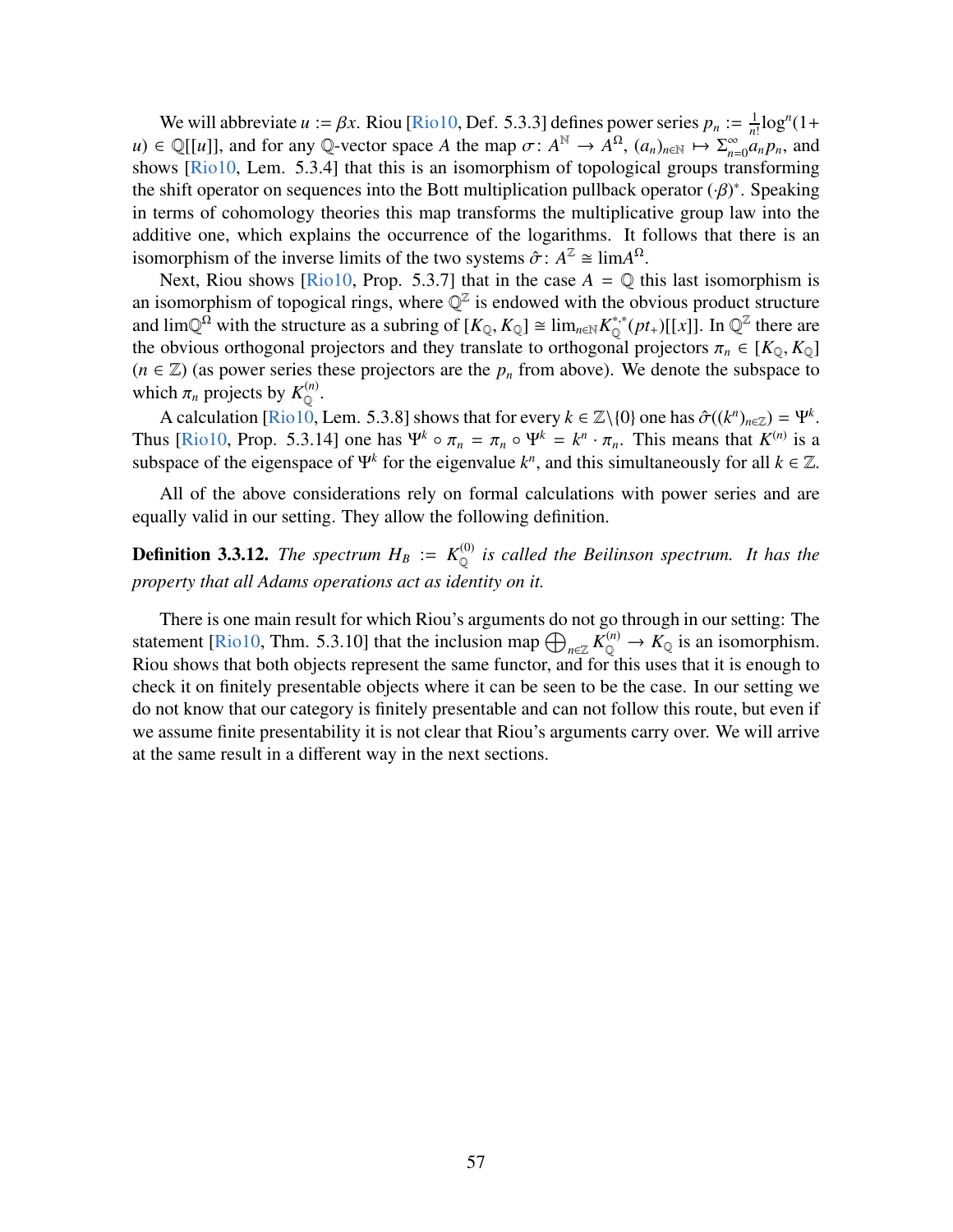We will abbreviate $u := \beta x$. Riou [Rio10, Def. 5.3.3] defines power series $p_n := \frac{1}{n!}\log^n(1+u) \in \mathbb{Q}[[u]]$, and for any $\mathbb{Q}$-vector space $A$ the map $\sigma\colon A^{\mathbb{N}} \to A^{\Omega}$, $(a_n)_{n\in\mathbb{N}} \mapsto \Sigma_{n=0}^{\infty} a_n p_n$, and shows [Rio10, Lem. 5.3.4] that this is an isomorphism of topological groups transforming the shift operator on sequences into the Bott multiplication pullback operator $(\cdot\beta)^*$. Speaking in terms of cohomology theories this map transforms the multiplicative group law into the additive one, which explains the occurrence of the logarithms. It follows that there is an isomorphism of the inverse limits of the two systems $\hat{\sigma}\colon A^{\mathbb{Z}} \cong \lim A^{\Omega}$.

Next, Riou shows [Rio10, Prop. 5.3.7] that in the case $A = \mathbb{Q}$ this last isomorphism is an isomorphism of topological rings, where $\mathbb{Q}^{\mathbb{Z}}$ is endowed with the obvious product structure and $\lim \mathbb{Q}^{\Omega}$ with the structure as a subring of $[K_{\mathbb{Q}}, K_{\mathbb{Q}}] \cong \lim_{n\in\mathbb{N}} K_{\mathbb{Q}}^{*,*}(pt_+)[[x]]$. In $\mathbb{Q}^{\mathbb{Z}}$ there are the obvious orthogonal projectors and they translate to orthogonal projectors $\pi_n \in [K_{\mathbb{Q}}, K_{\mathbb{Q}}]$ $(n \in \mathbb{Z})$ (as power series these projectors are the $p_n$ from above). We denote the subspace to which $\pi_n$ projects by $K_{\mathbb{Q}}^{(n)}$.

A calculation [Rio10, Lem. 5.3.8] shows that for every $k \in \mathbb{Z}\backslash\{0\}$ one has $\hat{\sigma}((k^n)_{n\in\mathbb{Z}}) = \Psi^k$. Thus [Rio10, Prop. 5.3.14] one has $\Psi^k \circ \pi_n = \pi_n \circ \Psi^k = k^n \cdot \pi_n$. This means that $K^{(n)}$ is a subspace of the eigenspace of $\Psi^k$ for the eigenvalue $k^n$, and this simultaneously for all $k \in \mathbb{Z}$.

All of the above considerations rely on formal calculations with power series and are equally valid in our setting. They allow the following definition.

**Definition 3.3.12.** *The spectrum $H_B := K_{\mathbb{Q}}^{(0)}$ is called the Beilinson spectrum. It has the property that all Adams operations act as identity on it.*

There is one main result for which Riou's arguments do not go through in our setting: The statement [Rio10, Thm. 5.3.10] that the inclusion map $\bigoplus_{n\in\mathbb{Z}} K_{\mathbb{Q}}^{(n)} \to K_{\mathbb{Q}}$ is an isomorphism. Riou shows that both objects represent the same functor, and for this uses that it is enough to check it on finitely presentable objects where it can be seen to be the case. In our setting we do not know that our category is finitely presentable and can not follow this route, but even if we assume finite presentability it is not clear that Riou's arguments carry over. We will arrive at the same result in a different way in the next sections.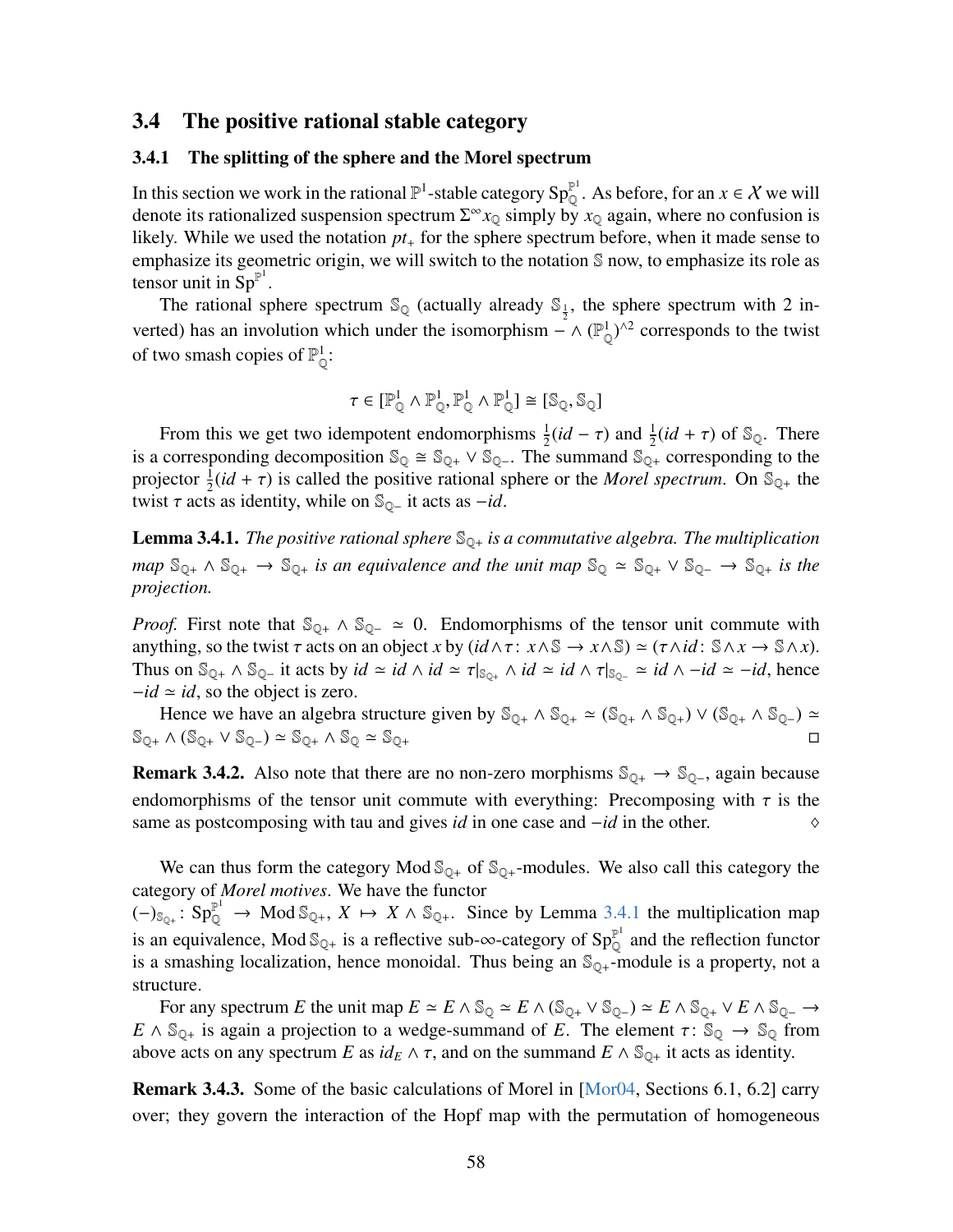## 3.4 The positive rational stable category

### 3.4.1 The splitting of the sphere and the Morel spectrum

In this section we work in the rational $\mathbb{P}^1$-stable category $\mathrm{Sp}^{\mathbb{P}^1}_{\mathbb{Q}}$. As before, for an $x \in \mathcal{X}$ we will denote its rationalized suspension spectrum $\Sigma^\infty x_{\mathbb{Q}}$ simply by $x_{\mathbb{Q}}$ again, where no confusion is likely. While we used the notation $pt_+$ for the sphere spectrum before, when it made sense to emphasize its geometric origin, we will switch to the notation $\mathbb{S}$ now, to emphasize its role as tensor unit in $\mathrm{Sp}^{\mathbb{P}^1}$.

The rational sphere spectrum $\mathbb{S}_{\mathbb{Q}}$ (actually already $\mathbb{S}_{\frac{1}{2}}$, the sphere spectrum with 2 inverted) has an involution which under the isomorphism $- \wedge (\mathbb{P}^1_{\mathbb{Q}})^{\wedge 2}$ corresponds to the twist of two smash copies of $\mathbb{P}^1_{\mathbb{Q}}$:

$$\tau \in [\mathbb{P}^1_{\mathbb{Q}} \wedge \mathbb{P}^1_{\mathbb{Q}}, \mathbb{P}^1_{\mathbb{Q}} \wedge \mathbb{P}^1_{\mathbb{Q}}] \cong [\mathbb{S}_{\mathbb{Q}}, \mathbb{S}_{\mathbb{Q}}]$$

From this we get two idempotent endomorphisms $\frac{1}{2}(id - \tau)$ and $\frac{1}{2}(id + \tau)$ of $\mathbb{S}_{\mathbb{Q}}$. There is a corresponding decomposition $\mathbb{S}_{\mathbb{Q}} \cong \mathbb{S}_{\mathbb{Q}+} \vee \mathbb{S}_{\mathbb{Q}-}$. The summand $\mathbb{S}_{\mathbb{Q}+}$ corresponding to the projector $\frac{1}{2}(id + \tau)$ is called the positive rational sphere or the *Morel spectrum*. On $\mathbb{S}_{\mathbb{Q}+}$ the twist $\tau$ acts as identity, while on $\mathbb{S}_{\mathbb{Q}-}$ it acts as $-id$.

**Lemma 3.4.1.** *The positive rational sphere $\mathbb{S}_{\mathbb{Q}+}$ is a commutative algebra. The multiplication map $\mathbb{S}_{\mathbb{Q}+} \wedge \mathbb{S}_{\mathbb{Q}+} \to \mathbb{S}_{\mathbb{Q}+}$ is an equivalence and the unit map $\mathbb{S}_{\mathbb{Q}} \simeq \mathbb{S}_{\mathbb{Q}+} \vee \mathbb{S}_{\mathbb{Q}-} \to \mathbb{S}_{\mathbb{Q}+}$ is the projection.*

*Proof.* First note that $\mathbb{S}_{\mathbb{Q}+} \wedge \mathbb{S}_{\mathbb{Q}-} \simeq 0$. Endomorphisms of the tensor unit commute with anything, so the twist $\tau$ acts on an object $x$ by $(id \wedge \tau\colon x \wedge \mathbb{S} \to x \wedge \mathbb{S}) \simeq (\tau \wedge id\colon \mathbb{S} \wedge x \to \mathbb{S} \wedge x)$. Thus on $\mathbb{S}_{\mathbb{Q}+} \wedge \mathbb{S}_{\mathbb{Q}-}$ it acts by $id \simeq id \wedge id \simeq \tau|_{\mathbb{S}_{\mathbb{Q}+}} \wedge id \simeq id \wedge \tau|_{\mathbb{S}_{\mathbb{Q}-}} \simeq id \wedge -id \simeq -id$, hence $-id \simeq id$, so the object is zero.

Hence we have an algebra structure given by $\mathbb{S}_{\mathbb{Q}+} \wedge \mathbb{S}_{\mathbb{Q}+} \simeq (\mathbb{S}_{\mathbb{Q}+} \wedge \mathbb{S}_{\mathbb{Q}+}) \vee (\mathbb{S}_{\mathbb{Q}+} \wedge \mathbb{S}_{\mathbb{Q}-}) \simeq \mathbb{S}_{\mathbb{Q}+} \wedge (\mathbb{S}_{\mathbb{Q}+} \vee \mathbb{S}_{\mathbb{Q}-}) \simeq \mathbb{S}_{\mathbb{Q}+} \wedge \mathbb{S}_{\mathbb{Q}} \simeq \mathbb{S}_{\mathbb{Q}+}$ □

**Remark 3.4.2.** Also note that there are no non-zero morphisms $\mathbb{S}_{\mathbb{Q}+} \to \mathbb{S}_{\mathbb{Q}-}$, again because endomorphisms of the tensor unit commute with everything: Precomposing with $\tau$ is the same as postcomposing with tau and gives $id$ in one case and $-id$ in the other. ◊

We can thus form the category $\mathrm{Mod}\,\mathbb{S}_{\mathbb{Q}+}$ of $\mathbb{S}_{\mathbb{Q}+}$-modules. We also call this category the category of *Morel motives*. We have the functor $(-)_{\mathbb{S}_{\mathbb{Q}+}}\colon \mathrm{Sp}^{\mathbb{P}^1}_{\mathbb{Q}} \to \mathrm{Mod}\,\mathbb{S}_{\mathbb{Q}+}$, $X \mapsto X \wedge \mathbb{S}_{\mathbb{Q}+}$. Since by Lemma 3.4.1 the multiplication map is an equivalence, $\mathrm{Mod}\,\mathbb{S}_{\mathbb{Q}+}$ is a reflective sub-$\infty$-category of $\mathrm{Sp}^{\mathbb{P}^1}_{\mathbb{Q}}$ and the reflection functor is a smashing localization, hence monoidal. Thus being an $\mathbb{S}_{\mathbb{Q}+}$-module is a property, not a structure.

For any spectrum $E$ the unit map $E \simeq E \wedge \mathbb{S}_{\mathbb{Q}} \simeq E \wedge (\mathbb{S}_{\mathbb{Q}+} \vee \mathbb{S}_{\mathbb{Q}-}) \simeq E \wedge \mathbb{S}_{\mathbb{Q}+} \vee E \wedge \mathbb{S}_{\mathbb{Q}-} \to E \wedge \mathbb{S}_{\mathbb{Q}+}$ is again a projection to a wedge-summand of $E$. The element $\tau\colon \mathbb{S}_{\mathbb{Q}} \to \mathbb{S}_{\mathbb{Q}}$ from above acts on any spectrum $E$ as $id_E \wedge \tau$, and on the summand $E \wedge \mathbb{S}_{\mathbb{Q}+}$ it acts as identity.

**Remark 3.4.3.** Some of the basic calculations of Morel in [Mor04, Sections 6.1, 6.2] carry over; they govern the interaction of the Hopf map with the permutation of homogeneous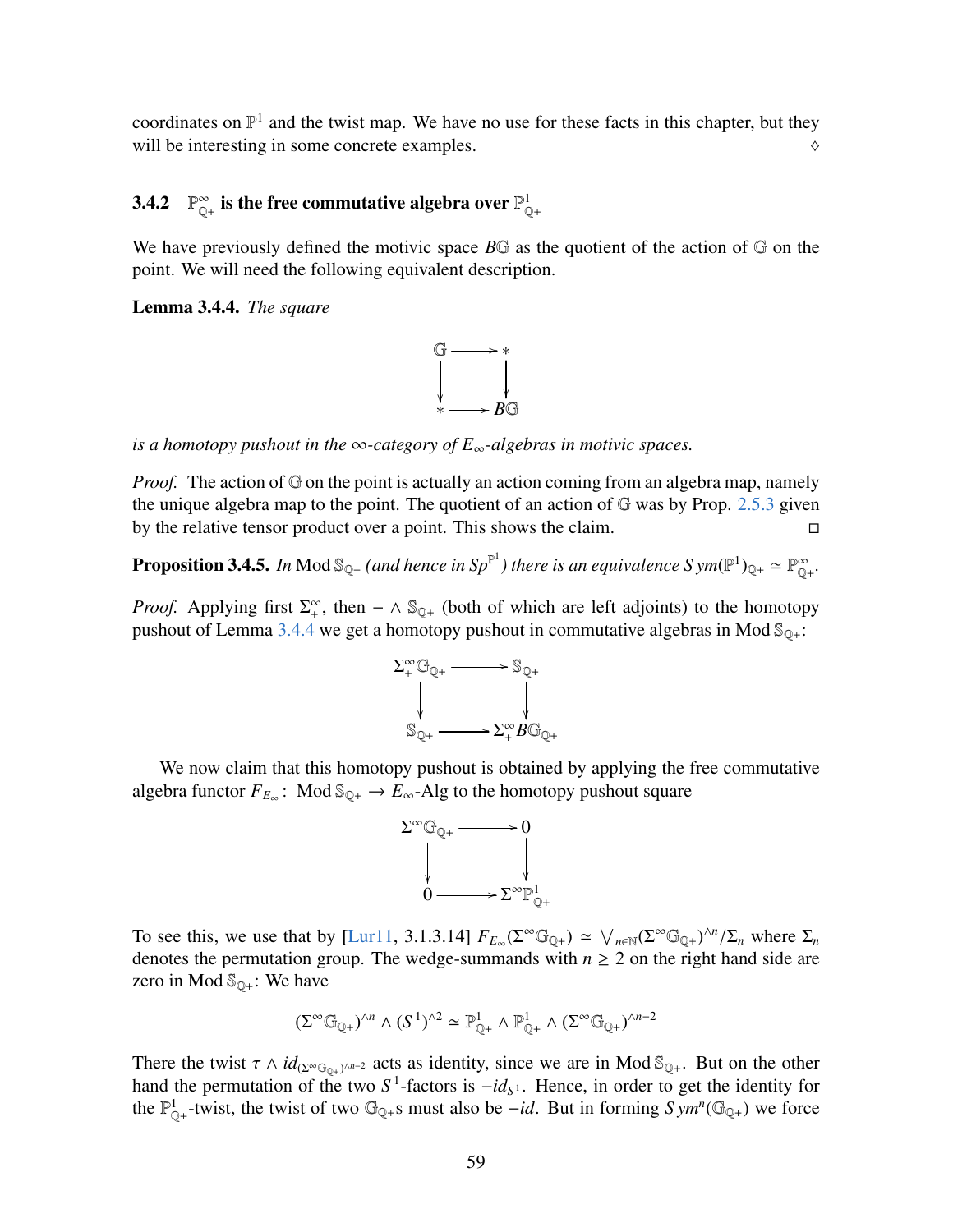coordinates on $\mathbb{P}^1$ and the twist map. We have no use for these facts in this chapter, but they will be interesting in some concrete examples. $\diamond$

### 3.4.2 $\mathbb{P}^\infty_{\mathbb{Q}+}$ is the free commutative algebra over $\mathbb{P}^1_{\mathbb{Q}+}$

We have previously defined the motivic space $B\mathbb{G}$ as the quotient of the action of $\mathbb{G}$ on the point. We will need the following equivalent description.

**Lemma 3.4.4.** *The square*

$$\begin{array}{ccc} \mathbb{G} & \longrightarrow & * \\ \downarrow & & \downarrow \\ * & \longrightarrow & B\mathbb{G} \end{array}$$

*is a homotopy pushout in the $\infty$-category of $E_\infty$-algebras in motivic spaces.*

*Proof.* The action of $\mathbb{G}$ on the point is actually an action coming from an algebra map, namely the unique algebra map to the point. The quotient of an action of $\mathbb{G}$ was by Prop. 2.5.3 given by the relative tensor product over a point. This shows the claim. $\square$

**Proposition 3.4.5.** *In* $\mathrm{Mod}\,\mathbb{S}_{\mathbb{Q}+}$ *(and hence in $Sp^{\mathbb{P}^1}$) there is an equivalence $Sym(\mathbb{P}^1)_{\mathbb{Q}+} \simeq \mathbb{P}^\infty_{\mathbb{Q}+}$.*

*Proof.* Applying first $\Sigma^\infty_+$, then $- \wedge \mathbb{S}_{\mathbb{Q}+}$ (both of which are left adjoints) to the homotopy pushout of Lemma 3.4.4 we get a homotopy pushout in commutative algebras in $\mathrm{Mod}\,\mathbb{S}_{\mathbb{Q}+}$:

$$\begin{array}{ccc} \Sigma^\infty_+\mathbb{G}_{\mathbb{Q}+} & \longrightarrow & \mathbb{S}_{\mathbb{Q}+} \\ \downarrow & & \downarrow \\ \mathbb{S}_{\mathbb{Q}+} & \longrightarrow & \Sigma^\infty_+ B\mathbb{G}_{\mathbb{Q}+} \end{array}$$

We now claim that this homotopy pushout is obtained by applying the free commutative algebra functor $F_{E_\infty} \colon \mathrm{Mod}\,\mathbb{S}_{\mathbb{Q}+} \to E_\infty\text{-Alg}$ to the homotopy pushout square

$$\begin{array}{ccc} \Sigma^\infty\mathbb{G}_{\mathbb{Q}+} & \longrightarrow & 0 \\ \downarrow & & \downarrow \\ 0 & \longrightarrow & \Sigma^\infty\mathbb{P}^1_{\mathbb{Q}+} \end{array}$$

To see this, we use that by [Lur11, 3.1.3.14] $F_{E_\infty}(\Sigma^\infty\mathbb{G}_{\mathbb{Q}+}) \simeq \bigvee_{n\in\mathbb{N}}(\Sigma^\infty\mathbb{G}_{\mathbb{Q}+})^{\wedge n}/\Sigma_n$ where $\Sigma_n$ denotes the permutation group. The wedge-summands with $n \geq 2$ on the right hand side are zero in $\mathrm{Mod}\,\mathbb{S}_{\mathbb{Q}+}$: We have

$$(\Sigma^\infty\mathbb{G}_{\mathbb{Q}+})^{\wedge n} \wedge (S^1)^{\wedge 2} \simeq \mathbb{P}^1_{\mathbb{Q}+} \wedge \mathbb{P}^1_{\mathbb{Q}+} \wedge (\Sigma^\infty\mathbb{G}_{\mathbb{Q}+})^{\wedge n-2}$$

There the twist $\tau \wedge id_{(\Sigma^\infty\mathbb{G}_{\mathbb{Q}+})^{\wedge n-2}}$ acts as identity, since we are in $\mathrm{Mod}\,\mathbb{S}_{\mathbb{Q}+}$. But on the other hand the permutation of the two $S^1$-factors is $-id_{S^1}$. Hence, in order to get the identity for the $\mathbb{P}^1_{\mathbb{Q}+}$-twist, the twist of two $\mathbb{G}_{\mathbb{Q}+}$s must also be $-id$. But in forming $Sym^n(\mathbb{G}_{\mathbb{Q}+})$ we force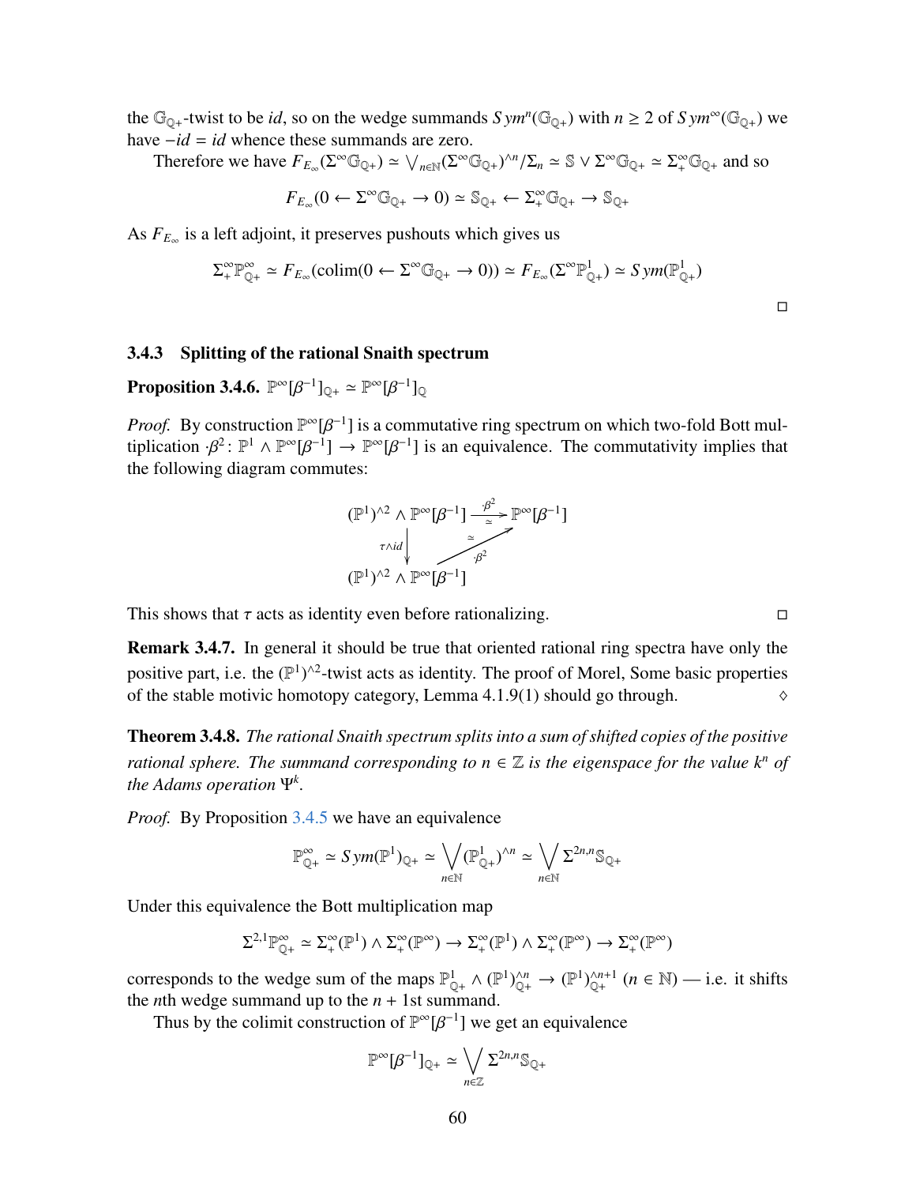the $\mathbb{G}_{\mathbb{Q}+}$-twist to be $id$, so on the wedge summands $Sym^n(\mathbb{G}_{\mathbb{Q}+})$ with $n \geq 2$ of $Sym^\infty(\mathbb{G}_{\mathbb{Q}+})$ we have $-id = id$ whence these summands are zero.

Therefore we have $F_{E_\infty}(\Sigma^\infty \mathbb{G}_{\mathbb{Q}+}) \simeq \bigvee_{n\in\mathbb{N}} (\Sigma^\infty \mathbb{G}_{\mathbb{Q}+})^{\wedge n}/\Sigma_n \simeq \mathbb{S} \vee \Sigma^\infty \mathbb{G}_{\mathbb{Q}+} \simeq \Sigma^\infty_+ \mathbb{G}_{\mathbb{Q}+}$ and so

$$F_{E_\infty}(0 \leftarrow \Sigma^\infty \mathbb{G}_{\mathbb{Q}+} \rightarrow 0) \simeq \mathbb{S}_{\mathbb{Q}+} \leftarrow \Sigma^\infty_+ \mathbb{G}_{\mathbb{Q}+} \rightarrow \mathbb{S}_{\mathbb{Q}+}$$

As $F_{E_\infty}$ is a left adjoint, it preserves pushouts which gives us

$$\Sigma^\infty_+ \mathbb{P}^\infty_{\mathbb{Q}+} \simeq F_{E_\infty}(\mathrm{colim}(0 \leftarrow \Sigma^\infty \mathbb{G}_{\mathbb{Q}+} \rightarrow 0)) \simeq F_{E_\infty}(\Sigma^\infty \mathbb{P}^1_{\mathbb{Q}+}) \simeq Sym(\mathbb{P}^1_{\mathbb{Q}+})$$

□

### 3.4.3 Splitting of the rational Snaith spectrum

**Proposition 3.4.6.** $\mathbb{P}^\infty[\beta^{-1}]_{\mathbb{Q}+} \simeq \mathbb{P}^\infty[\beta^{-1}]_{\mathbb{Q}}$

*Proof.* By construction $\mathbb{P}^\infty[\beta^{-1}]$ is a commutative ring spectrum on which two-fold Bott multiplication $\cdot\beta^2 \colon \mathbb{P}^1 \wedge \mathbb{P}^\infty[\beta^{-1}] \rightarrow \mathbb{P}^\infty[\beta^{-1}]$ is an equivalence. The commutativity implies that the following diagram commutes:

$$\begin{array}{ccc} (\mathbb{P}^1)^{\wedge 2} \wedge \mathbb{P}^\infty[\beta^{-1}] & \xrightarrow[\simeq]{\cdot\beta^2} & \mathbb{P}^\infty[\beta^{-1}] \\ \downarrow{\scriptstyle \tau\wedge id} & \nearrow{\scriptstyle \simeq,\ \cdot\beta^2} & \\ (\mathbb{P}^1)^{\wedge 2} \wedge \mathbb{P}^\infty[\beta^{-1}] & & \end{array}$$

This shows that $\tau$ acts as identity even before rationalizing. □

**Remark 3.4.7.** In general it should be true that oriented rational ring spectra have only the positive part, i.e. the $(\mathbb{P}^1)^{\wedge 2}$-twist acts as identity. The proof of Morel, Some basic properties of the stable motivic homotopy category, Lemma 4.1.9(1) should go through. ◊

**Theorem 3.4.8.** *The rational Snaith spectrum splits into a sum of shifted copies of the positive rational sphere. The summand corresponding to $n \in \mathbb{Z}$ is the eigenspace for the value $k^n$ of the Adams operation $\Psi^k$.*

*Proof.* By Proposition 3.4.5 we have an equivalence

$$\mathbb{P}^\infty_{\mathbb{Q}+} \simeq Sym(\mathbb{P}^1)_{\mathbb{Q}+} \simeq \bigvee_{n\in\mathbb{N}} (\mathbb{P}^1_{\mathbb{Q}+})^{\wedge n} \simeq \bigvee_{n\in\mathbb{N}} \Sigma^{2n,n}\mathbb{S}_{\mathbb{Q}+}$$

Under this equivalence the Bott multiplication map

$$\Sigma^{2,1}\mathbb{P}^\infty_{\mathbb{Q}+} \simeq \Sigma^\infty_+(\mathbb{P}^1) \wedge \Sigma^\infty_+(\mathbb{P}^\infty) \rightarrow \Sigma^\infty_+(\mathbb{P}^1) \wedge \Sigma^\infty_+(\mathbb{P}^\infty) \rightarrow \Sigma^\infty_+(\mathbb{P}^\infty)$$

corresponds to the wedge sum of the maps $\mathbb{P}^1_{\mathbb{Q}+} \wedge (\mathbb{P}^1)^{\wedge n}_{\mathbb{Q}+} \rightarrow (\mathbb{P}^1)^{\wedge n+1}_{\mathbb{Q}+}$ ($n \in \mathbb{N}$) — i.e. it shifts the $n$th wedge summand up to the $n+1$st summand.

Thus by the colimit construction of $\mathbb{P}^\infty[\beta^{-1}]$ we get an equivalence

$$\mathbb{P}^\infty[\beta^{-1}]_{\mathbb{Q}+} \simeq \bigvee_{n\in\mathbb{Z}} \Sigma^{2n,n}\mathbb{S}_{\mathbb{Q}+}$$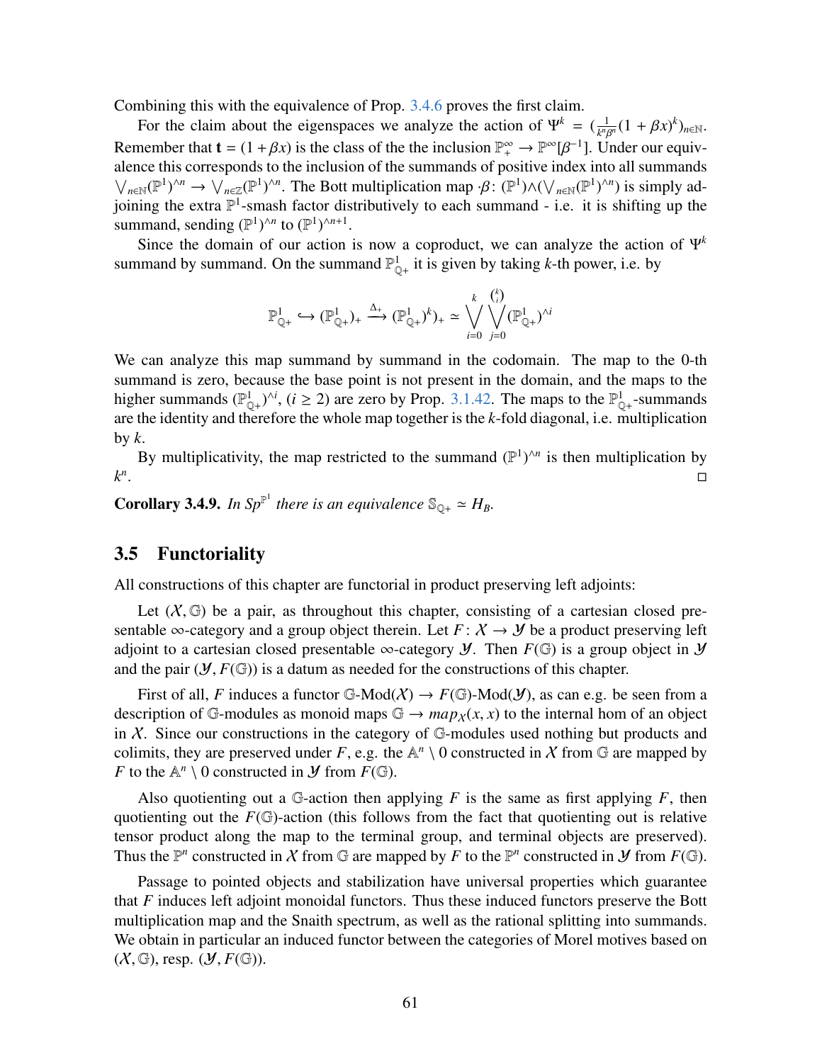Combining this with the equivalence of Prop. 3.4.6 proves the first claim.

For the claim about the eigenspaces we analyze the action of $\Psi^k = (\frac{1}{k^n\beta^n}(1+\beta x)^k)_{n\in\mathbb{N}}$. Remember that $\mathbf{t} = (1+\beta x)$ is the class of the the inclusion $\mathbb{P}^\infty_+ \to \mathbb{P}^\infty[\beta^{-1}]$. Under our equivalence this corresponds to the inclusion of the summands of positive index into all summands $\bigvee_{n\in\mathbb{N}}(\mathbb{P}^1)^{\wedge n} \to \bigvee_{n\in\mathbb{Z}}(\mathbb{P}^1)^{\wedge n}$. The Bott multiplication map $\cdot\beta\colon (\mathbb{P}^1)\wedge(\bigvee_{n\in\mathbb{N}}(\mathbb{P}^1)^{\wedge n})$ is simply adjoining the extra $\mathbb{P}^1$-smash factor distributively to each summand - i.e. it is shifting up the summand, sending $(\mathbb{P}^1)^{\wedge n}$ to $(\mathbb{P}^1)^{\wedge n+1}$.

Since the domain of our action is now a coproduct, we can analyze the action of $\Psi^k$ summand by summand. On the summand $\mathbb{P}^1_{\mathbb{Q}+}$ it is given by taking $k$-th power, i.e. by

$$\mathbb{P}^1_{\mathbb{Q}+} \hookrightarrow (\mathbb{P}^1_{\mathbb{Q}+})_+ \xrightarrow{\Delta_+} (\mathbb{P}^1_{\mathbb{Q}+})^k)_+ \simeq \bigvee_{i=0}^{k}\bigvee_{j=0}^{\binom{k}{i}}(\mathbb{P}^1_{\mathbb{Q}+})^{\wedge i}$$

We can analyze this map summand by summand in the codomain. The map to the 0-th summand is zero, because the base point is not present in the domain, and the maps to the higher summands $(\mathbb{P}^1_{\mathbb{Q}+})^{\wedge i}$, $(i \geq 2)$ are zero by Prop. 3.1.42. The maps to the $\mathbb{P}^1_{\mathbb{Q}+}$-summands are the identity and therefore the whole map together is the $k$-fold diagonal, i.e. multiplication by $k$.

By multiplicativity, the map restricted to the summand $(\mathbb{P}^1)^{\wedge n}$ is then multiplication by $k^n$. □

**Corollary 3.4.9.** *In $Sp^{\mathbb{P}^1}$ there is an equivalence $\mathbb{S}_{\mathbb{Q}+} \simeq H_B$.*

## 3.5 Functoriality

All constructions of this chapter are functorial in product preserving left adjoints:

Let $(\mathcal{X}, \mathbb{G})$ be a pair, as throughout this chapter, consisting of a cartesian closed presentable $\infty$-category and a group object therein. Let $F\colon \mathcal{X} \to \mathcal{Y}$ be a product preserving left adjoint to a cartesian closed presentable $\infty$-category $\mathcal{Y}$. Then $F(\mathbb{G})$ is a group object in $\mathcal{Y}$ and the pair $(\mathcal{Y}, F(\mathbb{G}))$ is a datum as needed for the constructions of this chapter.

First of all, $F$ induces a functor $\mathbb{G}\text{-Mod}(\mathcal{X}) \to F(\mathbb{G})\text{-Mod}(\mathcal{Y})$, as can e.g. be seen from a description of $\mathbb{G}$-modules as monoid maps $\mathbb{G} \to map_{\mathcal{X}}(x,x)$ to the internal hom of an object in $\mathcal{X}$. Since our constructions in the category of $\mathbb{G}$-modules used nothing but products and colimits, they are preserved under $F$, e.g. the $\mathbb{A}^n \setminus 0$ constructed in $\mathcal{X}$ from $\mathbb{G}$ are mapped by $F$ to the $\mathbb{A}^n \setminus 0$ constructed in $\mathcal{Y}$ from $F(\mathbb{G})$.

Also quotienting out a $\mathbb{G}$-action then applying $F$ is the same as first applying $F$, then quotienting out the $F(\mathbb{G})$-action (this follows from the fact that quotienting out is relative tensor product along the map to the terminal group, and terminal objects are preserved). Thus the $\mathbb{P}^n$ constructed in $\mathcal{X}$ from $\mathbb{G}$ are mapped by $F$ to the $\mathbb{P}^n$ constructed in $\mathcal{Y}$ from $F(\mathbb{G})$.

Passage to pointed objects and stabilization have universal properties which guarantee that $F$ induces left adjoint monoidal functors. Thus these induced functors preserve the Bott multiplication map and the Snaith spectrum, as well as the rational splitting into summands. We obtain in particular an induced functor between the categories of Morel motives based on $(\mathcal{X}, \mathbb{G})$, resp. $(\mathcal{Y}, F(\mathbb{G}))$.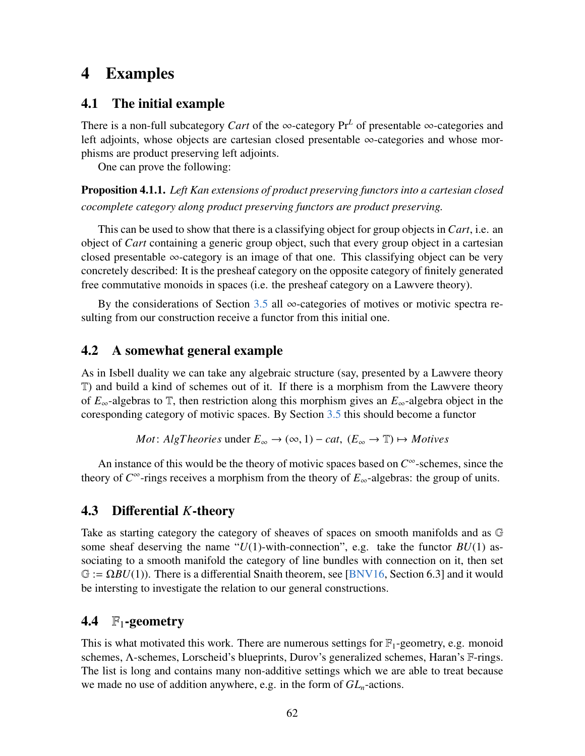# 4 Examples

## 4.1 The initial example

There is a non-full subcategory *Cart* of the $\infty$-category $\mathrm{Pr}^L$ of presentable $\infty$-categories and left adjoints, whose objects are cartesian closed presentable $\infty$-categories and whose morphisms are product preserving left adjoints.

One can prove the following:

**Proposition 4.1.1.** *Left Kan extensions of product preserving functors into a cartesian closed cocomplete category along product preserving functors are product preserving.*

This can be used to show that there is a classifying object for group objects in *Cart*, i.e. an object of *Cart* containing a generic group object, such that every group object in a cartesian closed presentable $\infty$-category is an image of that one. This classifying object can be very concretely described: It is the presheaf category on the opposite category of finitely generated free commutative monoids in spaces (i.e. the presheaf category on a Lawvere theory).

By the considerations of Section 3.5 all $\infty$-categories of motives or motivic spectra resulting from our construction receive a functor from this initial one.

## 4.2 A somewhat general example

As in Isbell duality we can take any algebraic structure (say, presented by a Lawvere theory $\mathbb{T}$) and build a kind of schemes out of it. If there is a morphism from the Lawvere theory of $E_\infty$-algebras to $\mathbb{T}$, then restriction along this morphism gives an $E_\infty$-algebra object in the coresponding category of motivic spaces. By Section 3.5 this should become a functor

$$Mot\colon AlgTheories \text{ under } E_\infty \to (\infty,1)-cat,\ (E_\infty \to \mathbb{T}) \mapsto Motives$$

An instance of this would be the theory of motivic spaces based on $C^\infty$-schemes, since the theory of $C^\infty$-rings receives a morphism from the theory of $E_\infty$-algebras: the group of units.

## 4.3 Differential $K$-theory

Take as starting category the category of sheaves of spaces on smooth manifolds and as $\mathbb{G}$ some sheaf deserving the name "$U(1)$-with-connection", e.g. take the functor $BU(1)$ associating to a smooth manifold the category of line bundles with connection on it, then set $\mathbb{G} := \Omega BU(1)$). There is a differential Snaith theorem, see [BNV16, Section 6.3] and it would be intersting to investigate the relation to our general constructions.

## 4.4 $\mathbb{F}_1$-geometry

This is what motivated this work. There are numerous settings for $\mathbb{F}_1$-geometry, e.g. monoid schemes, $\Lambda$-schemes, Lorscheid's blueprints, Durov's generalized schemes, Haran's $\mathbb{F}$-rings. The list is long and contains many non-additive settings which we are able to treat because we made no use of addition anywhere, e.g. in the form of $GL_n$-actions.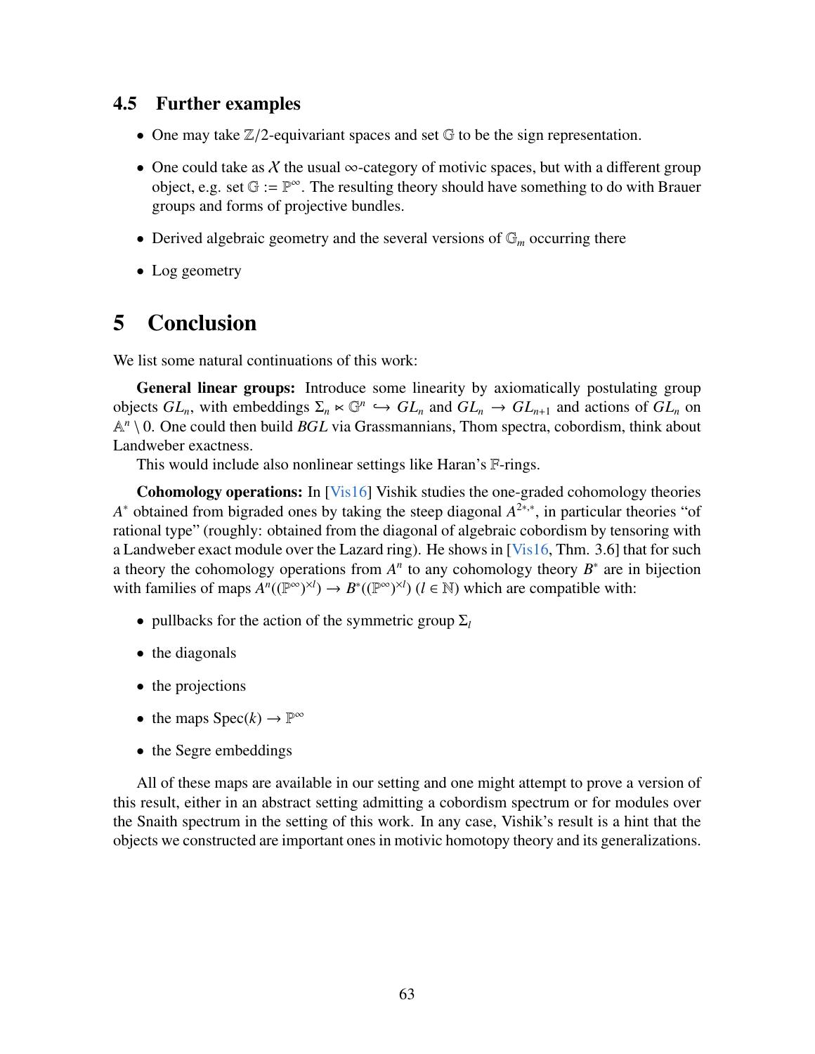### 4.5 Further examples

- One may take $\mathbb{Z}/2$-equivariant spaces and set $\mathbb{G}$ to be the sign representation.
- One could take as $\mathcal{X}$ the usual $\infty$-category of motivic spaces, but with a different group object, e.g. set $\mathbb{G} := \mathbb{P}^\infty$. The resulting theory should have something to do with Brauer groups and forms of projective bundles.
- Derived algebraic geometry and the several versions of $\mathbb{G}_m$ occurring there
- Log geometry

# 5 Conclusion

We list some natural continuations of this work:

**General linear groups:** Introduce some linearity by axiomatically postulating group objects $GL_n$, with embeddings $\Sigma_n \ltimes \mathbb{G}^n \hookrightarrow GL_n$ and $GL_n \to GL_{n+1}$ and actions of $GL_n$ on $\mathbb{A}^n \setminus 0$. One could then build $BGL$ via Grassmannians, Thom spectra, cobordism, think about Landweber exactness.

This would include also nonlinear settings like Haran's $\mathbb{F}$-rings.

**Cohomology operations:** In [Vis16] Vishik studies the one-graded cohomology theories $A^*$ obtained from bigraded ones by taking the steep diagonal $A^{2*,*}$, in particular theories "of rational type" (roughly: obtained from the diagonal of algebraic cobordism by tensoring with a Landweber exact module over the Lazard ring). He shows in [Vis16, Thm. 3.6] that for such a theory the cohomology operations from $A^n$ to any cohomology theory $B^*$ are in bijection with families of maps $A^n((\mathbb{P}^\infty)^{\times l}) \to B^*((\mathbb{P}^\infty)^{\times l})$ ($l \in \mathbb{N}$) which are compatible with:

- pullbacks for the action of the symmetric group $\Sigma_l$
- the diagonals
- the projections
- the maps $\mathrm{Spec}(k) \to \mathbb{P}^\infty$
- the Segre embeddings

All of these maps are available in our setting and one might attempt to prove a version of this result, either in an abstract setting admitting a cobordism spectrum or for modules over the Snaith spectrum in the setting of this work. In any case, Vishik's result is a hint that the objects we constructed are important ones in motivic homotopy theory and its generalizations.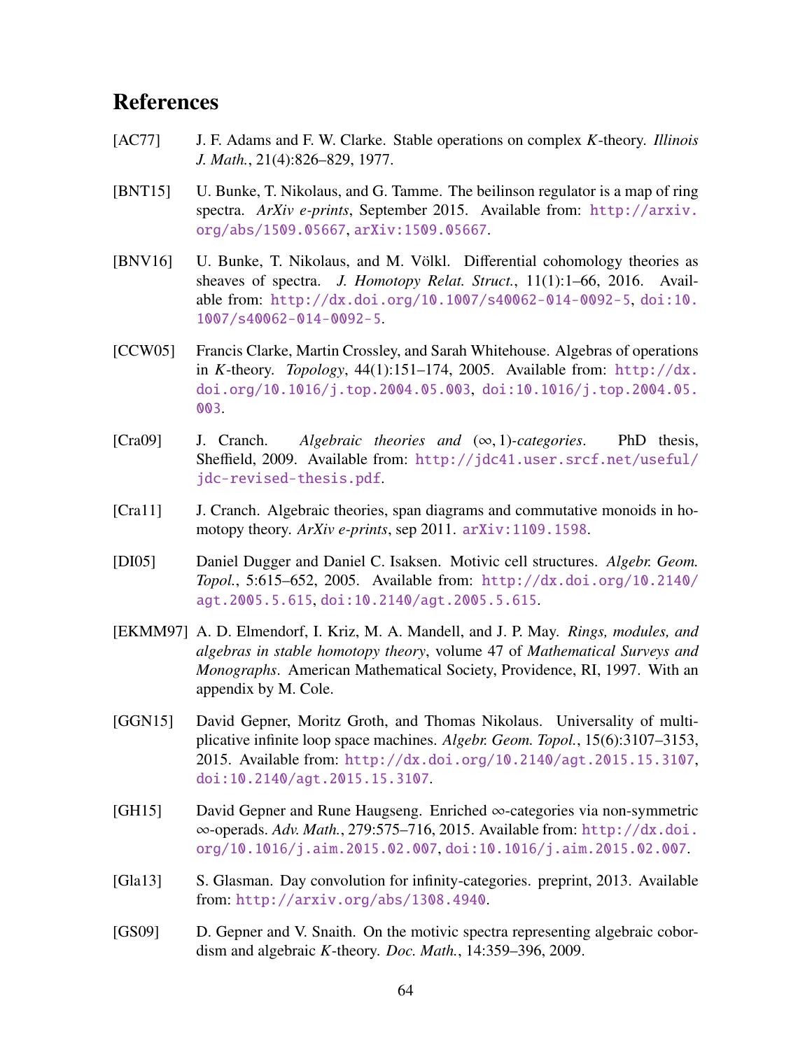# References

[AC77] J. F. Adams and F. W. Clarke. Stable operations on complex $K$-theory. *Illinois J. Math.*, 21(4):826–829, 1977.

[BNT15] U. Bunke, T. Nikolaus, and G. Tamme. The beilinson regulator is a map of ring spectra. *ArXiv e-prints*, September 2015. Available from: http://arxiv.org/abs/1509.05667, arXiv:1509.05667.

[BNV16] U. Bunke, T. Nikolaus, and M. Völkl. Differential cohomology theories as sheaves of spectra. *J. Homotopy Relat. Struct.*, 11(1):1–66, 2016. Available from: http://dx.doi.org/10.1007/s40062-014-0092-5, doi:10.1007/s40062-014-0092-5.

[CCW05] Francis Clarke, Martin Crossley, and Sarah Whitehouse. Algebras of operations in $K$-theory. *Topology*, 44(1):151–174, 2005. Available from: http://dx.doi.org/10.1016/j.top.2004.05.003, doi:10.1016/j.top.2004.05.003.

[Cra09] J. Cranch. *Algebraic theories and $(\infty,1)$-categories*. PhD thesis, Sheffield, 2009. Available from: http://jdc41.user.srcf.net/useful/jdc-revised-thesis.pdf.

[Cra11] J. Cranch. Algebraic theories, span diagrams and commutative monoids in homotopy theory. *ArXiv e-prints*, sep 2011. arXiv:1109.1598.

[DI05] Daniel Dugger and Daniel C. Isaksen. Motivic cell structures. *Algebr. Geom. Topol.*, 5:615–652, 2005. Available from: http://dx.doi.org/10.2140/agt.2005.5.615, doi:10.2140/agt.2005.5.615.

[EKMM97] A. D. Elmendorf, I. Kriz, M. A. Mandell, and J. P. May. *Rings, modules, and algebras in stable homotopy theory*, volume 47 of *Mathematical Surveys and Monographs*. American Mathematical Society, Providence, RI, 1997. With an appendix by M. Cole.

[GGN15] David Gepner, Moritz Groth, and Thomas Nikolaus. Universality of multiplicative infinite loop space machines. *Algebr. Geom. Topol.*, 15(6):3107–3153, 2015. Available from: http://dx.doi.org/10.2140/agt.2015.15.3107, doi:10.2140/agt.2015.15.3107.

[GH15] David Gepner and Rune Haugseng. Enriched $\infty$-categories via non-symmetric $\infty$-operads. *Adv. Math.*, 279:575–716, 2015. Available from: http://dx.doi.org/10.1016/j.aim.2015.02.007, doi:10.1016/j.aim.2015.02.007.

[Gla13] S. Glasman. Day convolution for infinity-categories. preprint, 2013. Available from: http://arxiv.org/abs/1308.4940.

[GS09] D. Gepner and V. Snaith. On the motivic spectra representing algebraic cobordism and algebraic $K$-theory. *Doc. Math.*, 14:359–396, 2009.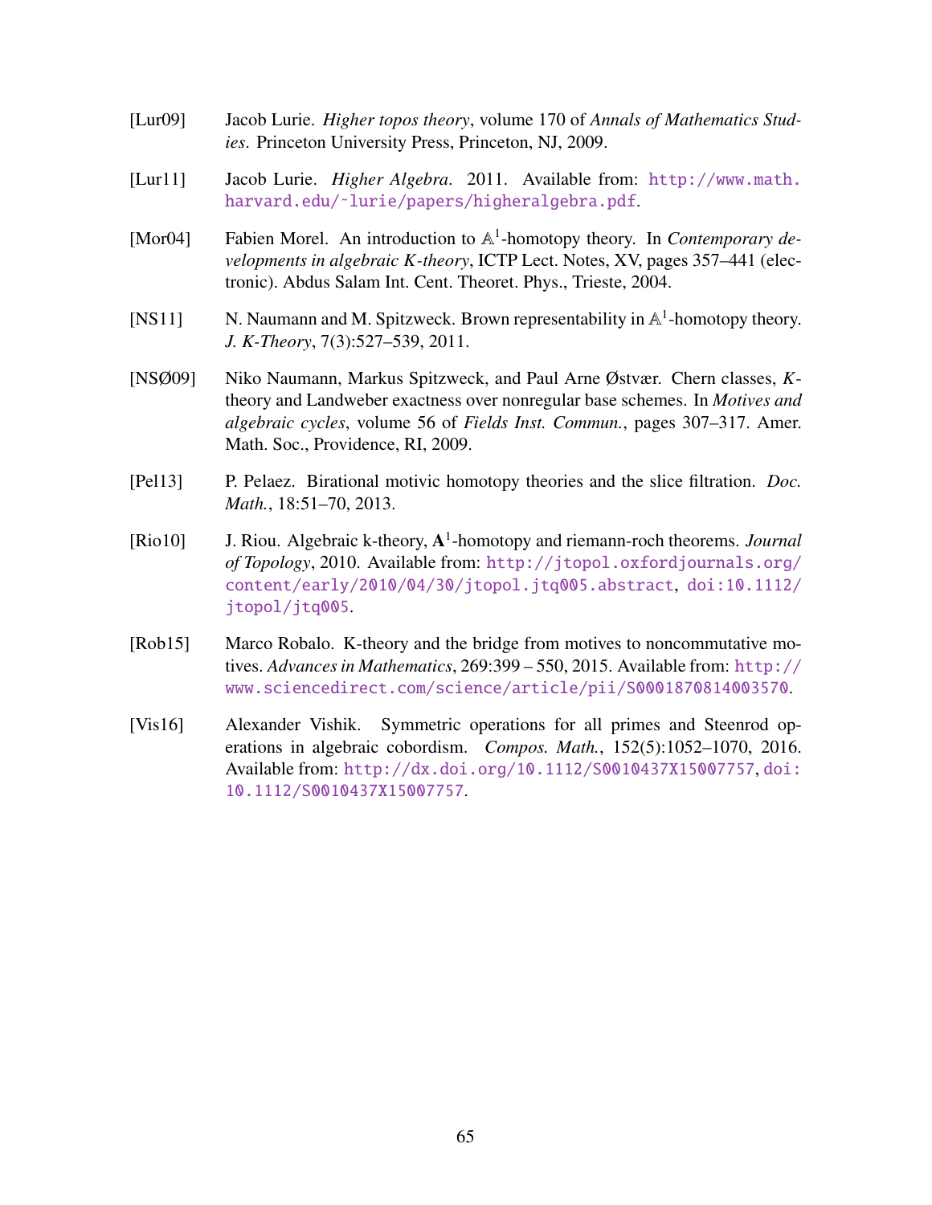[Lur09] Jacob Lurie. *Higher topos theory*, volume 170 of *Annals of Mathematics Studies*. Princeton University Press, Princeton, NJ, 2009.

[Lur11] Jacob Lurie. *Higher Algebra*. 2011. Available from: http://www.math.harvard.edu/~lurie/papers/higheralgebra.pdf.

[Mor04] Fabien Morel. An introduction to $\mathbb{A}^1$-homotopy theory. In *Contemporary developments in algebraic K-theory*, ICTP Lect. Notes, XV, pages 357–441 (electronic). Abdus Salam Int. Cent. Theoret. Phys., Trieste, 2004.

[NS11] N. Naumann and M. Spitzweck. Brown representability in $\mathbb{A}^1$-homotopy theory. *J. K-Theory*, 7(3):527–539, 2011.

[NSØ09] Niko Naumann, Markus Spitzweck, and Paul Arne Østvær. Chern classes, *K*-theory and Landweber exactness over nonregular base schemes. In *Motives and algebraic cycles*, volume 56 of *Fields Inst. Commun.*, pages 307–317. Amer. Math. Soc., Providence, RI, 2009.

[Pel13] P. Pelaez. Birational motivic homotopy theories and the slice filtration. *Doc. Math.*, 18:51–70, 2013.

[Rio10] J. Riou. Algebraic k-theory, $\mathbf{A}^1$-homotopy and riemann-roch theorems. *Journal of Topology*, 2010. Available from: http://jtopol.oxfordjournals.org/content/early/2010/04/30/jtopol.jtq005.abstract, doi:10.1112/jtopol/jtq005.

[Rob15] Marco Robalo. K-theory and the bridge from motives to noncommutative motives. *Advances in Mathematics*, 269:399 – 550, 2015. Available from: http://www.sciencedirect.com/science/article/pii/S0001870814003570.

[Vis16] Alexander Vishik. Symmetric operations for all primes and Steenrod operations in algebraic cobordism. *Compos. Math.*, 152(5):1052–1070, 2016. Available from: http://dx.doi.org/10.1112/S0010437X15007757, doi:10.1112/S0010437X15007757.